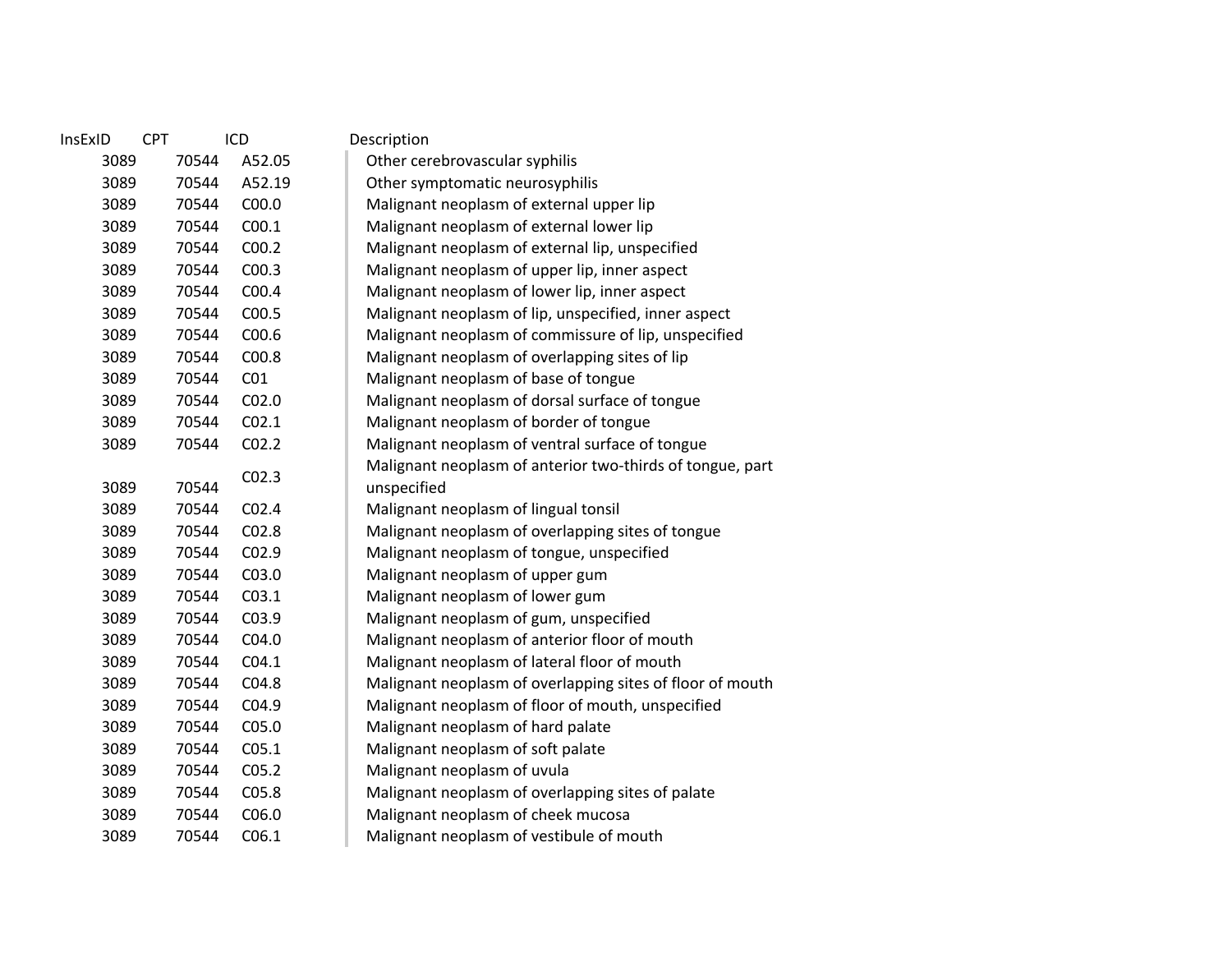| InsExID | CPT | ICD | Description |
| --- | --- | --- | --- |
| 3089 | 70544 | A52.05 | Other cerebrovascular syphilis |
| 3089 | 70544 | A52.19 | Other symptomatic neurosyphilis |
| 3089 | 70544 | C00.0 | Malignant neoplasm of external upper lip |
| 3089 | 70544 | C00.1 | Malignant neoplasm of external lower lip |
| 3089 | 70544 | C00.2 | Malignant neoplasm of external lip, unspecified |
| 3089 | 70544 | C00.3 | Malignant neoplasm of upper lip, inner aspect |
| 3089 | 70544 | C00.4 | Malignant neoplasm of lower lip, inner aspect |
| 3089 | 70544 | C00.5 | Malignant neoplasm of lip, unspecified, inner aspect |
| 3089 | 70544 | C00.6 | Malignant neoplasm of commissure of lip, unspecified |
| 3089 | 70544 | C00.8 | Malignant neoplasm of overlapping sites of lip |
| 3089 | 70544 | C01 | Malignant neoplasm of base of tongue |
| 3089 | 70544 | C02.0 | Malignant neoplasm of dorsal surface of tongue |
| 3089 | 70544 | C02.1 | Malignant neoplasm of border of tongue |
| 3089 | 70544 | C02.2 | Malignant neoplasm of ventral surface of tongue |
| 3089 | 70544 | C02.3 | Malignant neoplasm of anterior two-thirds of tongue, part unspecified |
| 3089 | 70544 | C02.4 | Malignant neoplasm of lingual tonsil |
| 3089 | 70544 | C02.8 | Malignant neoplasm of overlapping sites of tongue |
| 3089 | 70544 | C02.9 | Malignant neoplasm of tongue, unspecified |
| 3089 | 70544 | C03.0 | Malignant neoplasm of upper gum |
| 3089 | 70544 | C03.1 | Malignant neoplasm of lower gum |
| 3089 | 70544 | C03.9 | Malignant neoplasm of gum, unspecified |
| 3089 | 70544 | C04.0 | Malignant neoplasm of anterior floor of mouth |
| 3089 | 70544 | C04.1 | Malignant neoplasm of lateral floor of mouth |
| 3089 | 70544 | C04.8 | Malignant neoplasm of overlapping sites of floor of mouth |
| 3089 | 70544 | C04.9 | Malignant neoplasm of floor of mouth, unspecified |
| 3089 | 70544 | C05.0 | Malignant neoplasm of hard palate |
| 3089 | 70544 | C05.1 | Malignant neoplasm of soft palate |
| 3089 | 70544 | C05.2 | Malignant neoplasm of uvula |
| 3089 | 70544 | C05.8 | Malignant neoplasm of overlapping sites of palate |
| 3089 | 70544 | C06.0 | Malignant neoplasm of cheek mucosa |
| 3089 | 70544 | C06.1 | Malignant neoplasm of vestibule of mouth |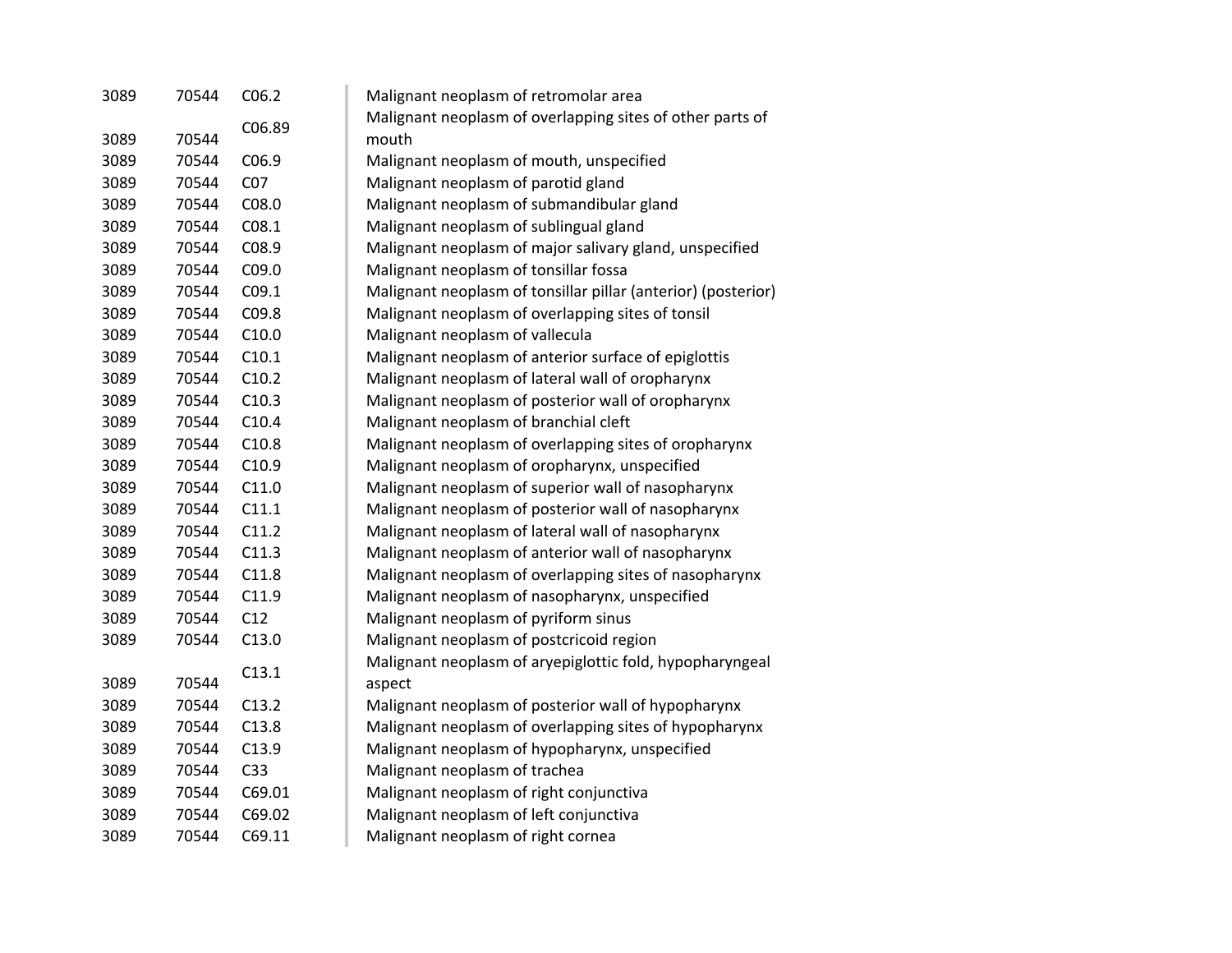| | | | |
|---|---|---|---|
| 3089 | 70544 | C06.2 | Malignant neoplasm of retromolar area |
| 3089 | 70544 | C06.89 | Malignant neoplasm of overlapping sites of other parts of mouth |
| 3089 | 70544 | C06.9 | Malignant neoplasm of mouth, unspecified |
| 3089 | 70544 | C07 | Malignant neoplasm of parotid gland |
| 3089 | 70544 | C08.0 | Malignant neoplasm of submandibular gland |
| 3089 | 70544 | C08.1 | Malignant neoplasm of sublingual gland |
| 3089 | 70544 | C08.9 | Malignant neoplasm of major salivary gland, unspecified |
| 3089 | 70544 | C09.0 | Malignant neoplasm of tonsillar fossa |
| 3089 | 70544 | C09.1 | Malignant neoplasm of tonsillar pillar (anterior) (posterior) |
| 3089 | 70544 | C09.8 | Malignant neoplasm of overlapping sites of tonsil |
| 3089 | 70544 | C10.0 | Malignant neoplasm of vallecula |
| 3089 | 70544 | C10.1 | Malignant neoplasm of anterior surface of epiglottis |
| 3089 | 70544 | C10.2 | Malignant neoplasm of lateral wall of oropharynx |
| 3089 | 70544 | C10.3 | Malignant neoplasm of posterior wall of oropharynx |
| 3089 | 70544 | C10.4 | Malignant neoplasm of branchial cleft |
| 3089 | 70544 | C10.8 | Malignant neoplasm of overlapping sites of oropharynx |
| 3089 | 70544 | C10.9 | Malignant neoplasm of oropharynx, unspecified |
| 3089 | 70544 | C11.0 | Malignant neoplasm of superior wall of nasopharynx |
| 3089 | 70544 | C11.1 | Malignant neoplasm of posterior wall of nasopharynx |
| 3089 | 70544 | C11.2 | Malignant neoplasm of lateral wall of nasopharynx |
| 3089 | 70544 | C11.3 | Malignant neoplasm of anterior wall of nasopharynx |
| 3089 | 70544 | C11.8 | Malignant neoplasm of overlapping sites of nasopharynx |
| 3089 | 70544 | C11.9 | Malignant neoplasm of nasopharynx, unspecified |
| 3089 | 70544 | C12 | Malignant neoplasm of pyriform sinus |
| 3089 | 70544 | C13.0 | Malignant neoplasm of postcricoid region |
| 3089 | 70544 | C13.1 | Malignant neoplasm of aryepiglottic fold, hypopharyngeal aspect |
| 3089 | 70544 | C13.2 | Malignant neoplasm of posterior wall of hypopharynx |
| 3089 | 70544 | C13.8 | Malignant neoplasm of overlapping sites of hypopharynx |
| 3089 | 70544 | C13.9 | Malignant neoplasm of hypopharynx, unspecified |
| 3089 | 70544 | C33 | Malignant neoplasm of trachea |
| 3089 | 70544 | C69.01 | Malignant neoplasm of right conjunctiva |
| 3089 | 70544 | C69.02 | Malignant neoplasm of left conjunctiva |
| 3089 | 70544 | C69.11 | Malignant neoplasm of right cornea |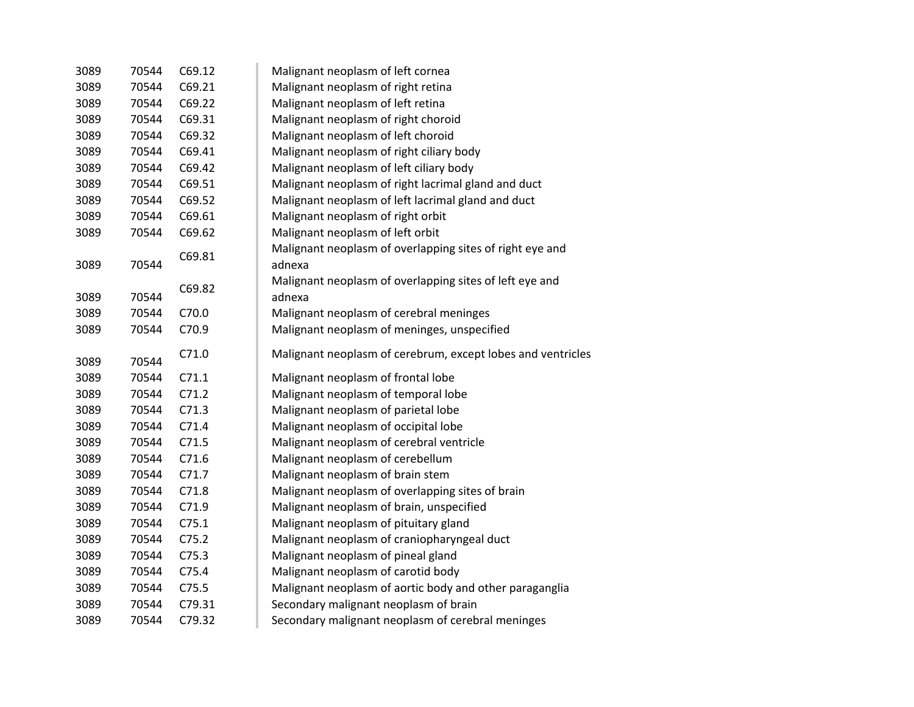| | | | |
|---|---|---|---|
| 3089 | 70544 | C69.12 | Malignant neoplasm of left cornea |
| 3089 | 70544 | C69.21 | Malignant neoplasm of right retina |
| 3089 | 70544 | C69.22 | Malignant neoplasm of left retina |
| 3089 | 70544 | C69.31 | Malignant neoplasm of right choroid |
| 3089 | 70544 | C69.32 | Malignant neoplasm of left choroid |
| 3089 | 70544 | C69.41 | Malignant neoplasm of right ciliary body |
| 3089 | 70544 | C69.42 | Malignant neoplasm of left ciliary body |
| 3089 | 70544 | C69.51 | Malignant neoplasm of right lacrimal gland and duct |
| 3089 | 70544 | C69.52 | Malignant neoplasm of left lacrimal gland and duct |
| 3089 | 70544 | C69.61 | Malignant neoplasm of right orbit |
| 3089 | 70544 | C69.62 | Malignant neoplasm of left orbit |
| 3089 | 70544 | C69.81 | Malignant neoplasm of overlapping sites of right eye and adnexa |
| 3089 | 70544 | C69.82 | Malignant neoplasm of overlapping sites of left eye and adnexa |
| 3089 | 70544 | C70.0 | Malignant neoplasm of cerebral meninges |
| 3089 | 70544 | C70.9 | Malignant neoplasm of meninges, unspecified |
| 3089 | 70544 | C71.0 | Malignant neoplasm of cerebrum, except lobes and ventricles |
| 3089 | 70544 | C71.1 | Malignant neoplasm of frontal lobe |
| 3089 | 70544 | C71.2 | Malignant neoplasm of temporal lobe |
| 3089 | 70544 | C71.3 | Malignant neoplasm of parietal lobe |
| 3089 | 70544 | C71.4 | Malignant neoplasm of occipital lobe |
| 3089 | 70544 | C71.5 | Malignant neoplasm of cerebral ventricle |
| 3089 | 70544 | C71.6 | Malignant neoplasm of cerebellum |
| 3089 | 70544 | C71.7 | Malignant neoplasm of brain stem |
| 3089 | 70544 | C71.8 | Malignant neoplasm of overlapping sites of brain |
| 3089 | 70544 | C71.9 | Malignant neoplasm of brain, unspecified |
| 3089 | 70544 | C75.1 | Malignant neoplasm of pituitary gland |
| 3089 | 70544 | C75.2 | Malignant neoplasm of craniopharyngeal duct |
| 3089 | 70544 | C75.3 | Malignant neoplasm of pineal gland |
| 3089 | 70544 | C75.4 | Malignant neoplasm of carotid body |
| 3089 | 70544 | C75.5 | Malignant neoplasm of aortic body and other paraganglia |
| 3089 | 70544 | C79.31 | Secondary malignant neoplasm of brain |
| 3089 | 70544 | C79.32 | Secondary malignant neoplasm of cerebral meninges |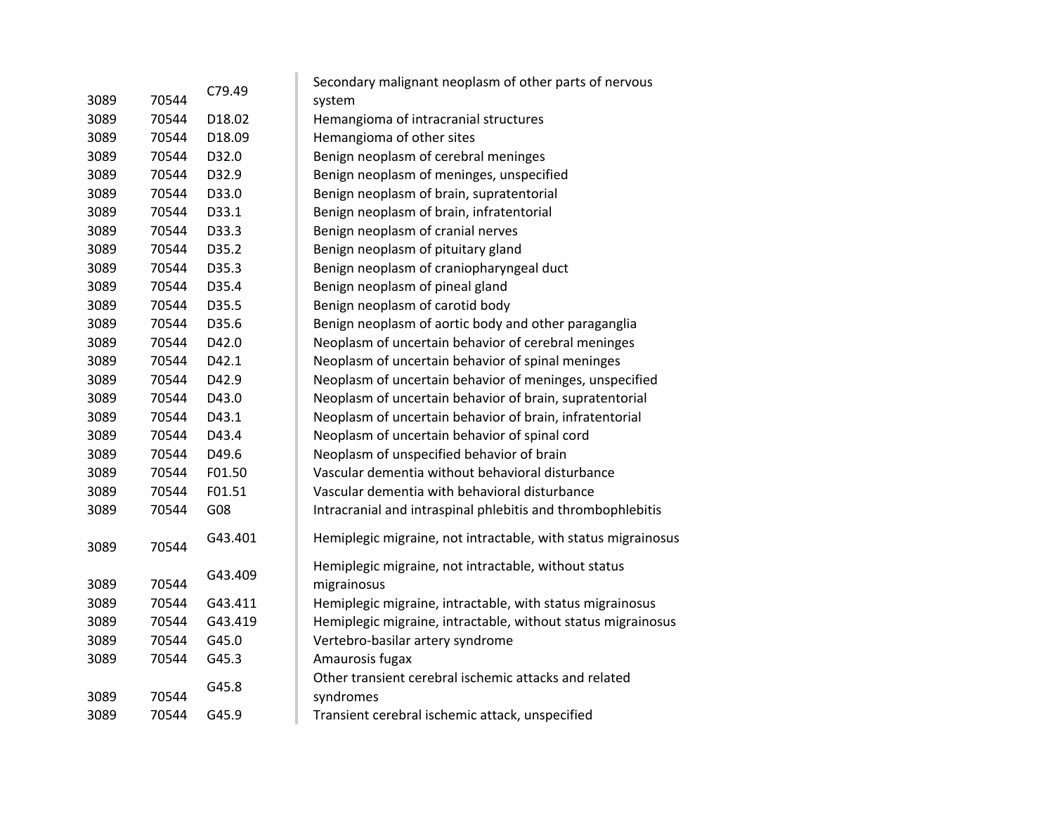| | | | |
|---|---|---|---|
| 3089 | 70544 | C79.49 | Secondary malignant neoplasm of other parts of nervous system |
| 3089 | 70544 | D18.02 | Hemangioma of intracranial structures |
| 3089 | 70544 | D18.09 | Hemangioma of other sites |
| 3089 | 70544 | D32.0 | Benign neoplasm of cerebral meninges |
| 3089 | 70544 | D32.9 | Benign neoplasm of meninges, unspecified |
| 3089 | 70544 | D33.0 | Benign neoplasm of brain, supratentorial |
| 3089 | 70544 | D33.1 | Benign neoplasm of brain, infratentorial |
| 3089 | 70544 | D33.3 | Benign neoplasm of cranial nerves |
| 3089 | 70544 | D35.2 | Benign neoplasm of pituitary gland |
| 3089 | 70544 | D35.3 | Benign neoplasm of craniopharyngeal duct |
| 3089 | 70544 | D35.4 | Benign neoplasm of pineal gland |
| 3089 | 70544 | D35.5 | Benign neoplasm of carotid body |
| 3089 | 70544 | D35.6 | Benign neoplasm of aortic body and other paraganglia |
| 3089 | 70544 | D42.0 | Neoplasm of uncertain behavior of cerebral meninges |
| 3089 | 70544 | D42.1 | Neoplasm of uncertain behavior of spinal meninges |
| 3089 | 70544 | D42.9 | Neoplasm of uncertain behavior of meninges, unspecified |
| 3089 | 70544 | D43.0 | Neoplasm of uncertain behavior of brain, supratentorial |
| 3089 | 70544 | D43.1 | Neoplasm of uncertain behavior of brain, infratentorial |
| 3089 | 70544 | D43.4 | Neoplasm of uncertain behavior of spinal cord |
| 3089 | 70544 | D49.6 | Neoplasm of unspecified behavior of brain |
| 3089 | 70544 | F01.50 | Vascular dementia without behavioral disturbance |
| 3089 | 70544 | F01.51 | Vascular dementia with behavioral disturbance |
| 3089 | 70544 | G08 | Intracranial and intraspinal phlebitis and thrombophlebitis |
| 3089 | 70544 | G43.401 | Hemiplegic migraine, not intractable, with status migrainosus |
| 3089 | 70544 | G43.409 | Hemiplegic migraine, not intractable, without status migrainosus |
| 3089 | 70544 | G43.411 | Hemiplegic migraine, intractable, with status migrainosus |
| 3089 | 70544 | G43.419 | Hemiplegic migraine, intractable, without status migrainosus |
| 3089 | 70544 | G45.0 | Vertebro-basilar artery syndrome |
| 3089 | 70544 | G45.3 | Amaurosis fugax |
| 3089 | 70544 | G45.8 | Other transient cerebral ischemic attacks and related syndromes |
| 3089 | 70544 | G45.9 | Transient cerebral ischemic attack, unspecified |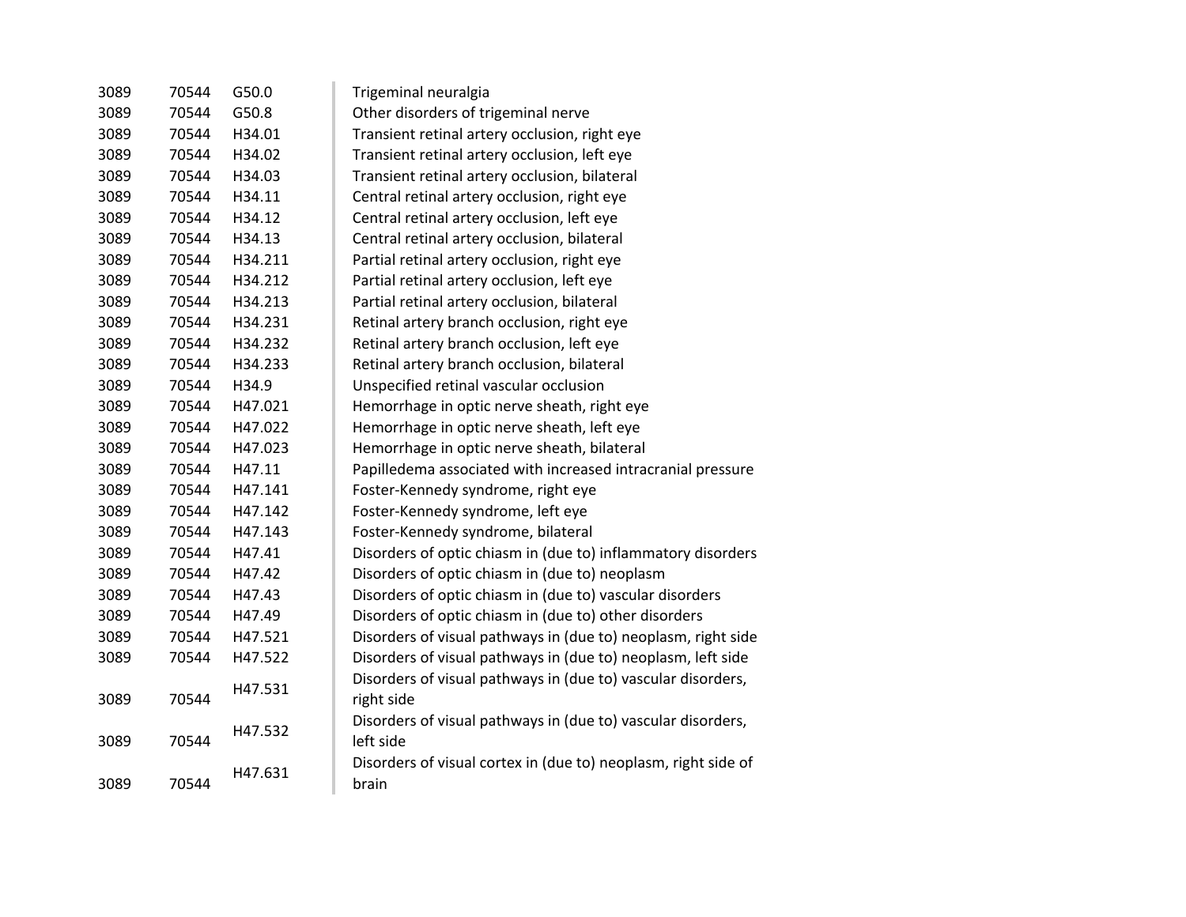| | | | |
|---|---|---|---|
| 3089 | 70544 | G50.0 | Trigeminal neuralgia |
| 3089 | 70544 | G50.8 | Other disorders of trigeminal nerve |
| 3089 | 70544 | H34.01 | Transient retinal artery occlusion, right eye |
| 3089 | 70544 | H34.02 | Transient retinal artery occlusion, left eye |
| 3089 | 70544 | H34.03 | Transient retinal artery occlusion, bilateral |
| 3089 | 70544 | H34.11 | Central retinal artery occlusion, right eye |
| 3089 | 70544 | H34.12 | Central retinal artery occlusion, left eye |
| 3089 | 70544 | H34.13 | Central retinal artery occlusion, bilateral |
| 3089 | 70544 | H34.211 | Partial retinal artery occlusion, right eye |
| 3089 | 70544 | H34.212 | Partial retinal artery occlusion, left eye |
| 3089 | 70544 | H34.213 | Partial retinal artery occlusion, bilateral |
| 3089 | 70544 | H34.231 | Retinal artery branch occlusion, right eye |
| 3089 | 70544 | H34.232 | Retinal artery branch occlusion, left eye |
| 3089 | 70544 | H34.233 | Retinal artery branch occlusion, bilateral |
| 3089 | 70544 | H34.9 | Unspecified retinal vascular occlusion |
| 3089 | 70544 | H47.021 | Hemorrhage in optic nerve sheath, right eye |
| 3089 | 70544 | H47.022 | Hemorrhage in optic nerve sheath, left eye |
| 3089 | 70544 | H47.023 | Hemorrhage in optic nerve sheath, bilateral |
| 3089 | 70544 | H47.11 | Papilledema associated with increased intracranial pressure |
| 3089 | 70544 | H47.141 | Foster-Kennedy syndrome, right eye |
| 3089 | 70544 | H47.142 | Foster-Kennedy syndrome, left eye |
| 3089 | 70544 | H47.143 | Foster-Kennedy syndrome, bilateral |
| 3089 | 70544 | H47.41 | Disorders of optic chiasm in (due to) inflammatory disorders |
| 3089 | 70544 | H47.42 | Disorders of optic chiasm in (due to) neoplasm |
| 3089 | 70544 | H47.43 | Disorders of optic chiasm in (due to) vascular disorders |
| 3089 | 70544 | H47.49 | Disorders of optic chiasm in (due to) other disorders |
| 3089 | 70544 | H47.521 | Disorders of visual pathways in (due to) neoplasm, right side |
| 3089 | 70544 | H47.522 | Disorders of visual pathways in (due to) neoplasm, left side |
| 3089 | 70544 | H47.531 | Disorders of visual pathways in (due to) vascular disorders, right side |
| 3089 | 70544 | H47.532 | Disorders of visual pathways in (due to) vascular disorders, left side |
| 3089 | 70544 | H47.631 | Disorders of visual cortex in (due to) neoplasm, right side of brain |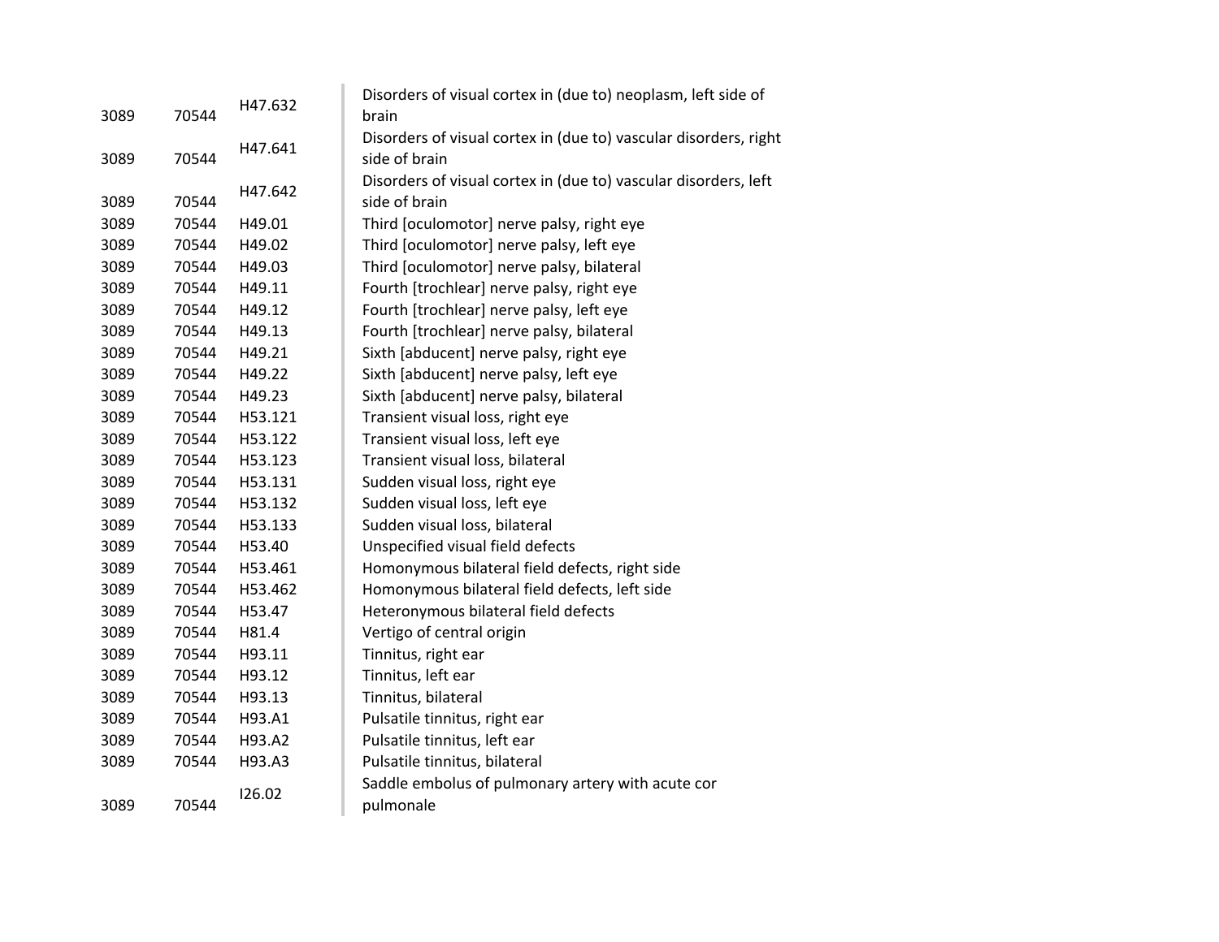| | | | |
|---|---|---|---|
| 3089 | 70544 | H47.632 | Disorders of visual cortex in (due to) neoplasm, left side of brain |
| 3089 | 70544 | H47.641 | Disorders of visual cortex in (due to) vascular disorders, right side of brain |
| 3089 | 70544 | H47.642 | Disorders of visual cortex in (due to) vascular disorders, left side of brain |
| 3089 | 70544 | H49.01 | Third [oculomotor] nerve palsy, right eye |
| 3089 | 70544 | H49.02 | Third [oculomotor] nerve palsy, left eye |
| 3089 | 70544 | H49.03 | Third [oculomotor] nerve palsy, bilateral |
| 3089 | 70544 | H49.11 | Fourth [trochlear] nerve palsy, right eye |
| 3089 | 70544 | H49.12 | Fourth [trochlear] nerve palsy, left eye |
| 3089 | 70544 | H49.13 | Fourth [trochlear] nerve palsy, bilateral |
| 3089 | 70544 | H49.21 | Sixth [abducent] nerve palsy, right eye |
| 3089 | 70544 | H49.22 | Sixth [abducent] nerve palsy, left eye |
| 3089 | 70544 | H49.23 | Sixth [abducent] nerve palsy, bilateral |
| 3089 | 70544 | H53.121 | Transient visual loss, right eye |
| 3089 | 70544 | H53.122 | Transient visual loss, left eye |
| 3089 | 70544 | H53.123 | Transient visual loss, bilateral |
| 3089 | 70544 | H53.131 | Sudden visual loss, right eye |
| 3089 | 70544 | H53.132 | Sudden visual loss, left eye |
| 3089 | 70544 | H53.133 | Sudden visual loss, bilateral |
| 3089 | 70544 | H53.40 | Unspecified visual field defects |
| 3089 | 70544 | H53.461 | Homonymous bilateral field defects, right side |
| 3089 | 70544 | H53.462 | Homonymous bilateral field defects, left side |
| 3089 | 70544 | H53.47 | Heteronymous bilateral field defects |
| 3089 | 70544 | H81.4 | Vertigo of central origin |
| 3089 | 70544 | H93.11 | Tinnitus, right ear |
| 3089 | 70544 | H93.12 | Tinnitus, left ear |
| 3089 | 70544 | H93.13 | Tinnitus, bilateral |
| 3089 | 70544 | H93.A1 | Pulsatile tinnitus, right ear |
| 3089 | 70544 | H93.A2 | Pulsatile tinnitus, left ear |
| 3089 | 70544 | H93.A3 | Pulsatile tinnitus, bilateral |
| 3089 | 70544 | I26.02 | Saddle embolus of pulmonary artery with acute cor pulmonale |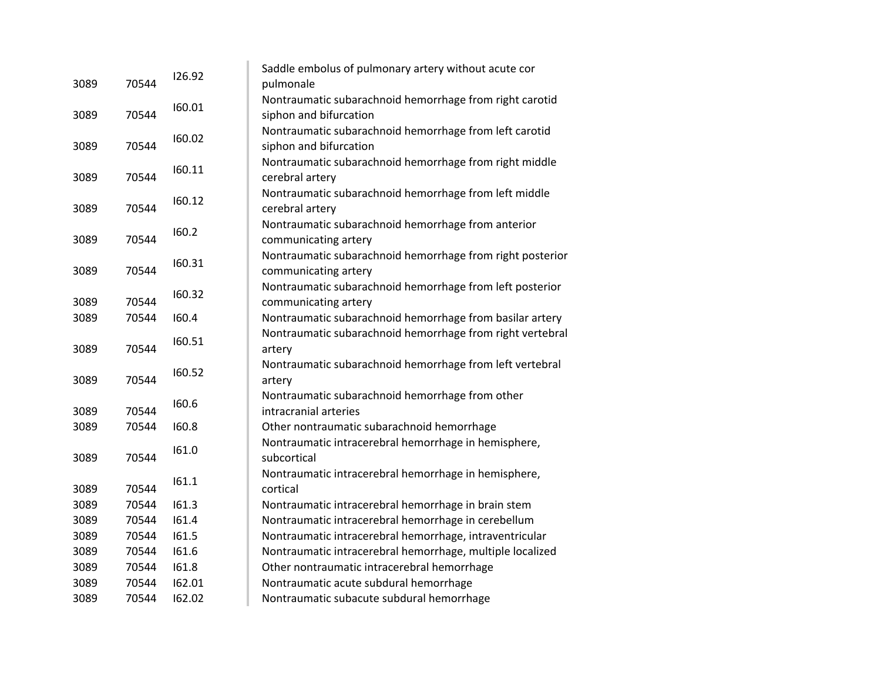| | | | |
|---|---|---|---|
| 3089 | 70544 | I26.92 | Saddle embolus of pulmonary artery without acute cor pulmonale |
| 3089 | 70544 | I60.01 | Nontraumatic subarachnoid hemorrhage from right carotid siphon and bifurcation |
| 3089 | 70544 | I60.02 | Nontraumatic subarachnoid hemorrhage from left carotid siphon and bifurcation |
| 3089 | 70544 | I60.11 | Nontraumatic subarachnoid hemorrhage from right middle cerebral artery |
| 3089 | 70544 | I60.12 | Nontraumatic subarachnoid hemorrhage from left middle cerebral artery |
| 3089 | 70544 | I60.2 | Nontraumatic subarachnoid hemorrhage from anterior communicating artery |
| 3089 | 70544 | I60.31 | Nontraumatic subarachnoid hemorrhage from right posterior communicating artery |
| 3089 | 70544 | I60.32 | Nontraumatic subarachnoid hemorrhage from left posterior communicating artery |
| 3089 | 70544 | I60.4 | Nontraumatic subarachnoid hemorrhage from basilar artery |
| 3089 | 70544 | I60.51 | Nontraumatic subarachnoid hemorrhage from right vertebral artery |
| 3089 | 70544 | I60.52 | Nontraumatic subarachnoid hemorrhage from left vertebral artery |
| 3089 | 70544 | I60.6 | Nontraumatic subarachnoid hemorrhage from other intracranial arteries |
| 3089 | 70544 | I60.8 | Other nontraumatic subarachnoid hemorrhage |
| 3089 | 70544 | I61.0 | Nontraumatic intracerebral hemorrhage in hemisphere, subcortical |
| 3089 | 70544 | I61.1 | Nontraumatic intracerebral hemorrhage in hemisphere, cortical |
| 3089 | 70544 | I61.3 | Nontraumatic intracerebral hemorrhage in brain stem |
| 3089 | 70544 | I61.4 | Nontraumatic intracerebral hemorrhage in cerebellum |
| 3089 | 70544 | I61.5 | Nontraumatic intracerebral hemorrhage, intraventricular |
| 3089 | 70544 | I61.6 | Nontraumatic intracerebral hemorrhage, multiple localized |
| 3089 | 70544 | I61.8 | Other nontraumatic intracerebral hemorrhage |
| 3089 | 70544 | I62.01 | Nontraumatic acute subdural hemorrhage |
| 3089 | 70544 | I62.02 | Nontraumatic subacute subdural hemorrhage |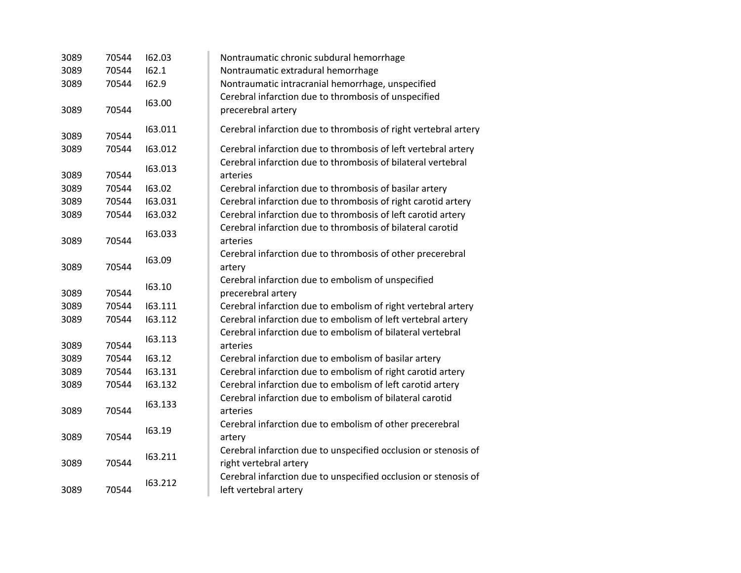| | | | |
|---|---|---|---|
| 3089 | 70544 | I62.03 | Nontraumatic chronic subdural hemorrhage |
| 3089 | 70544 | I62.1 | Nontraumatic extradural hemorrhage |
| 3089 | 70544 | I62.9 | Nontraumatic intracranial hemorrhage, unspecified |
| 3089 | 70544 | I63.00 | Cerebral infarction due to thrombosis of unspecified precerebral artery |
| 3089 | 70544 | I63.011 | Cerebral infarction due to thrombosis of right vertebral artery |
| 3089 | 70544 | I63.012 | Cerebral infarction due to thrombosis of left vertebral artery |
| 3089 | 70544 | I63.013 | Cerebral infarction due to thrombosis of bilateral vertebral arteries |
| 3089 | 70544 | I63.02 | Cerebral infarction due to thrombosis of basilar artery |
| 3089 | 70544 | I63.031 | Cerebral infarction due to thrombosis of right carotid artery |
| 3089 | 70544 | I63.032 | Cerebral infarction due to thrombosis of left carotid artery |
| 3089 | 70544 | I63.033 | Cerebral infarction due to thrombosis of bilateral carotid arteries |
| 3089 | 70544 | I63.09 | Cerebral infarction due to thrombosis of other precerebral artery |
| 3089 | 70544 | I63.10 | Cerebral infarction due to embolism of unspecified precerebral artery |
| 3089 | 70544 | I63.111 | Cerebral infarction due to embolism of right vertebral artery |
| 3089 | 70544 | I63.112 | Cerebral infarction due to embolism of left vertebral artery |
| 3089 | 70544 | I63.113 | Cerebral infarction due to embolism of bilateral vertebral arteries |
| 3089 | 70544 | I63.12 | Cerebral infarction due to embolism of basilar artery |
| 3089 | 70544 | I63.131 | Cerebral infarction due to embolism of right carotid artery |
| 3089 | 70544 | I63.132 | Cerebral infarction due to embolism of left carotid artery |
| 3089 | 70544 | I63.133 | Cerebral infarction due to embolism of bilateral carotid arteries |
| 3089 | 70544 | I63.19 | Cerebral infarction due to embolism of other precerebral artery |
| 3089 | 70544 | I63.211 | Cerebral infarction due to unspecified occlusion or stenosis of right vertebral artery |
| 3089 | 70544 | I63.212 | Cerebral infarction due to unspecified occlusion or stenosis of left vertebral artery |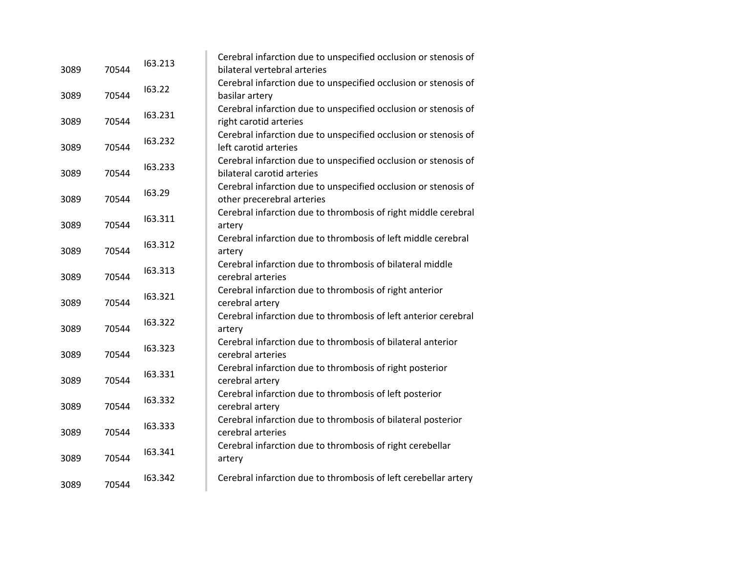| | | | |
|---|---|---|---|
| 3089 | 70544 | I63.213 | Cerebral infarction due to unspecified occlusion or stenosis of bilateral vertebral arteries |
| 3089 | 70544 | I63.22 | Cerebral infarction due to unspecified occlusion or stenosis of basilar artery |
| 3089 | 70544 | I63.231 | Cerebral infarction due to unspecified occlusion or stenosis of right carotid arteries |
| 3089 | 70544 | I63.232 | Cerebral infarction due to unspecified occlusion or stenosis of left carotid arteries |
| 3089 | 70544 | I63.233 | Cerebral infarction due to unspecified occlusion or stenosis of bilateral carotid arteries |
| 3089 | 70544 | I63.29 | Cerebral infarction due to unspecified occlusion or stenosis of other precerebral arteries |
| 3089 | 70544 | I63.311 | Cerebral infarction due to thrombosis of right middle cerebral artery |
| 3089 | 70544 | I63.312 | Cerebral infarction due to thrombosis of left middle cerebral artery |
| 3089 | 70544 | I63.313 | Cerebral infarction due to thrombosis of bilateral middle cerebral arteries |
| 3089 | 70544 | I63.321 | Cerebral infarction due to thrombosis of right anterior cerebral artery |
| 3089 | 70544 | I63.322 | Cerebral infarction due to thrombosis of left anterior cerebral artery |
| 3089 | 70544 | I63.323 | Cerebral infarction due to thrombosis of bilateral anterior cerebral arteries |
| 3089 | 70544 | I63.331 | Cerebral infarction due to thrombosis of right posterior cerebral artery |
| 3089 | 70544 | I63.332 | Cerebral infarction due to thrombosis of left posterior cerebral artery |
| 3089 | 70544 | I63.333 | Cerebral infarction due to thrombosis of bilateral posterior cerebral arteries |
| 3089 | 70544 | I63.341 | Cerebral infarction due to thrombosis of right cerebellar artery |
| 3089 | 70544 | I63.342 | Cerebral infarction due to thrombosis of left cerebellar artery |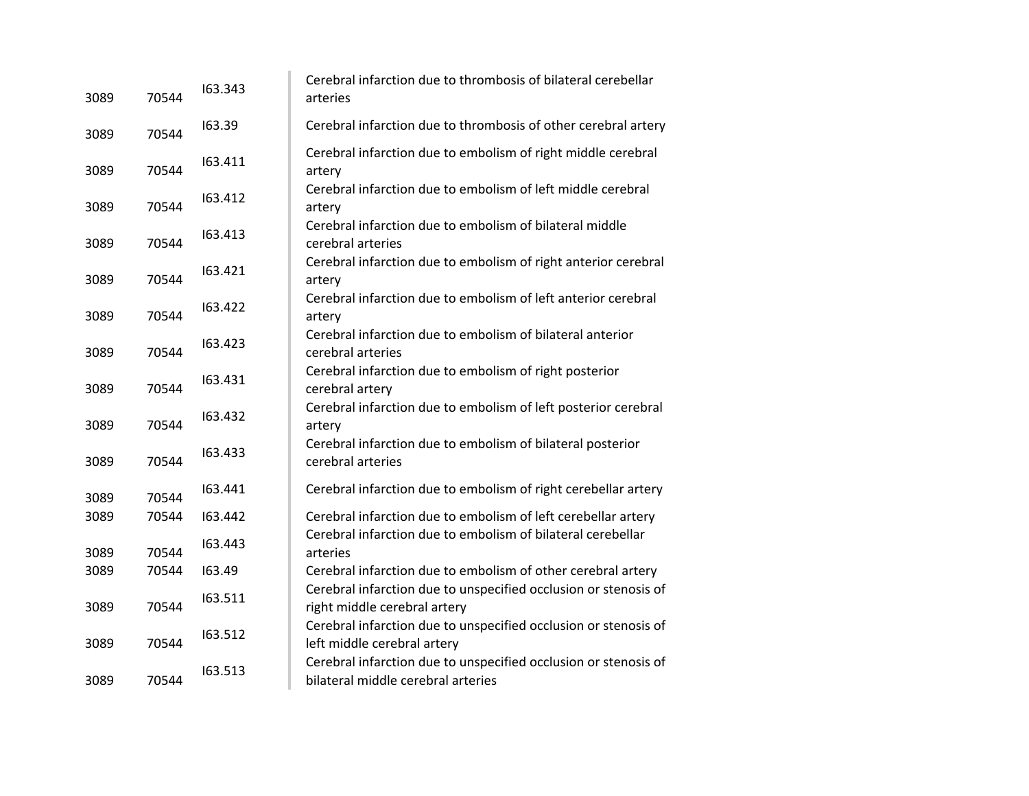| | | | |
|---|---|---|---|
| 3089 | 70544 | I63.343 | Cerebral infarction due to thrombosis of bilateral cerebellar arteries |
| 3089 | 70544 | I63.39 | Cerebral infarction due to thrombosis of other cerebral artery |
| 3089 | 70544 | I63.411 | Cerebral infarction due to embolism of right middle cerebral artery |
| 3089 | 70544 | I63.412 | Cerebral infarction due to embolism of left middle cerebral artery |
| 3089 | 70544 | I63.413 | Cerebral infarction due to embolism of bilateral middle cerebral arteries |
| 3089 | 70544 | I63.421 | Cerebral infarction due to embolism of right anterior cerebral artery |
| 3089 | 70544 | I63.422 | Cerebral infarction due to embolism of left anterior cerebral artery |
| 3089 | 70544 | I63.423 | Cerebral infarction due to embolism of bilateral anterior cerebral arteries |
| 3089 | 70544 | I63.431 | Cerebral infarction due to embolism of right posterior cerebral artery |
| 3089 | 70544 | I63.432 | Cerebral infarction due to embolism of left posterior cerebral artery |
| 3089 | 70544 | I63.433 | Cerebral infarction due to embolism of bilateral posterior cerebral arteries |
| 3089 | 70544 | I63.441 | Cerebral infarction due to embolism of right cerebellar artery |
| 3089 | 70544 | I63.442 | Cerebral infarction due to embolism of left cerebellar artery |
| 3089 | 70544 | I63.443 | Cerebral infarction due to embolism of bilateral cerebellar arteries |
| 3089 | 70544 | I63.49 | Cerebral infarction due to embolism of other cerebral artery |
| 3089 | 70544 | I63.511 | Cerebral infarction due to unspecified occlusion or stenosis of right middle cerebral artery |
| 3089 | 70544 | I63.512 | Cerebral infarction due to unspecified occlusion or stenosis of left middle cerebral artery |
| 3089 | 70544 | I63.513 | Cerebral infarction due to unspecified occlusion or stenosis of bilateral middle cerebral arteries |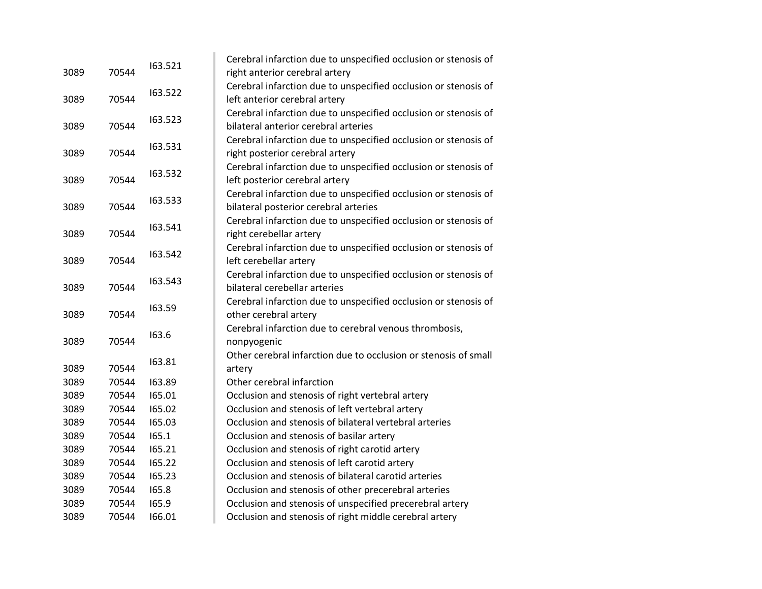| | | | |
|---|---|---|---|
| 3089 | 70544 | I63.521 | Cerebral infarction due to unspecified occlusion or stenosis of right anterior cerebral artery |
| 3089 | 70544 | I63.522 | Cerebral infarction due to unspecified occlusion or stenosis of left anterior cerebral artery |
| 3089 | 70544 | I63.523 | Cerebral infarction due to unspecified occlusion or stenosis of bilateral anterior cerebral arteries |
| 3089 | 70544 | I63.531 | Cerebral infarction due to unspecified occlusion or stenosis of right posterior cerebral artery |
| 3089 | 70544 | I63.532 | Cerebral infarction due to unspecified occlusion or stenosis of left posterior cerebral artery |
| 3089 | 70544 | I63.533 | Cerebral infarction due to unspecified occlusion or stenosis of bilateral posterior cerebral arteries |
| 3089 | 70544 | I63.541 | Cerebral infarction due to unspecified occlusion or stenosis of right cerebellar artery |
| 3089 | 70544 | I63.542 | Cerebral infarction due to unspecified occlusion or stenosis of left cerebellar artery |
| 3089 | 70544 | I63.543 | Cerebral infarction due to unspecified occlusion or stenosis of bilateral cerebellar arteries |
| 3089 | 70544 | I63.59 | Cerebral infarction due to unspecified occlusion or stenosis of other cerebral artery |
| 3089 | 70544 | I63.6 | Cerebral infarction due to cerebral venous thrombosis, nonpyogenic |
| 3089 | 70544 | I63.81 | Other cerebral infarction due to occlusion or stenosis of small artery |
| 3089 | 70544 | I63.89 | Other cerebral infarction |
| 3089 | 70544 | I65.01 | Occlusion and stenosis of right vertebral artery |
| 3089 | 70544 | I65.02 | Occlusion and stenosis of left vertebral artery |
| 3089 | 70544 | I65.03 | Occlusion and stenosis of bilateral vertebral arteries |
| 3089 | 70544 | I65.1 | Occlusion and stenosis of basilar artery |
| 3089 | 70544 | I65.21 | Occlusion and stenosis of right carotid artery |
| 3089 | 70544 | I65.22 | Occlusion and stenosis of left carotid artery |
| 3089 | 70544 | I65.23 | Occlusion and stenosis of bilateral carotid arteries |
| 3089 | 70544 | I65.8 | Occlusion and stenosis of other precerebral arteries |
| 3089 | 70544 | I65.9 | Occlusion and stenosis of unspecified precerebral artery |
| 3089 | 70544 | I66.01 | Occlusion and stenosis of right middle cerebral artery |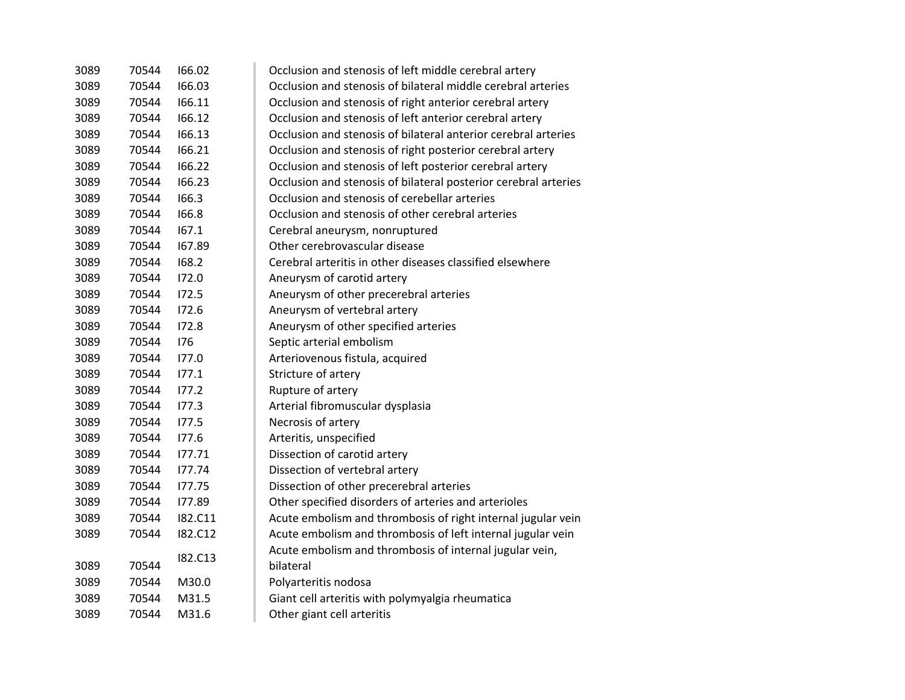| | | | |
|---|---|---|---|
| 3089 | 70544 | I66.02 | Occlusion and stenosis of left middle cerebral artery |
| 3089 | 70544 | I66.03 | Occlusion and stenosis of bilateral middle cerebral arteries |
| 3089 | 70544 | I66.11 | Occlusion and stenosis of right anterior cerebral artery |
| 3089 | 70544 | I66.12 | Occlusion and stenosis of left anterior cerebral artery |
| 3089 | 70544 | I66.13 | Occlusion and stenosis of bilateral anterior cerebral arteries |
| 3089 | 70544 | I66.21 | Occlusion and stenosis of right posterior cerebral artery |
| 3089 | 70544 | I66.22 | Occlusion and stenosis of left posterior cerebral artery |
| 3089 | 70544 | I66.23 | Occlusion and stenosis of bilateral posterior cerebral arteries |
| 3089 | 70544 | I66.3 | Occlusion and stenosis of cerebellar arteries |
| 3089 | 70544 | I66.8 | Occlusion and stenosis of other cerebral arteries |
| 3089 | 70544 | I67.1 | Cerebral aneurysm, nonruptured |
| 3089 | 70544 | I67.89 | Other cerebrovascular disease |
| 3089 | 70544 | I68.2 | Cerebral arteritis in other diseases classified elsewhere |
| 3089 | 70544 | I72.0 | Aneurysm of carotid artery |
| 3089 | 70544 | I72.5 | Aneurysm of other precerebral arteries |
| 3089 | 70544 | I72.6 | Aneurysm of vertebral artery |
| 3089 | 70544 | I72.8 | Aneurysm of other specified arteries |
| 3089 | 70544 | I76 | Septic arterial embolism |
| 3089 | 70544 | I77.0 | Arteriovenous fistula, acquired |
| 3089 | 70544 | I77.1 | Stricture of artery |
| 3089 | 70544 | I77.2 | Rupture of artery |
| 3089 | 70544 | I77.3 | Arterial fibromuscular dysplasia |
| 3089 | 70544 | I77.5 | Necrosis of artery |
| 3089 | 70544 | I77.6 | Arteritis, unspecified |
| 3089 | 70544 | I77.71 | Dissection of carotid artery |
| 3089 | 70544 | I77.74 | Dissection of vertebral artery |
| 3089 | 70544 | I77.75 | Dissection of other precerebral arteries |
| 3089 | 70544 | I77.89 | Other specified disorders of arteries and arterioles |
| 3089 | 70544 | I82.C11 | Acute embolism and thrombosis of right internal jugular vein |
| 3089 | 70544 | I82.C12 | Acute embolism and thrombosis of left internal jugular vein |
| 3089 | 70544 | I82.C13 | Acute embolism and thrombosis of internal jugular vein, bilateral |
| 3089 | 70544 | M30.0 | Polyarteritis nodosa |
| 3089 | 70544 | M31.5 | Giant cell arteritis with polymyalgia rheumatica |
| 3089 | 70544 | M31.6 | Other giant cell arteritis |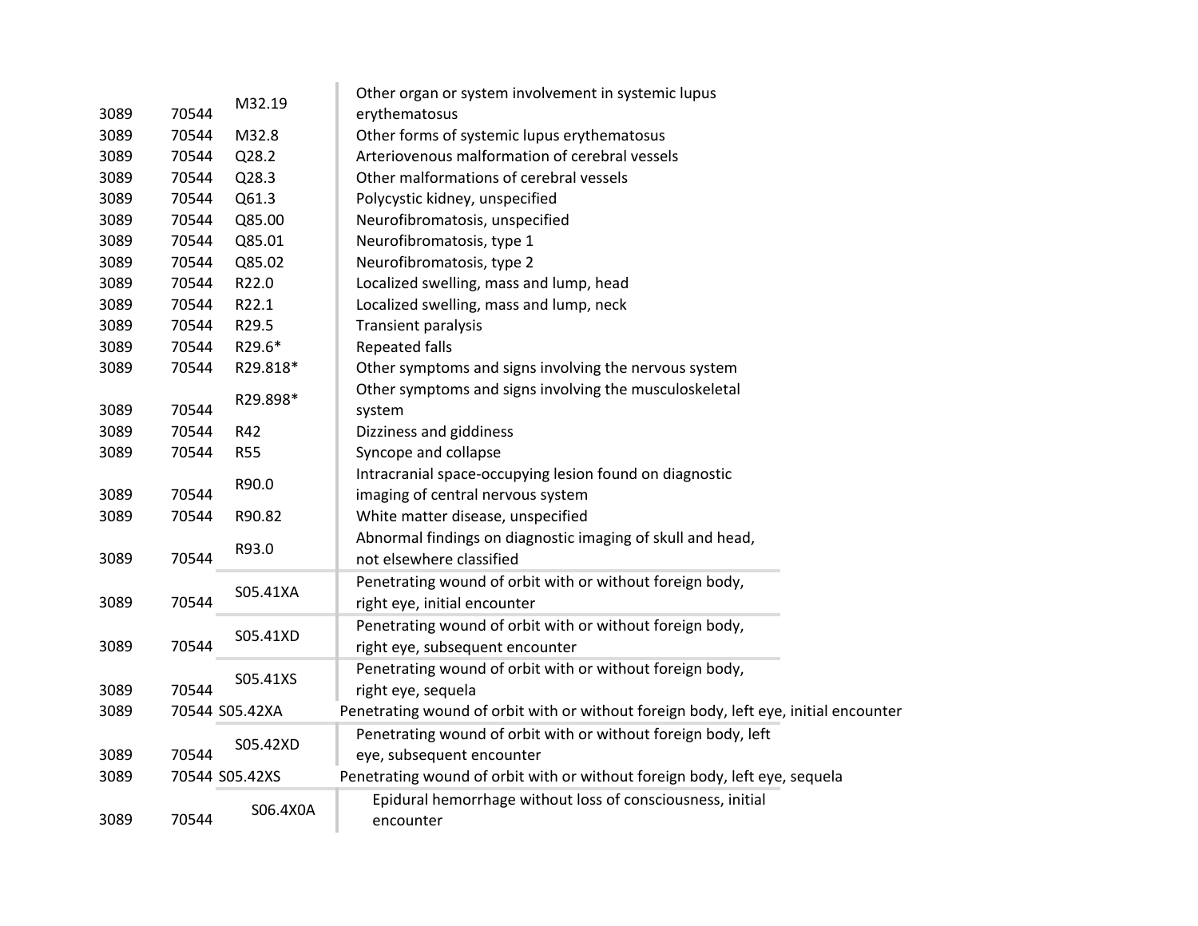| | | | |
|---|---|---|---|
| 3089 | 70544 | M32.19 | Other organ or system involvement in systemic lupus erythematosus |
| 3089 | 70544 | M32.8 | Other forms of systemic lupus erythematosus |
| 3089 | 70544 | Q28.2 | Arteriovenous malformation of cerebral vessels |
| 3089 | 70544 | Q28.3 | Other malformations of cerebral vessels |
| 3089 | 70544 | Q61.3 | Polycystic kidney, unspecified |
| 3089 | 70544 | Q85.00 | Neurofibromatosis, unspecified |
| 3089 | 70544 | Q85.01 | Neurofibromatosis, type 1 |
| 3089 | 70544 | Q85.02 | Neurofibromatosis, type 2 |
| 3089 | 70544 | R22.0 | Localized swelling, mass and lump, head |
| 3089 | 70544 | R22.1 | Localized swelling, mass and lump, neck |
| 3089 | 70544 | R29.5 | Transient paralysis |
| 3089 | 70544 | R29.6* | Repeated falls |
| 3089 | 70544 | R29.818* | Other symptoms and signs involving the nervous system |
| 3089 | 70544 | R29.898* | Other symptoms and signs involving the musculoskeletal system |
| 3089 | 70544 | R42 | Dizziness and giddiness |
| 3089 | 70544 | R55 | Syncope and collapse |
| 3089 | 70544 | R90.0 | Intracranial space-occupying lesion found on diagnostic imaging of central nervous system |
| 3089 | 70544 | R90.82 | White matter disease, unspecified |
| 3089 | 70544 | R93.0 | Abnormal findings on diagnostic imaging of skull and head, not elsewhere classified |
| 3089 | 70544 | S05.41XA | Penetrating wound of orbit with or without foreign body, right eye, initial encounter |
| 3089 | 70544 | S05.41XD | Penetrating wound of orbit with or without foreign body, right eye, subsequent encounter |
| 3089 | 70544 | S05.41XS | Penetrating wound of orbit with or without foreign body, right eye, sequela |
| 3089 | 70544 | S05.42XA | Penetrating wound of orbit with or without foreign body, left eye, initial encounter |
| 3089 | 70544 | S05.42XD | Penetrating wound of orbit with or without foreign body, left eye, subsequent encounter |
| 3089 | 70544 | S05.42XS | Penetrating wound of orbit with or without foreign body, left eye, sequela |
| 3089 | 70544 | S06.4X0A | Epidural hemorrhage without loss of consciousness, initial encounter |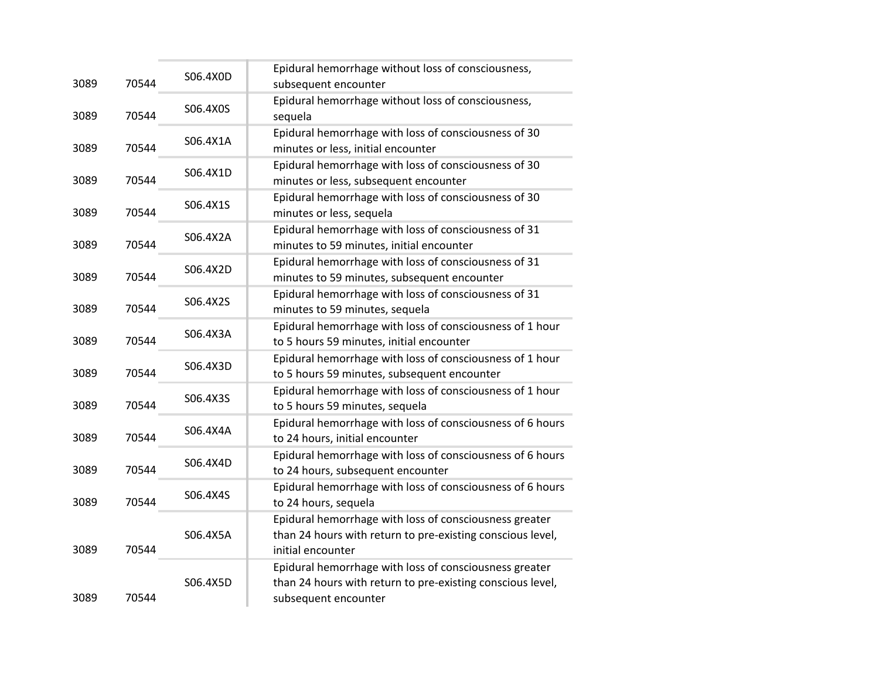| | | | |
|---|---|---|---|
| 3089 | 70544 | S06.4X0D | Epidural hemorrhage without loss of consciousness, subsequent encounter |
| 3089 | 70544 | S06.4X0S | Epidural hemorrhage without loss of consciousness, sequela |
| 3089 | 70544 | S06.4X1A | Epidural hemorrhage with loss of consciousness of 30 minutes or less, initial encounter |
| 3089 | 70544 | S06.4X1D | Epidural hemorrhage with loss of consciousness of 30 minutes or less, subsequent encounter |
| 3089 | 70544 | S06.4X1S | Epidural hemorrhage with loss of consciousness of 30 minutes or less, sequela |
| 3089 | 70544 | S06.4X2A | Epidural hemorrhage with loss of consciousness of 31 minutes to 59 minutes, initial encounter |
| 3089 | 70544 | S06.4X2D | Epidural hemorrhage with loss of consciousness of 31 minutes to 59 minutes, subsequent encounter |
| 3089 | 70544 | S06.4X2S | Epidural hemorrhage with loss of consciousness of 31 minutes to 59 minutes, sequela |
| 3089 | 70544 | S06.4X3A | Epidural hemorrhage with loss of consciousness of 1 hour to 5 hours 59 minutes, initial encounter |
| 3089 | 70544 | S06.4X3D | Epidural hemorrhage with loss of consciousness of 1 hour to 5 hours 59 minutes, subsequent encounter |
| 3089 | 70544 | S06.4X3S | Epidural hemorrhage with loss of consciousness of 1 hour to 5 hours 59 minutes, sequela |
| 3089 | 70544 | S06.4X4A | Epidural hemorrhage with loss of consciousness of 6 hours to 24 hours, initial encounter |
| 3089 | 70544 | S06.4X4D | Epidural hemorrhage with loss of consciousness of 6 hours to 24 hours, subsequent encounter |
| 3089 | 70544 | S06.4X4S | Epidural hemorrhage with loss of consciousness of 6 hours to 24 hours, sequela |
| 3089 | 70544 | S06.4X5A | Epidural hemorrhage with loss of consciousness greater than 24 hours with return to pre-existing conscious level, initial encounter |
| 3089 | 70544 | S06.4X5D | Epidural hemorrhage with loss of consciousness greater than 24 hours with return to pre-existing conscious level, subsequent encounter |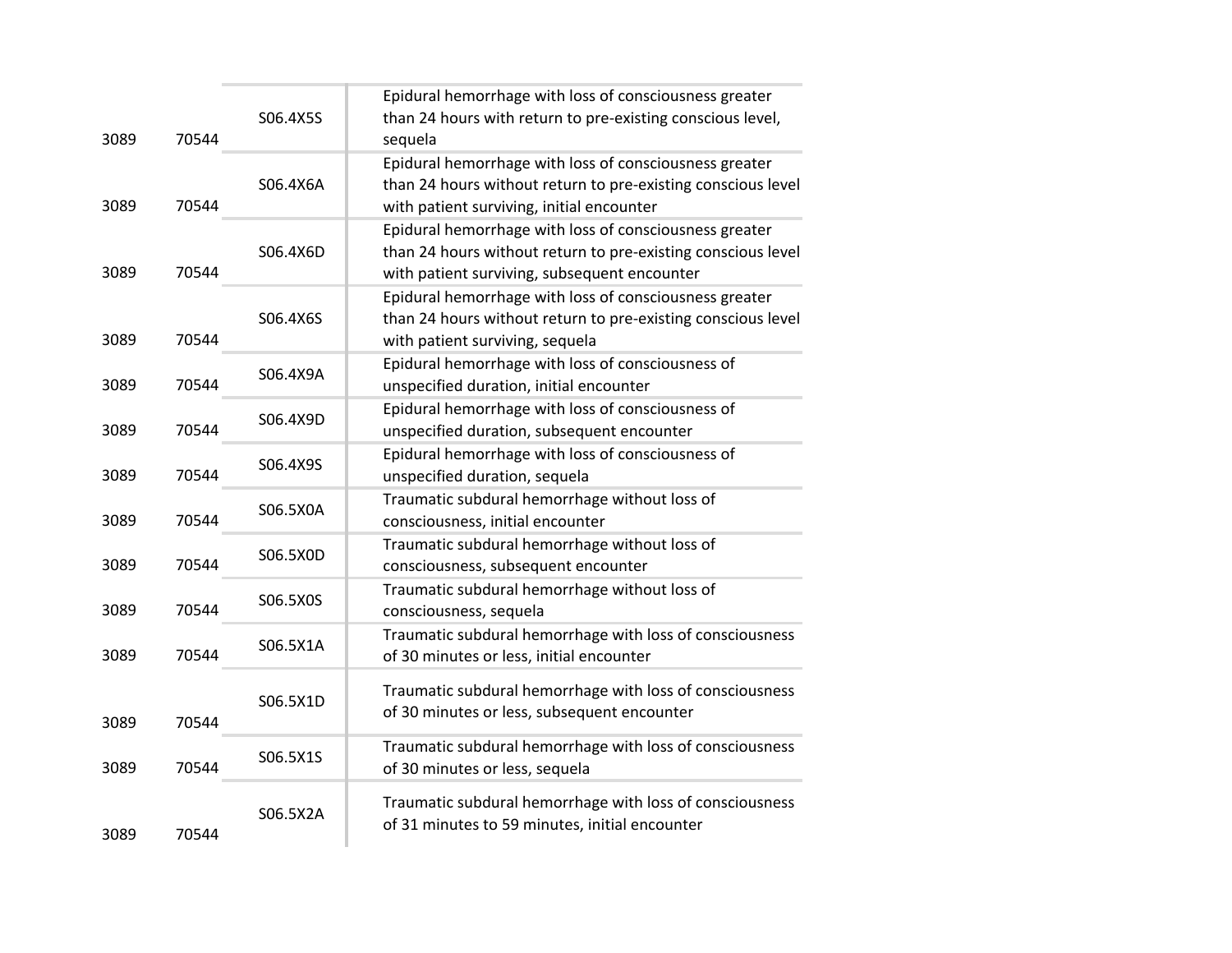| | | | |
|---|---|---|---|
| 3089 | 70544 | S06.4X5S | Epidural hemorrhage with loss of consciousness greater than 24 hours with return to pre-existing conscious level, sequela |
| 3089 | 70544 | S06.4X6A | Epidural hemorrhage with loss of consciousness greater than 24 hours without return to pre-existing conscious level with patient surviving, initial encounter |
| 3089 | 70544 | S06.4X6D | Epidural hemorrhage with loss of consciousness greater than 24 hours without return to pre-existing conscious level with patient surviving, subsequent encounter |
| 3089 | 70544 | S06.4X6S | Epidural hemorrhage with loss of consciousness greater than 24 hours without return to pre-existing conscious level with patient surviving, sequela |
| 3089 | 70544 | S06.4X9A | Epidural hemorrhage with loss of consciousness of unspecified duration, initial encounter |
| 3089 | 70544 | S06.4X9D | Epidural hemorrhage with loss of consciousness of unspecified duration, subsequent encounter |
| 3089 | 70544 | S06.4X9S | Epidural hemorrhage with loss of consciousness of unspecified duration, sequela |
| 3089 | 70544 | S06.5X0A | Traumatic subdural hemorrhage without loss of consciousness, initial encounter |
| 3089 | 70544 | S06.5X0D | Traumatic subdural hemorrhage without loss of consciousness, subsequent encounter |
| 3089 | 70544 | S06.5X0S | Traumatic subdural hemorrhage without loss of consciousness, sequela |
| 3089 | 70544 | S06.5X1A | Traumatic subdural hemorrhage with loss of consciousness of 30 minutes or less, initial encounter |
| 3089 | 70544 | S06.5X1D | Traumatic subdural hemorrhage with loss of consciousness of 30 minutes or less, subsequent encounter |
| 3089 | 70544 | S06.5X1S | Traumatic subdural hemorrhage with loss of consciousness of 30 minutes or less, sequela |
| 3089 | 70544 | S06.5X2A | Traumatic subdural hemorrhage with loss of consciousness of 31 minutes to 59 minutes, initial encounter |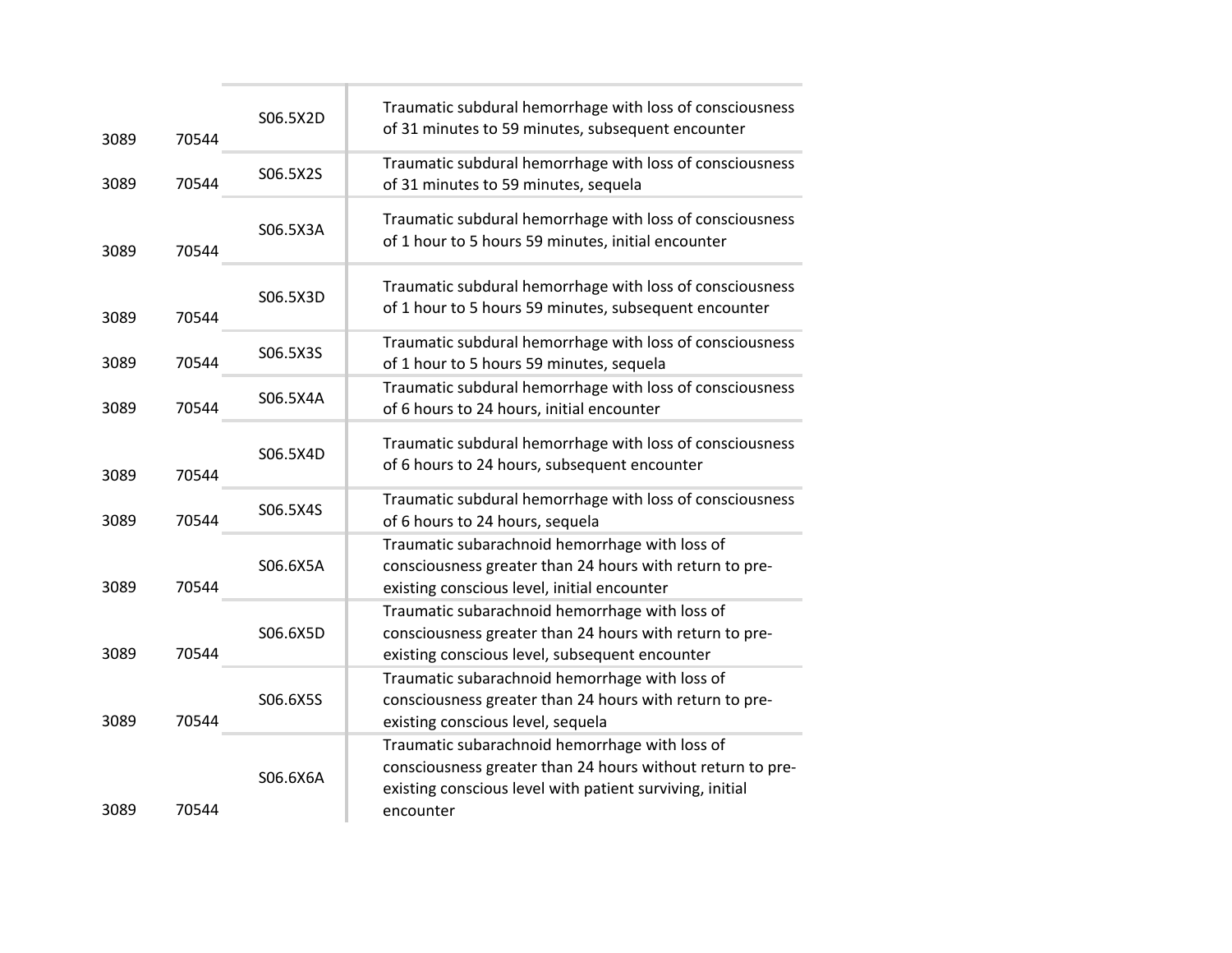| | | | |
|---|---|---|---|
| 3089 | 70544 | S06.5X2D | Traumatic subdural hemorrhage with loss of consciousness of 31 minutes to 59 minutes, subsequent encounter |
| 3089 | 70544 | S06.5X2S | Traumatic subdural hemorrhage with loss of consciousness of 31 minutes to 59 minutes, sequela |
| 3089 | 70544 | S06.5X3A | Traumatic subdural hemorrhage with loss of consciousness of 1 hour to 5 hours 59 minutes, initial encounter |
| 3089 | 70544 | S06.5X3D | Traumatic subdural hemorrhage with loss of consciousness of 1 hour to 5 hours 59 minutes, subsequent encounter |
| 3089 | 70544 | S06.5X3S | Traumatic subdural hemorrhage with loss of consciousness of 1 hour to 5 hours 59 minutes, sequela |
| 3089 | 70544 | S06.5X4A | Traumatic subdural hemorrhage with loss of consciousness of 6 hours to 24 hours, initial encounter |
| 3089 | 70544 | S06.5X4D | Traumatic subdural hemorrhage with loss of consciousness of 6 hours to 24 hours, subsequent encounter |
| 3089 | 70544 | S06.5X4S | Traumatic subdural hemorrhage with loss of consciousness of 6 hours to 24 hours, sequela |
| 3089 | 70544 | S06.6X5A | Traumatic subarachnoid hemorrhage with loss of consciousness greater than 24 hours with return to pre-existing conscious level, initial encounter |
| 3089 | 70544 | S06.6X5D | Traumatic subarachnoid hemorrhage with loss of consciousness greater than 24 hours with return to pre-existing conscious level, subsequent encounter |
| 3089 | 70544 | S06.6X5S | Traumatic subarachnoid hemorrhage with loss of consciousness greater than 24 hours with return to pre-existing conscious level, sequela |
| 3089 | 70544 | S06.6X6A | Traumatic subarachnoid hemorrhage with loss of consciousness greater than 24 hours without return to pre-existing conscious level with patient surviving, initial encounter |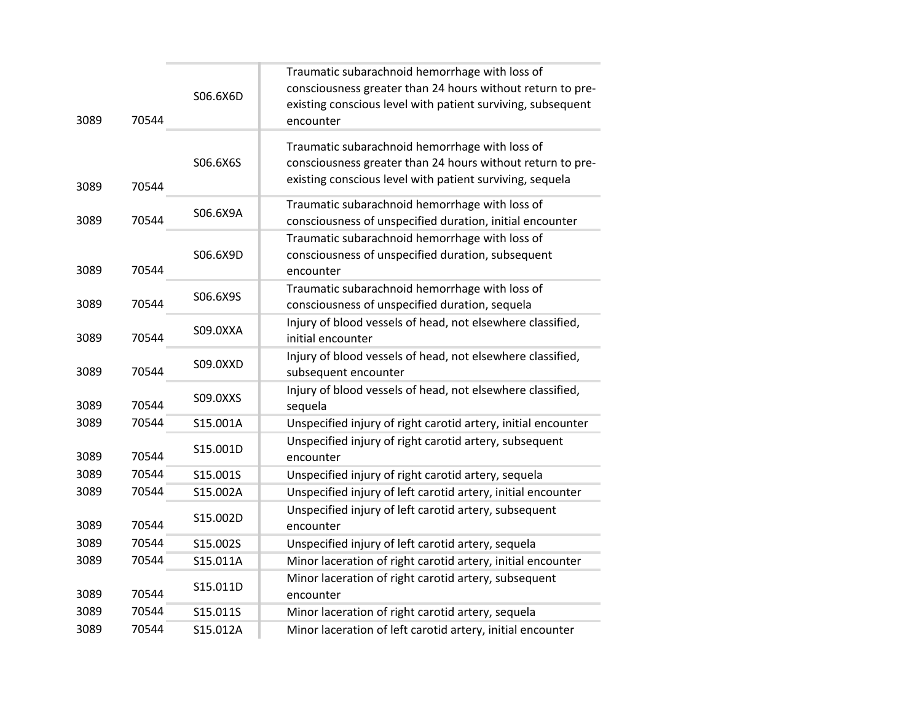| | | | |
|---|---|---|---|
| 3089 | 70544 | S06.6X6D | Traumatic subarachnoid hemorrhage with loss of consciousness greater than 24 hours without return to pre-existing conscious level with patient surviving, subsequent encounter |
| 3089 | 70544 | S06.6X6S | Traumatic subarachnoid hemorrhage with loss of consciousness greater than 24 hours without return to pre-existing conscious level with patient surviving, sequela |
| 3089 | 70544 | S06.6X9A | Traumatic subarachnoid hemorrhage with loss of consciousness of unspecified duration, initial encounter |
| 3089 | 70544 | S06.6X9D | Traumatic subarachnoid hemorrhage with loss of consciousness of unspecified duration, subsequent encounter |
| 3089 | 70544 | S06.6X9S | Traumatic subarachnoid hemorrhage with loss of consciousness of unspecified duration, sequela |
| 3089 | 70544 | S09.0XXA | Injury of blood vessels of head, not elsewhere classified, initial encounter |
| 3089 | 70544 | S09.0XXD | Injury of blood vessels of head, not elsewhere classified, subsequent encounter |
| 3089 | 70544 | S09.0XXS | Injury of blood vessels of head, not elsewhere classified, sequela |
| 3089 | 70544 | S15.001A | Unspecified injury of right carotid artery, initial encounter |
| 3089 | 70544 | S15.001D | Unspecified injury of right carotid artery, subsequent encounter |
| 3089 | 70544 | S15.001S | Unspecified injury of right carotid artery, sequela |
| 3089 | 70544 | S15.002A | Unspecified injury of left carotid artery, initial encounter |
| 3089 | 70544 | S15.002D | Unspecified injury of left carotid artery, subsequent encounter |
| 3089 | 70544 | S15.002S | Unspecified injury of left carotid artery, sequela |
| 3089 | 70544 | S15.011A | Minor laceration of right carotid artery, initial encounter |
| 3089 | 70544 | S15.011D | Minor laceration of right carotid artery, subsequent encounter |
| 3089 | 70544 | S15.011S | Minor laceration of right carotid artery, sequela |
| 3089 | 70544 | S15.012A | Minor laceration of left carotid artery, initial encounter |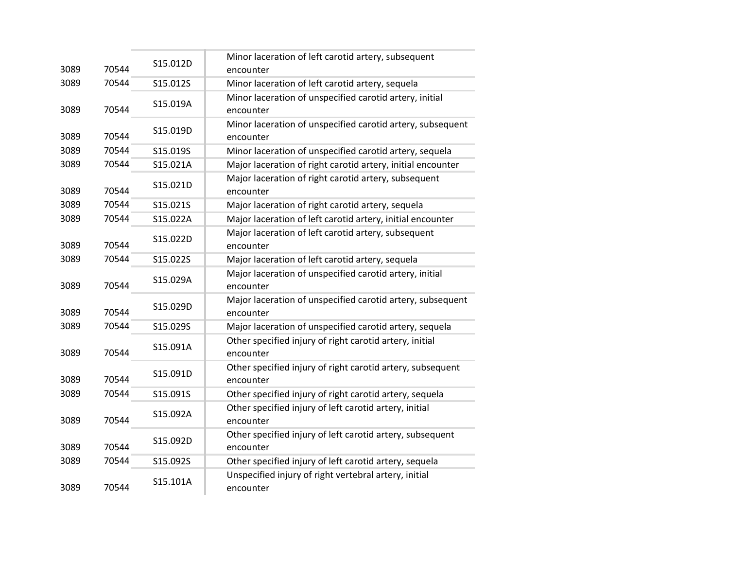| | | | |
|---|---|---|---|
| 3089 | 70544 | S15.012D | Minor laceration of left carotid artery, subsequent encounter |
| 3089 | 70544 | S15.012S | Minor laceration of left carotid artery, sequela |
| 3089 | 70544 | S15.019A | Minor laceration of unspecified carotid artery, initial encounter |
| 3089 | 70544 | S15.019D | Minor laceration of unspecified carotid artery, subsequent encounter |
| 3089 | 70544 | S15.019S | Minor laceration of unspecified carotid artery, sequela |
| 3089 | 70544 | S15.021A | Major laceration of right carotid artery, initial encounter |
| 3089 | 70544 | S15.021D | Major laceration of right carotid artery, subsequent encounter |
| 3089 | 70544 | S15.021S | Major laceration of right carotid artery, sequela |
| 3089 | 70544 | S15.022A | Major laceration of left carotid artery, initial encounter |
| 3089 | 70544 | S15.022D | Major laceration of left carotid artery, subsequent encounter |
| 3089 | 70544 | S15.022S | Major laceration of left carotid artery, sequela |
| 3089 | 70544 | S15.029A | Major laceration of unspecified carotid artery, initial encounter |
| 3089 | 70544 | S15.029D | Major laceration of unspecified carotid artery, subsequent encounter |
| 3089 | 70544 | S15.029S | Major laceration of unspecified carotid artery, sequela |
| 3089 | 70544 | S15.091A | Other specified injury of right carotid artery, initial encounter |
| 3089 | 70544 | S15.091D | Other specified injury of right carotid artery, subsequent encounter |
| 3089 | 70544 | S15.091S | Other specified injury of right carotid artery, sequela |
| 3089 | 70544 | S15.092A | Other specified injury of left carotid artery, initial encounter |
| 3089 | 70544 | S15.092D | Other specified injury of left carotid artery, subsequent encounter |
| 3089 | 70544 | S15.092S | Other specified injury of left carotid artery, sequela |
| 3089 | 70544 | S15.101A | Unspecified injury of right vertebral artery, initial encounter |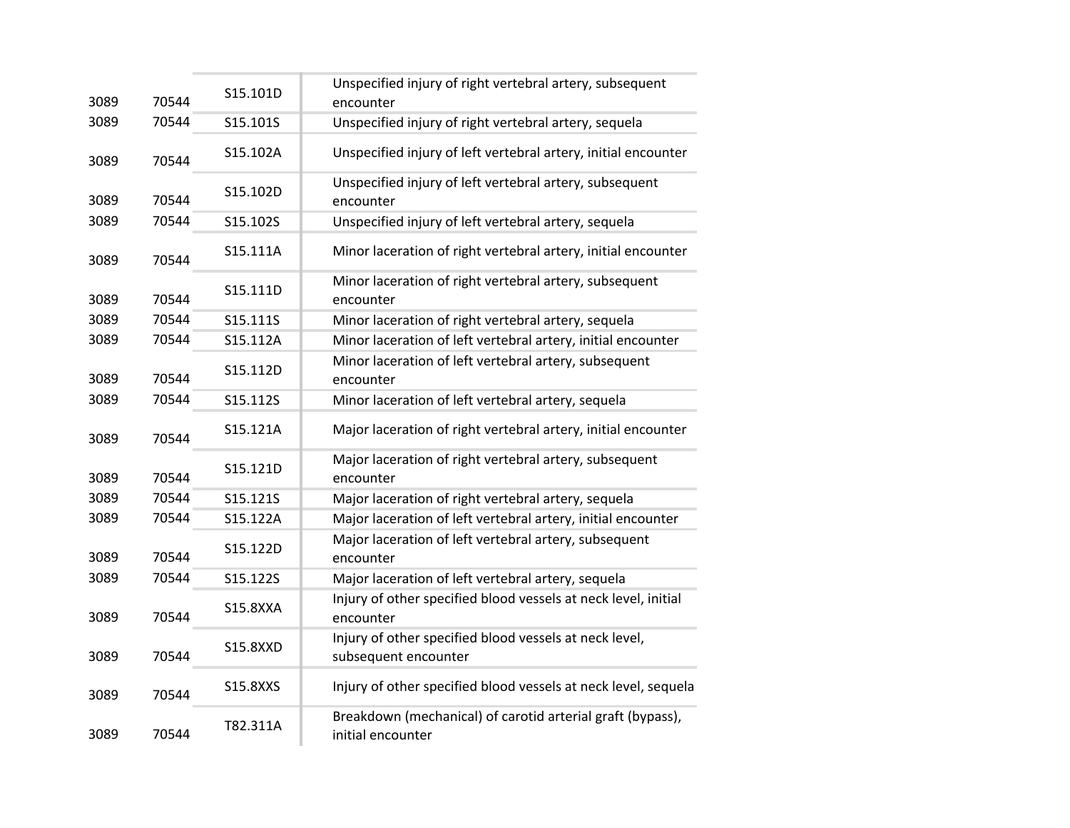| | | | |
|---|---|---|---|
| 3089 | 70544 | S15.101D | Unspecified injury of right vertebral artery, subsequent encounter |
| 3089 | 70544 | S15.101S | Unspecified injury of right vertebral artery, sequela |
| 3089 | 70544 | S15.102A | Unspecified injury of left vertebral artery, initial encounter |
| 3089 | 70544 | S15.102D | Unspecified injury of left vertebral artery, subsequent encounter |
| 3089 | 70544 | S15.102S | Unspecified injury of left vertebral artery, sequela |
| 3089 | 70544 | S15.111A | Minor laceration of right vertebral artery, initial encounter |
| 3089 | 70544 | S15.111D | Minor laceration of right vertebral artery, subsequent encounter |
| 3089 | 70544 | S15.111S | Minor laceration of right vertebral artery, sequela |
| 3089 | 70544 | S15.112A | Minor laceration of left vertebral artery, initial encounter |
| 3089 | 70544 | S15.112D | Minor laceration of left vertebral artery, subsequent encounter |
| 3089 | 70544 | S15.112S | Minor laceration of left vertebral artery, sequela |
| 3089 | 70544 | S15.121A | Major laceration of right vertebral artery, initial encounter |
| 3089 | 70544 | S15.121D | Major laceration of right vertebral artery, subsequent encounter |
| 3089 | 70544 | S15.121S | Major laceration of right vertebral artery, sequela |
| 3089 | 70544 | S15.122A | Major laceration of left vertebral artery, initial encounter |
| 3089 | 70544 | S15.122D | Major laceration of left vertebral artery, subsequent encounter |
| 3089 | 70544 | S15.122S | Major laceration of left vertebral artery, sequela |
| 3089 | 70544 | S15.8XXA | Injury of other specified blood vessels at neck level, initial encounter |
| 3089 | 70544 | S15.8XXD | Injury of other specified blood vessels at neck level, subsequent encounter |
| 3089 | 70544 | S15.8XXS | Injury of other specified blood vessels at neck level, sequela |
| 3089 | 70544 | T82.311A | Breakdown (mechanical) of carotid arterial graft (bypass), initial encounter |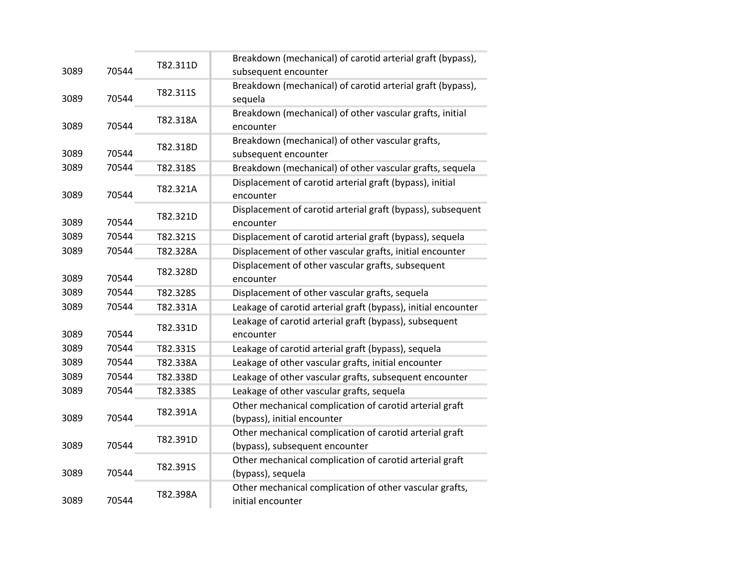| | | | |
|---|---|---|---|
| 3089 | 70544 | T82.311D | Breakdown (mechanical) of carotid arterial graft (bypass), subsequent encounter |
| 3089 | 70544 | T82.311S | Breakdown (mechanical) of carotid arterial graft (bypass), sequela |
| 3089 | 70544 | T82.318A | Breakdown (mechanical) of other vascular grafts, initial encounter |
| 3089 | 70544 | T82.318D | Breakdown (mechanical) of other vascular grafts, subsequent encounter |
| 3089 | 70544 | T82.318S | Breakdown (mechanical) of other vascular grafts, sequela |
| 3089 | 70544 | T82.321A | Displacement of carotid arterial graft (bypass), initial encounter |
| 3089 | 70544 | T82.321D | Displacement of carotid arterial graft (bypass), subsequent encounter |
| 3089 | 70544 | T82.321S | Displacement of carotid arterial graft (bypass), sequela |
| 3089 | 70544 | T82.328A | Displacement of other vascular grafts, initial encounter |
| 3089 | 70544 | T82.328D | Displacement of other vascular grafts, subsequent encounter |
| 3089 | 70544 | T82.328S | Displacement of other vascular grafts, sequela |
| 3089 | 70544 | T82.331A | Leakage of carotid arterial graft (bypass), initial encounter |
| 3089 | 70544 | T82.331D | Leakage of carotid arterial graft (bypass), subsequent encounter |
| 3089 | 70544 | T82.331S | Leakage of carotid arterial graft (bypass), sequela |
| 3089 | 70544 | T82.338A | Leakage of other vascular grafts, initial encounter |
| 3089 | 70544 | T82.338D | Leakage of other vascular grafts, subsequent encounter |
| 3089 | 70544 | T82.338S | Leakage of other vascular grafts, sequela |
| 3089 | 70544 | T82.391A | Other mechanical complication of carotid arterial graft (bypass), initial encounter |
| 3089 | 70544 | T82.391D | Other mechanical complication of carotid arterial graft (bypass), subsequent encounter |
| 3089 | 70544 | T82.391S | Other mechanical complication of carotid arterial graft (bypass), sequela |
| 3089 | 70544 | T82.398A | Other mechanical complication of other vascular grafts, initial encounter |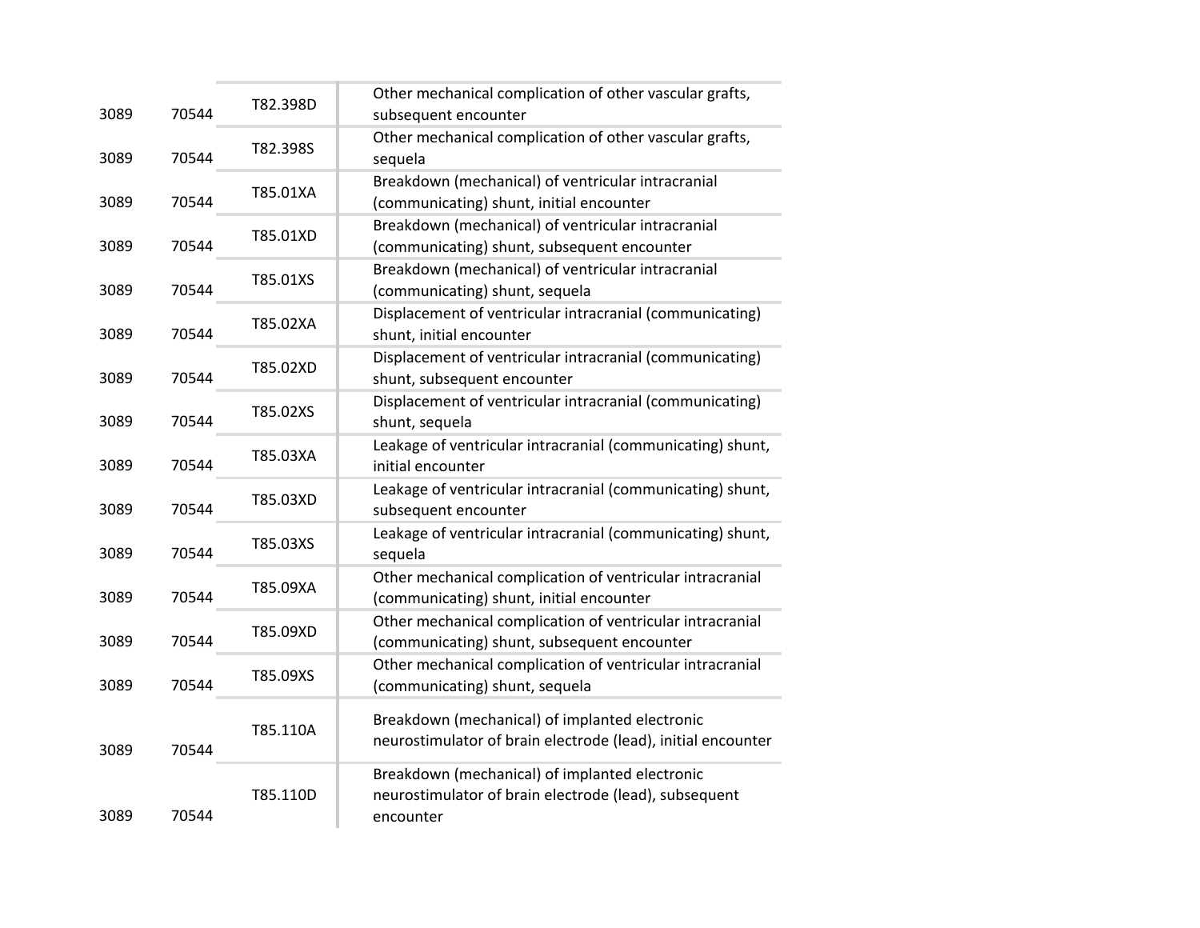| | | | |
|---|---|---|---|
| 3089 | 70544 | T82.398D | Other mechanical complication of other vascular grafts, subsequent encounter |
| 3089 | 70544 | T82.398S | Other mechanical complication of other vascular grafts, sequela |
| 3089 | 70544 | T85.01XA | Breakdown (mechanical) of ventricular intracranial (communicating) shunt, initial encounter |
| 3089 | 70544 | T85.01XD | Breakdown (mechanical) of ventricular intracranial (communicating) shunt, subsequent encounter |
| 3089 | 70544 | T85.01XS | Breakdown (mechanical) of ventricular intracranial (communicating) shunt, sequela |
| 3089 | 70544 | T85.02XA | Displacement of ventricular intracranial (communicating) shunt, initial encounter |
| 3089 | 70544 | T85.02XD | Displacement of ventricular intracranial (communicating) shunt, subsequent encounter |
| 3089 | 70544 | T85.02XS | Displacement of ventricular intracranial (communicating) shunt, sequela |
| 3089 | 70544 | T85.03XA | Leakage of ventricular intracranial (communicating) shunt, initial encounter |
| 3089 | 70544 | T85.03XD | Leakage of ventricular intracranial (communicating) shunt, subsequent encounter |
| 3089 | 70544 | T85.03XS | Leakage of ventricular intracranial (communicating) shunt, sequela |
| 3089 | 70544 | T85.09XA | Other mechanical complication of ventricular intracranial (communicating) shunt, initial encounter |
| 3089 | 70544 | T85.09XD | Other mechanical complication of ventricular intracranial (communicating) shunt, subsequent encounter |
| 3089 | 70544 | T85.09XS | Other mechanical complication of ventricular intracranial (communicating) shunt, sequela |
| 3089 | 70544 | T85.110A | Breakdown (mechanical) of implanted electronic neurostimulator of brain electrode (lead), initial encounter |
| 3089 | 70544 | T85.110D | Breakdown (mechanical) of implanted electronic neurostimulator of brain electrode (lead), subsequent encounter |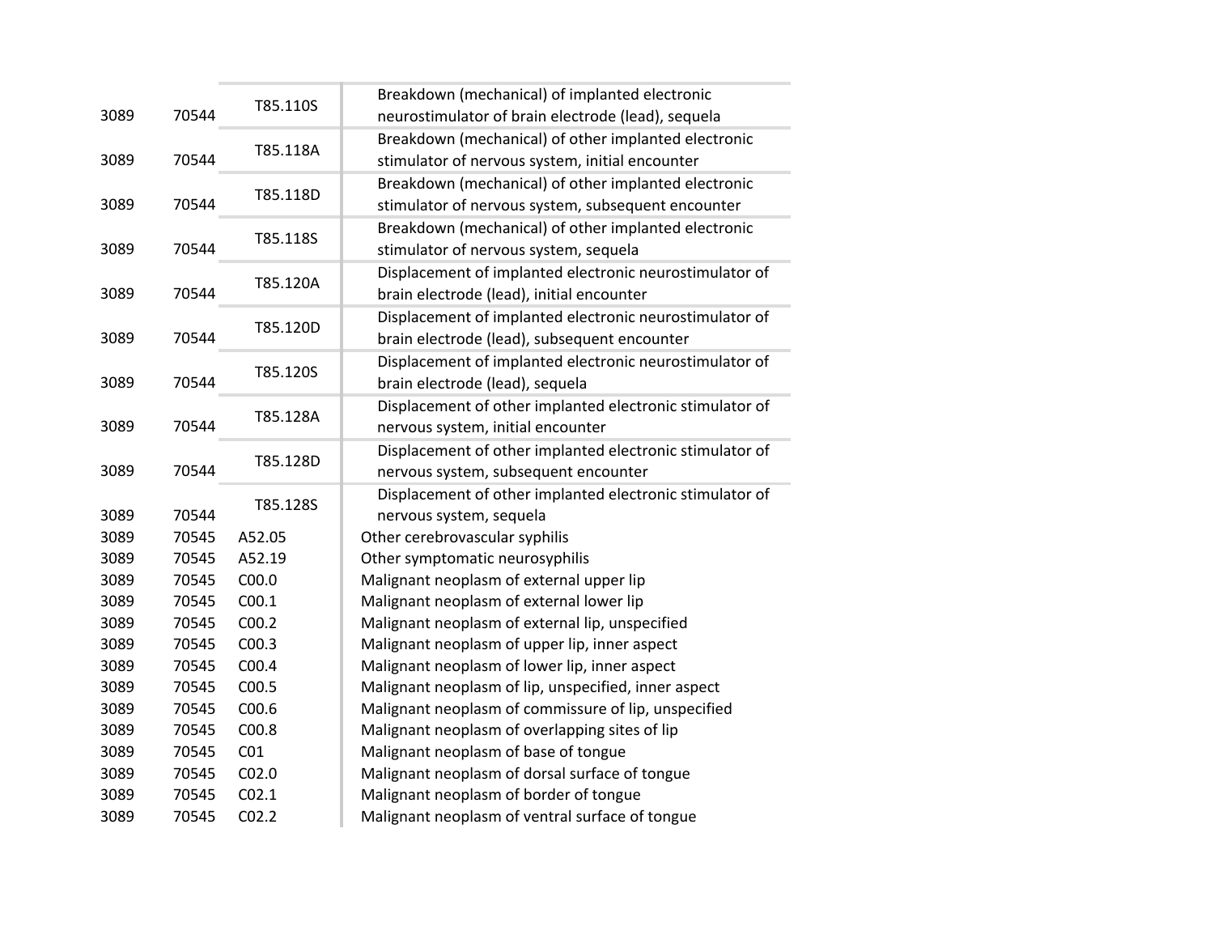| | | | |
|---|---|---|---|
| 3089 | 70544 | T85.110S | Breakdown (mechanical) of implanted electronic neurostimulator of brain electrode (lead), sequela |
| 3089 | 70544 | T85.118A | Breakdown (mechanical) of other implanted electronic stimulator of nervous system, initial encounter |
| 3089 | 70544 | T85.118D | Breakdown (mechanical) of other implanted electronic stimulator of nervous system, subsequent encounter |
| 3089 | 70544 | T85.118S | Breakdown (mechanical) of other implanted electronic stimulator of nervous system, sequela |
| 3089 | 70544 | T85.120A | Displacement of implanted electronic neurostimulator of brain electrode (lead), initial encounter |
| 3089 | 70544 | T85.120D | Displacement of implanted electronic neurostimulator of brain electrode (lead), subsequent encounter |
| 3089 | 70544 | T85.120S | Displacement of implanted electronic neurostimulator of brain electrode (lead), sequela |
| 3089 | 70544 | T85.128A | Displacement of other implanted electronic stimulator of nervous system, initial encounter |
| 3089 | 70544 | T85.128D | Displacement of other implanted electronic stimulator of nervous system, subsequent encounter |
| 3089 | 70544 | T85.128S | Displacement of other implanted electronic stimulator of nervous system, sequela |
| 3089 | 70545 | A52.05 | Other cerebrovascular syphilis |
| 3089 | 70545 | A52.19 | Other symptomatic neurosyphilis |
| 3089 | 70545 | C00.0 | Malignant neoplasm of external upper lip |
| 3089 | 70545 | C00.1 | Malignant neoplasm of external lower lip |
| 3089 | 70545 | C00.2 | Malignant neoplasm of external lip, unspecified |
| 3089 | 70545 | C00.3 | Malignant neoplasm of upper lip, inner aspect |
| 3089 | 70545 | C00.4 | Malignant neoplasm of lower lip, inner aspect |
| 3089 | 70545 | C00.5 | Malignant neoplasm of lip, unspecified, inner aspect |
| 3089 | 70545 | C00.6 | Malignant neoplasm of commissure of lip, unspecified |
| 3089 | 70545 | C00.8 | Malignant neoplasm of overlapping sites of lip |
| 3089 | 70545 | C01 | Malignant neoplasm of base of tongue |
| 3089 | 70545 | C02.0 | Malignant neoplasm of dorsal surface of tongue |
| 3089 | 70545 | C02.1 | Malignant neoplasm of border of tongue |
| 3089 | 70545 | C02.2 | Malignant neoplasm of ventral surface of tongue |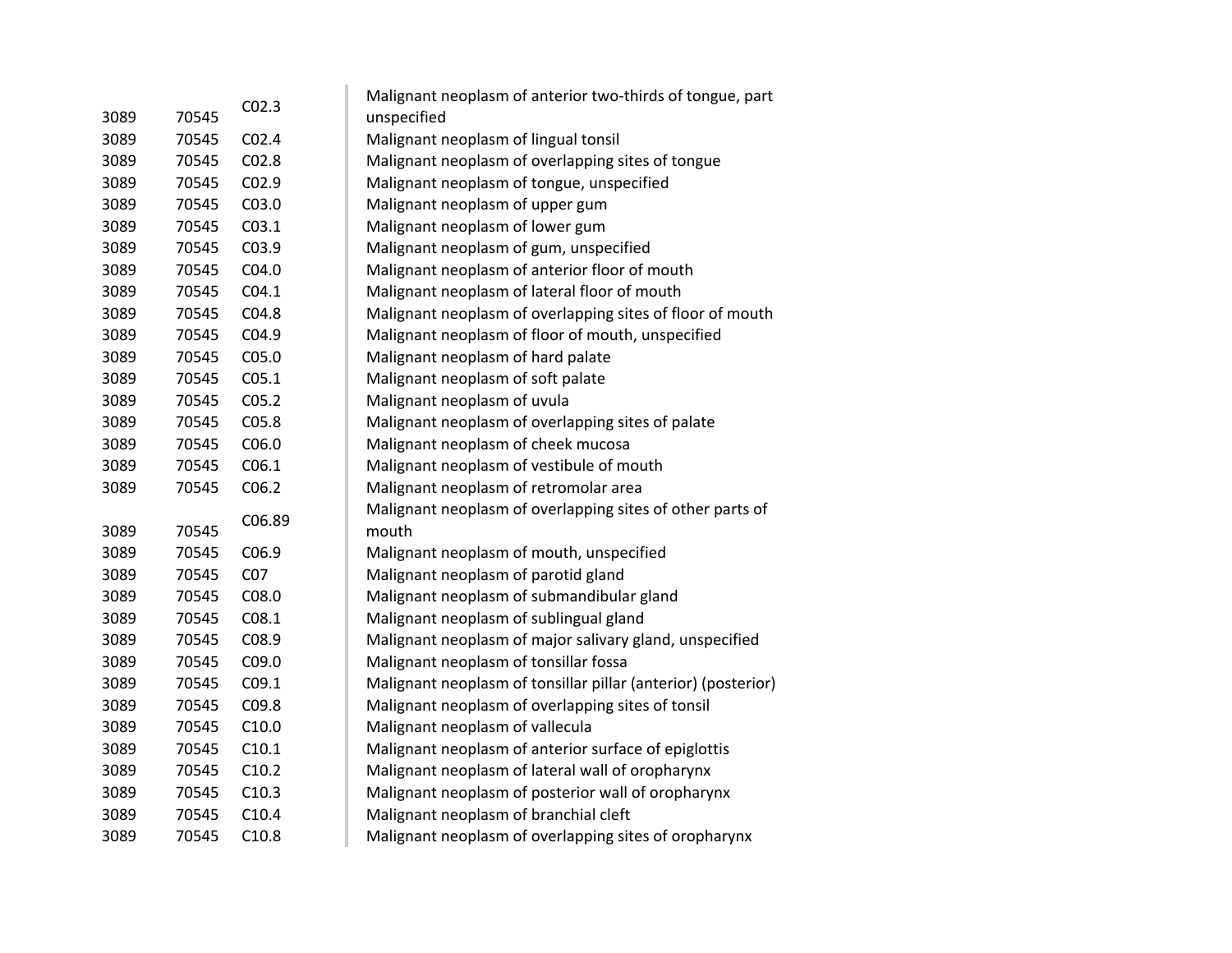| | | | |
|---|---|---|---|
| 3089 | 70545 | C02.3 | Malignant neoplasm of anterior two-thirds of tongue, part unspecified |
| 3089 | 70545 | C02.4 | Malignant neoplasm of lingual tonsil |
| 3089 | 70545 | C02.8 | Malignant neoplasm of overlapping sites of tongue |
| 3089 | 70545 | C02.9 | Malignant neoplasm of tongue, unspecified |
| 3089 | 70545 | C03.0 | Malignant neoplasm of upper gum |
| 3089 | 70545 | C03.1 | Malignant neoplasm of lower gum |
| 3089 | 70545 | C03.9 | Malignant neoplasm of gum, unspecified |
| 3089 | 70545 | C04.0 | Malignant neoplasm of anterior floor of mouth |
| 3089 | 70545 | C04.1 | Malignant neoplasm of lateral floor of mouth |
| 3089 | 70545 | C04.8 | Malignant neoplasm of overlapping sites of floor of mouth |
| 3089 | 70545 | C04.9 | Malignant neoplasm of floor of mouth, unspecified |
| 3089 | 70545 | C05.0 | Malignant neoplasm of hard palate |
| 3089 | 70545 | C05.1 | Malignant neoplasm of soft palate |
| 3089 | 70545 | C05.2 | Malignant neoplasm of uvula |
| 3089 | 70545 | C05.8 | Malignant neoplasm of overlapping sites of palate |
| 3089 | 70545 | C06.0 | Malignant neoplasm of cheek mucosa |
| 3089 | 70545 | C06.1 | Malignant neoplasm of vestibule of mouth |
| 3089 | 70545 | C06.2 | Malignant neoplasm of retromolar area |
| 3089 | 70545 | C06.89 | Malignant neoplasm of overlapping sites of other parts of mouth |
| 3089 | 70545 | C06.9 | Malignant neoplasm of mouth, unspecified |
| 3089 | 70545 | C07 | Malignant neoplasm of parotid gland |
| 3089 | 70545 | C08.0 | Malignant neoplasm of submandibular gland |
| 3089 | 70545 | C08.1 | Malignant neoplasm of sublingual gland |
| 3089 | 70545 | C08.9 | Malignant neoplasm of major salivary gland, unspecified |
| 3089 | 70545 | C09.0 | Malignant neoplasm of tonsillar fossa |
| 3089 | 70545 | C09.1 | Malignant neoplasm of tonsillar pillar (anterior) (posterior) |
| 3089 | 70545 | C09.8 | Malignant neoplasm of overlapping sites of tonsil |
| 3089 | 70545 | C10.0 | Malignant neoplasm of vallecula |
| 3089 | 70545 | C10.1 | Malignant neoplasm of anterior surface of epiglottis |
| 3089 | 70545 | C10.2 | Malignant neoplasm of lateral wall of oropharynx |
| 3089 | 70545 | C10.3 | Malignant neoplasm of posterior wall of oropharynx |
| 3089 | 70545 | C10.4 | Malignant neoplasm of branchial cleft |
| 3089 | 70545 | C10.8 | Malignant neoplasm of overlapping sites of oropharynx |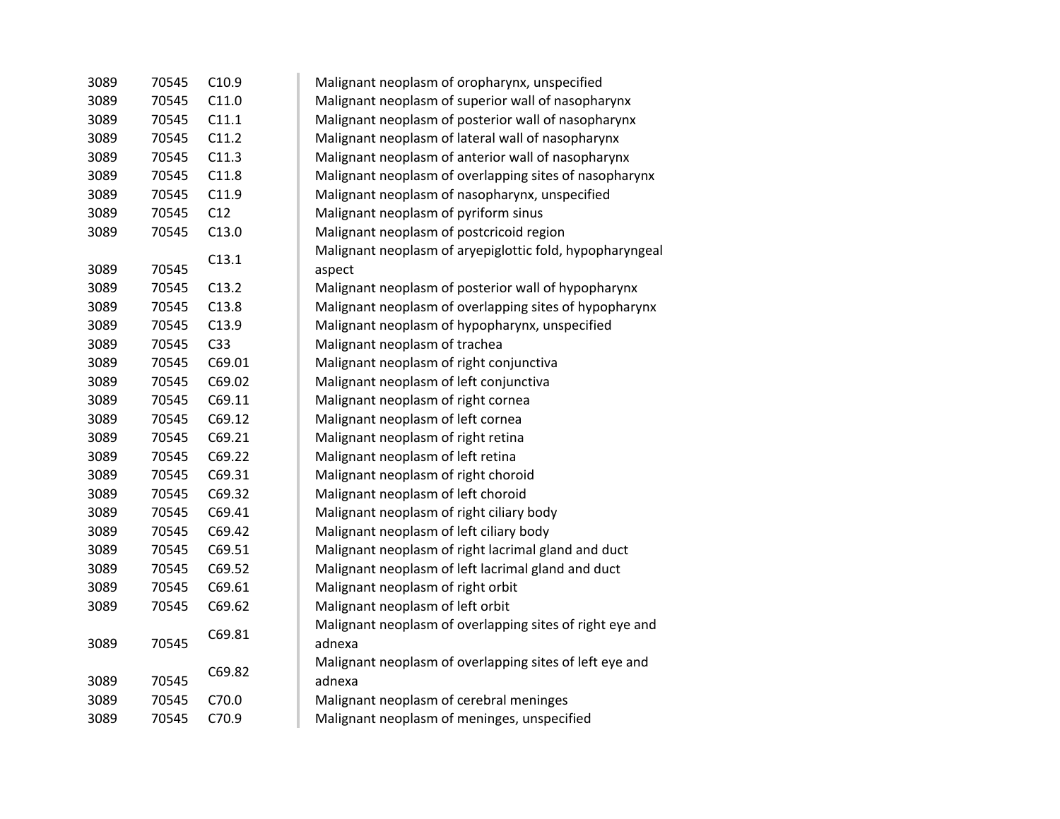| | | | |
|---|---|---|---|
| 3089 | 70545 | C10.9 | Malignant neoplasm of oropharynx, unspecified |
| 3089 | 70545 | C11.0 | Malignant neoplasm of superior wall of nasopharynx |
| 3089 | 70545 | C11.1 | Malignant neoplasm of posterior wall of nasopharynx |
| 3089 | 70545 | C11.2 | Malignant neoplasm of lateral wall of nasopharynx |
| 3089 | 70545 | C11.3 | Malignant neoplasm of anterior wall of nasopharynx |
| 3089 | 70545 | C11.8 | Malignant neoplasm of overlapping sites of nasopharynx |
| 3089 | 70545 | C11.9 | Malignant neoplasm of nasopharynx, unspecified |
| 3089 | 70545 | C12 | Malignant neoplasm of pyriform sinus |
| 3089 | 70545 | C13.0 | Malignant neoplasm of postcricoid region |
| 3089 | 70545 | C13.1 | Malignant neoplasm of aryepiglottic fold, hypopharyngeal aspect |
| 3089 | 70545 | C13.2 | Malignant neoplasm of posterior wall of hypopharynx |
| 3089 | 70545 | C13.8 | Malignant neoplasm of overlapping sites of hypopharynx |
| 3089 | 70545 | C13.9 | Malignant neoplasm of hypopharynx, unspecified |
| 3089 | 70545 | C33 | Malignant neoplasm of trachea |
| 3089 | 70545 | C69.01 | Malignant neoplasm of right conjunctiva |
| 3089 | 70545 | C69.02 | Malignant neoplasm of left conjunctiva |
| 3089 | 70545 | C69.11 | Malignant neoplasm of right cornea |
| 3089 | 70545 | C69.12 | Malignant neoplasm of left cornea |
| 3089 | 70545 | C69.21 | Malignant neoplasm of right retina |
| 3089 | 70545 | C69.22 | Malignant neoplasm of left retina |
| 3089 | 70545 | C69.31 | Malignant neoplasm of right choroid |
| 3089 | 70545 | C69.32 | Malignant neoplasm of left choroid |
| 3089 | 70545 | C69.41 | Malignant neoplasm of right ciliary body |
| 3089 | 70545 | C69.42 | Malignant neoplasm of left ciliary body |
| 3089 | 70545 | C69.51 | Malignant neoplasm of right lacrimal gland and duct |
| 3089 | 70545 | C69.52 | Malignant neoplasm of left lacrimal gland and duct |
| 3089 | 70545 | C69.61 | Malignant neoplasm of right orbit |
| 3089 | 70545 | C69.62 | Malignant neoplasm of left orbit |
| 3089 | 70545 | C69.81 | Malignant neoplasm of overlapping sites of right eye and adnexa |
| 3089 | 70545 | C69.82 | Malignant neoplasm of overlapping sites of left eye and adnexa |
| 3089 | 70545 | C70.0 | Malignant neoplasm of cerebral meninges |
| 3089 | 70545 | C70.9 | Malignant neoplasm of meninges, unspecified |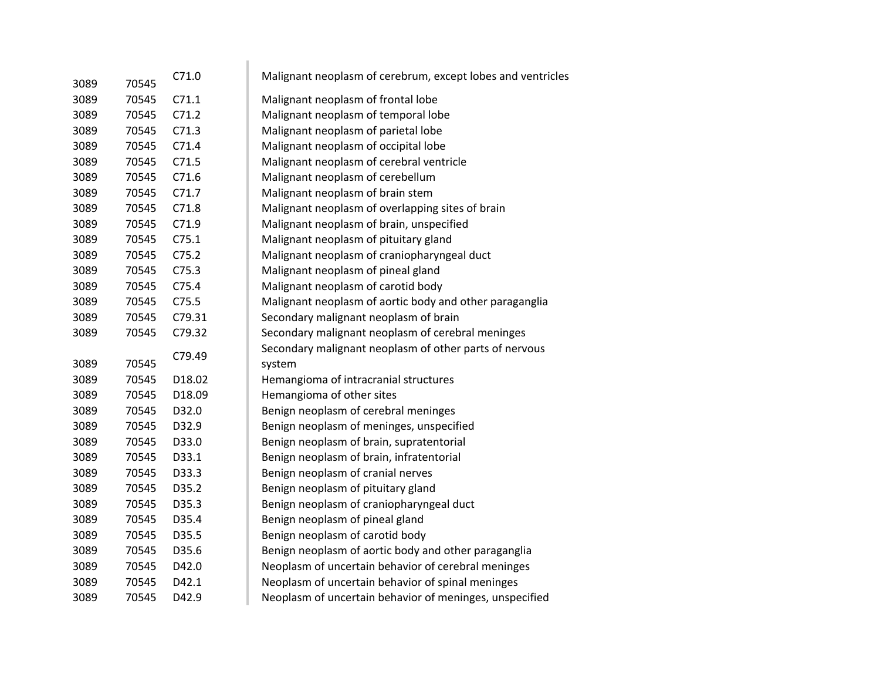| | | | |
|---|---|---|---|
| 3089 | 70545 | C71.0 | Malignant neoplasm of cerebrum, except lobes and ventricles |
| 3089 | 70545 | C71.1 | Malignant neoplasm of frontal lobe |
| 3089 | 70545 | C71.2 | Malignant neoplasm of temporal lobe |
| 3089 | 70545 | C71.3 | Malignant neoplasm of parietal lobe |
| 3089 | 70545 | C71.4 | Malignant neoplasm of occipital lobe |
| 3089 | 70545 | C71.5 | Malignant neoplasm of cerebral ventricle |
| 3089 | 70545 | C71.6 | Malignant neoplasm of cerebellum |
| 3089 | 70545 | C71.7 | Malignant neoplasm of brain stem |
| 3089 | 70545 | C71.8 | Malignant neoplasm of overlapping sites of brain |
| 3089 | 70545 | C71.9 | Malignant neoplasm of brain, unspecified |
| 3089 | 70545 | C75.1 | Malignant neoplasm of pituitary gland |
| 3089 | 70545 | C75.2 | Malignant neoplasm of craniopharyngeal duct |
| 3089 | 70545 | C75.3 | Malignant neoplasm of pineal gland |
| 3089 | 70545 | C75.4 | Malignant neoplasm of carotid body |
| 3089 | 70545 | C75.5 | Malignant neoplasm of aortic body and other paraganglia |
| 3089 | 70545 | C79.31 | Secondary malignant neoplasm of brain |
| 3089 | 70545 | C79.32 | Secondary malignant neoplasm of cerebral meninges |
| 3089 | 70545 | C79.49 | Secondary malignant neoplasm of other parts of nervous system |
| 3089 | 70545 | D18.02 | Hemangioma of intracranial structures |
| 3089 | 70545 | D18.09 | Hemangioma of other sites |
| 3089 | 70545 | D32.0 | Benign neoplasm of cerebral meninges |
| 3089 | 70545 | D32.9 | Benign neoplasm of meninges, unspecified |
| 3089 | 70545 | D33.0 | Benign neoplasm of brain, supratentorial |
| 3089 | 70545 | D33.1 | Benign neoplasm of brain, infratentorial |
| 3089 | 70545 | D33.3 | Benign neoplasm of cranial nerves |
| 3089 | 70545 | D35.2 | Benign neoplasm of pituitary gland |
| 3089 | 70545 | D35.3 | Benign neoplasm of craniopharyngeal duct |
| 3089 | 70545 | D35.4 | Benign neoplasm of pineal gland |
| 3089 | 70545 | D35.5 | Benign neoplasm of carotid body |
| 3089 | 70545 | D35.6 | Benign neoplasm of aortic body and other paraganglia |
| 3089 | 70545 | D42.0 | Neoplasm of uncertain behavior of cerebral meninges |
| 3089 | 70545 | D42.1 | Neoplasm of uncertain behavior of spinal meninges |
| 3089 | 70545 | D42.9 | Neoplasm of uncertain behavior of meninges, unspecified |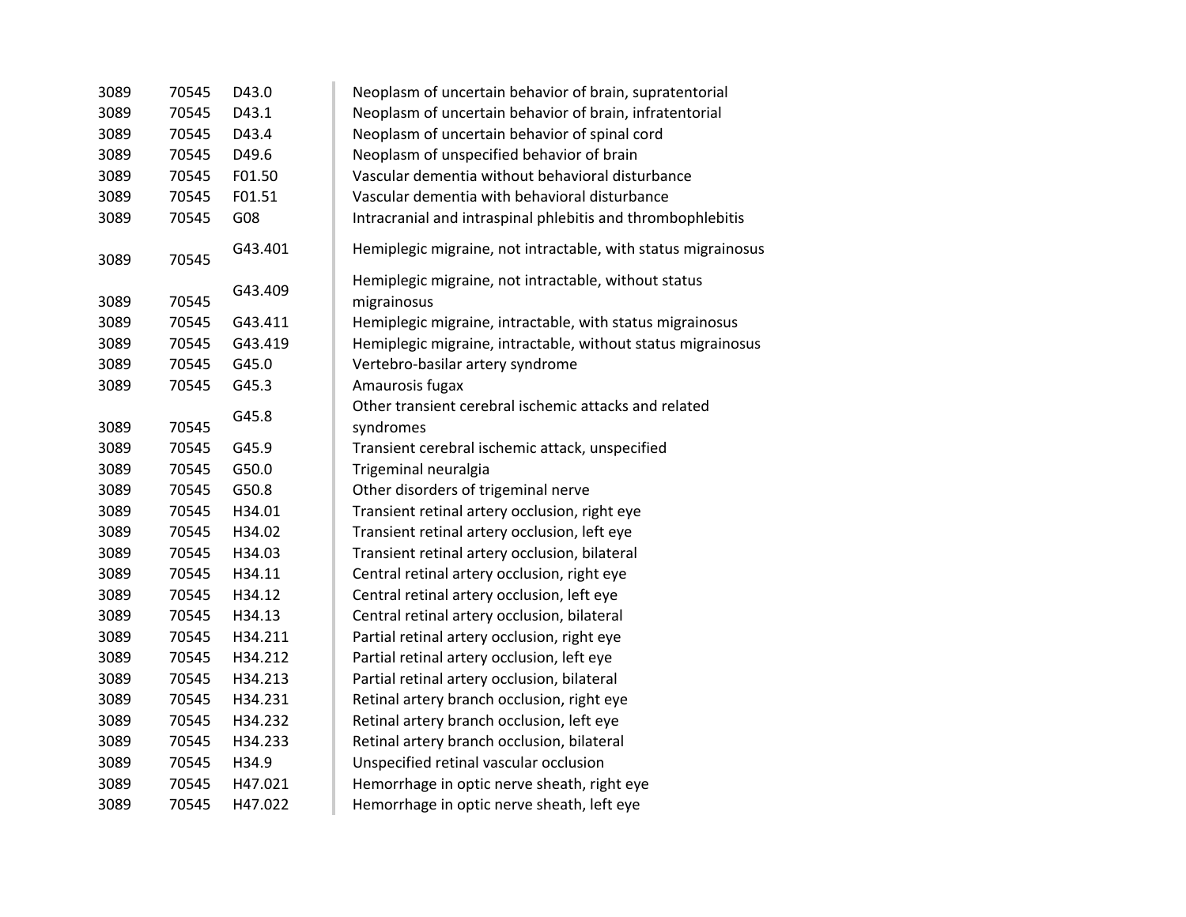| | | | |
|---|---|---|---|
| 3089 | 70545 | D43.0 | Neoplasm of uncertain behavior of brain, supratentorial |
| 3089 | 70545 | D43.1 | Neoplasm of uncertain behavior of brain, infratentorial |
| 3089 | 70545 | D43.4 | Neoplasm of uncertain behavior of spinal cord |
| 3089 | 70545 | D49.6 | Neoplasm of unspecified behavior of brain |
| 3089 | 70545 | F01.50 | Vascular dementia without behavioral disturbance |
| 3089 | 70545 | F01.51 | Vascular dementia with behavioral disturbance |
| 3089 | 70545 | G08 | Intracranial and intraspinal phlebitis and thrombophlebitis |
| 3089 | 70545 | G43.401 | Hemiplegic migraine, not intractable, with status migrainosus |
| 3089 | 70545 | G43.409 | Hemiplegic migraine, not intractable, without status migrainosus |
| 3089 | 70545 | G43.411 | Hemiplegic migraine, intractable, with status migrainosus |
| 3089 | 70545 | G43.419 | Hemiplegic migraine, intractable, without status migrainosus |
| 3089 | 70545 | G45.0 | Vertebro-basilar artery syndrome |
| 3089 | 70545 | G45.3 | Amaurosis fugax |
| 3089 | 70545 | G45.8 | Other transient cerebral ischemic attacks and related syndromes |
| 3089 | 70545 | G45.9 | Transient cerebral ischemic attack, unspecified |
| 3089 | 70545 | G50.0 | Trigeminal neuralgia |
| 3089 | 70545 | G50.8 | Other disorders of trigeminal nerve |
| 3089 | 70545 | H34.01 | Transient retinal artery occlusion, right eye |
| 3089 | 70545 | H34.02 | Transient retinal artery occlusion, left eye |
| 3089 | 70545 | H34.03 | Transient retinal artery occlusion, bilateral |
| 3089 | 70545 | H34.11 | Central retinal artery occlusion, right eye |
| 3089 | 70545 | H34.12 | Central retinal artery occlusion, left eye |
| 3089 | 70545 | H34.13 | Central retinal artery occlusion, bilateral |
| 3089 | 70545 | H34.211 | Partial retinal artery occlusion, right eye |
| 3089 | 70545 | H34.212 | Partial retinal artery occlusion, left eye |
| 3089 | 70545 | H34.213 | Partial retinal artery occlusion, bilateral |
| 3089 | 70545 | H34.231 | Retinal artery branch occlusion, right eye |
| 3089 | 70545 | H34.232 | Retinal artery branch occlusion, left eye |
| 3089 | 70545 | H34.233 | Retinal artery branch occlusion, bilateral |
| 3089 | 70545 | H34.9 | Unspecified retinal vascular occlusion |
| 3089 | 70545 | H47.021 | Hemorrhage in optic nerve sheath, right eye |
| 3089 | 70545 | H47.022 | Hemorrhage in optic nerve sheath, left eye |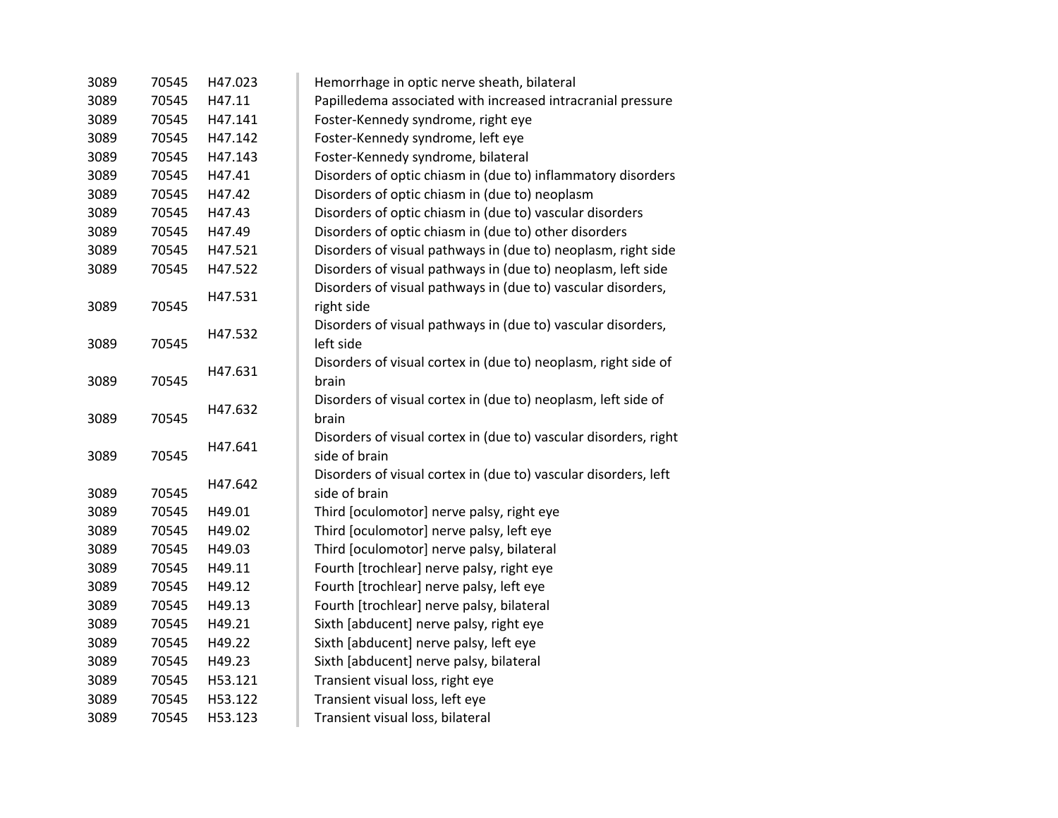| | | | |
|---|---|---|---|
| 3089 | 70545 | H47.023 | Hemorrhage in optic nerve sheath, bilateral |
| 3089 | 70545 | H47.11 | Papilledema associated with increased intracranial pressure |
| 3089 | 70545 | H47.141 | Foster-Kennedy syndrome, right eye |
| 3089 | 70545 | H47.142 | Foster-Kennedy syndrome, left eye |
| 3089 | 70545 | H47.143 | Foster-Kennedy syndrome, bilateral |
| 3089 | 70545 | H47.41 | Disorders of optic chiasm in (due to) inflammatory disorders |
| 3089 | 70545 | H47.42 | Disorders of optic chiasm in (due to) neoplasm |
| 3089 | 70545 | H47.43 | Disorders of optic chiasm in (due to) vascular disorders |
| 3089 | 70545 | H47.49 | Disorders of optic chiasm in (due to) other disorders |
| 3089 | 70545 | H47.521 | Disorders of visual pathways in (due to) neoplasm, right side |
| 3089 | 70545 | H47.522 | Disorders of visual pathways in (due to) neoplasm, left side |
| 3089 | 70545 | H47.531 | Disorders of visual pathways in (due to) vascular disorders, right side |
| 3089 | 70545 | H47.532 | Disorders of visual pathways in (due to) vascular disorders, left side |
| 3089 | 70545 | H47.631 | Disorders of visual cortex in (due to) neoplasm, right side of brain |
| 3089 | 70545 | H47.632 | Disorders of visual cortex in (due to) neoplasm, left side of brain |
| 3089 | 70545 | H47.641 | Disorders of visual cortex in (due to) vascular disorders, right side of brain |
| 3089 | 70545 | H47.642 | Disorders of visual cortex in (due to) vascular disorders, left side of brain |
| 3089 | 70545 | H49.01 | Third [oculomotor] nerve palsy, right eye |
| 3089 | 70545 | H49.02 | Third [oculomotor] nerve palsy, left eye |
| 3089 | 70545 | H49.03 | Third [oculomotor] nerve palsy, bilateral |
| 3089 | 70545 | H49.11 | Fourth [trochlear] nerve palsy, right eye |
| 3089 | 70545 | H49.12 | Fourth [trochlear] nerve palsy, left eye |
| 3089 | 70545 | H49.13 | Fourth [trochlear] nerve palsy, bilateral |
| 3089 | 70545 | H49.21 | Sixth [abducent] nerve palsy, right eye |
| 3089 | 70545 | H49.22 | Sixth [abducent] nerve palsy, left eye |
| 3089 | 70545 | H49.23 | Sixth [abducent] nerve palsy, bilateral |
| 3089 | 70545 | H53.121 | Transient visual loss, right eye |
| 3089 | 70545 | H53.122 | Transient visual loss, left eye |
| 3089 | 70545 | H53.123 | Transient visual loss, bilateral |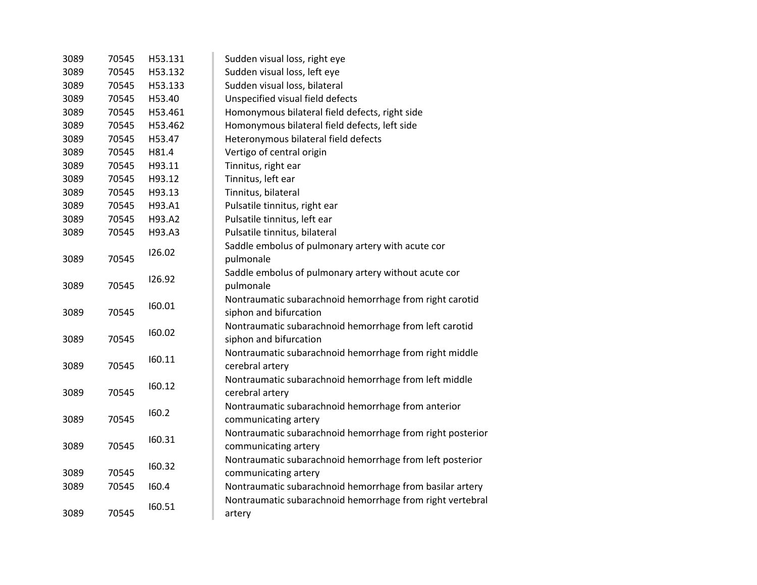| | | | |
|---|---|---|---|
| 3089 | 70545 | H53.131 | Sudden visual loss, right eye |
| 3089 | 70545 | H53.132 | Sudden visual loss, left eye |
| 3089 | 70545 | H53.133 | Sudden visual loss, bilateral |
| 3089 | 70545 | H53.40 | Unspecified visual field defects |
| 3089 | 70545 | H53.461 | Homonymous bilateral field defects, right side |
| 3089 | 70545 | H53.462 | Homonymous bilateral field defects, left side |
| 3089 | 70545 | H53.47 | Heteronymous bilateral field defects |
| 3089 | 70545 | H81.4 | Vertigo of central origin |
| 3089 | 70545 | H93.11 | Tinnitus, right ear |
| 3089 | 70545 | H93.12 | Tinnitus, left ear |
| 3089 | 70545 | H93.13 | Tinnitus, bilateral |
| 3089 | 70545 | H93.A1 | Pulsatile tinnitus, right ear |
| 3089 | 70545 | H93.A2 | Pulsatile tinnitus, left ear |
| 3089 | 70545 | H93.A3 | Pulsatile tinnitus, bilateral |
| 3089 | 70545 | I26.02 | Saddle embolus of pulmonary artery with acute cor pulmonale |
| 3089 | 70545 | I26.92 | Saddle embolus of pulmonary artery without acute cor pulmonale |
| 3089 | 70545 | I60.01 | Nontraumatic subarachnoid hemorrhage from right carotid siphon and bifurcation |
| 3089 | 70545 | I60.02 | Nontraumatic subarachnoid hemorrhage from left carotid siphon and bifurcation |
| 3089 | 70545 | I60.11 | Nontraumatic subarachnoid hemorrhage from right middle cerebral artery |
| 3089 | 70545 | I60.12 | Nontraumatic subarachnoid hemorrhage from left middle cerebral artery |
| 3089 | 70545 | I60.2 | Nontraumatic subarachnoid hemorrhage from anterior communicating artery |
| 3089 | 70545 | I60.31 | Nontraumatic subarachnoid hemorrhage from right posterior communicating artery |
| 3089 | 70545 | I60.32 | Nontraumatic subarachnoid hemorrhage from left posterior communicating artery |
| 3089 | 70545 | I60.4 | Nontraumatic subarachnoid hemorrhage from basilar artery |
| 3089 | 70545 | I60.51 | Nontraumatic subarachnoid hemorrhage from right vertebral artery |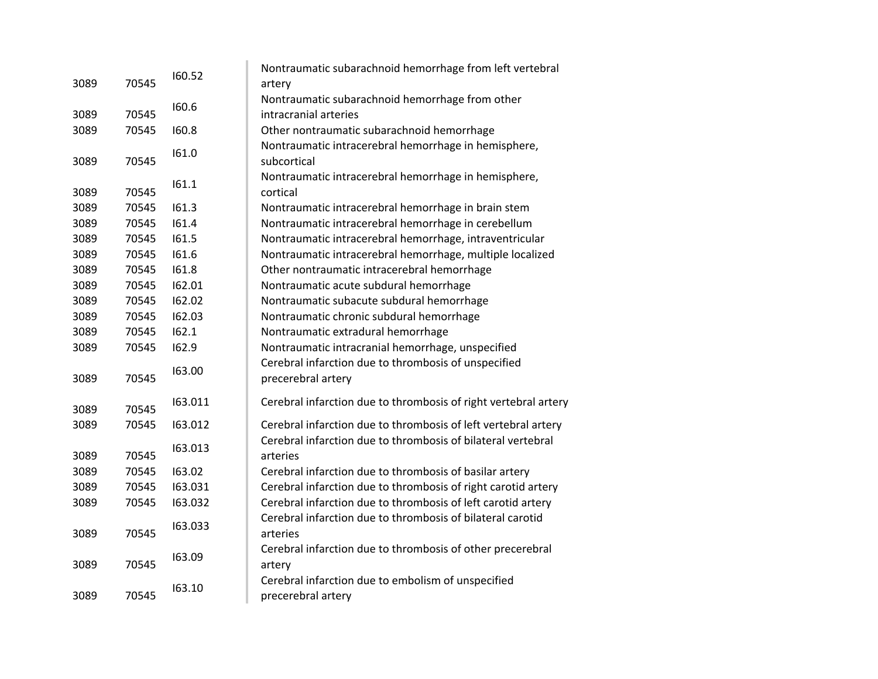| | | | |
|---|---|---|---|
| 3089 | 70545 | I60.52 | Nontraumatic subarachnoid hemorrhage from left vertebral artery |
| 3089 | 70545 | I60.6 | Nontraumatic subarachnoid hemorrhage from other intracranial arteries |
| 3089 | 70545 | I60.8 | Other nontraumatic subarachnoid hemorrhage |
| 3089 | 70545 | I61.0 | Nontraumatic intracerebral hemorrhage in hemisphere, subcortical |
| 3089 | 70545 | I61.1 | Nontraumatic intracerebral hemorrhage in hemisphere, cortical |
| 3089 | 70545 | I61.3 | Nontraumatic intracerebral hemorrhage in brain stem |
| 3089 | 70545 | I61.4 | Nontraumatic intracerebral hemorrhage in cerebellum |
| 3089 | 70545 | I61.5 | Nontraumatic intracerebral hemorrhage, intraventricular |
| 3089 | 70545 | I61.6 | Nontraumatic intracerebral hemorrhage, multiple localized |
| 3089 | 70545 | I61.8 | Other nontraumatic intracerebral hemorrhage |
| 3089 | 70545 | I62.01 | Nontraumatic acute subdural hemorrhage |
| 3089 | 70545 | I62.02 | Nontraumatic subacute subdural hemorrhage |
| 3089 | 70545 | I62.03 | Nontraumatic chronic subdural hemorrhage |
| 3089 | 70545 | I62.1 | Nontraumatic extradural hemorrhage |
| 3089 | 70545 | I62.9 | Nontraumatic intracranial hemorrhage, unspecified |
| 3089 | 70545 | I63.00 | Cerebral infarction due to thrombosis of unspecified precerebral artery |
| 3089 | 70545 | I63.011 | Cerebral infarction due to thrombosis of right vertebral artery |
| 3089 | 70545 | I63.012 | Cerebral infarction due to thrombosis of left vertebral artery |
| 3089 | 70545 | I63.013 | Cerebral infarction due to thrombosis of bilateral vertebral arteries |
| 3089 | 70545 | I63.02 | Cerebral infarction due to thrombosis of basilar artery |
| 3089 | 70545 | I63.031 | Cerebral infarction due to thrombosis of right carotid artery |
| 3089 | 70545 | I63.032 | Cerebral infarction due to thrombosis of left carotid artery |
| 3089 | 70545 | I63.033 | Cerebral infarction due to thrombosis of bilateral carotid arteries |
| 3089 | 70545 | I63.09 | Cerebral infarction due to thrombosis of other precerebral artery |
| 3089 | 70545 | I63.10 | Cerebral infarction due to embolism of unspecified precerebral artery |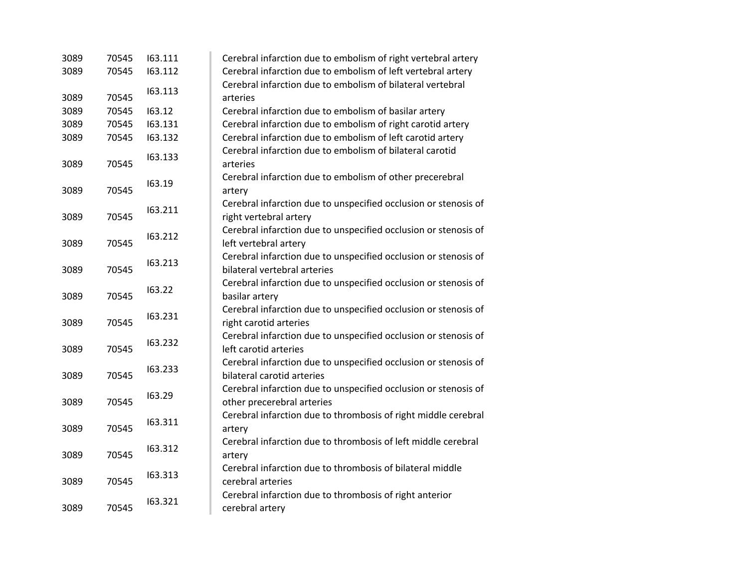| | | | |
|---|---|---|---|
| 3089 | 70545 | I63.111 | Cerebral infarction due to embolism of right vertebral artery |
| 3089 | 70545 | I63.112 | Cerebral infarction due to embolism of left vertebral artery |
| 3089 | 70545 | I63.113 | Cerebral infarction due to embolism of bilateral vertebral arteries |
| 3089 | 70545 | I63.12 | Cerebral infarction due to embolism of basilar artery |
| 3089 | 70545 | I63.131 | Cerebral infarction due to embolism of right carotid artery |
| 3089 | 70545 | I63.132 | Cerebral infarction due to embolism of left carotid artery |
| 3089 | 70545 | I63.133 | Cerebral infarction due to embolism of bilateral carotid arteries |
| 3089 | 70545 | I63.19 | Cerebral infarction due to embolism of other precerebral artery |
| 3089 | 70545 | I63.211 | Cerebral infarction due to unspecified occlusion or stenosis of right vertebral artery |
| 3089 | 70545 | I63.212 | Cerebral infarction due to unspecified occlusion or stenosis of left vertebral artery |
| 3089 | 70545 | I63.213 | Cerebral infarction due to unspecified occlusion or stenosis of bilateral vertebral arteries |
| 3089 | 70545 | I63.22 | Cerebral infarction due to unspecified occlusion or stenosis of basilar artery |
| 3089 | 70545 | I63.231 | Cerebral infarction due to unspecified occlusion or stenosis of right carotid arteries |
| 3089 | 70545 | I63.232 | Cerebral infarction due to unspecified occlusion or stenosis of left carotid arteries |
| 3089 | 70545 | I63.233 | Cerebral infarction due to unspecified occlusion or stenosis of bilateral carotid arteries |
| 3089 | 70545 | I63.29 | Cerebral infarction due to unspecified occlusion or stenosis of other precerebral arteries |
| 3089 | 70545 | I63.311 | Cerebral infarction due to thrombosis of right middle cerebral artery |
| 3089 | 70545 | I63.312 | Cerebral infarction due to thrombosis of left middle cerebral artery |
| 3089 | 70545 | I63.313 | Cerebral infarction due to thrombosis of bilateral middle cerebral arteries |
| 3089 | 70545 | I63.321 | Cerebral infarction due to thrombosis of right anterior cerebral artery |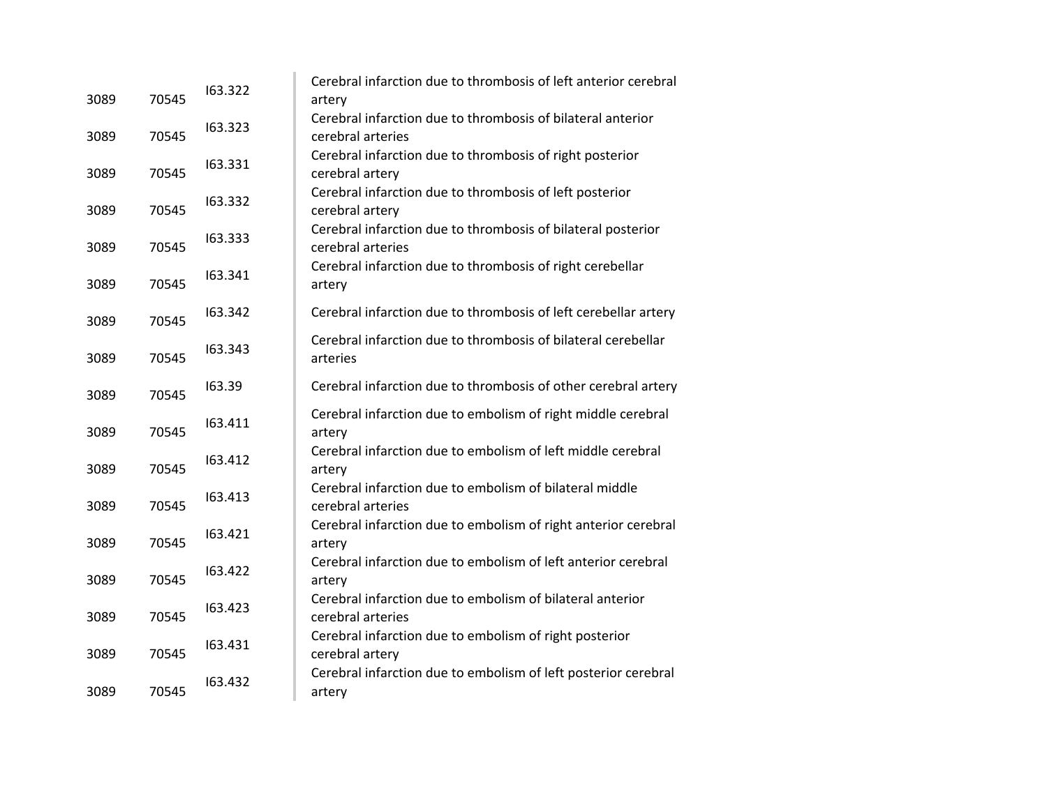| | | | |
|---|---|---|---|
| 3089 | 70545 | I63.322 | Cerebral infarction due to thrombosis of left anterior cerebral artery |
| 3089 | 70545 | I63.323 | Cerebral infarction due to thrombosis of bilateral anterior cerebral arteries |
| 3089 | 70545 | I63.331 | Cerebral infarction due to thrombosis of right posterior cerebral artery |
| 3089 | 70545 | I63.332 | Cerebral infarction due to thrombosis of left posterior cerebral artery |
| 3089 | 70545 | I63.333 | Cerebral infarction due to thrombosis of bilateral posterior cerebral arteries |
| 3089 | 70545 | I63.341 | Cerebral infarction due to thrombosis of right cerebellar artery |
| 3089 | 70545 | I63.342 | Cerebral infarction due to thrombosis of left cerebellar artery |
| 3089 | 70545 | I63.343 | Cerebral infarction due to thrombosis of bilateral cerebellar arteries |
| 3089 | 70545 | I63.39 | Cerebral infarction due to thrombosis of other cerebral artery |
| 3089 | 70545 | I63.411 | Cerebral infarction due to embolism of right middle cerebral artery |
| 3089 | 70545 | I63.412 | Cerebral infarction due to embolism of left middle cerebral artery |
| 3089 | 70545 | I63.413 | Cerebral infarction due to embolism of bilateral middle cerebral arteries |
| 3089 | 70545 | I63.421 | Cerebral infarction due to embolism of right anterior cerebral artery |
| 3089 | 70545 | I63.422 | Cerebral infarction due to embolism of left anterior cerebral artery |
| 3089 | 70545 | I63.423 | Cerebral infarction due to embolism of bilateral anterior cerebral arteries |
| 3089 | 70545 | I63.431 | Cerebral infarction due to embolism of right posterior cerebral artery |
| 3089 | 70545 | I63.432 | Cerebral infarction due to embolism of left posterior cerebral artery |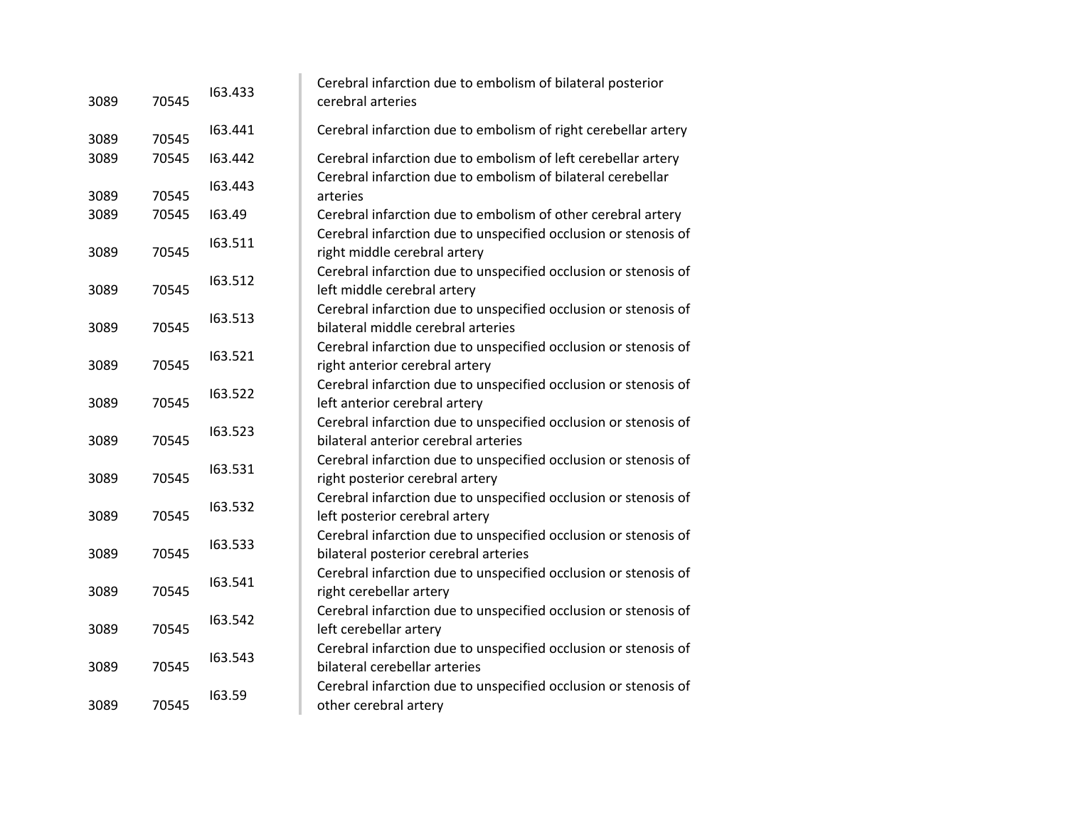| | | | |
|---|---|---|---|
| 3089 | 70545 | I63.433 | Cerebral infarction due to embolism of bilateral posterior cerebral arteries |
| 3089 | 70545 | I63.441 | Cerebral infarction due to embolism of right cerebellar artery |
| 3089 | 70545 | I63.442 | Cerebral infarction due to embolism of left cerebellar artery |
| 3089 | 70545 | I63.443 | Cerebral infarction due to embolism of bilateral cerebellar arteries |
| 3089 | 70545 | I63.49 | Cerebral infarction due to embolism of other cerebral artery |
| 3089 | 70545 | I63.511 | Cerebral infarction due to unspecified occlusion or stenosis of right middle cerebral artery |
| 3089 | 70545 | I63.512 | Cerebral infarction due to unspecified occlusion or stenosis of left middle cerebral artery |
| 3089 | 70545 | I63.513 | Cerebral infarction due to unspecified occlusion or stenosis of bilateral middle cerebral arteries |
| 3089 | 70545 | I63.521 | Cerebral infarction due to unspecified occlusion or stenosis of right anterior cerebral artery |
| 3089 | 70545 | I63.522 | Cerebral infarction due to unspecified occlusion or stenosis of left anterior cerebral artery |
| 3089 | 70545 | I63.523 | Cerebral infarction due to unspecified occlusion or stenosis of bilateral anterior cerebral arteries |
| 3089 | 70545 | I63.531 | Cerebral infarction due to unspecified occlusion or stenosis of right posterior cerebral artery |
| 3089 | 70545 | I63.532 | Cerebral infarction due to unspecified occlusion or stenosis of left posterior cerebral artery |
| 3089 | 70545 | I63.533 | Cerebral infarction due to unspecified occlusion or stenosis of bilateral posterior cerebral arteries |
| 3089 | 70545 | I63.541 | Cerebral infarction due to unspecified occlusion or stenosis of right cerebellar artery |
| 3089 | 70545 | I63.542 | Cerebral infarction due to unspecified occlusion or stenosis of left cerebellar artery |
| 3089 | 70545 | I63.543 | Cerebral infarction due to unspecified occlusion or stenosis of bilateral cerebellar arteries |
| 3089 | 70545 | I63.59 | Cerebral infarction due to unspecified occlusion or stenosis of other cerebral artery |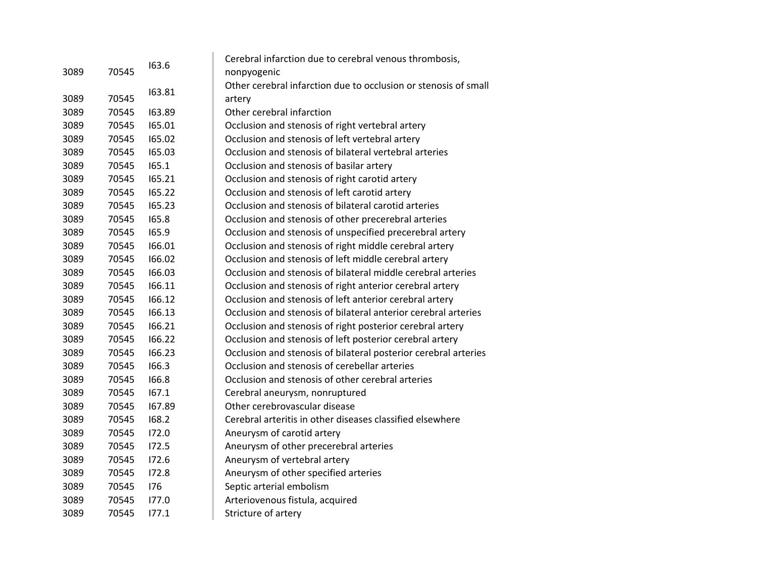| | | | |
|---|---|---|---|
| 3089 | 70545 | I63.6 | Cerebral infarction due to cerebral venous thrombosis, nonpyogenic |
| 3089 | 70545 | I63.81 | Other cerebral infarction due to occlusion or stenosis of small artery |
| 3089 | 70545 | I63.89 | Other cerebral infarction |
| 3089 | 70545 | I65.01 | Occlusion and stenosis of right vertebral artery |
| 3089 | 70545 | I65.02 | Occlusion and stenosis of left vertebral artery |
| 3089 | 70545 | I65.03 | Occlusion and stenosis of bilateral vertebral arteries |
| 3089 | 70545 | I65.1 | Occlusion and stenosis of basilar artery |
| 3089 | 70545 | I65.21 | Occlusion and stenosis of right carotid artery |
| 3089 | 70545 | I65.22 | Occlusion and stenosis of left carotid artery |
| 3089 | 70545 | I65.23 | Occlusion and stenosis of bilateral carotid arteries |
| 3089 | 70545 | I65.8 | Occlusion and stenosis of other precerebral arteries |
| 3089 | 70545 | I65.9 | Occlusion and stenosis of unspecified precerebral artery |
| 3089 | 70545 | I66.01 | Occlusion and stenosis of right middle cerebral artery |
| 3089 | 70545 | I66.02 | Occlusion and stenosis of left middle cerebral artery |
| 3089 | 70545 | I66.03 | Occlusion and stenosis of bilateral middle cerebral arteries |
| 3089 | 70545 | I66.11 | Occlusion and stenosis of right anterior cerebral artery |
| 3089 | 70545 | I66.12 | Occlusion and stenosis of left anterior cerebral artery |
| 3089 | 70545 | I66.13 | Occlusion and stenosis of bilateral anterior cerebral arteries |
| 3089 | 70545 | I66.21 | Occlusion and stenosis of right posterior cerebral artery |
| 3089 | 70545 | I66.22 | Occlusion and stenosis of left posterior cerebral artery |
| 3089 | 70545 | I66.23 | Occlusion and stenosis of bilateral posterior cerebral arteries |
| 3089 | 70545 | I66.3 | Occlusion and stenosis of cerebellar arteries |
| 3089 | 70545 | I66.8 | Occlusion and stenosis of other cerebral arteries |
| 3089 | 70545 | I67.1 | Cerebral aneurysm, nonruptured |
| 3089 | 70545 | I67.89 | Other cerebrovascular disease |
| 3089 | 70545 | I68.2 | Cerebral arteritis in other diseases classified elsewhere |
| 3089 | 70545 | I72.0 | Aneurysm of carotid artery |
| 3089 | 70545 | I72.5 | Aneurysm of other precerebral arteries |
| 3089 | 70545 | I72.6 | Aneurysm of vertebral artery |
| 3089 | 70545 | I72.8 | Aneurysm of other specified arteries |
| 3089 | 70545 | I76 | Septic arterial embolism |
| 3089 | 70545 | I77.0 | Arteriovenous fistula, acquired |
| 3089 | 70545 | I77.1 | Stricture of artery |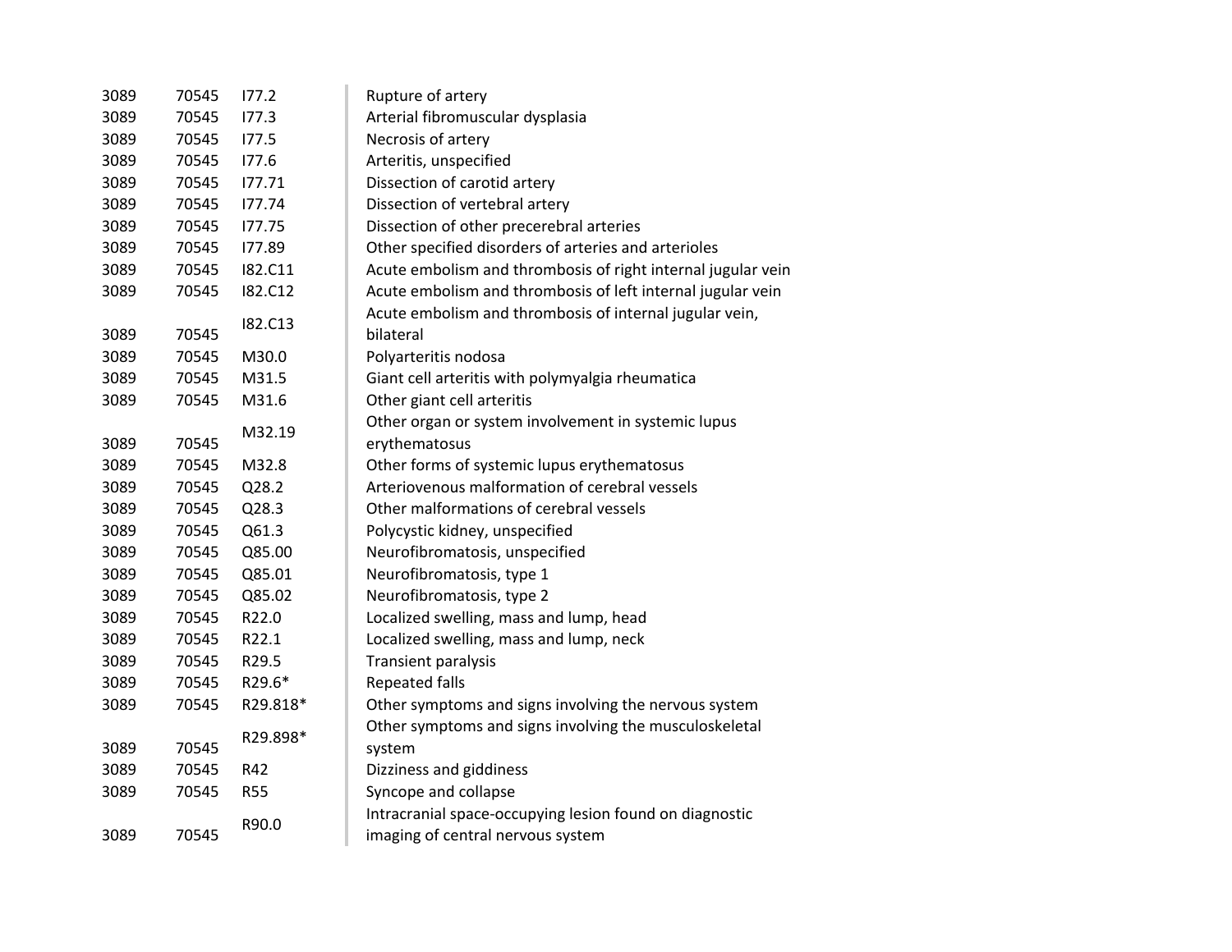| | | | |
|---|---|---|---|
| 3089 | 70545 | I77.2 | Rupture of artery |
| 3089 | 70545 | I77.3 | Arterial fibromuscular dysplasia |
| 3089 | 70545 | I77.5 | Necrosis of artery |
| 3089 | 70545 | I77.6 | Arteritis, unspecified |
| 3089 | 70545 | I77.71 | Dissection of carotid artery |
| 3089 | 70545 | I77.74 | Dissection of vertebral artery |
| 3089 | 70545 | I77.75 | Dissection of other precerebral arteries |
| 3089 | 70545 | I77.89 | Other specified disorders of arteries and arterioles |
| 3089 | 70545 | I82.C11 | Acute embolism and thrombosis of right internal jugular vein |
| 3089 | 70545 | I82.C12 | Acute embolism and thrombosis of left internal jugular vein |
| 3089 | 70545 | I82.C13 | Acute embolism and thrombosis of internal jugular vein, bilateral |
| 3089 | 70545 | M30.0 | Polyarteritis nodosa |
| 3089 | 70545 | M31.5 | Giant cell arteritis with polymyalgia rheumatica |
| 3089 | 70545 | M31.6 | Other giant cell arteritis |
| 3089 | 70545 | M32.19 | Other organ or system involvement in systemic lupus erythematosus |
| 3089 | 70545 | M32.8 | Other forms of systemic lupus erythematosus |
| 3089 | 70545 | Q28.2 | Arteriovenous malformation of cerebral vessels |
| 3089 | 70545 | Q28.3 | Other malformations of cerebral vessels |
| 3089 | 70545 | Q61.3 | Polycystic kidney, unspecified |
| 3089 | 70545 | Q85.00 | Neurofibromatosis, unspecified |
| 3089 | 70545 | Q85.01 | Neurofibromatosis, type 1 |
| 3089 | 70545 | Q85.02 | Neurofibromatosis, type 2 |
| 3089 | 70545 | R22.0 | Localized swelling, mass and lump, head |
| 3089 | 70545 | R22.1 | Localized swelling, mass and lump, neck |
| 3089 | 70545 | R29.5 | Transient paralysis |
| 3089 | 70545 | R29.6* | Repeated falls |
| 3089 | 70545 | R29.818* | Other symptoms and signs involving the nervous system |
| 3089 | 70545 | R29.898* | Other symptoms and signs involving the musculoskeletal system |
| 3089 | 70545 | R42 | Dizziness and giddiness |
| 3089 | 70545 | R55 | Syncope and collapse |
| 3089 | 70545 | R90.0 | Intracranial space-occupying lesion found on diagnostic imaging of central nervous system |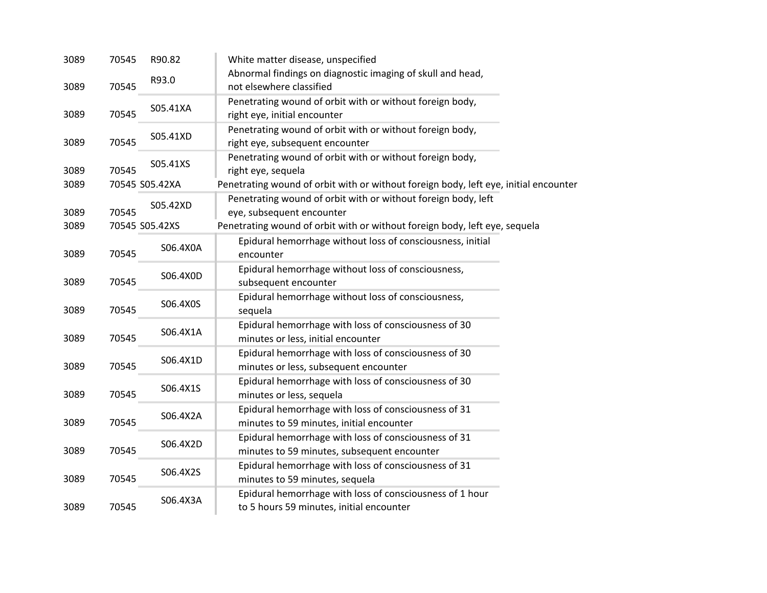| | | | |
|---|---|---|---|
| 3089 | 70545 | R90.82 | White matter disease, unspecified |
| 3089 | 70545 | R93.0 | Abnormal findings on diagnostic imaging of skull and head, not elsewhere classified |
| 3089 | 70545 | S05.41XA | Penetrating wound of orbit with or without foreign body, right eye, initial encounter |
| 3089 | 70545 | S05.41XD | Penetrating wound of orbit with or without foreign body, right eye, subsequent encounter |
| 3089 | 70545 | S05.41XS | Penetrating wound of orbit with or without foreign body, right eye, sequela |
| 3089 | 70545 | S05.42XA | Penetrating wound of orbit with or without foreign body, left eye, initial encounter |
| 3089 | 70545 | S05.42XD | Penetrating wound of orbit with or without foreign body, left eye, subsequent encounter |
| 3089 | 70545 | S05.42XS | Penetrating wound of orbit with or without foreign body, left eye, sequela |
| 3089 | 70545 | S06.4X0A | Epidural hemorrhage without loss of consciousness, initial encounter |
| 3089 | 70545 | S06.4X0D | Epidural hemorrhage without loss of consciousness, subsequent encounter |
| 3089 | 70545 | S06.4X0S | Epidural hemorrhage without loss of consciousness, sequela |
| 3089 | 70545 | S06.4X1A | Epidural hemorrhage with loss of consciousness of 30 minutes or less, initial encounter |
| 3089 | 70545 | S06.4X1D | Epidural hemorrhage with loss of consciousness of 30 minutes or less, subsequent encounter |
| 3089 | 70545 | S06.4X1S | Epidural hemorrhage with loss of consciousness of 30 minutes or less, sequela |
| 3089 | 70545 | S06.4X2A | Epidural hemorrhage with loss of consciousness of 31 minutes to 59 minutes, initial encounter |
| 3089 | 70545 | S06.4X2D | Epidural hemorrhage with loss of consciousness of 31 minutes to 59 minutes, subsequent encounter |
| 3089 | 70545 | S06.4X2S | Epidural hemorrhage with loss of consciousness of 31 minutes to 59 minutes, sequela |
| 3089 | 70545 | S06.4X3A | Epidural hemorrhage with loss of consciousness of 1 hour to 5 hours 59 minutes, initial encounter |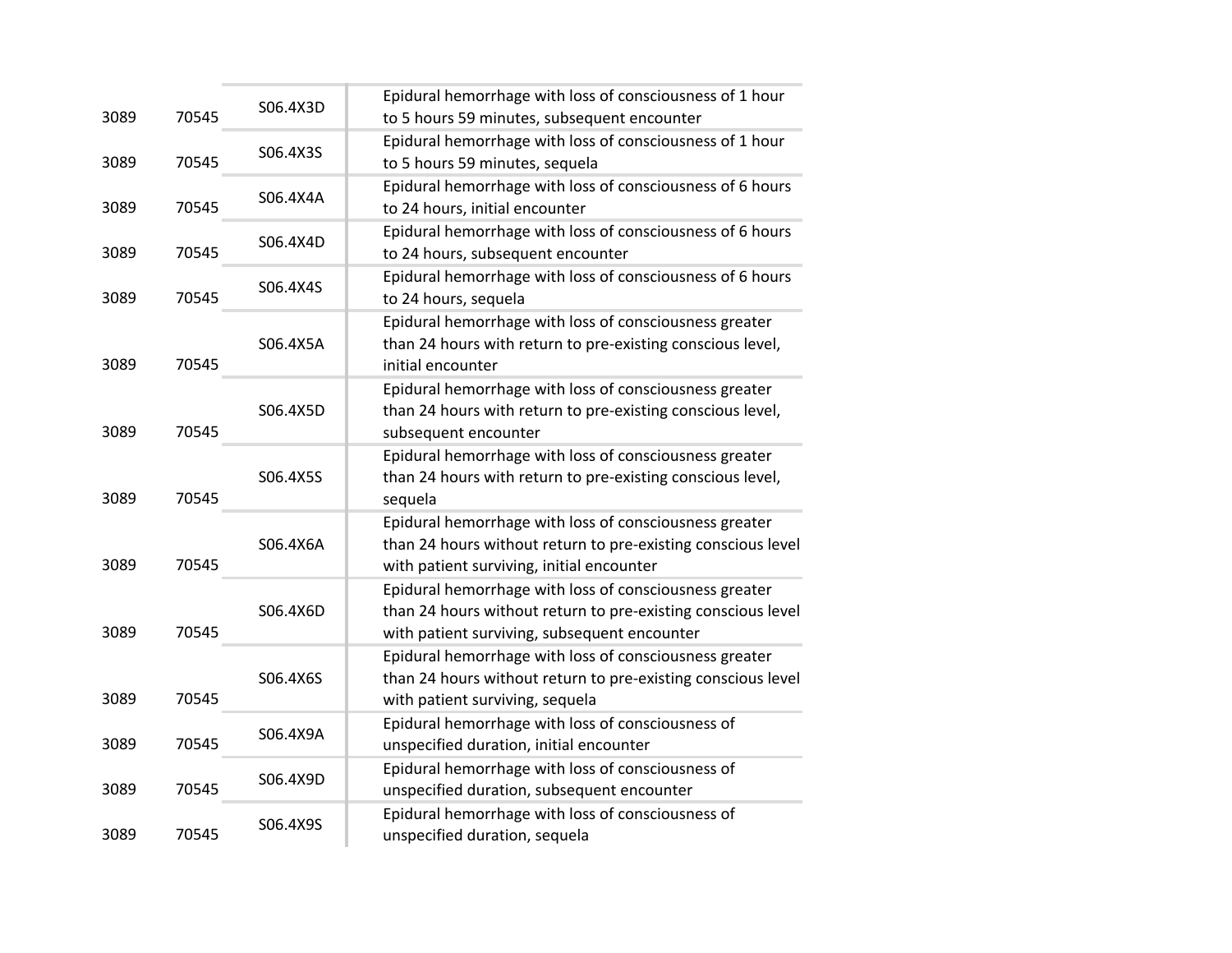| | | | |
|---|---|---|---|
| 3089 | 70545 | S06.4X3D | Epidural hemorrhage with loss of consciousness of 1 hour to 5 hours 59 minutes, subsequent encounter |
| 3089 | 70545 | S06.4X3S | Epidural hemorrhage with loss of consciousness of 1 hour to 5 hours 59 minutes, sequela |
| 3089 | 70545 | S06.4X4A | Epidural hemorrhage with loss of consciousness of 6 hours to 24 hours, initial encounter |
| 3089 | 70545 | S06.4X4D | Epidural hemorrhage with loss of consciousness of 6 hours to 24 hours, subsequent encounter |
| 3089 | 70545 | S06.4X4S | Epidural hemorrhage with loss of consciousness of 6 hours to 24 hours, sequela |
| 3089 | 70545 | S06.4X5A | Epidural hemorrhage with loss of consciousness greater than 24 hours with return to pre-existing conscious level, initial encounter |
| 3089 | 70545 | S06.4X5D | Epidural hemorrhage with loss of consciousness greater than 24 hours with return to pre-existing conscious level, subsequent encounter |
| 3089 | 70545 | S06.4X5S | Epidural hemorrhage with loss of consciousness greater than 24 hours with return to pre-existing conscious level, sequela |
| 3089 | 70545 | S06.4X6A | Epidural hemorrhage with loss of consciousness greater than 24 hours without return to pre-existing conscious level with patient surviving, initial encounter |
| 3089 | 70545 | S06.4X6D | Epidural hemorrhage with loss of consciousness greater than 24 hours without return to pre-existing conscious level with patient surviving, subsequent encounter |
| 3089 | 70545 | S06.4X6S | Epidural hemorrhage with loss of consciousness greater than 24 hours without return to pre-existing conscious level with patient surviving, sequela |
| 3089 | 70545 | S06.4X9A | Epidural hemorrhage with loss of consciousness of unspecified duration, initial encounter |
| 3089 | 70545 | S06.4X9D | Epidural hemorrhage with loss of consciousness of unspecified duration, subsequent encounter |
| 3089 | 70545 | S06.4X9S | Epidural hemorrhage with loss of consciousness of unspecified duration, sequela |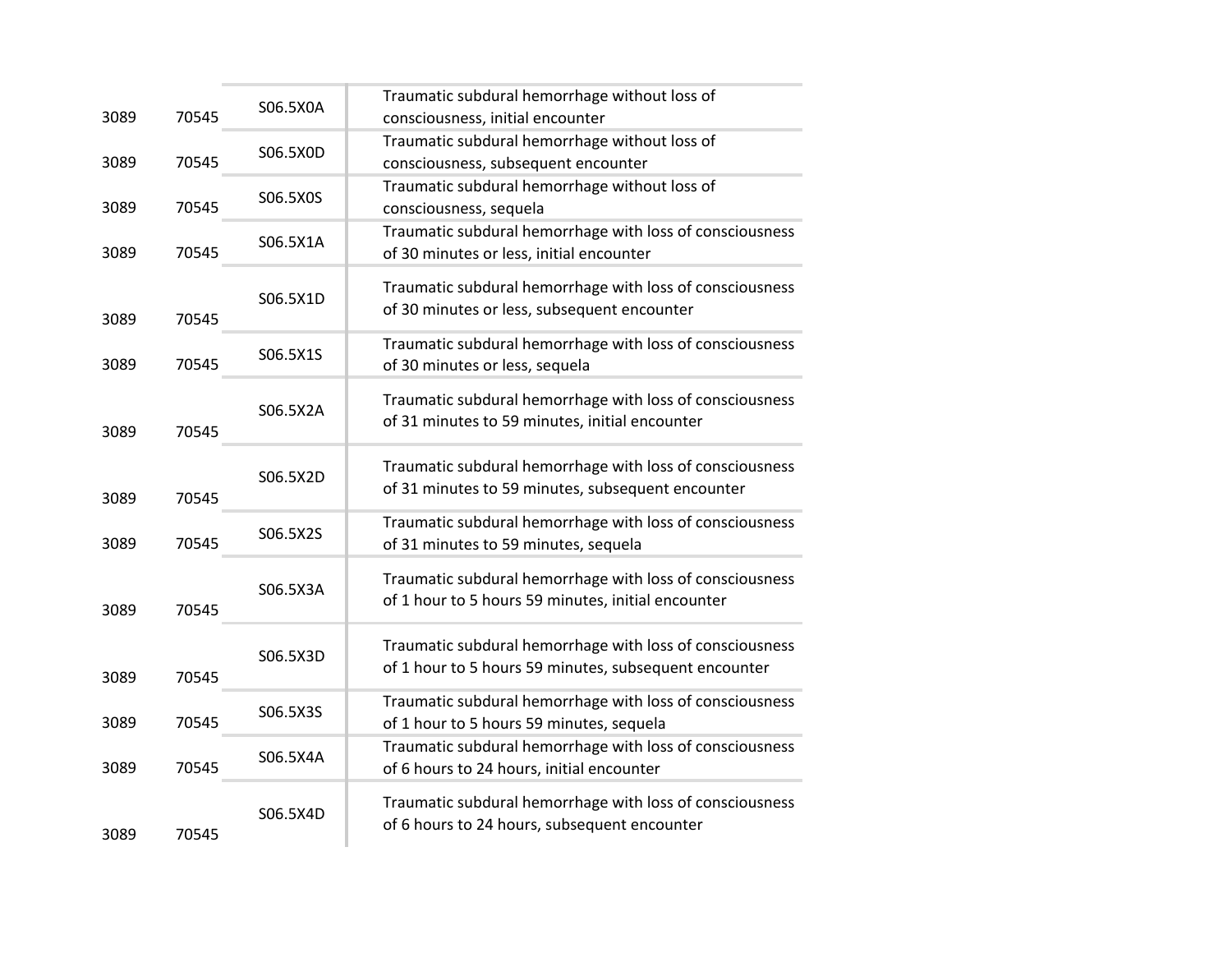| | | | |
|---|---|---|---|
| 3089 | 70545 | S06.5X0A | Traumatic subdural hemorrhage without loss of consciousness, initial encounter |
| 3089 | 70545 | S06.5X0D | Traumatic subdural hemorrhage without loss of consciousness, subsequent encounter |
| 3089 | 70545 | S06.5X0S | Traumatic subdural hemorrhage without loss of consciousness, sequela |
| 3089 | 70545 | S06.5X1A | Traumatic subdural hemorrhage with loss of consciousness of 30 minutes or less, initial encounter |
| 3089 | 70545 | S06.5X1D | Traumatic subdural hemorrhage with loss of consciousness of 30 minutes or less, subsequent encounter |
| 3089 | 70545 | S06.5X1S | Traumatic subdural hemorrhage with loss of consciousness of 30 minutes or less, sequela |
| 3089 | 70545 | S06.5X2A | Traumatic subdural hemorrhage with loss of consciousness of 31 minutes to 59 minutes, initial encounter |
| 3089 | 70545 | S06.5X2D | Traumatic subdural hemorrhage with loss of consciousness of 31 minutes to 59 minutes, subsequent encounter |
| 3089 | 70545 | S06.5X2S | Traumatic subdural hemorrhage with loss of consciousness of 31 minutes to 59 minutes, sequela |
| 3089 | 70545 | S06.5X3A | Traumatic subdural hemorrhage with loss of consciousness of 1 hour to 5 hours 59 minutes, initial encounter |
| 3089 | 70545 | S06.5X3D | Traumatic subdural hemorrhage with loss of consciousness of 1 hour to 5 hours 59 minutes, subsequent encounter |
| 3089 | 70545 | S06.5X3S | Traumatic subdural hemorrhage with loss of consciousness of 1 hour to 5 hours 59 minutes, sequela |
| 3089 | 70545 | S06.5X4A | Traumatic subdural hemorrhage with loss of consciousness of 6 hours to 24 hours, initial encounter |
| 3089 | 70545 | S06.5X4D | Traumatic subdural hemorrhage with loss of consciousness of 6 hours to 24 hours, subsequent encounter |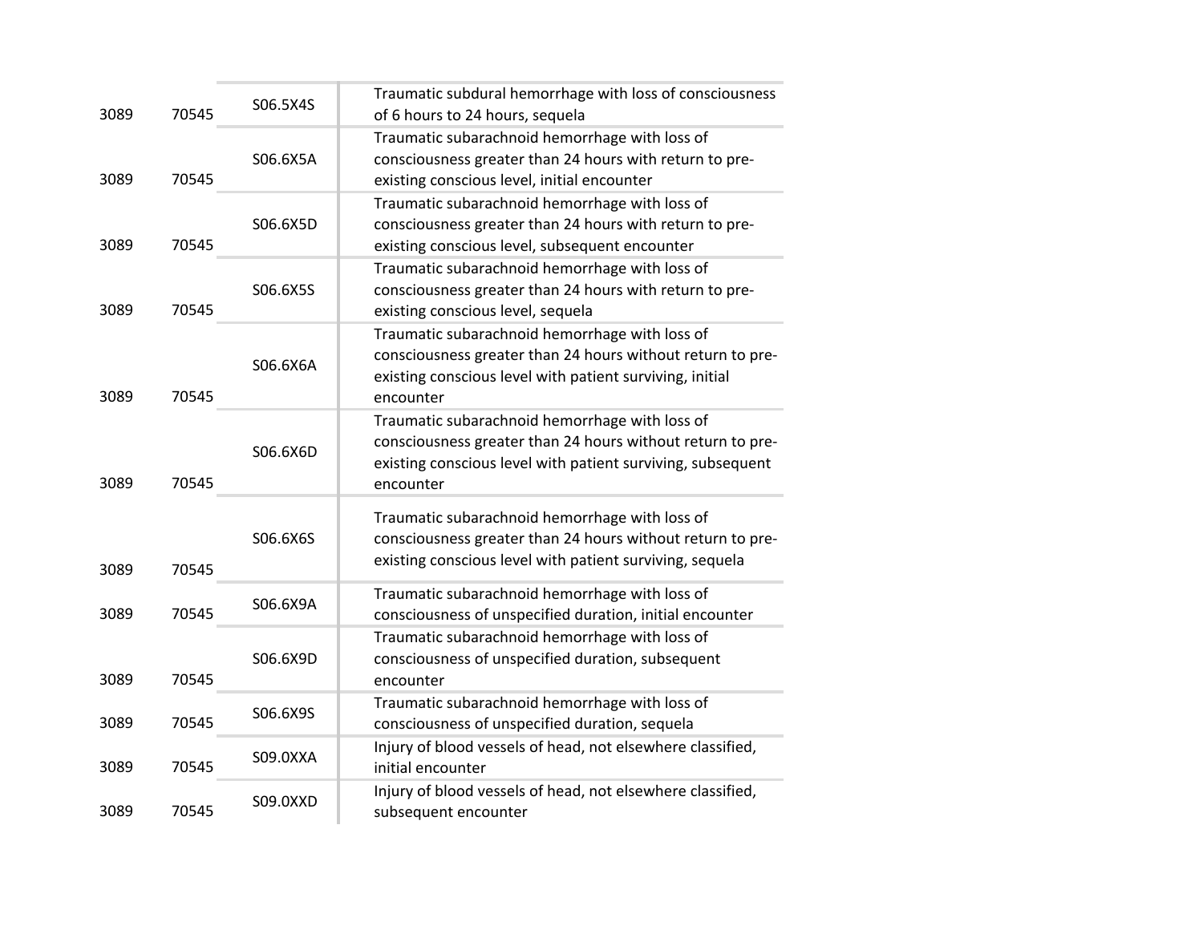| | | | |
|---|---|---|---|
| 3089 | 70545 | S06.5X4S | Traumatic subdural hemorrhage with loss of consciousness of 6 hours to 24 hours, sequela |
| 3089 | 70545 | S06.6X5A | Traumatic subarachnoid hemorrhage with loss of consciousness greater than 24 hours with return to pre-existing conscious level, initial encounter |
| 3089 | 70545 | S06.6X5D | Traumatic subarachnoid hemorrhage with loss of consciousness greater than 24 hours with return to pre-existing conscious level, subsequent encounter |
| 3089 | 70545 | S06.6X5S | Traumatic subarachnoid hemorrhage with loss of consciousness greater than 24 hours with return to pre-existing conscious level, sequela |
| 3089 | 70545 | S06.6X6A | Traumatic subarachnoid hemorrhage with loss of consciousness greater than 24 hours without return to pre-existing conscious level with patient surviving, initial encounter |
| 3089 | 70545 | S06.6X6D | Traumatic subarachnoid hemorrhage with loss of consciousness greater than 24 hours without return to pre-existing conscious level with patient surviving, subsequent encounter |
| 3089 | 70545 | S06.6X6S | Traumatic subarachnoid hemorrhage with loss of consciousness greater than 24 hours without return to pre-existing conscious level with patient surviving, sequela |
| 3089 | 70545 | S06.6X9A | Traumatic subarachnoid hemorrhage with loss of consciousness of unspecified duration, initial encounter |
| 3089 | 70545 | S06.6X9D | Traumatic subarachnoid hemorrhage with loss of consciousness of unspecified duration, subsequent encounter |
| 3089 | 70545 | S06.6X9S | Traumatic subarachnoid hemorrhage with loss of consciousness of unspecified duration, sequela |
| 3089 | 70545 | S09.0XXA | Injury of blood vessels of head, not elsewhere classified, initial encounter |
| 3089 | 70545 | S09.0XXD | Injury of blood vessels of head, not elsewhere classified, subsequent encounter |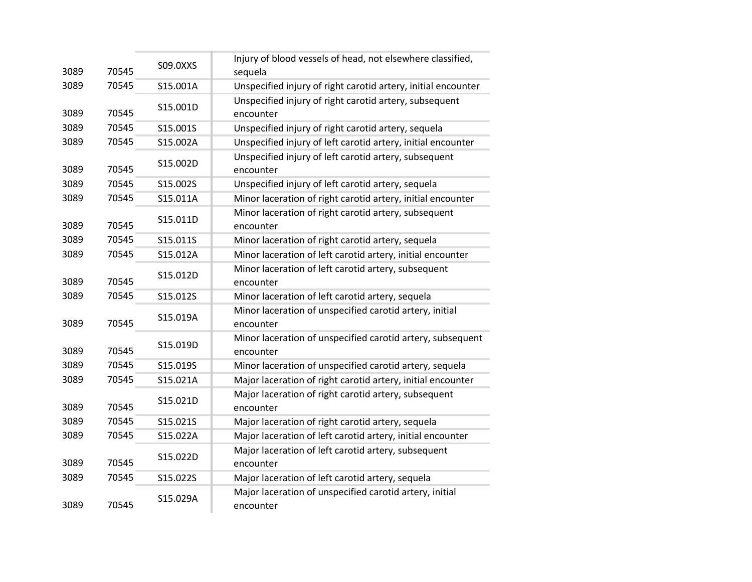| | | | |
|---|---|---|---|
| 3089 | 70545 | S09.0XXS | Injury of blood vessels of head, not elsewhere classified, sequela |
| 3089 | 70545 | S15.001A | Unspecified injury of right carotid artery, initial encounter |
| 3089 | 70545 | S15.001D | Unspecified injury of right carotid artery, subsequent encounter |
| 3089 | 70545 | S15.001S | Unspecified injury of right carotid artery, sequela |
| 3089 | 70545 | S15.002A | Unspecified injury of left carotid artery, initial encounter |
| 3089 | 70545 | S15.002D | Unspecified injury of left carotid artery, subsequent encounter |
| 3089 | 70545 | S15.002S | Unspecified injury of left carotid artery, sequela |
| 3089 | 70545 | S15.011A | Minor laceration of right carotid artery, initial encounter |
| 3089 | 70545 | S15.011D | Minor laceration of right carotid artery, subsequent encounter |
| 3089 | 70545 | S15.011S | Minor laceration of right carotid artery, sequela |
| 3089 | 70545 | S15.012A | Minor laceration of left carotid artery, initial encounter |
| 3089 | 70545 | S15.012D | Minor laceration of left carotid artery, subsequent encounter |
| 3089 | 70545 | S15.012S | Minor laceration of left carotid artery, sequela |
| 3089 | 70545 | S15.019A | Minor laceration of unspecified carotid artery, initial encounter |
| 3089 | 70545 | S15.019D | Minor laceration of unspecified carotid artery, subsequent encounter |
| 3089 | 70545 | S15.019S | Minor laceration of unspecified carotid artery, sequela |
| 3089 | 70545 | S15.021A | Major laceration of right carotid artery, initial encounter |
| 3089 | 70545 | S15.021D | Major laceration of right carotid artery, subsequent encounter |
| 3089 | 70545 | S15.021S | Major laceration of right carotid artery, sequela |
| 3089 | 70545 | S15.022A | Major laceration of left carotid artery, initial encounter |
| 3089 | 70545 | S15.022D | Major laceration of left carotid artery, subsequent encounter |
| 3089 | 70545 | S15.022S | Major laceration of left carotid artery, sequela |
| 3089 | 70545 | S15.029A | Major laceration of unspecified carotid artery, initial encounter |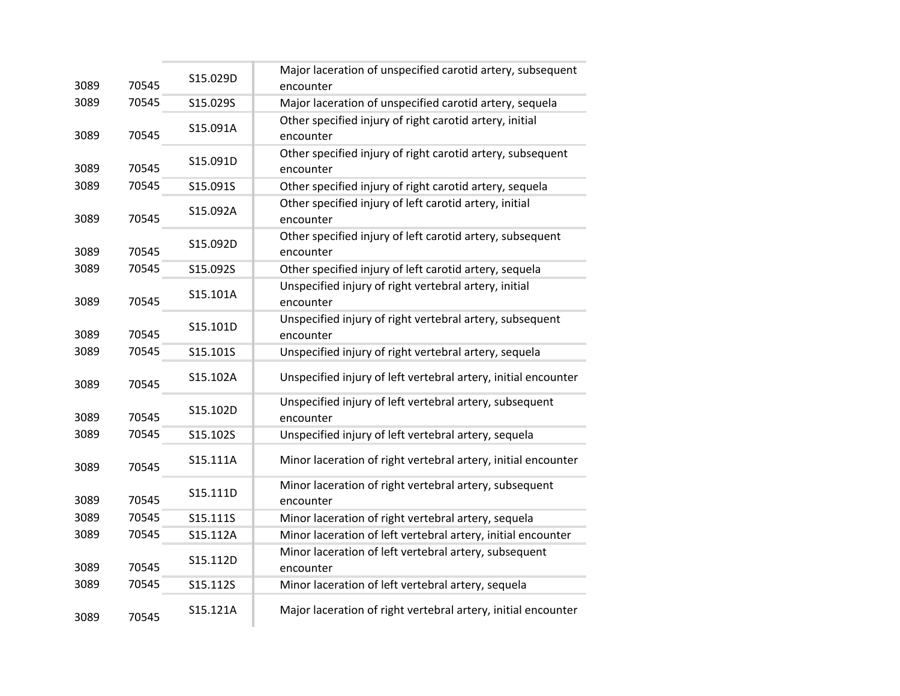| | | | |
|---|---|---|---|
| 3089 | 70545 | S15.029D | Major laceration of unspecified carotid artery, subsequent encounter |
| 3089 | 70545 | S15.029S | Major laceration of unspecified carotid artery, sequela |
| 3089 | 70545 | S15.091A | Other specified injury of right carotid artery, initial encounter |
| 3089 | 70545 | S15.091D | Other specified injury of right carotid artery, subsequent encounter |
| 3089 | 70545 | S15.091S | Other specified injury of right carotid artery, sequela |
| 3089 | 70545 | S15.092A | Other specified injury of left carotid artery, initial encounter |
| 3089 | 70545 | S15.092D | Other specified injury of left carotid artery, subsequent encounter |
| 3089 | 70545 | S15.092S | Other specified injury of left carotid artery, sequela |
| 3089 | 70545 | S15.101A | Unspecified injury of right vertebral artery, initial encounter |
| 3089 | 70545 | S15.101D | Unspecified injury of right vertebral artery, subsequent encounter |
| 3089 | 70545 | S15.101S | Unspecified injury of right vertebral artery, sequela |
| 3089 | 70545 | S15.102A | Unspecified injury of left vertebral artery, initial encounter |
| 3089 | 70545 | S15.102D | Unspecified injury of left vertebral artery, subsequent encounter |
| 3089 | 70545 | S15.102S | Unspecified injury of left vertebral artery, sequela |
| 3089 | 70545 | S15.111A | Minor laceration of right vertebral artery, initial encounter |
| 3089 | 70545 | S15.111D | Minor laceration of right vertebral artery, subsequent encounter |
| 3089 | 70545 | S15.111S | Minor laceration of right vertebral artery, sequela |
| 3089 | 70545 | S15.112A | Minor laceration of left vertebral artery, initial encounter |
| 3089 | 70545 | S15.112D | Minor laceration of left vertebral artery, subsequent encounter |
| 3089 | 70545 | S15.112S | Minor laceration of left vertebral artery, sequela |
| 3089 | 70545 | S15.121A | Major laceration of right vertebral artery, initial encounter |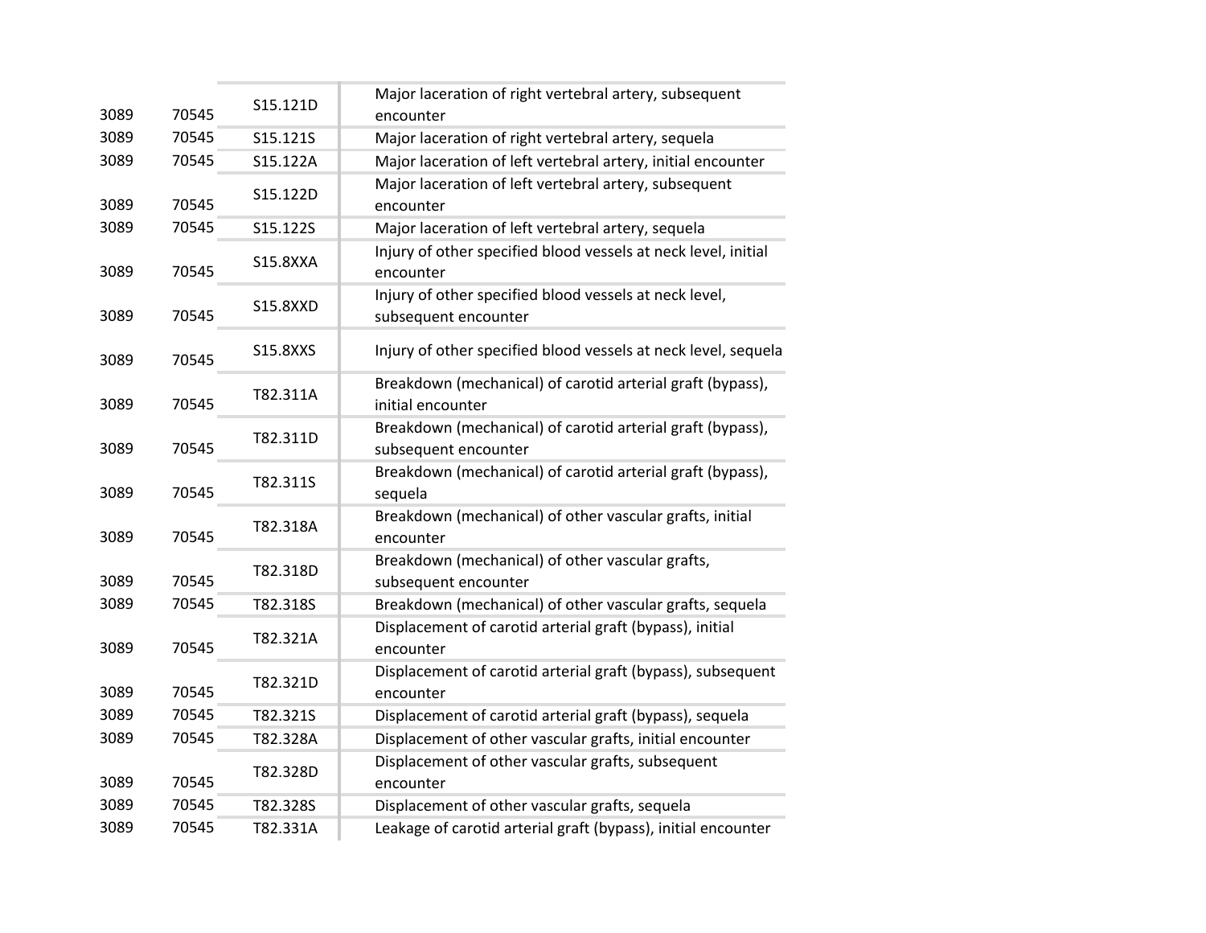| | | | |
|---|---|---|---|
| 3089 | 70545 | S15.121D | Major laceration of right vertebral artery, subsequent encounter |
| 3089 | 70545 | S15.121S | Major laceration of right vertebral artery, sequela |
| 3089 | 70545 | S15.122A | Major laceration of left vertebral artery, initial encounter |
| 3089 | 70545 | S15.122D | Major laceration of left vertebral artery, subsequent encounter |
| 3089 | 70545 | S15.122S | Major laceration of left vertebral artery, sequela |
| 3089 | 70545 | S15.8XXA | Injury of other specified blood vessels at neck level, initial encounter |
| 3089 | 70545 | S15.8XXD | Injury of other specified blood vessels at neck level, subsequent encounter |
| 3089 | 70545 | S15.8XXS | Injury of other specified blood vessels at neck level, sequela |
| 3089 | 70545 | T82.311A | Breakdown (mechanical) of carotid arterial graft (bypass), initial encounter |
| 3089 | 70545 | T82.311D | Breakdown (mechanical) of carotid arterial graft (bypass), subsequent encounter |
| 3089 | 70545 | T82.311S | Breakdown (mechanical) of carotid arterial graft (bypass), sequela |
| 3089 | 70545 | T82.318A | Breakdown (mechanical) of other vascular grafts, initial encounter |
| 3089 | 70545 | T82.318D | Breakdown (mechanical) of other vascular grafts, subsequent encounter |
| 3089 | 70545 | T82.318S | Breakdown (mechanical) of other vascular grafts, sequela |
| 3089 | 70545 | T82.321A | Displacement of carotid arterial graft (bypass), initial encounter |
| 3089 | 70545 | T82.321D | Displacement of carotid arterial graft (bypass), subsequent encounter |
| 3089 | 70545 | T82.321S | Displacement of carotid arterial graft (bypass), sequela |
| 3089 | 70545 | T82.328A | Displacement of other vascular grafts, initial encounter |
| 3089 | 70545 | T82.328D | Displacement of other vascular grafts, subsequent encounter |
| 3089 | 70545 | T82.328S | Displacement of other vascular grafts, sequela |
| 3089 | 70545 | T82.331A | Leakage of carotid arterial graft (bypass), initial encounter |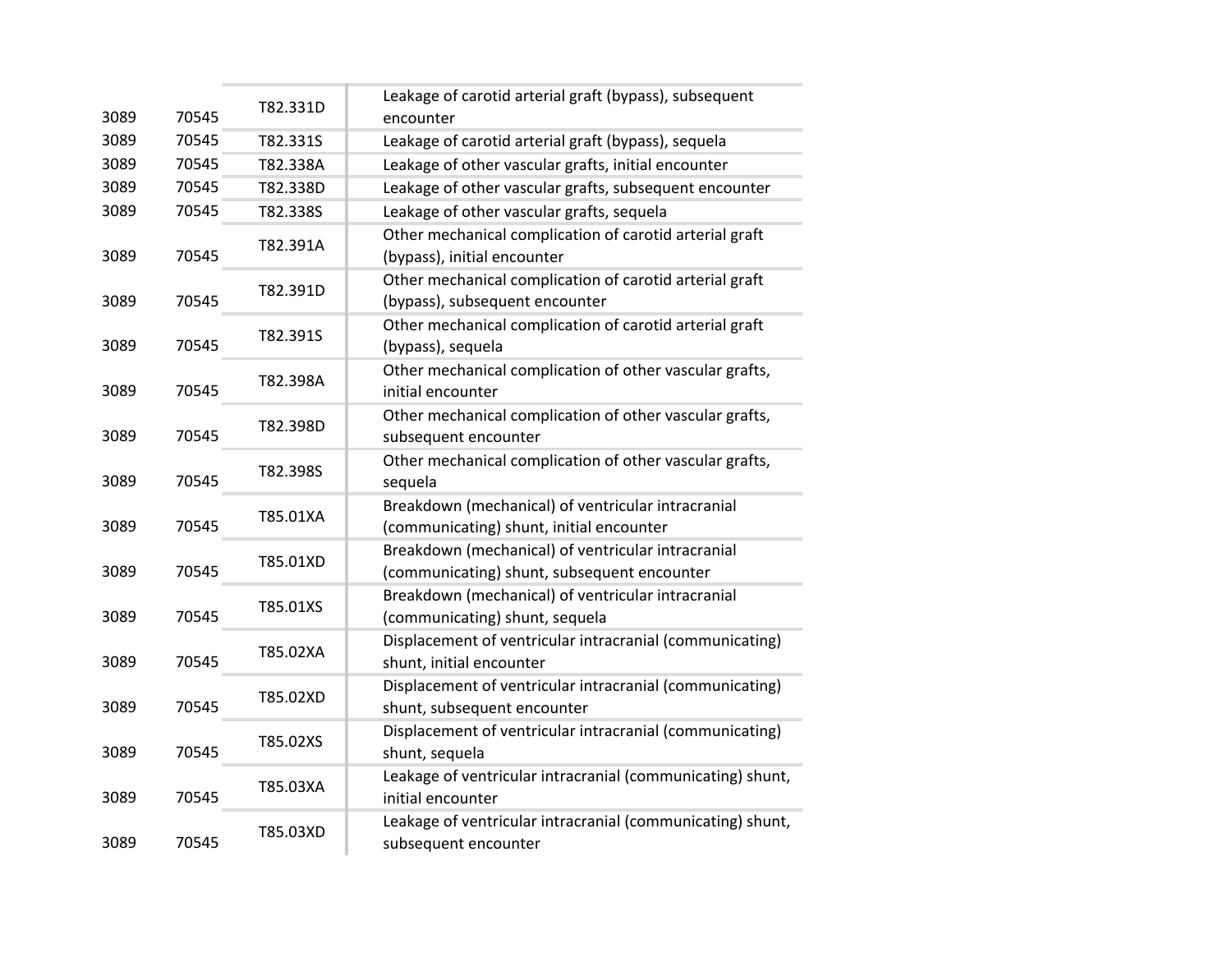| | | | |
|---|---|---|---|
| 3089 | 70545 | T82.331D | Leakage of carotid arterial graft (bypass), subsequent encounter |
| 3089 | 70545 | T82.331S | Leakage of carotid arterial graft (bypass), sequela |
| 3089 | 70545 | T82.338A | Leakage of other vascular grafts, initial encounter |
| 3089 | 70545 | T82.338D | Leakage of other vascular grafts, subsequent encounter |
| 3089 | 70545 | T82.338S | Leakage of other vascular grafts, sequela |
| 3089 | 70545 | T82.391A | Other mechanical complication of carotid arterial graft (bypass), initial encounter |
| 3089 | 70545 | T82.391D | Other mechanical complication of carotid arterial graft (bypass), subsequent encounter |
| 3089 | 70545 | T82.391S | Other mechanical complication of carotid arterial graft (bypass), sequela |
| 3089 | 70545 | T82.398A | Other mechanical complication of other vascular grafts, initial encounter |
| 3089 | 70545 | T82.398D | Other mechanical complication of other vascular grafts, subsequent encounter |
| 3089 | 70545 | T82.398S | Other mechanical complication of other vascular grafts, sequela |
| 3089 | 70545 | T85.01XA | Breakdown (mechanical) of ventricular intracranial (communicating) shunt, initial encounter |
| 3089 | 70545 | T85.01XD | Breakdown (mechanical) of ventricular intracranial (communicating) shunt, subsequent encounter |
| 3089 | 70545 | T85.01XS | Breakdown (mechanical) of ventricular intracranial (communicating) shunt, sequela |
| 3089 | 70545 | T85.02XA | Displacement of ventricular intracranial (communicating) shunt, initial encounter |
| 3089 | 70545 | T85.02XD | Displacement of ventricular intracranial (communicating) shunt, subsequent encounter |
| 3089 | 70545 | T85.02XS | Displacement of ventricular intracranial (communicating) shunt, sequela |
| 3089 | 70545 | T85.03XA | Leakage of ventricular intracranial (communicating) shunt, initial encounter |
| 3089 | 70545 | T85.03XD | Leakage of ventricular intracranial (communicating) shunt, subsequent encounter |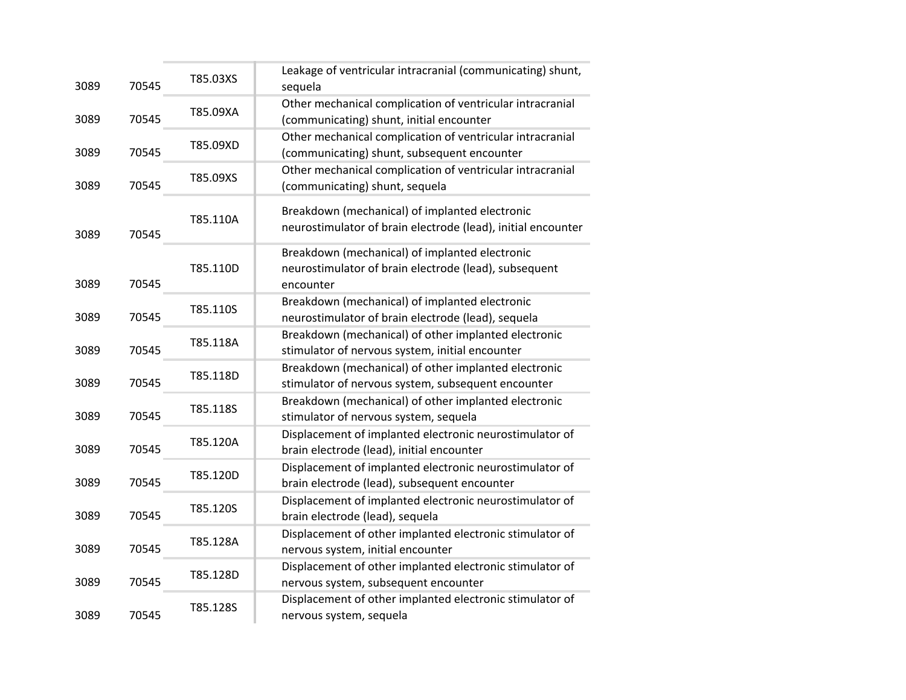| | | | |
|---|---|---|---|
| 3089 | 70545 | T85.03XS | Leakage of ventricular intracranial (communicating) shunt, sequela |
| 3089 | 70545 | T85.09XA | Other mechanical complication of ventricular intracranial (communicating) shunt, initial encounter |
| 3089 | 70545 | T85.09XD | Other mechanical complication of ventricular intracranial (communicating) shunt, subsequent encounter |
| 3089 | 70545 | T85.09XS | Other mechanical complication of ventricular intracranial (communicating) shunt, sequela |
| 3089 | 70545 | T85.110A | Breakdown (mechanical) of implanted electronic neurostimulator of brain electrode (lead), initial encounter |
| 3089 | 70545 | T85.110D | Breakdown (mechanical) of implanted electronic neurostimulator of brain electrode (lead), subsequent encounter |
| 3089 | 70545 | T85.110S | Breakdown (mechanical) of implanted electronic neurostimulator of brain electrode (lead), sequela |
| 3089 | 70545 | T85.118A | Breakdown (mechanical) of other implanted electronic stimulator of nervous system, initial encounter |
| 3089 | 70545 | T85.118D | Breakdown (mechanical) of other implanted electronic stimulator of nervous system, subsequent encounter |
| 3089 | 70545 | T85.118S | Breakdown (mechanical) of other implanted electronic stimulator of nervous system, sequela |
| 3089 | 70545 | T85.120A | Displacement of implanted electronic neurostimulator of brain electrode (lead), initial encounter |
| 3089 | 70545 | T85.120D | Displacement of implanted electronic neurostimulator of brain electrode (lead), subsequent encounter |
| 3089 | 70545 | T85.120S | Displacement of implanted electronic neurostimulator of brain electrode (lead), sequela |
| 3089 | 70545 | T85.128A | Displacement of other implanted electronic stimulator of nervous system, initial encounter |
| 3089 | 70545 | T85.128D | Displacement of other implanted electronic stimulator of nervous system, subsequent encounter |
| 3089 | 70545 | T85.128S | Displacement of other implanted electronic stimulator of nervous system, sequela |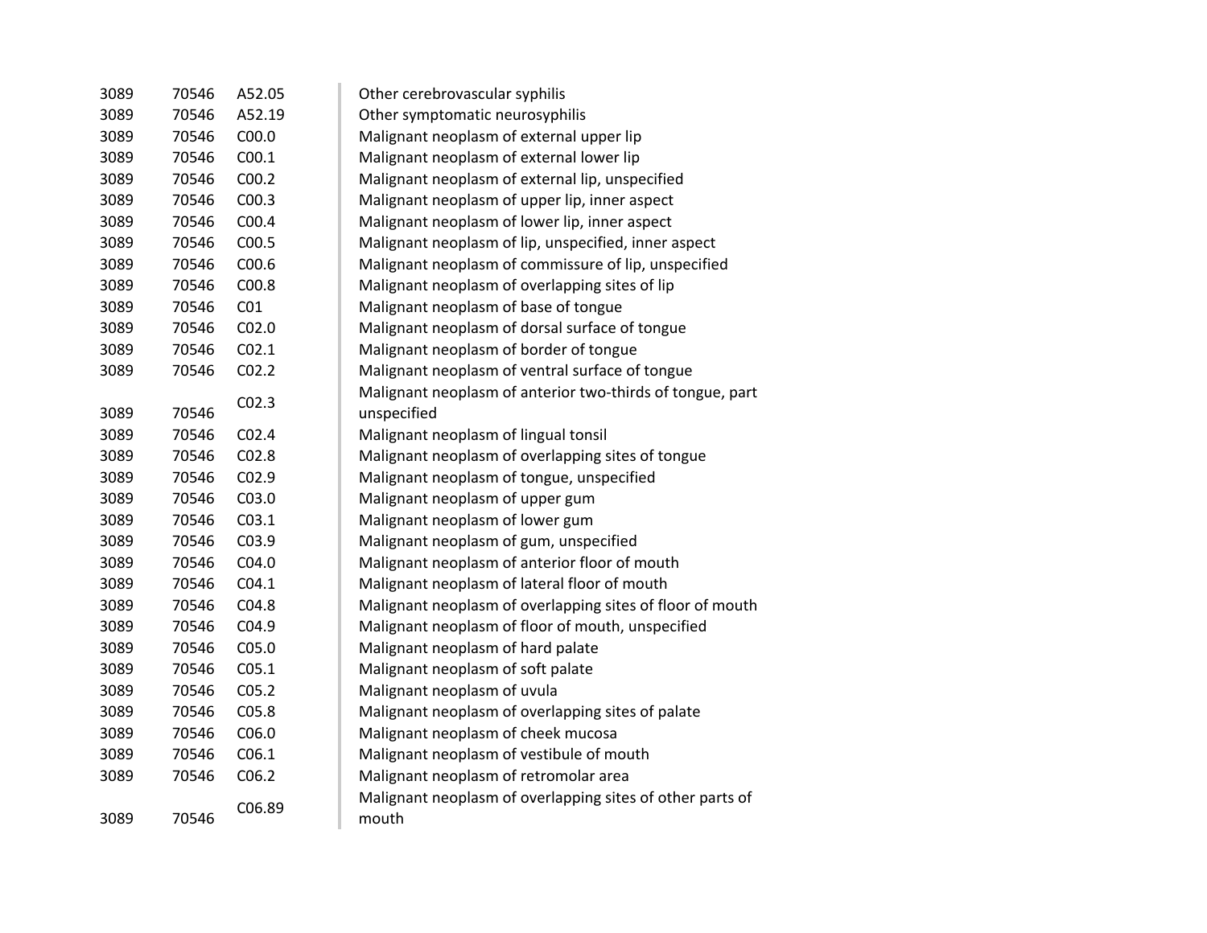| | | | |
|---|---|---|---|
| 3089 | 70546 | A52.05 | Other cerebrovascular syphilis |
| 3089 | 70546 | A52.19 | Other symptomatic neurosyphilis |
| 3089 | 70546 | C00.0 | Malignant neoplasm of external upper lip |
| 3089 | 70546 | C00.1 | Malignant neoplasm of external lower lip |
| 3089 | 70546 | C00.2 | Malignant neoplasm of external lip, unspecified |
| 3089 | 70546 | C00.3 | Malignant neoplasm of upper lip, inner aspect |
| 3089 | 70546 | C00.4 | Malignant neoplasm of lower lip, inner aspect |
| 3089 | 70546 | C00.5 | Malignant neoplasm of lip, unspecified, inner aspect |
| 3089 | 70546 | C00.6 | Malignant neoplasm of commissure of lip, unspecified |
| 3089 | 70546 | C00.8 | Malignant neoplasm of overlapping sites of lip |
| 3089 | 70546 | C01 | Malignant neoplasm of base of tongue |
| 3089 | 70546 | C02.0 | Malignant neoplasm of dorsal surface of tongue |
| 3089 | 70546 | C02.1 | Malignant neoplasm of border of tongue |
| 3089 | 70546 | C02.2 | Malignant neoplasm of ventral surface of tongue |
| 3089 | 70546 | C02.3 | Malignant neoplasm of anterior two-thirds of tongue, part unspecified |
| 3089 | 70546 | C02.4 | Malignant neoplasm of lingual tonsil |
| 3089 | 70546 | C02.8 | Malignant neoplasm of overlapping sites of tongue |
| 3089 | 70546 | C02.9 | Malignant neoplasm of tongue, unspecified |
| 3089 | 70546 | C03.0 | Malignant neoplasm of upper gum |
| 3089 | 70546 | C03.1 | Malignant neoplasm of lower gum |
| 3089 | 70546 | C03.9 | Malignant neoplasm of gum, unspecified |
| 3089 | 70546 | C04.0 | Malignant neoplasm of anterior floor of mouth |
| 3089 | 70546 | C04.1 | Malignant neoplasm of lateral floor of mouth |
| 3089 | 70546 | C04.8 | Malignant neoplasm of overlapping sites of floor of mouth |
| 3089 | 70546 | C04.9 | Malignant neoplasm of floor of mouth, unspecified |
| 3089 | 70546 | C05.0 | Malignant neoplasm of hard palate |
| 3089 | 70546 | C05.1 | Malignant neoplasm of soft palate |
| 3089 | 70546 | C05.2 | Malignant neoplasm of uvula |
| 3089 | 70546 | C05.8 | Malignant neoplasm of overlapping sites of palate |
| 3089 | 70546 | C06.0 | Malignant neoplasm of cheek mucosa |
| 3089 | 70546 | C06.1 | Malignant neoplasm of vestibule of mouth |
| 3089 | 70546 | C06.2 | Malignant neoplasm of retromolar area |
| 3089 | 70546 | C06.89 | Malignant neoplasm of overlapping sites of other parts of mouth |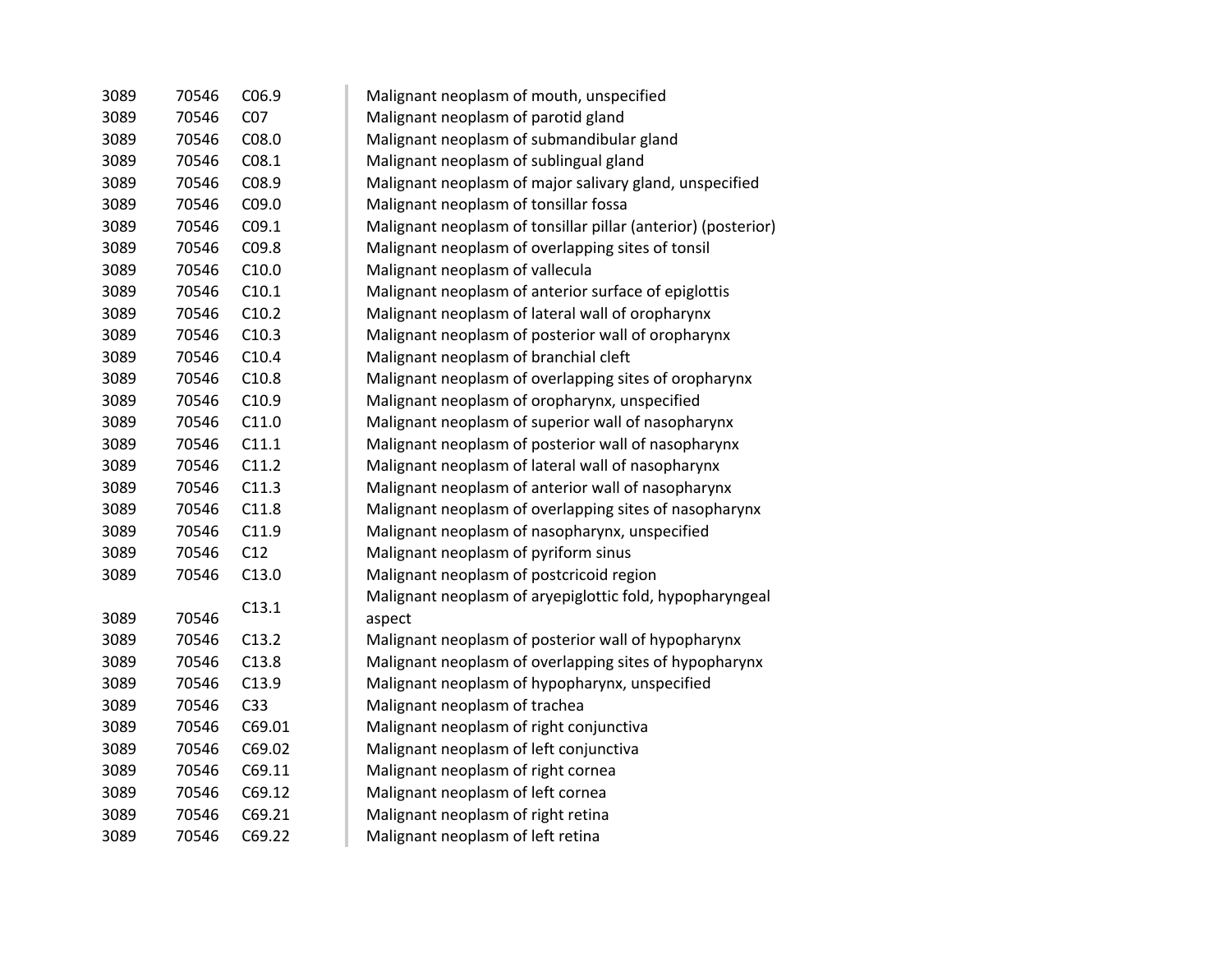| | | | |
|---|---|---|---|
| 3089 | 70546 | C06.9 | Malignant neoplasm of mouth, unspecified |
| 3089 | 70546 | C07 | Malignant neoplasm of parotid gland |
| 3089 | 70546 | C08.0 | Malignant neoplasm of submandibular gland |
| 3089 | 70546 | C08.1 | Malignant neoplasm of sublingual gland |
| 3089 | 70546 | C08.9 | Malignant neoplasm of major salivary gland, unspecified |
| 3089 | 70546 | C09.0 | Malignant neoplasm of tonsillar fossa |
| 3089 | 70546 | C09.1 | Malignant neoplasm of tonsillar pillar (anterior) (posterior) |
| 3089 | 70546 | C09.8 | Malignant neoplasm of overlapping sites of tonsil |
| 3089 | 70546 | C10.0 | Malignant neoplasm of vallecula |
| 3089 | 70546 | C10.1 | Malignant neoplasm of anterior surface of epiglottis |
| 3089 | 70546 | C10.2 | Malignant neoplasm of lateral wall of oropharynx |
| 3089 | 70546 | C10.3 | Malignant neoplasm of posterior wall of oropharynx |
| 3089 | 70546 | C10.4 | Malignant neoplasm of branchial cleft |
| 3089 | 70546 | C10.8 | Malignant neoplasm of overlapping sites of oropharynx |
| 3089 | 70546 | C10.9 | Malignant neoplasm of oropharynx, unspecified |
| 3089 | 70546 | C11.0 | Malignant neoplasm of superior wall of nasopharynx |
| 3089 | 70546 | C11.1 | Malignant neoplasm of posterior wall of nasopharynx |
| 3089 | 70546 | C11.2 | Malignant neoplasm of lateral wall of nasopharynx |
| 3089 | 70546 | C11.3 | Malignant neoplasm of anterior wall of nasopharynx |
| 3089 | 70546 | C11.8 | Malignant neoplasm of overlapping sites of nasopharynx |
| 3089 | 70546 | C11.9 | Malignant neoplasm of nasopharynx, unspecified |
| 3089 | 70546 | C12 | Malignant neoplasm of pyriform sinus |
| 3089 | 70546 | C13.0 | Malignant neoplasm of postcricoid region |
| 3089 | 70546 | C13.1 | Malignant neoplasm of aryepiglottic fold, hypopharyngeal aspect |
| 3089 | 70546 | C13.2 | Malignant neoplasm of posterior wall of hypopharynx |
| 3089 | 70546 | C13.8 | Malignant neoplasm of overlapping sites of hypopharynx |
| 3089 | 70546 | C13.9 | Malignant neoplasm of hypopharynx, unspecified |
| 3089 | 70546 | C33 | Malignant neoplasm of trachea |
| 3089 | 70546 | C69.01 | Malignant neoplasm of right conjunctiva |
| 3089 | 70546 | C69.02 | Malignant neoplasm of left conjunctiva |
| 3089 | 70546 | C69.11 | Malignant neoplasm of right cornea |
| 3089 | 70546 | C69.12 | Malignant neoplasm of left cornea |
| 3089 | 70546 | C69.21 | Malignant neoplasm of right retina |
| 3089 | 70546 | C69.22 | Malignant neoplasm of left retina |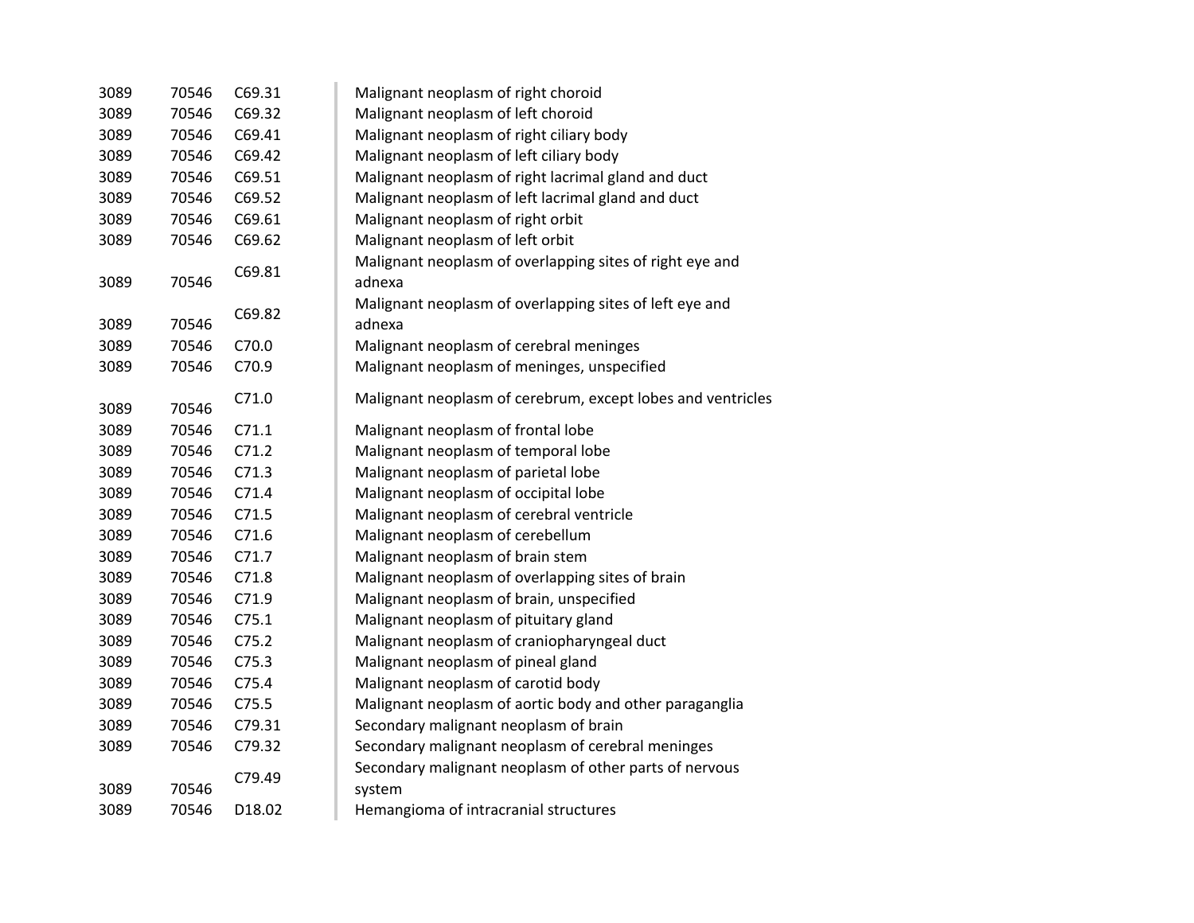| | | | |
|---|---|---|---|
| 3089 | 70546 | C69.31 | Malignant neoplasm of right choroid |
| 3089 | 70546 | C69.32 | Malignant neoplasm of left choroid |
| 3089 | 70546 | C69.41 | Malignant neoplasm of right ciliary body |
| 3089 | 70546 | C69.42 | Malignant neoplasm of left ciliary body |
| 3089 | 70546 | C69.51 | Malignant neoplasm of right lacrimal gland and duct |
| 3089 | 70546 | C69.52 | Malignant neoplasm of left lacrimal gland and duct |
| 3089 | 70546 | C69.61 | Malignant neoplasm of right orbit |
| 3089 | 70546 | C69.62 | Malignant neoplasm of left orbit |
| 3089 | 70546 | C69.81 | Malignant neoplasm of overlapping sites of right eye and adnexa |
| 3089 | 70546 | C69.82 | Malignant neoplasm of overlapping sites of left eye and adnexa |
| 3089 | 70546 | C70.0 | Malignant neoplasm of cerebral meninges |
| 3089 | 70546 | C70.9 | Malignant neoplasm of meninges, unspecified |
| 3089 | 70546 | C71.0 | Malignant neoplasm of cerebrum, except lobes and ventricles |
| 3089 | 70546 | C71.1 | Malignant neoplasm of frontal lobe |
| 3089 | 70546 | C71.2 | Malignant neoplasm of temporal lobe |
| 3089 | 70546 | C71.3 | Malignant neoplasm of parietal lobe |
| 3089 | 70546 | C71.4 | Malignant neoplasm of occipital lobe |
| 3089 | 70546 | C71.5 | Malignant neoplasm of cerebral ventricle |
| 3089 | 70546 | C71.6 | Malignant neoplasm of cerebellum |
| 3089 | 70546 | C71.7 | Malignant neoplasm of brain stem |
| 3089 | 70546 | C71.8 | Malignant neoplasm of overlapping sites of brain |
| 3089 | 70546 | C71.9 | Malignant neoplasm of brain, unspecified |
| 3089 | 70546 | C75.1 | Malignant neoplasm of pituitary gland |
| 3089 | 70546 | C75.2 | Malignant neoplasm of craniopharyngeal duct |
| 3089 | 70546 | C75.3 | Malignant neoplasm of pineal gland |
| 3089 | 70546 | C75.4 | Malignant neoplasm of carotid body |
| 3089 | 70546 | C75.5 | Malignant neoplasm of aortic body and other paraganglia |
| 3089 | 70546 | C79.31 | Secondary malignant neoplasm of brain |
| 3089 | 70546 | C79.32 | Secondary malignant neoplasm of cerebral meninges |
| 3089 | 70546 | C79.49 | Secondary malignant neoplasm of other parts of nervous system |
| 3089 | 70546 | D18.02 | Hemangioma of intracranial structures |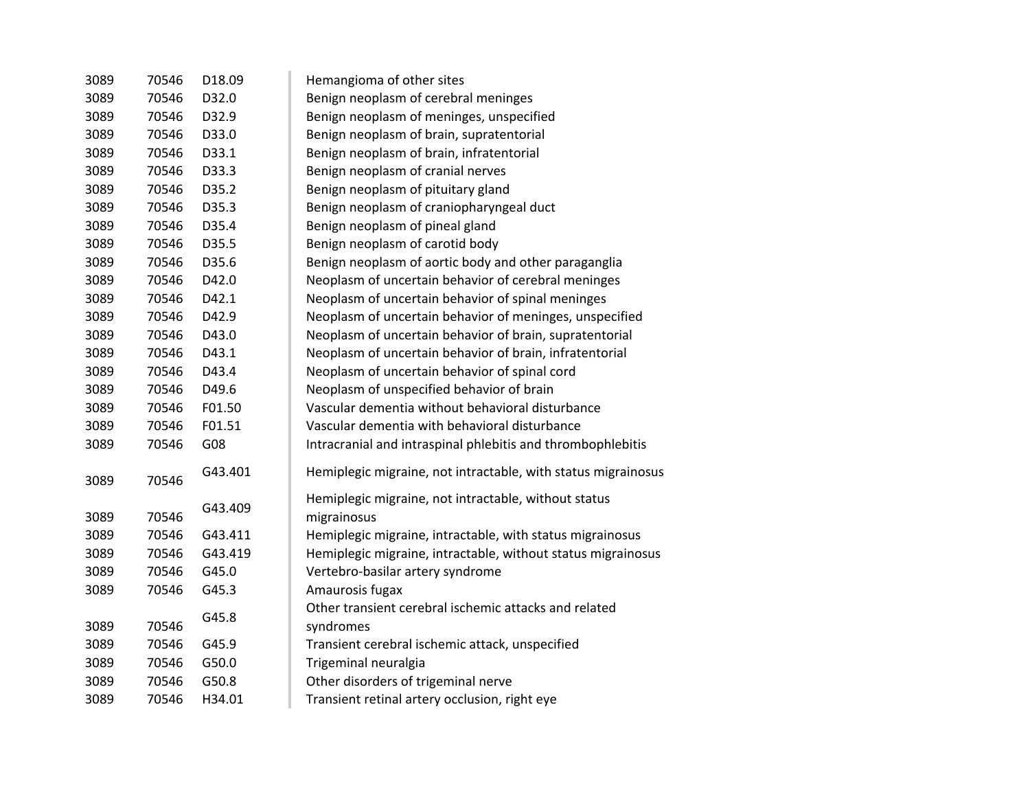| | | | |
|---|---|---|---|
| 3089 | 70546 | D18.09 | Hemangioma of other sites |
| 3089 | 70546 | D32.0 | Benign neoplasm of cerebral meninges |
| 3089 | 70546 | D32.9 | Benign neoplasm of meninges, unspecified |
| 3089 | 70546 | D33.0 | Benign neoplasm of brain, supratentorial |
| 3089 | 70546 | D33.1 | Benign neoplasm of brain, infratentorial |
| 3089 | 70546 | D33.3 | Benign neoplasm of cranial nerves |
| 3089 | 70546 | D35.2 | Benign neoplasm of pituitary gland |
| 3089 | 70546 | D35.3 | Benign neoplasm of craniopharyngeal duct |
| 3089 | 70546 | D35.4 | Benign neoplasm of pineal gland |
| 3089 | 70546 | D35.5 | Benign neoplasm of carotid body |
| 3089 | 70546 | D35.6 | Benign neoplasm of aortic body and other paraganglia |
| 3089 | 70546 | D42.0 | Neoplasm of uncertain behavior of cerebral meninges |
| 3089 | 70546 | D42.1 | Neoplasm of uncertain behavior of spinal meninges |
| 3089 | 70546 | D42.9 | Neoplasm of uncertain behavior of meninges, unspecified |
| 3089 | 70546 | D43.0 | Neoplasm of uncertain behavior of brain, supratentorial |
| 3089 | 70546 | D43.1 | Neoplasm of uncertain behavior of brain, infratentorial |
| 3089 | 70546 | D43.4 | Neoplasm of uncertain behavior of spinal cord |
| 3089 | 70546 | D49.6 | Neoplasm of unspecified behavior of brain |
| 3089 | 70546 | F01.50 | Vascular dementia without behavioral disturbance |
| 3089 | 70546 | F01.51 | Vascular dementia with behavioral disturbance |
| 3089 | 70546 | G08 | Intracranial and intraspinal phlebitis and thrombophlebitis |
| 3089 | 70546 | G43.401 | Hemiplegic migraine, not intractable, with status migrainosus |
| 3089 | 70546 | G43.409 | Hemiplegic migraine, not intractable, without status migrainosus |
| 3089 | 70546 | G43.411 | Hemiplegic migraine, intractable, with status migrainosus |
| 3089 | 70546 | G43.419 | Hemiplegic migraine, intractable, without status migrainosus |
| 3089 | 70546 | G45.0 | Vertebro-basilar artery syndrome |
| 3089 | 70546 | G45.3 | Amaurosis fugax |
| 3089 | 70546 | G45.8 | Other transient cerebral ischemic attacks and related syndromes |
| 3089 | 70546 | G45.9 | Transient cerebral ischemic attack, unspecified |
| 3089 | 70546 | G50.0 | Trigeminal neuralgia |
| 3089 | 70546 | G50.8 | Other disorders of trigeminal nerve |
| 3089 | 70546 | H34.01 | Transient retinal artery occlusion, right eye |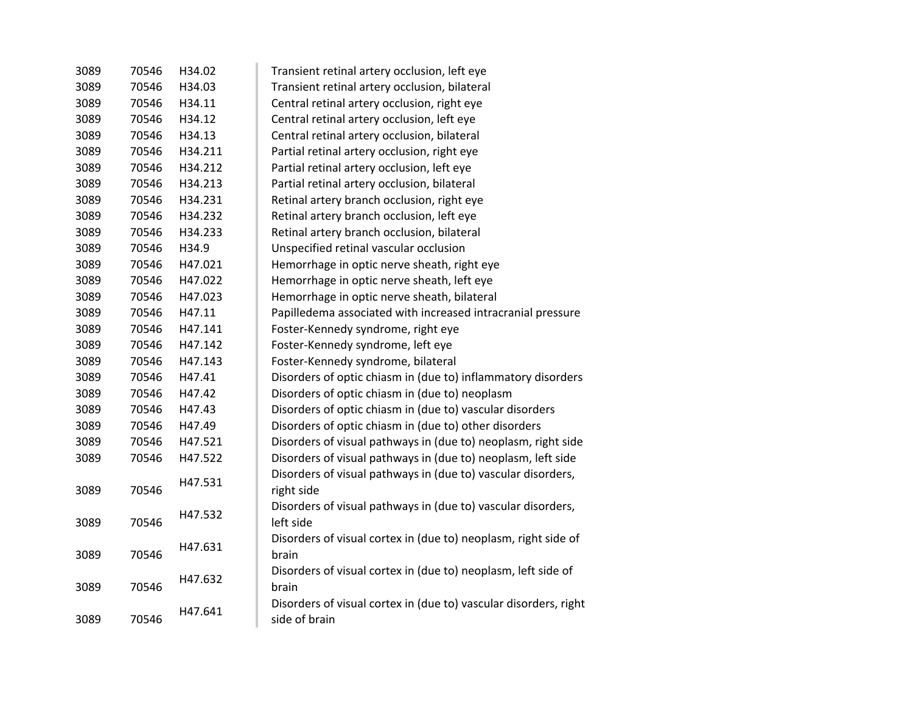| | | | |
|---|---|---|---|
| 3089 | 70546 | H34.02 | Transient retinal artery occlusion, left eye |
| 3089 | 70546 | H34.03 | Transient retinal artery occlusion, bilateral |
| 3089 | 70546 | H34.11 | Central retinal artery occlusion, right eye |
| 3089 | 70546 | H34.12 | Central retinal artery occlusion, left eye |
| 3089 | 70546 | H34.13 | Central retinal artery occlusion, bilateral |
| 3089 | 70546 | H34.211 | Partial retinal artery occlusion, right eye |
| 3089 | 70546 | H34.212 | Partial retinal artery occlusion, left eye |
| 3089 | 70546 | H34.213 | Partial retinal artery occlusion, bilateral |
| 3089 | 70546 | H34.231 | Retinal artery branch occlusion, right eye |
| 3089 | 70546 | H34.232 | Retinal artery branch occlusion, left eye |
| 3089 | 70546 | H34.233 | Retinal artery branch occlusion, bilateral |
| 3089 | 70546 | H34.9 | Unspecified retinal vascular occlusion |
| 3089 | 70546 | H47.021 | Hemorrhage in optic nerve sheath, right eye |
| 3089 | 70546 | H47.022 | Hemorrhage in optic nerve sheath, left eye |
| 3089 | 70546 | H47.023 | Hemorrhage in optic nerve sheath, bilateral |
| 3089 | 70546 | H47.11 | Papilledema associated with increased intracranial pressure |
| 3089 | 70546 | H47.141 | Foster-Kennedy syndrome, right eye |
| 3089 | 70546 | H47.142 | Foster-Kennedy syndrome, left eye |
| 3089 | 70546 | H47.143 | Foster-Kennedy syndrome, bilateral |
| 3089 | 70546 | H47.41 | Disorders of optic chiasm in (due to) inflammatory disorders |
| 3089 | 70546 | H47.42 | Disorders of optic chiasm in (due to) neoplasm |
| 3089 | 70546 | H47.43 | Disorders of optic chiasm in (due to) vascular disorders |
| 3089 | 70546 | H47.49 | Disorders of optic chiasm in (due to) other disorders |
| 3089 | 70546 | H47.521 | Disorders of visual pathways in (due to) neoplasm, right side |
| 3089 | 70546 | H47.522 | Disorders of visual pathways in (due to) neoplasm, left side |
| 3089 | 70546 | H47.531 | Disorders of visual pathways in (due to) vascular disorders, right side |
| 3089 | 70546 | H47.532 | Disorders of visual pathways in (due to) vascular disorders, left side |
| 3089 | 70546 | H47.631 | Disorders of visual cortex in (due to) neoplasm, right side of brain |
| 3089 | 70546 | H47.632 | Disorders of visual cortex in (due to) neoplasm, left side of brain |
| 3089 | 70546 | H47.641 | Disorders of visual cortex in (due to) vascular disorders, right side of brain |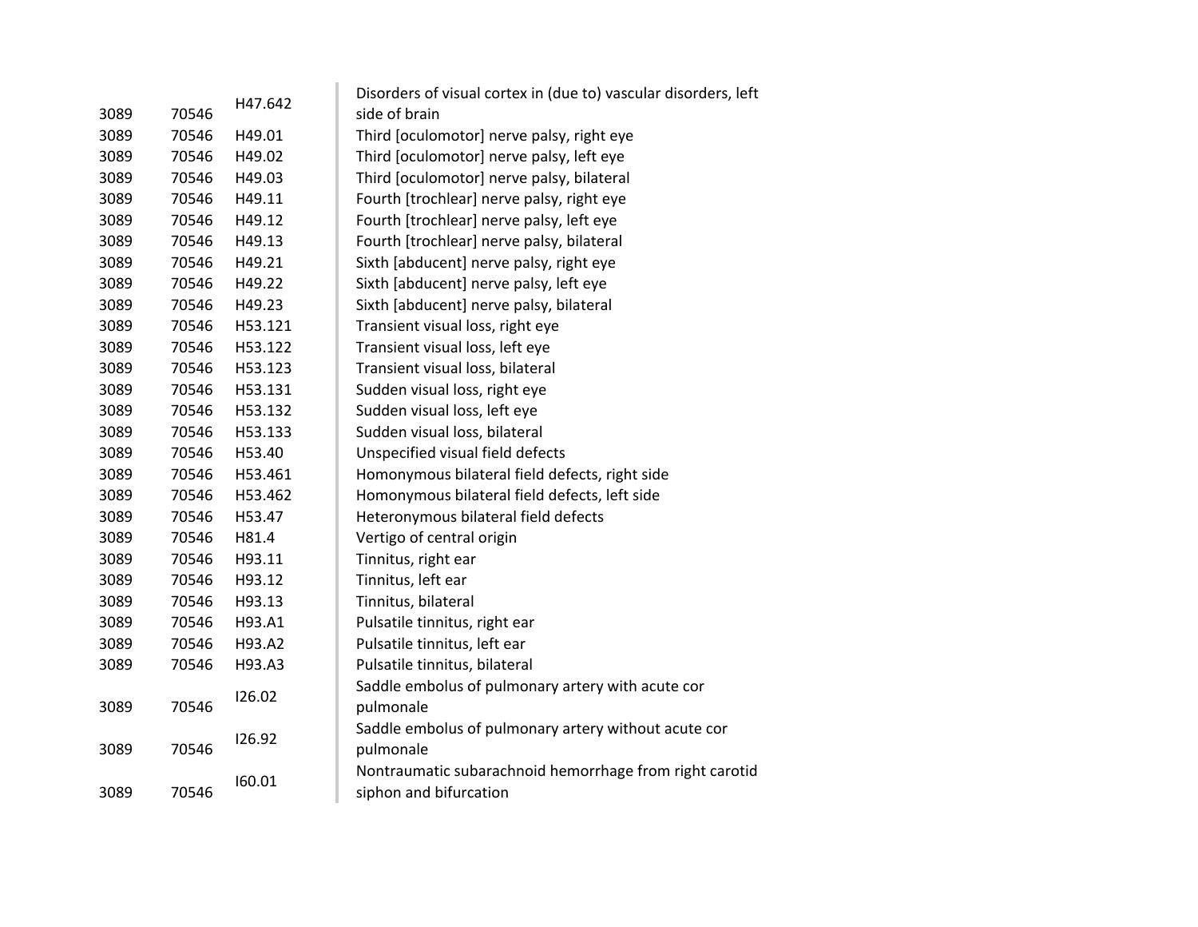| | | | |
|---|---|---|---|
| 3089 | 70546 | H47.642 | Disorders of visual cortex in (due to) vascular disorders, left side of brain |
| 3089 | 70546 | H49.01 | Third [oculomotor] nerve palsy, right eye |
| 3089 | 70546 | H49.02 | Third [oculomotor] nerve palsy, left eye |
| 3089 | 70546 | H49.03 | Third [oculomotor] nerve palsy, bilateral |
| 3089 | 70546 | H49.11 | Fourth [trochlear] nerve palsy, right eye |
| 3089 | 70546 | H49.12 | Fourth [trochlear] nerve palsy, left eye |
| 3089 | 70546 | H49.13 | Fourth [trochlear] nerve palsy, bilateral |
| 3089 | 70546 | H49.21 | Sixth [abducent] nerve palsy, right eye |
| 3089 | 70546 | H49.22 | Sixth [abducent] nerve palsy, left eye |
| 3089 | 70546 | H49.23 | Sixth [abducent] nerve palsy, bilateral |
| 3089 | 70546 | H53.121 | Transient visual loss, right eye |
| 3089 | 70546 | H53.122 | Transient visual loss, left eye |
| 3089 | 70546 | H53.123 | Transient visual loss, bilateral |
| 3089 | 70546 | H53.131 | Sudden visual loss, right eye |
| 3089 | 70546 | H53.132 | Sudden visual loss, left eye |
| 3089 | 70546 | H53.133 | Sudden visual loss, bilateral |
| 3089 | 70546 | H53.40 | Unspecified visual field defects |
| 3089 | 70546 | H53.461 | Homonymous bilateral field defects, right side |
| 3089 | 70546 | H53.462 | Homonymous bilateral field defects, left side |
| 3089 | 70546 | H53.47 | Heteronymous bilateral field defects |
| 3089 | 70546 | H81.4 | Vertigo of central origin |
| 3089 | 70546 | H93.11 | Tinnitus, right ear |
| 3089 | 70546 | H93.12 | Tinnitus, left ear |
| 3089 | 70546 | H93.13 | Tinnitus, bilateral |
| 3089 | 70546 | H93.A1 | Pulsatile tinnitus, right ear |
| 3089 | 70546 | H93.A2 | Pulsatile tinnitus, left ear |
| 3089 | 70546 | H93.A3 | Pulsatile tinnitus, bilateral |
| 3089 | 70546 | I26.02 | Saddle embolus of pulmonary artery with acute cor pulmonale |
| 3089 | 70546 | I26.92 | Saddle embolus of pulmonary artery without acute cor pulmonale |
| 3089 | 70546 | I60.01 | Nontraumatic subarachnoid hemorrhage from right carotid siphon and bifurcation |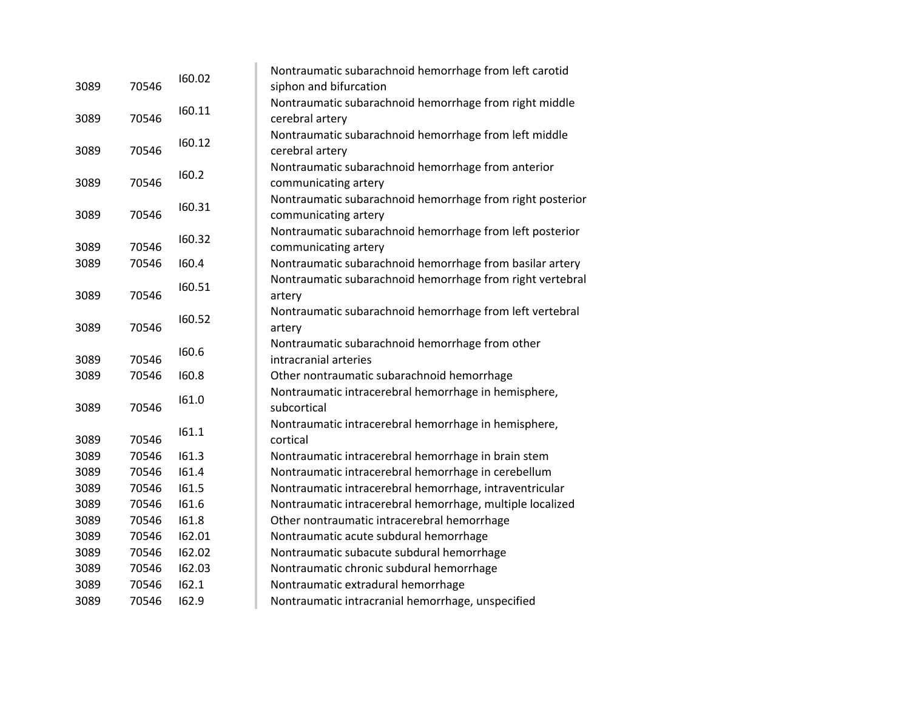| | | | |
|---|---|---|---|
| 3089 | 70546 | I60.02 | Nontraumatic subarachnoid hemorrhage from left carotid siphon and bifurcation |
| 3089 | 70546 | I60.11 | Nontraumatic subarachnoid hemorrhage from right middle cerebral artery |
| 3089 | 70546 | I60.12 | Nontraumatic subarachnoid hemorrhage from left middle cerebral artery |
| 3089 | 70546 | I60.2 | Nontraumatic subarachnoid hemorrhage from anterior communicating artery |
| 3089 | 70546 | I60.31 | Nontraumatic subarachnoid hemorrhage from right posterior communicating artery |
| 3089 | 70546 | I60.32 | Nontraumatic subarachnoid hemorrhage from left posterior communicating artery |
| 3089 | 70546 | I60.4 | Nontraumatic subarachnoid hemorrhage from basilar artery |
| 3089 | 70546 | I60.51 | Nontraumatic subarachnoid hemorrhage from right vertebral artery |
| 3089 | 70546 | I60.52 | Nontraumatic subarachnoid hemorrhage from left vertebral artery |
| 3089 | 70546 | I60.6 | Nontraumatic subarachnoid hemorrhage from other intracranial arteries |
| 3089 | 70546 | I60.8 | Other nontraumatic subarachnoid hemorrhage |
| 3089 | 70546 | I61.0 | Nontraumatic intracerebral hemorrhage in hemisphere, subcortical |
| 3089 | 70546 | I61.1 | Nontraumatic intracerebral hemorrhage in hemisphere, cortical |
| 3089 | 70546 | I61.3 | Nontraumatic intracerebral hemorrhage in brain stem |
| 3089 | 70546 | I61.4 | Nontraumatic intracerebral hemorrhage in cerebellum |
| 3089 | 70546 | I61.5 | Nontraumatic intracerebral hemorrhage, intraventricular |
| 3089 | 70546 | I61.6 | Nontraumatic intracerebral hemorrhage, multiple localized |
| 3089 | 70546 | I61.8 | Other nontraumatic intracerebral hemorrhage |
| 3089 | 70546 | I62.01 | Nontraumatic acute subdural hemorrhage |
| 3089 | 70546 | I62.02 | Nontraumatic subacute subdural hemorrhage |
| 3089 | 70546 | I62.03 | Nontraumatic chronic subdural hemorrhage |
| 3089 | 70546 | I62.1 | Nontraumatic extradural hemorrhage |
| 3089 | 70546 | I62.9 | Nontraumatic intracranial hemorrhage, unspecified |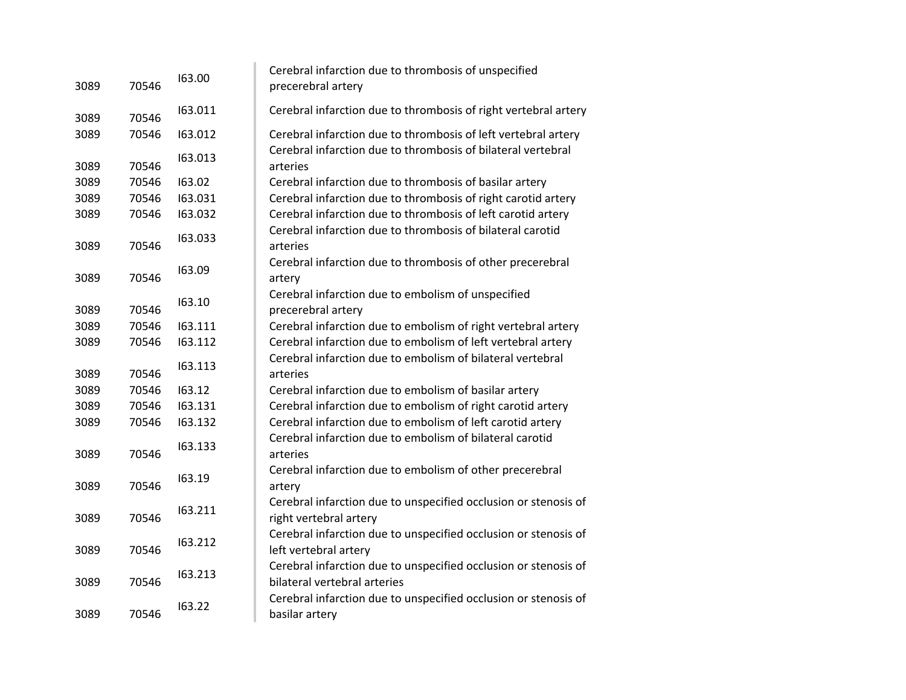| | | | |
|---|---|---|---|
| 3089 | 70546 | I63.00 | Cerebral infarction due to thrombosis of unspecified precerebral artery |
| 3089 | 70546 | I63.011 | Cerebral infarction due to thrombosis of right vertebral artery |
| 3089 | 70546 | I63.012 | Cerebral infarction due to thrombosis of left vertebral artery |
| 3089 | 70546 | I63.013 | Cerebral infarction due to thrombosis of bilateral vertebral arteries |
| 3089 | 70546 | I63.02 | Cerebral infarction due to thrombosis of basilar artery |
| 3089 | 70546 | I63.031 | Cerebral infarction due to thrombosis of right carotid artery |
| 3089 | 70546 | I63.032 | Cerebral infarction due to thrombosis of left carotid artery |
| 3089 | 70546 | I63.033 | Cerebral infarction due to thrombosis of bilateral carotid arteries |
| 3089 | 70546 | I63.09 | Cerebral infarction due to thrombosis of other precerebral artery |
| 3089 | 70546 | I63.10 | Cerebral infarction due to embolism of unspecified precerebral artery |
| 3089 | 70546 | I63.111 | Cerebral infarction due to embolism of right vertebral artery |
| 3089 | 70546 | I63.112 | Cerebral infarction due to embolism of left vertebral artery |
| 3089 | 70546 | I63.113 | Cerebral infarction due to embolism of bilateral vertebral arteries |
| 3089 | 70546 | I63.12 | Cerebral infarction due to embolism of basilar artery |
| 3089 | 70546 | I63.131 | Cerebral infarction due to embolism of right carotid artery |
| 3089 | 70546 | I63.132 | Cerebral infarction due to embolism of left carotid artery |
| 3089 | 70546 | I63.133 | Cerebral infarction due to embolism of bilateral carotid arteries |
| 3089 | 70546 | I63.19 | Cerebral infarction due to embolism of other precerebral artery |
| 3089 | 70546 | I63.211 | Cerebral infarction due to unspecified occlusion or stenosis of right vertebral artery |
| 3089 | 70546 | I63.212 | Cerebral infarction due to unspecified occlusion or stenosis of left vertebral artery |
| 3089 | 70546 | I63.213 | Cerebral infarction due to unspecified occlusion or stenosis of bilateral vertebral arteries |
| 3089 | 70546 | I63.22 | Cerebral infarction due to unspecified occlusion or stenosis of basilar artery |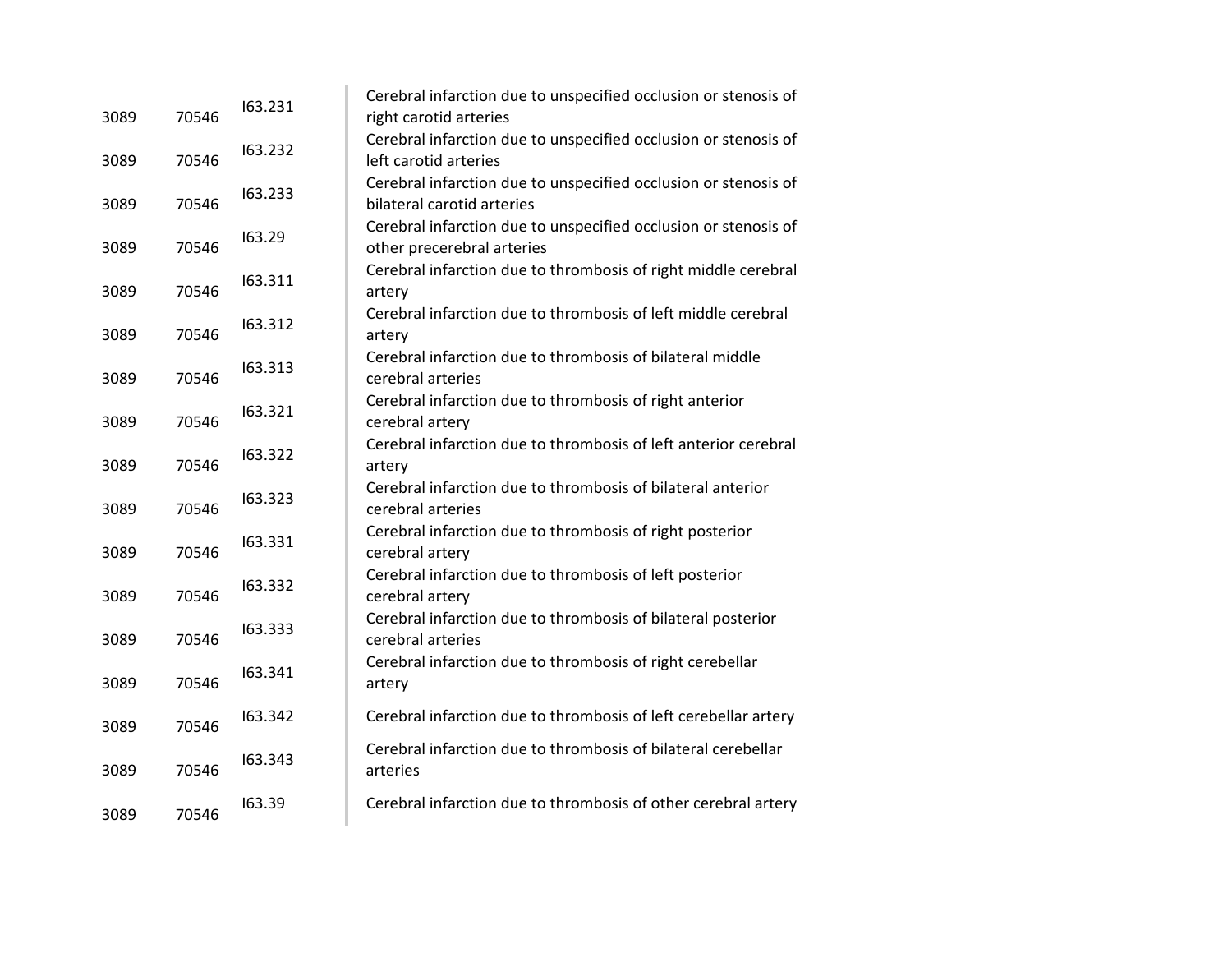| | | | |
|---|---|---|---|
| 3089 | 70546 | I63.231 | Cerebral infarction due to unspecified occlusion or stenosis of right carotid arteries |
| 3089 | 70546 | I63.232 | Cerebral infarction due to unspecified occlusion or stenosis of left carotid arteries |
| 3089 | 70546 | I63.233 | Cerebral infarction due to unspecified occlusion or stenosis of bilateral carotid arteries |
| 3089 | 70546 | I63.29 | Cerebral infarction due to unspecified occlusion or stenosis of other precerebral arteries |
| 3089 | 70546 | I63.311 | Cerebral infarction due to thrombosis of right middle cerebral artery |
| 3089 | 70546 | I63.312 | Cerebral infarction due to thrombosis of left middle cerebral artery |
| 3089 | 70546 | I63.313 | Cerebral infarction due to thrombosis of bilateral middle cerebral arteries |
| 3089 | 70546 | I63.321 | Cerebral infarction due to thrombosis of right anterior cerebral artery |
| 3089 | 70546 | I63.322 | Cerebral infarction due to thrombosis of left anterior cerebral artery |
| 3089 | 70546 | I63.323 | Cerebral infarction due to thrombosis of bilateral anterior cerebral arteries |
| 3089 | 70546 | I63.331 | Cerebral infarction due to thrombosis of right posterior cerebral artery |
| 3089 | 70546 | I63.332 | Cerebral infarction due to thrombosis of left posterior cerebral artery |
| 3089 | 70546 | I63.333 | Cerebral infarction due to thrombosis of bilateral posterior cerebral arteries |
| 3089 | 70546 | I63.341 | Cerebral infarction due to thrombosis of right cerebellar artery |
| 3089 | 70546 | I63.342 | Cerebral infarction due to thrombosis of left cerebellar artery |
| 3089 | 70546 | I63.343 | Cerebral infarction due to thrombosis of bilateral cerebellar arteries |
| 3089 | 70546 | I63.39 | Cerebral infarction due to thrombosis of other cerebral artery |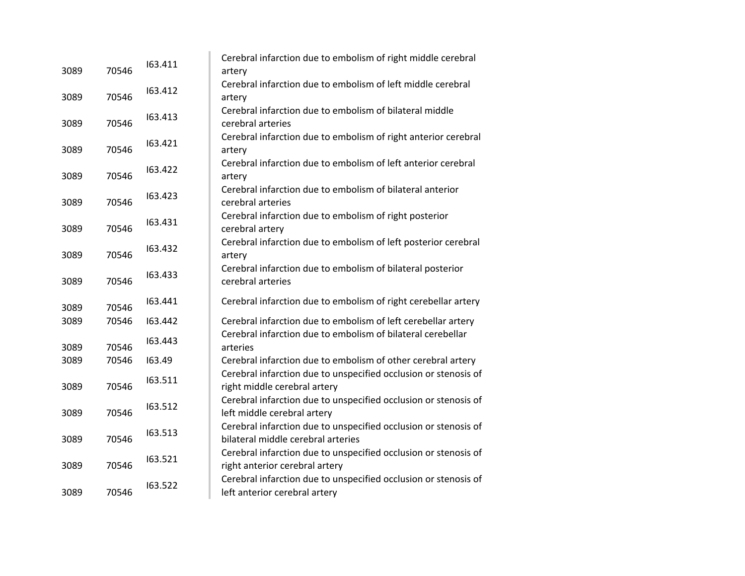| | | | |
|---|---|---|---|
| 3089 | 70546 | I63.411 | Cerebral infarction due to embolism of right middle cerebral artery |
| 3089 | 70546 | I63.412 | Cerebral infarction due to embolism of left middle cerebral artery |
| 3089 | 70546 | I63.413 | Cerebral infarction due to embolism of bilateral middle cerebral arteries |
| 3089 | 70546 | I63.421 | Cerebral infarction due to embolism of right anterior cerebral artery |
| 3089 | 70546 | I63.422 | Cerebral infarction due to embolism of left anterior cerebral artery |
| 3089 | 70546 | I63.423 | Cerebral infarction due to embolism of bilateral anterior cerebral arteries |
| 3089 | 70546 | I63.431 | Cerebral infarction due to embolism of right posterior cerebral artery |
| 3089 | 70546 | I63.432 | Cerebral infarction due to embolism of left posterior cerebral artery |
| 3089 | 70546 | I63.433 | Cerebral infarction due to embolism of bilateral posterior cerebral arteries |
| 3089 | 70546 | I63.441 | Cerebral infarction due to embolism of right cerebellar artery |
| 3089 | 70546 | I63.442 | Cerebral infarction due to embolism of left cerebellar artery |
| 3089 | 70546 | I63.443 | Cerebral infarction due to embolism of bilateral cerebellar arteries |
| 3089 | 70546 | I63.49 | Cerebral infarction due to embolism of other cerebral artery |
| 3089 | 70546 | I63.511 | Cerebral infarction due to unspecified occlusion or stenosis of right middle cerebral artery |
| 3089 | 70546 | I63.512 | Cerebral infarction due to unspecified occlusion or stenosis of left middle cerebral artery |
| 3089 | 70546 | I63.513 | Cerebral infarction due to unspecified occlusion or stenosis of bilateral middle cerebral arteries |
| 3089 | 70546 | I63.521 | Cerebral infarction due to unspecified occlusion or stenosis of right anterior cerebral artery |
| 3089 | 70546 | I63.522 | Cerebral infarction due to unspecified occlusion or stenosis of left anterior cerebral artery |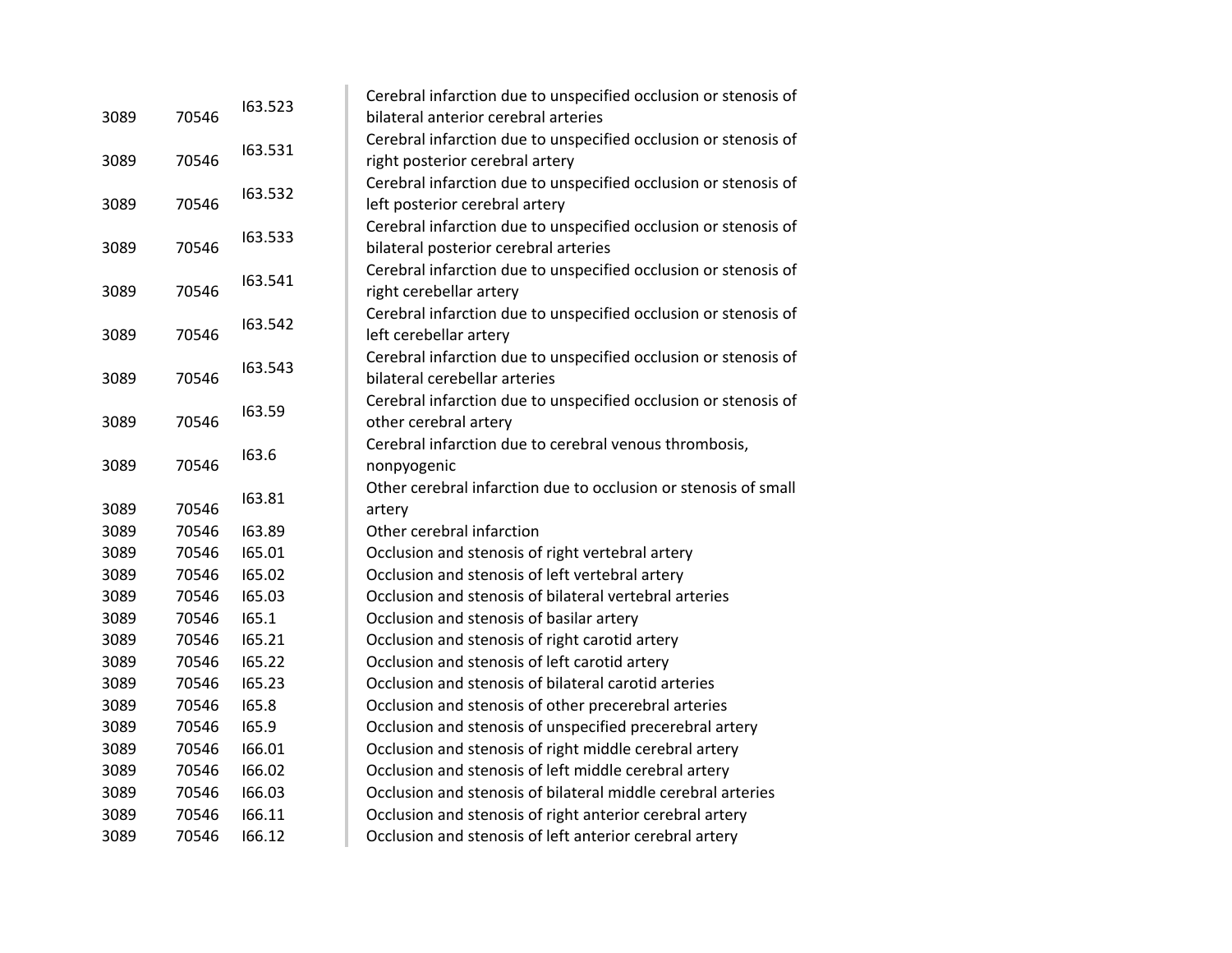| | | | |
|---|---|---|---|
| 3089 | 70546 | I63.523 | Cerebral infarction due to unspecified occlusion or stenosis of bilateral anterior cerebral arteries |
| 3089 | 70546 | I63.531 | Cerebral infarction due to unspecified occlusion or stenosis of right posterior cerebral artery |
| 3089 | 70546 | I63.532 | Cerebral infarction due to unspecified occlusion or stenosis of left posterior cerebral artery |
| 3089 | 70546 | I63.533 | Cerebral infarction due to unspecified occlusion or stenosis of bilateral posterior cerebral arteries |
| 3089 | 70546 | I63.541 | Cerebral infarction due to unspecified occlusion or stenosis of right cerebellar artery |
| 3089 | 70546 | I63.542 | Cerebral infarction due to unspecified occlusion or stenosis of left cerebellar artery |
| 3089 | 70546 | I63.543 | Cerebral infarction due to unspecified occlusion or stenosis of bilateral cerebellar arteries |
| 3089 | 70546 | I63.59 | Cerebral infarction due to unspecified occlusion or stenosis of other cerebral artery |
| 3089 | 70546 | I63.6 | Cerebral infarction due to cerebral venous thrombosis, nonpyogenic |
| 3089 | 70546 | I63.81 | Other cerebral infarction due to occlusion or stenosis of small artery |
| 3089 | 70546 | I63.89 | Other cerebral infarction |
| 3089 | 70546 | I65.01 | Occlusion and stenosis of right vertebral artery |
| 3089 | 70546 | I65.02 | Occlusion and stenosis of left vertebral artery |
| 3089 | 70546 | I65.03 | Occlusion and stenosis of bilateral vertebral arteries |
| 3089 | 70546 | I65.1 | Occlusion and stenosis of basilar artery |
| 3089 | 70546 | I65.21 | Occlusion and stenosis of right carotid artery |
| 3089 | 70546 | I65.22 | Occlusion and stenosis of left carotid artery |
| 3089 | 70546 | I65.23 | Occlusion and stenosis of bilateral carotid arteries |
| 3089 | 70546 | I65.8 | Occlusion and stenosis of other precerebral arteries |
| 3089 | 70546 | I65.9 | Occlusion and stenosis of unspecified precerebral artery |
| 3089 | 70546 | I66.01 | Occlusion and stenosis of right middle cerebral artery |
| 3089 | 70546 | I66.02 | Occlusion and stenosis of left middle cerebral artery |
| 3089 | 70546 | I66.03 | Occlusion and stenosis of bilateral middle cerebral arteries |
| 3089 | 70546 | I66.11 | Occlusion and stenosis of right anterior cerebral artery |
| 3089 | 70546 | I66.12 | Occlusion and stenosis of left anterior cerebral artery |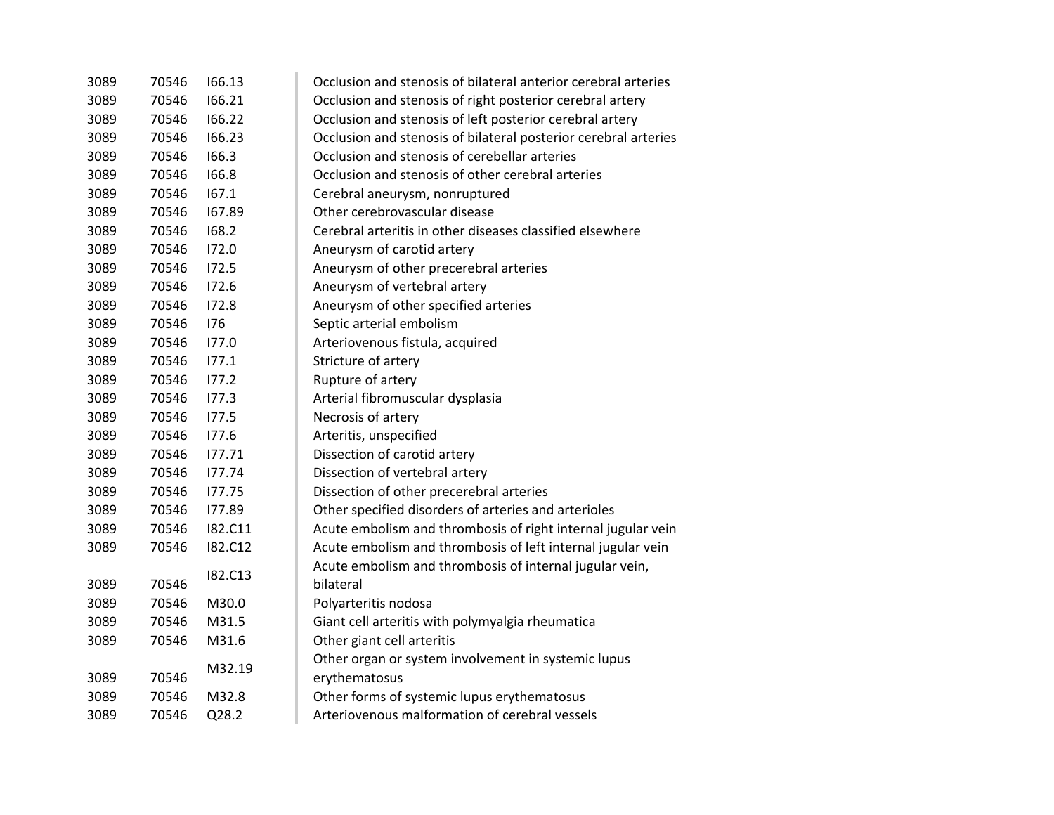| | | | |
|---|---|---|---|
| 3089 | 70546 | I66.13 | Occlusion and stenosis of bilateral anterior cerebral arteries |
| 3089 | 70546 | I66.21 | Occlusion and stenosis of right posterior cerebral artery |
| 3089 | 70546 | I66.22 | Occlusion and stenosis of left posterior cerebral artery |
| 3089 | 70546 | I66.23 | Occlusion and stenosis of bilateral posterior cerebral arteries |
| 3089 | 70546 | I66.3 | Occlusion and stenosis of cerebellar arteries |
| 3089 | 70546 | I66.8 | Occlusion and stenosis of other cerebral arteries |
| 3089 | 70546 | I67.1 | Cerebral aneurysm, nonruptured |
| 3089 | 70546 | I67.89 | Other cerebrovascular disease |
| 3089 | 70546 | I68.2 | Cerebral arteritis in other diseases classified elsewhere |
| 3089 | 70546 | I72.0 | Aneurysm of carotid artery |
| 3089 | 70546 | I72.5 | Aneurysm of other precerebral arteries |
| 3089 | 70546 | I72.6 | Aneurysm of vertebral artery |
| 3089 | 70546 | I72.8 | Aneurysm of other specified arteries |
| 3089 | 70546 | I76 | Septic arterial embolism |
| 3089 | 70546 | I77.0 | Arteriovenous fistula, acquired |
| 3089 | 70546 | I77.1 | Stricture of artery |
| 3089 | 70546 | I77.2 | Rupture of artery |
| 3089 | 70546 | I77.3 | Arterial fibromuscular dysplasia |
| 3089 | 70546 | I77.5 | Necrosis of artery |
| 3089 | 70546 | I77.6 | Arteritis, unspecified |
| 3089 | 70546 | I77.71 | Dissection of carotid artery |
| 3089 | 70546 | I77.74 | Dissection of vertebral artery |
| 3089 | 70546 | I77.75 | Dissection of other precerebral arteries |
| 3089 | 70546 | I77.89 | Other specified disorders of arteries and arterioles |
| 3089 | 70546 | I82.C11 | Acute embolism and thrombosis of right internal jugular vein |
| 3089 | 70546 | I82.C12 | Acute embolism and thrombosis of left internal jugular vein |
| 3089 | 70546 | I82.C13 | Acute embolism and thrombosis of internal jugular vein, bilateral |
| 3089 | 70546 | M30.0 | Polyarteritis nodosa |
| 3089 | 70546 | M31.5 | Giant cell arteritis with polymyalgia rheumatica |
| 3089 | 70546 | M31.6 | Other giant cell arteritis |
| 3089 | 70546 | M32.19 | Other organ or system involvement in systemic lupus erythematosus |
| 3089 | 70546 | M32.8 | Other forms of systemic lupus erythematosus |
| 3089 | 70546 | Q28.2 | Arteriovenous malformation of cerebral vessels |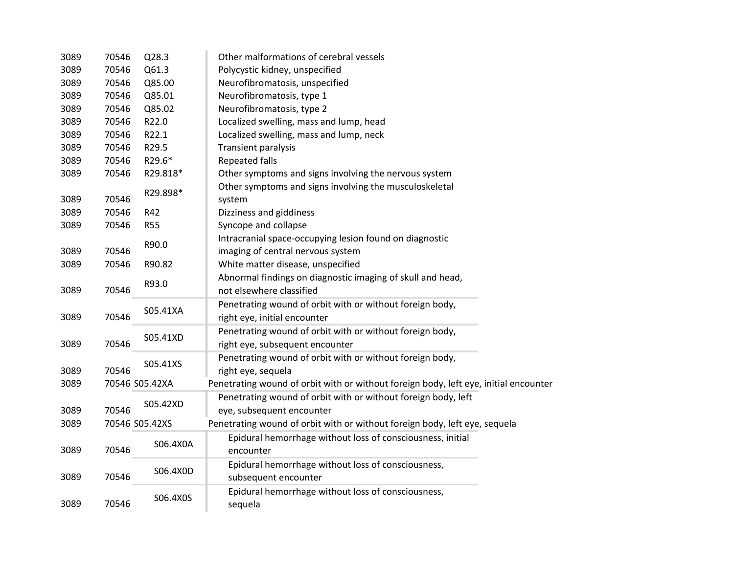| | | | |
|---|---|---|---|
| 3089 | 70546 | Q28.3 | Other malformations of cerebral vessels |
| 3089 | 70546 | Q61.3 | Polycystic kidney, unspecified |
| 3089 | 70546 | Q85.00 | Neurofibromatosis, unspecified |
| 3089 | 70546 | Q85.01 | Neurofibromatosis, type 1 |
| 3089 | 70546 | Q85.02 | Neurofibromatosis, type 2 |
| 3089 | 70546 | R22.0 | Localized swelling, mass and lump, head |
| 3089 | 70546 | R22.1 | Localized swelling, mass and lump, neck |
| 3089 | 70546 | R29.5 | Transient paralysis |
| 3089 | 70546 | R29.6* | Repeated falls |
| 3089 | 70546 | R29.818* | Other symptoms and signs involving the nervous system |
| 3089 | 70546 | R29.898* | Other symptoms and signs involving the musculoskeletal system |
| 3089 | 70546 | R42 | Dizziness and giddiness |
| 3089 | 70546 | R55 | Syncope and collapse |
| 3089 | 70546 | R90.0 | Intracranial space-occupying lesion found on diagnostic imaging of central nervous system |
| 3089 | 70546 | R90.82 | White matter disease, unspecified |
| 3089 | 70546 | R93.0 | Abnormal findings on diagnostic imaging of skull and head, not elsewhere classified |
| 3089 | 70546 | S05.41XA | Penetrating wound of orbit with or without foreign body, right eye, initial encounter |
| 3089 | 70546 | S05.41XD | Penetrating wound of orbit with or without foreign body, right eye, subsequent encounter |
| 3089 | 70546 | S05.41XS | Penetrating wound of orbit with or without foreign body, right eye, sequela |
| 3089 | 70546 | S05.42XA | Penetrating wound of orbit with or without foreign body, left eye, initial encounter |
| 3089 | 70546 | S05.42XD | Penetrating wound of orbit with or without foreign body, left eye, subsequent encounter |
| 3089 | 70546 | S05.42XS | Penetrating wound of orbit with or without foreign body, left eye, sequela |
| 3089 | 70546 | S06.4X0A | Epidural hemorrhage without loss of consciousness, initial encounter |
| 3089 | 70546 | S06.4X0D | Epidural hemorrhage without loss of consciousness, subsequent encounter |
| 3089 | 70546 | S06.4X0S | Epidural hemorrhage without loss of consciousness, sequela |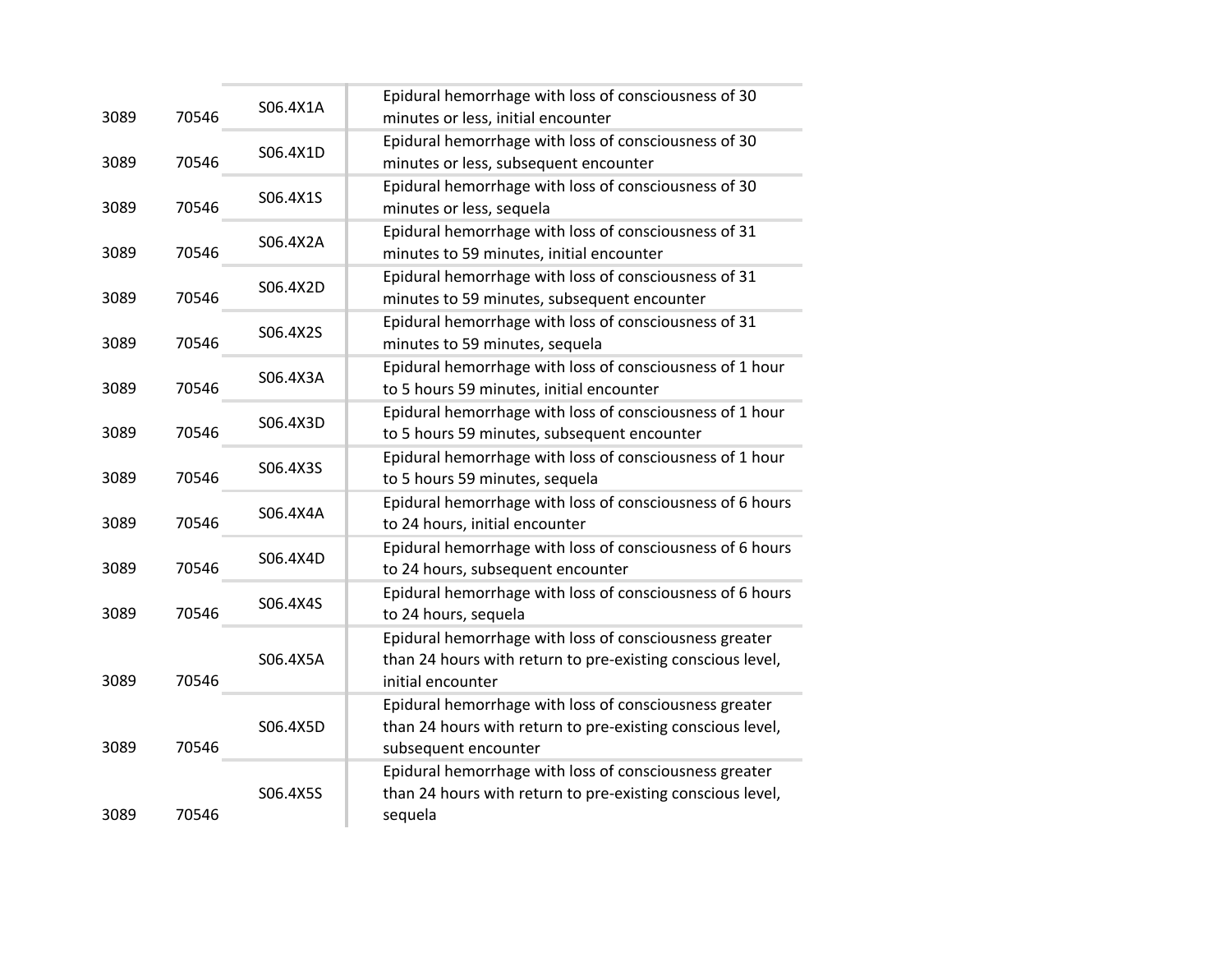| | | | |
|---|---|---|---|
| 3089 | 70546 | S06.4X1A | Epidural hemorrhage with loss of consciousness of 30 minutes or less, initial encounter |
| 3089 | 70546 | S06.4X1D | Epidural hemorrhage with loss of consciousness of 30 minutes or less, subsequent encounter |
| 3089 | 70546 | S06.4X1S | Epidural hemorrhage with loss of consciousness of 30 minutes or less, sequela |
| 3089 | 70546 | S06.4X2A | Epidural hemorrhage with loss of consciousness of 31 minutes to 59 minutes, initial encounter |
| 3089 | 70546 | S06.4X2D | Epidural hemorrhage with loss of consciousness of 31 minutes to 59 minutes, subsequent encounter |
| 3089 | 70546 | S06.4X2S | Epidural hemorrhage with loss of consciousness of 31 minutes to 59 minutes, sequela |
| 3089 | 70546 | S06.4X3A | Epidural hemorrhage with loss of consciousness of 1 hour to 5 hours 59 minutes, initial encounter |
| 3089 | 70546 | S06.4X3D | Epidural hemorrhage with loss of consciousness of 1 hour to 5 hours 59 minutes, subsequent encounter |
| 3089 | 70546 | S06.4X3S | Epidural hemorrhage with loss of consciousness of 1 hour to 5 hours 59 minutes, sequela |
| 3089 | 70546 | S06.4X4A | Epidural hemorrhage with loss of consciousness of 6 hours to 24 hours, initial encounter |
| 3089 | 70546 | S06.4X4D | Epidural hemorrhage with loss of consciousness of 6 hours to 24 hours, subsequent encounter |
| 3089 | 70546 | S06.4X4S | Epidural hemorrhage with loss of consciousness of 6 hours to 24 hours, sequela |
| 3089 | 70546 | S06.4X5A | Epidural hemorrhage with loss of consciousness greater than 24 hours with return to pre-existing conscious level, initial encounter |
| 3089 | 70546 | S06.4X5D | Epidural hemorrhage with loss of consciousness greater than 24 hours with return to pre-existing conscious level, subsequent encounter |
| 3089 | 70546 | S06.4X5S | Epidural hemorrhage with loss of consciousness greater than 24 hours with return to pre-existing conscious level, sequela |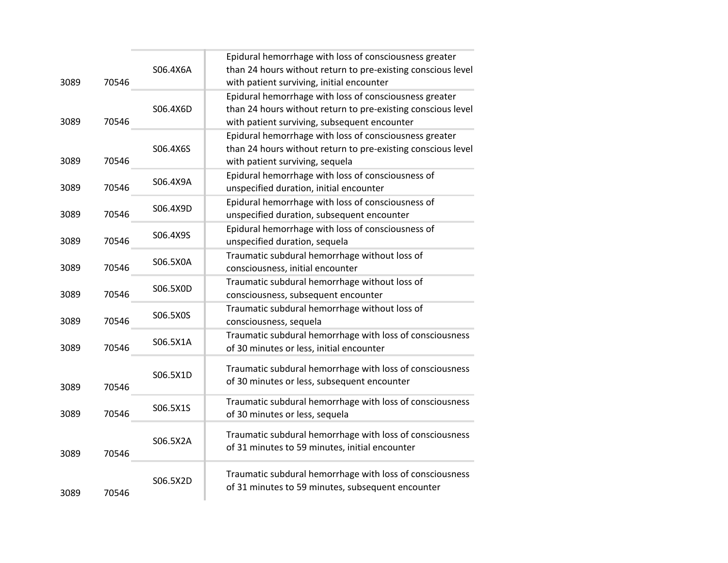| | | | |
|---|---|---|---|
| 3089 | 70546 | S06.4X6A | Epidural hemorrhage with loss of consciousness greater than 24 hours without return to pre-existing conscious level with patient surviving, initial encounter |
| 3089 | 70546 | S06.4X6D | Epidural hemorrhage with loss of consciousness greater than 24 hours without return to pre-existing conscious level with patient surviving, subsequent encounter |
| 3089 | 70546 | S06.4X6S | Epidural hemorrhage with loss of consciousness greater than 24 hours without return to pre-existing conscious level with patient surviving, sequela |
| 3089 | 70546 | S06.4X9A | Epidural hemorrhage with loss of consciousness of unspecified duration, initial encounter |
| 3089 | 70546 | S06.4X9D | Epidural hemorrhage with loss of consciousness of unspecified duration, subsequent encounter |
| 3089 | 70546 | S06.4X9S | Epidural hemorrhage with loss of consciousness of unspecified duration, sequela |
| 3089 | 70546 | S06.5X0A | Traumatic subdural hemorrhage without loss of consciousness, initial encounter |
| 3089 | 70546 | S06.5X0D | Traumatic subdural hemorrhage without loss of consciousness, subsequent encounter |
| 3089 | 70546 | S06.5X0S | Traumatic subdural hemorrhage without loss of consciousness, sequela |
| 3089 | 70546 | S06.5X1A | Traumatic subdural hemorrhage with loss of consciousness of 30 minutes or less, initial encounter |
| 3089 | 70546 | S06.5X1D | Traumatic subdural hemorrhage with loss of consciousness of 30 minutes or less, subsequent encounter |
| 3089 | 70546 | S06.5X1S | Traumatic subdural hemorrhage with loss of consciousness of 30 minutes or less, sequela |
| 3089 | 70546 | S06.5X2A | Traumatic subdural hemorrhage with loss of consciousness of 31 minutes to 59 minutes, initial encounter |
| 3089 | 70546 | S06.5X2D | Traumatic subdural hemorrhage with loss of consciousness of 31 minutes to 59 minutes, subsequent encounter |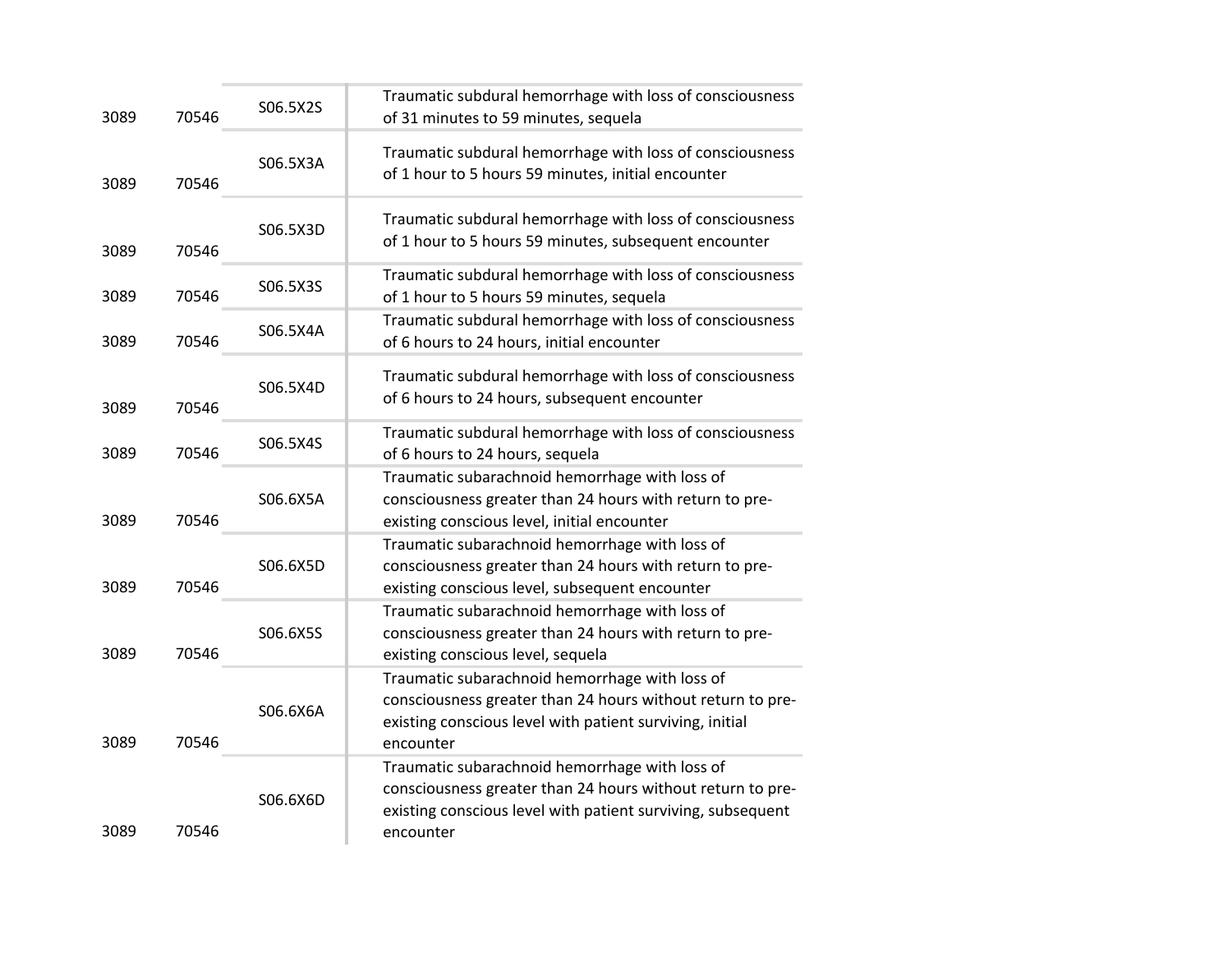| | | | |
|---|---|---|---|
| 3089 | 70546 | S06.5X2S | Traumatic subdural hemorrhage with loss of consciousness of 31 minutes to 59 minutes, sequela |
| 3089 | 70546 | S06.5X3A | Traumatic subdural hemorrhage with loss of consciousness of 1 hour to 5 hours 59 minutes, initial encounter |
| 3089 | 70546 | S06.5X3D | Traumatic subdural hemorrhage with loss of consciousness of 1 hour to 5 hours 59 minutes, subsequent encounter |
| 3089 | 70546 | S06.5X3S | Traumatic subdural hemorrhage with loss of consciousness of 1 hour to 5 hours 59 minutes, sequela |
| 3089 | 70546 | S06.5X4A | Traumatic subdural hemorrhage with loss of consciousness of 6 hours to 24 hours, initial encounter |
| 3089 | 70546 | S06.5X4D | Traumatic subdural hemorrhage with loss of consciousness of 6 hours to 24 hours, subsequent encounter |
| 3089 | 70546 | S06.5X4S | Traumatic subdural hemorrhage with loss of consciousness of 6 hours to 24 hours, sequela |
| 3089 | 70546 | S06.6X5A | Traumatic subarachnoid hemorrhage with loss of consciousness greater than 24 hours with return to pre-existing conscious level, initial encounter |
| 3089 | 70546 | S06.6X5D | Traumatic subarachnoid hemorrhage with loss of consciousness greater than 24 hours with return to pre-existing conscious level, subsequent encounter |
| 3089 | 70546 | S06.6X5S | Traumatic subarachnoid hemorrhage with loss of consciousness greater than 24 hours with return to pre-existing conscious level, sequela |
| 3089 | 70546 | S06.6X6A | Traumatic subarachnoid hemorrhage with loss of consciousness greater than 24 hours without return to pre-existing conscious level with patient surviving, initial encounter |
| 3089 | 70546 | S06.6X6D | Traumatic subarachnoid hemorrhage with loss of consciousness greater than 24 hours without return to pre-existing conscious level with patient surviving, subsequent encounter |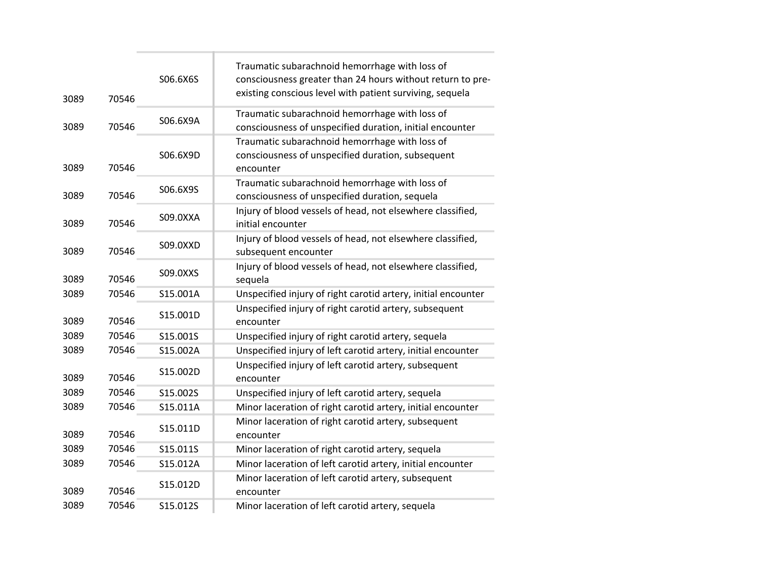| | | | |
|---|---|---|---|
| 3089 | 70546 | S06.6X6S | Traumatic subarachnoid hemorrhage with loss of consciousness greater than 24 hours without return to pre-existing conscious level with patient surviving, sequela |
| 3089 | 70546 | S06.6X9A | Traumatic subarachnoid hemorrhage with loss of consciousness of unspecified duration, initial encounter |
| 3089 | 70546 | S06.6X9D | Traumatic subarachnoid hemorrhage with loss of consciousness of unspecified duration, subsequent encounter |
| 3089 | 70546 | S06.6X9S | Traumatic subarachnoid hemorrhage with loss of consciousness of unspecified duration, sequela |
| 3089 | 70546 | S09.0XXA | Injury of blood vessels of head, not elsewhere classified, initial encounter |
| 3089 | 70546 | S09.0XXD | Injury of blood vessels of head, not elsewhere classified, subsequent encounter |
| 3089 | 70546 | S09.0XXS | Injury of blood vessels of head, not elsewhere classified, sequela |
| 3089 | 70546 | S15.001A | Unspecified injury of right carotid artery, initial encounter |
| 3089 | 70546 | S15.001D | Unspecified injury of right carotid artery, subsequent encounter |
| 3089 | 70546 | S15.001S | Unspecified injury of right carotid artery, sequela |
| 3089 | 70546 | S15.002A | Unspecified injury of left carotid artery, initial encounter |
| 3089 | 70546 | S15.002D | Unspecified injury of left carotid artery, subsequent encounter |
| 3089 | 70546 | S15.002S | Unspecified injury of left carotid artery, sequela |
| 3089 | 70546 | S15.011A | Minor laceration of right carotid artery, initial encounter |
| 3089 | 70546 | S15.011D | Minor laceration of right carotid artery, subsequent encounter |
| 3089 | 70546 | S15.011S | Minor laceration of right carotid artery, sequela |
| 3089 | 70546 | S15.012A | Minor laceration of left carotid artery, initial encounter |
| 3089 | 70546 | S15.012D | Minor laceration of left carotid artery, subsequent encounter |
| 3089 | 70546 | S15.012S | Minor laceration of left carotid artery, sequela |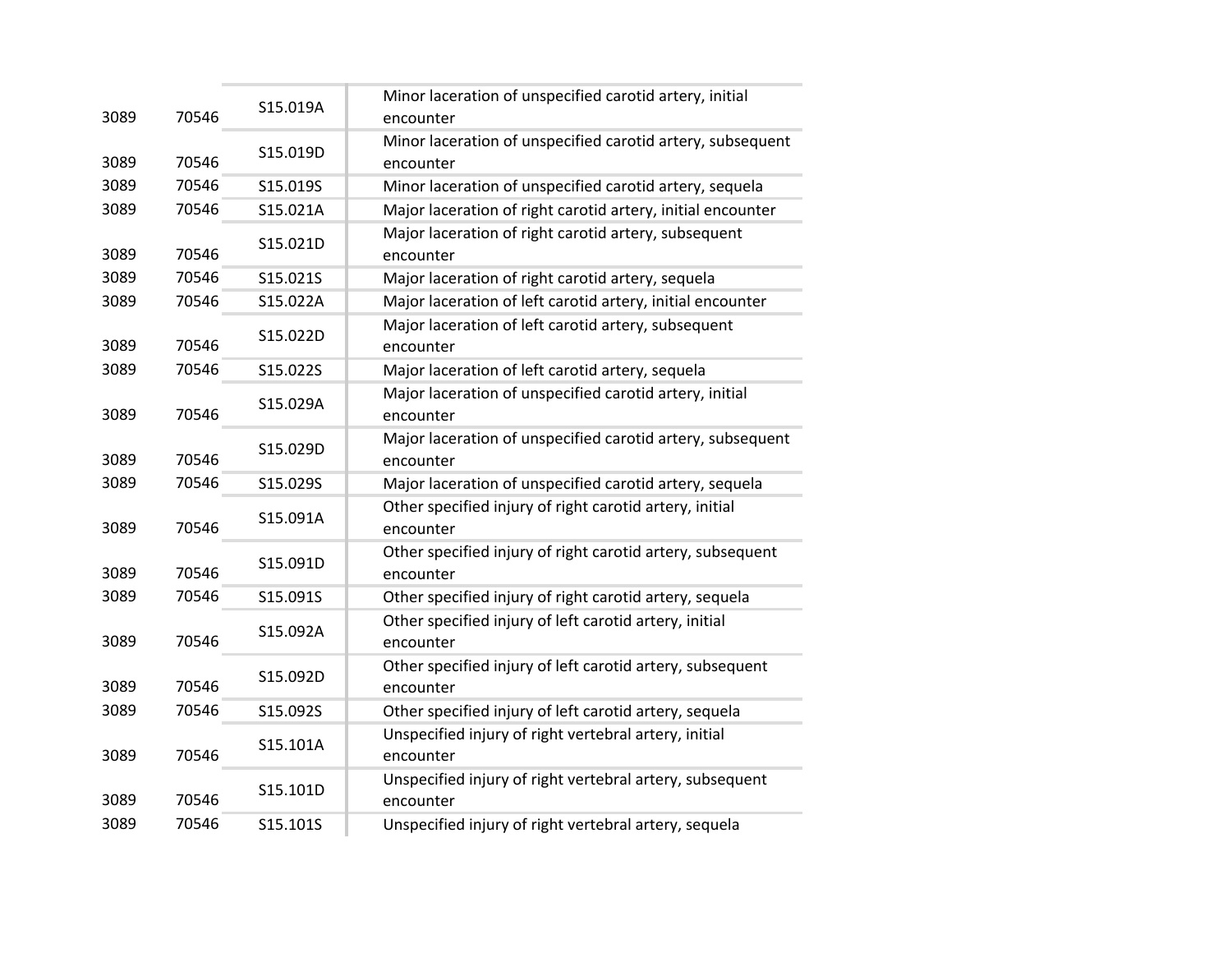| | | | |
|---|---|---|---|
| 3089 | 70546 | S15.019A | Minor laceration of unspecified carotid artery, initial encounter |
| 3089 | 70546 | S15.019D | Minor laceration of unspecified carotid artery, subsequent encounter |
| 3089 | 70546 | S15.019S | Minor laceration of unspecified carotid artery, sequela |
| 3089 | 70546 | S15.021A | Major laceration of right carotid artery, initial encounter |
| 3089 | 70546 | S15.021D | Major laceration of right carotid artery, subsequent encounter |
| 3089 | 70546 | S15.021S | Major laceration of right carotid artery, sequela |
| 3089 | 70546 | S15.022A | Major laceration of left carotid artery, initial encounter |
| 3089 | 70546 | S15.022D | Major laceration of left carotid artery, subsequent encounter |
| 3089 | 70546 | S15.022S | Major laceration of left carotid artery, sequela |
| 3089 | 70546 | S15.029A | Major laceration of unspecified carotid artery, initial encounter |
| 3089 | 70546 | S15.029D | Major laceration of unspecified carotid artery, subsequent encounter |
| 3089 | 70546 | S15.029S | Major laceration of unspecified carotid artery, sequela |
| 3089 | 70546 | S15.091A | Other specified injury of right carotid artery, initial encounter |
| 3089 | 70546 | S15.091D | Other specified injury of right carotid artery, subsequent encounter |
| 3089 | 70546 | S15.091S | Other specified injury of right carotid artery, sequela |
| 3089 | 70546 | S15.092A | Other specified injury of left carotid artery, initial encounter |
| 3089 | 70546 | S15.092D | Other specified injury of left carotid artery, subsequent encounter |
| 3089 | 70546 | S15.092S | Other specified injury of left carotid artery, sequela |
| 3089 | 70546 | S15.101A | Unspecified injury of right vertebral artery, initial encounter |
| 3089 | 70546 | S15.101D | Unspecified injury of right vertebral artery, subsequent encounter |
| 3089 | 70546 | S15.101S | Unspecified injury of right vertebral artery, sequela |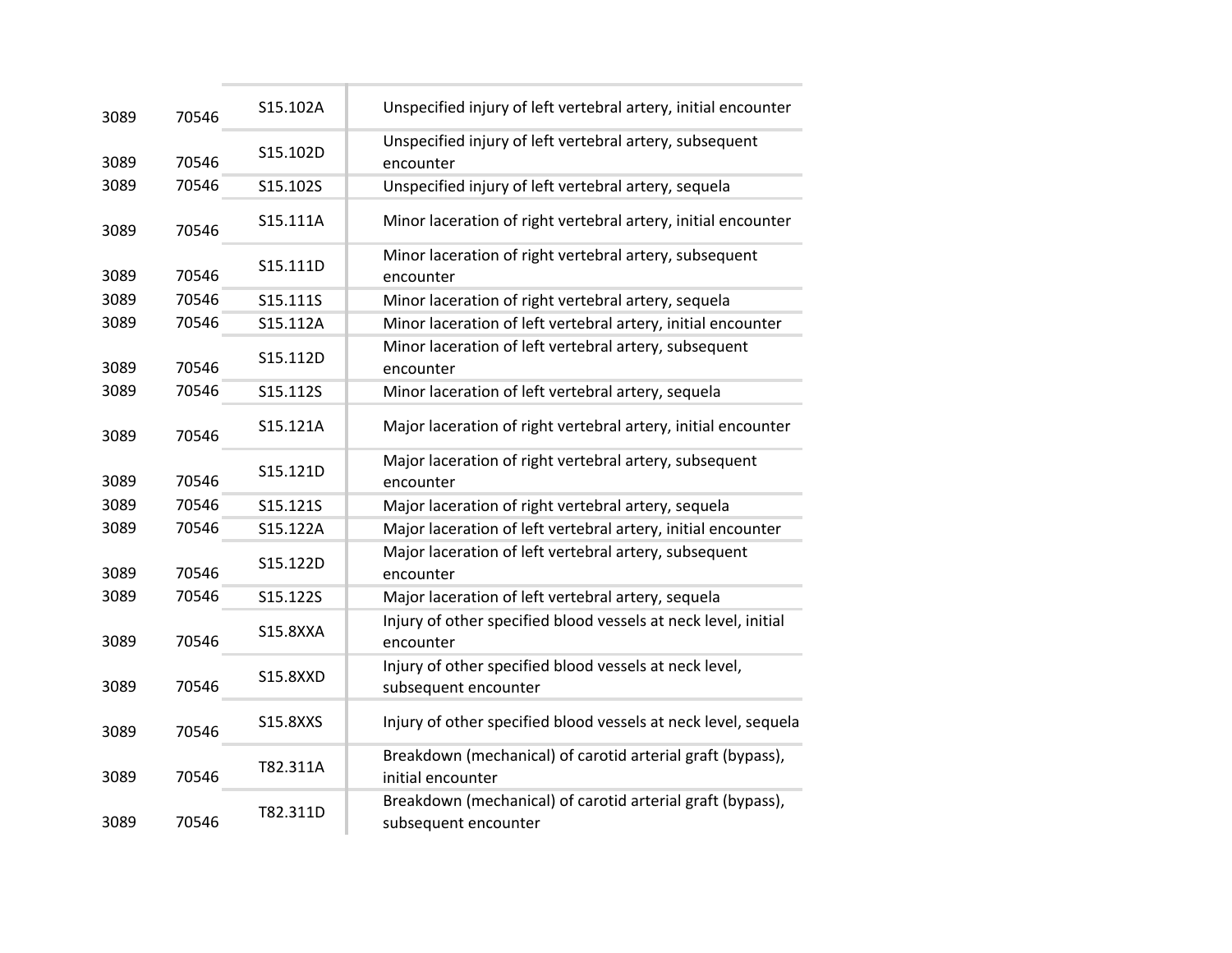| | | | |
|---|---|---|---|
| 3089 | 70546 | S15.102A | Unspecified injury of left vertebral artery, initial encounter |
| 3089 | 70546 | S15.102D | Unspecified injury of left vertebral artery, subsequent encounter |
| 3089 | 70546 | S15.102S | Unspecified injury of left vertebral artery, sequela |
| 3089 | 70546 | S15.111A | Minor laceration of right vertebral artery, initial encounter |
| 3089 | 70546 | S15.111D | Minor laceration of right vertebral artery, subsequent encounter |
| 3089 | 70546 | S15.111S | Minor laceration of right vertebral artery, sequela |
| 3089 | 70546 | S15.112A | Minor laceration of left vertebral artery, initial encounter |
| 3089 | 70546 | S15.112D | Minor laceration of left vertebral artery, subsequent encounter |
| 3089 | 70546 | S15.112S | Minor laceration of left vertebral artery, sequela |
| 3089 | 70546 | S15.121A | Major laceration of right vertebral artery, initial encounter |
| 3089 | 70546 | S15.121D | Major laceration of right vertebral artery, subsequent encounter |
| 3089 | 70546 | S15.121S | Major laceration of right vertebral artery, sequela |
| 3089 | 70546 | S15.122A | Major laceration of left vertebral artery, initial encounter |
| 3089 | 70546 | S15.122D | Major laceration of left vertebral artery, subsequent encounter |
| 3089 | 70546 | S15.122S | Major laceration of left vertebral artery, sequela |
| 3089 | 70546 | S15.8XXA | Injury of other specified blood vessels at neck level, initial encounter |
| 3089 | 70546 | S15.8XXD | Injury of other specified blood vessels at neck level, subsequent encounter |
| 3089 | 70546 | S15.8XXS | Injury of other specified blood vessels at neck level, sequela |
| 3089 | 70546 | T82.311A | Breakdown (mechanical) of carotid arterial graft (bypass), initial encounter |
| 3089 | 70546 | T82.311D | Breakdown (mechanical) of carotid arterial graft (bypass), subsequent encounter |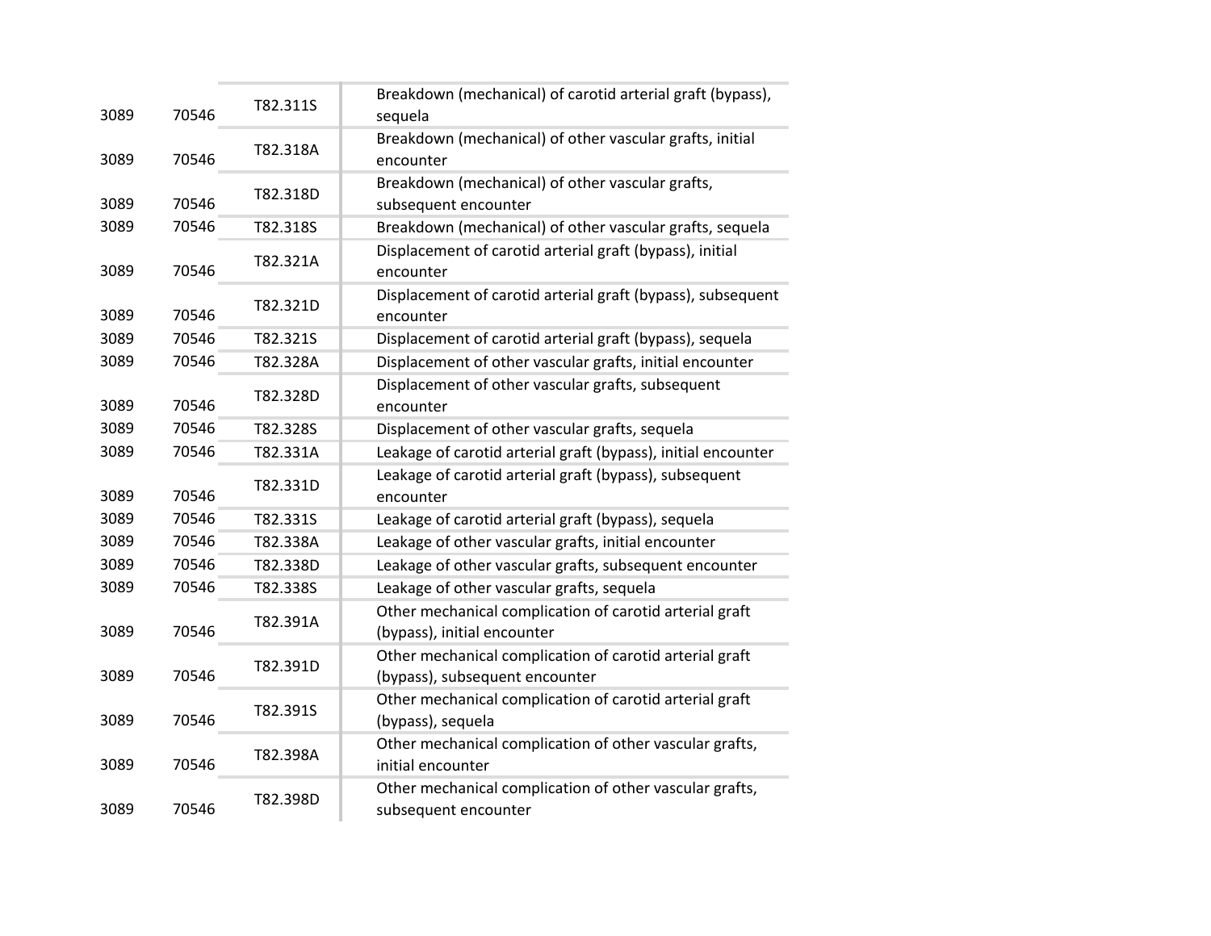| | | | |
|---|---|---|---|
| 3089 | 70546 | T82.311S | Breakdown (mechanical) of carotid arterial graft (bypass), sequela |
| 3089 | 70546 | T82.318A | Breakdown (mechanical) of other vascular grafts, initial encounter |
| 3089 | 70546 | T82.318D | Breakdown (mechanical) of other vascular grafts, subsequent encounter |
| 3089 | 70546 | T82.318S | Breakdown (mechanical) of other vascular grafts, sequela |
| 3089 | 70546 | T82.321A | Displacement of carotid arterial graft (bypass), initial encounter |
| 3089 | 70546 | T82.321D | Displacement of carotid arterial graft (bypass), subsequent encounter |
| 3089 | 70546 | T82.321S | Displacement of carotid arterial graft (bypass), sequela |
| 3089 | 70546 | T82.328A | Displacement of other vascular grafts, initial encounter |
| 3089 | 70546 | T82.328D | Displacement of other vascular grafts, subsequent encounter |
| 3089 | 70546 | T82.328S | Displacement of other vascular grafts, sequela |
| 3089 | 70546 | T82.331A | Leakage of carotid arterial graft (bypass), initial encounter |
| 3089 | 70546 | T82.331D | Leakage of carotid arterial graft (bypass), subsequent encounter |
| 3089 | 70546 | T82.331S | Leakage of carotid arterial graft (bypass), sequela |
| 3089 | 70546 | T82.338A | Leakage of other vascular grafts, initial encounter |
| 3089 | 70546 | T82.338D | Leakage of other vascular grafts, subsequent encounter |
| 3089 | 70546 | T82.338S | Leakage of other vascular grafts, sequela |
| 3089 | 70546 | T82.391A | Other mechanical complication of carotid arterial graft (bypass), initial encounter |
| 3089 | 70546 | T82.391D | Other mechanical complication of carotid arterial graft (bypass), subsequent encounter |
| 3089 | 70546 | T82.391S | Other mechanical complication of carotid arterial graft (bypass), sequela |
| 3089 | 70546 | T82.398A | Other mechanical complication of other vascular grafts, initial encounter |
| 3089 | 70546 | T82.398D | Other mechanical complication of other vascular grafts, subsequent encounter |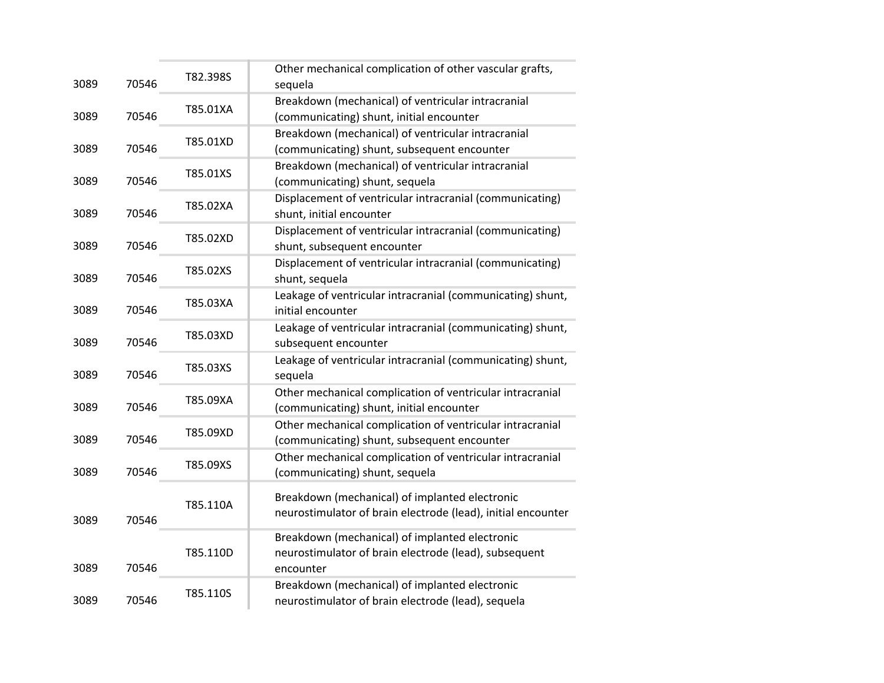| | | | |
|---|---|---|---|
| 3089 | 70546 | T82.398S | Other mechanical complication of other vascular grafts, sequela |
| 3089 | 70546 | T85.01XA | Breakdown (mechanical) of ventricular intracranial (communicating) shunt, initial encounter |
| 3089 | 70546 | T85.01XD | Breakdown (mechanical) of ventricular intracranial (communicating) shunt, subsequent encounter |
| 3089 | 70546 | T85.01XS | Breakdown (mechanical) of ventricular intracranial (communicating) shunt, sequela |
| 3089 | 70546 | T85.02XA | Displacement of ventricular intracranial (communicating) shunt, initial encounter |
| 3089 | 70546 | T85.02XD | Displacement of ventricular intracranial (communicating) shunt, subsequent encounter |
| 3089 | 70546 | T85.02XS | Displacement of ventricular intracranial (communicating) shunt, sequela |
| 3089 | 70546 | T85.03XA | Leakage of ventricular intracranial (communicating) shunt, initial encounter |
| 3089 | 70546 | T85.03XD | Leakage of ventricular intracranial (communicating) shunt, subsequent encounter |
| 3089 | 70546 | T85.03XS | Leakage of ventricular intracranial (communicating) shunt, sequela |
| 3089 | 70546 | T85.09XA | Other mechanical complication of ventricular intracranial (communicating) shunt, initial encounter |
| 3089 | 70546 | T85.09XD | Other mechanical complication of ventricular intracranial (communicating) shunt, subsequent encounter |
| 3089 | 70546 | T85.09XS | Other mechanical complication of ventricular intracranial (communicating) shunt, sequela |
| 3089 | 70546 | T85.110A | Breakdown (mechanical) of implanted electronic neurostimulator of brain electrode (lead), initial encounter |
| 3089 | 70546 | T85.110D | Breakdown (mechanical) of implanted electronic neurostimulator of brain electrode (lead), subsequent encounter |
| 3089 | 70546 | T85.110S | Breakdown (mechanical) of implanted electronic neurostimulator of brain electrode (lead), sequela |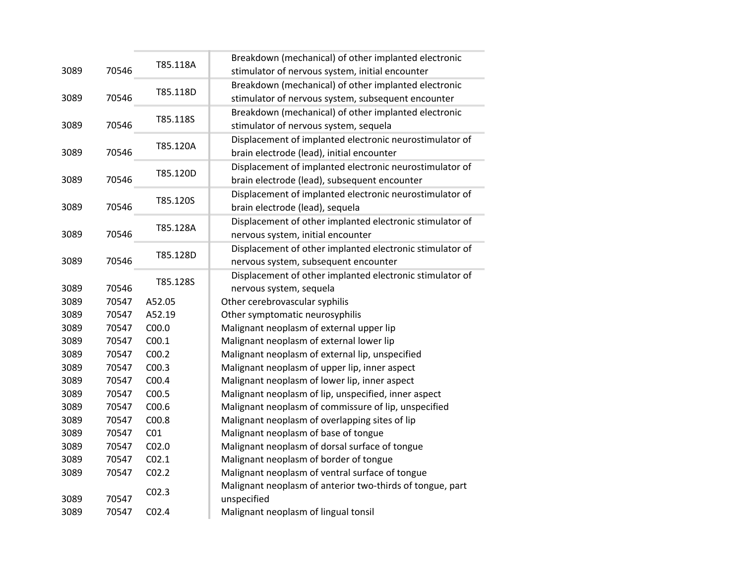| | | | |
|---|---|---|---|
| 3089 | 70546 | T85.118A | Breakdown (mechanical) of other implanted electronic stimulator of nervous system, initial encounter |
| 3089 | 70546 | T85.118D | Breakdown (mechanical) of other implanted electronic stimulator of nervous system, subsequent encounter |
| 3089 | 70546 | T85.118S | Breakdown (mechanical) of other implanted electronic stimulator of nervous system, sequela |
| 3089 | 70546 | T85.120A | Displacement of implanted electronic neurostimulator of brain electrode (lead), initial encounter |
| 3089 | 70546 | T85.120D | Displacement of implanted electronic neurostimulator of brain electrode (lead), subsequent encounter |
| 3089 | 70546 | T85.120S | Displacement of implanted electronic neurostimulator of brain electrode (lead), sequela |
| 3089 | 70546 | T85.128A | Displacement of other implanted electronic stimulator of nervous system, initial encounter |
| 3089 | 70546 | T85.128D | Displacement of other implanted electronic stimulator of nervous system, subsequent encounter |
| 3089 | 70546 | T85.128S | Displacement of other implanted electronic stimulator of nervous system, sequela |
| 3089 | 70547 | A52.05 | Other cerebrovascular syphilis |
| 3089 | 70547 | A52.19 | Other symptomatic neurosyphilis |
| 3089 | 70547 | C00.0 | Malignant neoplasm of external upper lip |
| 3089 | 70547 | C00.1 | Malignant neoplasm of external lower lip |
| 3089 | 70547 | C00.2 | Malignant neoplasm of external lip, unspecified |
| 3089 | 70547 | C00.3 | Malignant neoplasm of upper lip, inner aspect |
| 3089 | 70547 | C00.4 | Malignant neoplasm of lower lip, inner aspect |
| 3089 | 70547 | C00.5 | Malignant neoplasm of lip, unspecified, inner aspect |
| 3089 | 70547 | C00.6 | Malignant neoplasm of commissure of lip, unspecified |
| 3089 | 70547 | C00.8 | Malignant neoplasm of overlapping sites of lip |
| 3089 | 70547 | C01 | Malignant neoplasm of base of tongue |
| 3089 | 70547 | C02.0 | Malignant neoplasm of dorsal surface of tongue |
| 3089 | 70547 | C02.1 | Malignant neoplasm of border of tongue |
| 3089 | 70547 | C02.2 | Malignant neoplasm of ventral surface of tongue |
| 3089 | 70547 | C02.3 | Malignant neoplasm of anterior two-thirds of tongue, part unspecified |
| 3089 | 70547 | C02.4 | Malignant neoplasm of lingual tonsil |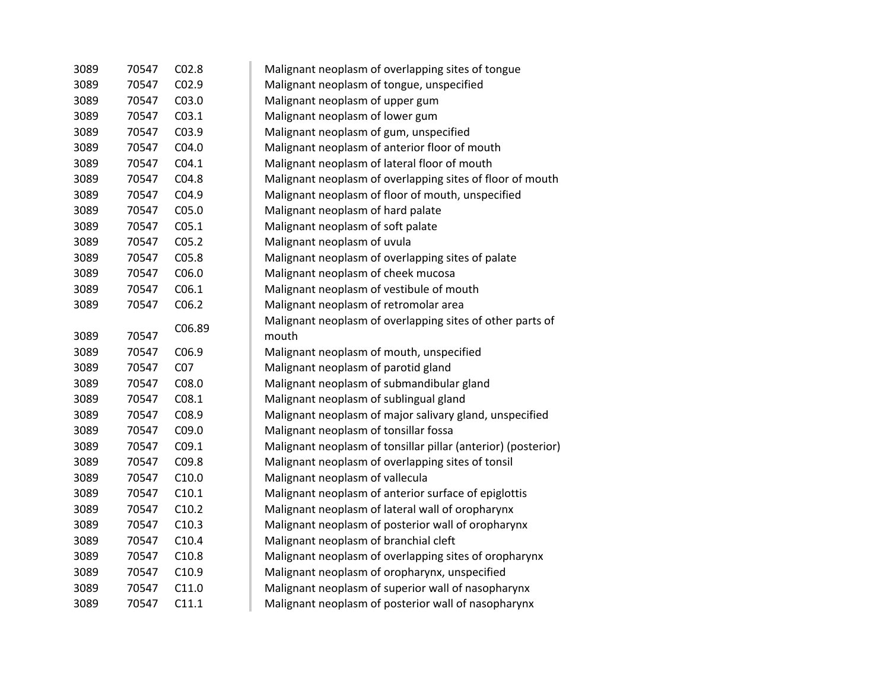| | | | |
|---|---|---|---|
| 3089 | 70547 | C02.8 | Malignant neoplasm of overlapping sites of tongue |
| 3089 | 70547 | C02.9 | Malignant neoplasm of tongue, unspecified |
| 3089 | 70547 | C03.0 | Malignant neoplasm of upper gum |
| 3089 | 70547 | C03.1 | Malignant neoplasm of lower gum |
| 3089 | 70547 | C03.9 | Malignant neoplasm of gum, unspecified |
| 3089 | 70547 | C04.0 | Malignant neoplasm of anterior floor of mouth |
| 3089 | 70547 | C04.1 | Malignant neoplasm of lateral floor of mouth |
| 3089 | 70547 | C04.8 | Malignant neoplasm of overlapping sites of floor of mouth |
| 3089 | 70547 | C04.9 | Malignant neoplasm of floor of mouth, unspecified |
| 3089 | 70547 | C05.0 | Malignant neoplasm of hard palate |
| 3089 | 70547 | C05.1 | Malignant neoplasm of soft palate |
| 3089 | 70547 | C05.2 | Malignant neoplasm of uvula |
| 3089 | 70547 | C05.8 | Malignant neoplasm of overlapping sites of palate |
| 3089 | 70547 | C06.0 | Malignant neoplasm of cheek mucosa |
| 3089 | 70547 | C06.1 | Malignant neoplasm of vestibule of mouth |
| 3089 | 70547 | C06.2 | Malignant neoplasm of retromolar area |
| 3089 | 70547 | C06.89 | Malignant neoplasm of overlapping sites of other parts of mouth |
| 3089 | 70547 | C06.9 | Malignant neoplasm of mouth, unspecified |
| 3089 | 70547 | C07 | Malignant neoplasm of parotid gland |
| 3089 | 70547 | C08.0 | Malignant neoplasm of submandibular gland |
| 3089 | 70547 | C08.1 | Malignant neoplasm of sublingual gland |
| 3089 | 70547 | C08.9 | Malignant neoplasm of major salivary gland, unspecified |
| 3089 | 70547 | C09.0 | Malignant neoplasm of tonsillar fossa |
| 3089 | 70547 | C09.1 | Malignant neoplasm of tonsillar pillar (anterior) (posterior) |
| 3089 | 70547 | C09.8 | Malignant neoplasm of overlapping sites of tonsil |
| 3089 | 70547 | C10.0 | Malignant neoplasm of vallecula |
| 3089 | 70547 | C10.1 | Malignant neoplasm of anterior surface of epiglottis |
| 3089 | 70547 | C10.2 | Malignant neoplasm of lateral wall of oropharynx |
| 3089 | 70547 | C10.3 | Malignant neoplasm of posterior wall of oropharynx |
| 3089 | 70547 | C10.4 | Malignant neoplasm of branchial cleft |
| 3089 | 70547 | C10.8 | Malignant neoplasm of overlapping sites of oropharynx |
| 3089 | 70547 | C10.9 | Malignant neoplasm of oropharynx, unspecified |
| 3089 | 70547 | C11.0 | Malignant neoplasm of superior wall of nasopharynx |
| 3089 | 70547 | C11.1 | Malignant neoplasm of posterior wall of nasopharynx |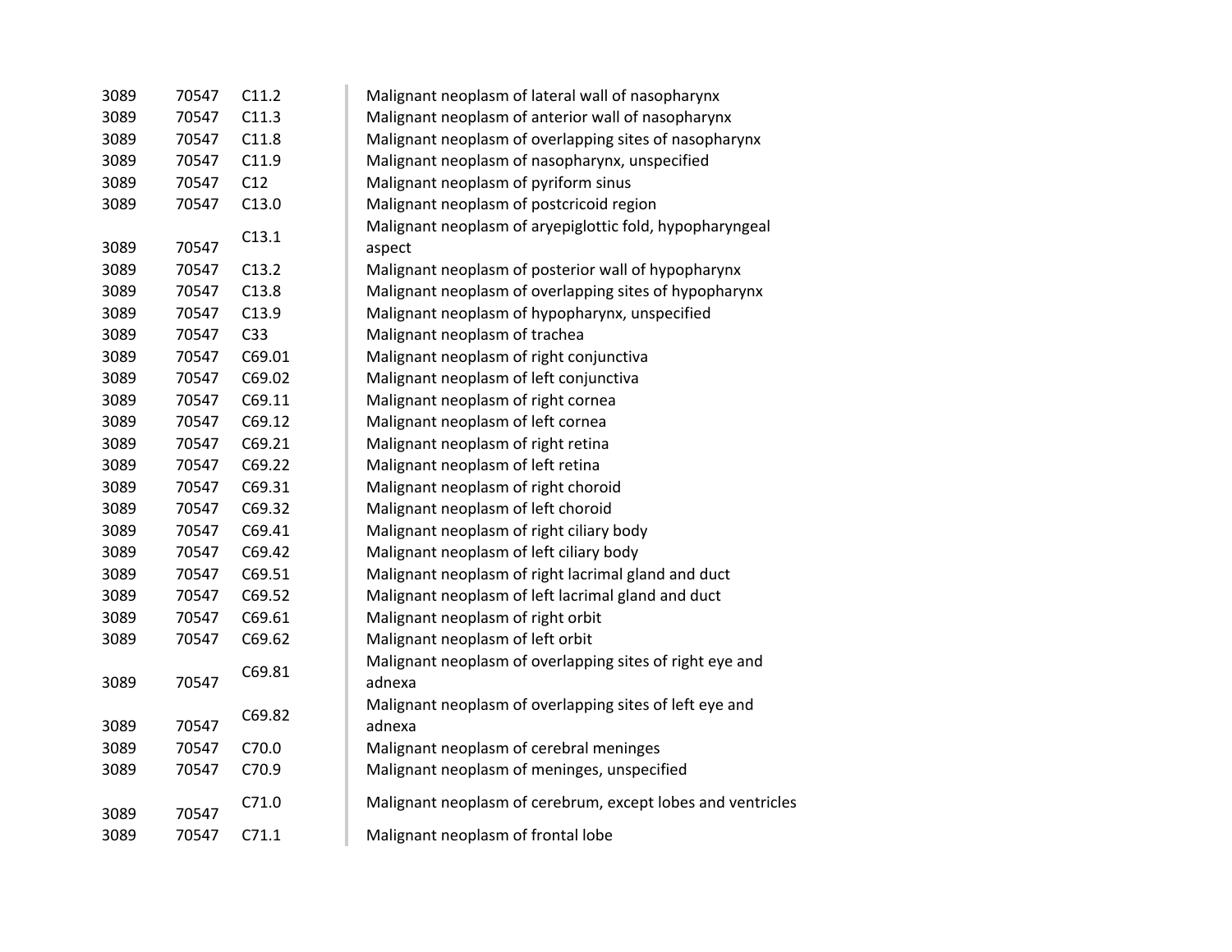| | | | |
|---|---|---|---|
| 3089 | 70547 | C11.2 | Malignant neoplasm of lateral wall of nasopharynx |
| 3089 | 70547 | C11.3 | Malignant neoplasm of anterior wall of nasopharynx |
| 3089 | 70547 | C11.8 | Malignant neoplasm of overlapping sites of nasopharynx |
| 3089 | 70547 | C11.9 | Malignant neoplasm of nasopharynx, unspecified |
| 3089 | 70547 | C12 | Malignant neoplasm of pyriform sinus |
| 3089 | 70547 | C13.0 | Malignant neoplasm of postcricoid region |
| 3089 | 70547 | C13.1 | Malignant neoplasm of aryepiglottic fold, hypopharyngeal aspect |
| 3089 | 70547 | C13.2 | Malignant neoplasm of posterior wall of hypopharynx |
| 3089 | 70547 | C13.8 | Malignant neoplasm of overlapping sites of hypopharynx |
| 3089 | 70547 | C13.9 | Malignant neoplasm of hypopharynx, unspecified |
| 3089 | 70547 | C33 | Malignant neoplasm of trachea |
| 3089 | 70547 | C69.01 | Malignant neoplasm of right conjunctiva |
| 3089 | 70547 | C69.02 | Malignant neoplasm of left conjunctiva |
| 3089 | 70547 | C69.11 | Malignant neoplasm of right cornea |
| 3089 | 70547 | C69.12 | Malignant neoplasm of left cornea |
| 3089 | 70547 | C69.21 | Malignant neoplasm of right retina |
| 3089 | 70547 | C69.22 | Malignant neoplasm of left retina |
| 3089 | 70547 | C69.31 | Malignant neoplasm of right choroid |
| 3089 | 70547 | C69.32 | Malignant neoplasm of left choroid |
| 3089 | 70547 | C69.41 | Malignant neoplasm of right ciliary body |
| 3089 | 70547 | C69.42 | Malignant neoplasm of left ciliary body |
| 3089 | 70547 | C69.51 | Malignant neoplasm of right lacrimal gland and duct |
| 3089 | 70547 | C69.52 | Malignant neoplasm of left lacrimal gland and duct |
| 3089 | 70547 | C69.61 | Malignant neoplasm of right orbit |
| 3089 | 70547 | C69.62 | Malignant neoplasm of left orbit |
| 3089 | 70547 | C69.81 | Malignant neoplasm of overlapping sites of right eye and adnexa |
| 3089 | 70547 | C69.82 | Malignant neoplasm of overlapping sites of left eye and adnexa |
| 3089 | 70547 | C70.0 | Malignant neoplasm of cerebral meninges |
| 3089 | 70547 | C70.9 | Malignant neoplasm of meninges, unspecified |
| 3089 | 70547 | C71.0 | Malignant neoplasm of cerebrum, except lobes and ventricles |
| 3089 | 70547 | C71.1 | Malignant neoplasm of frontal lobe |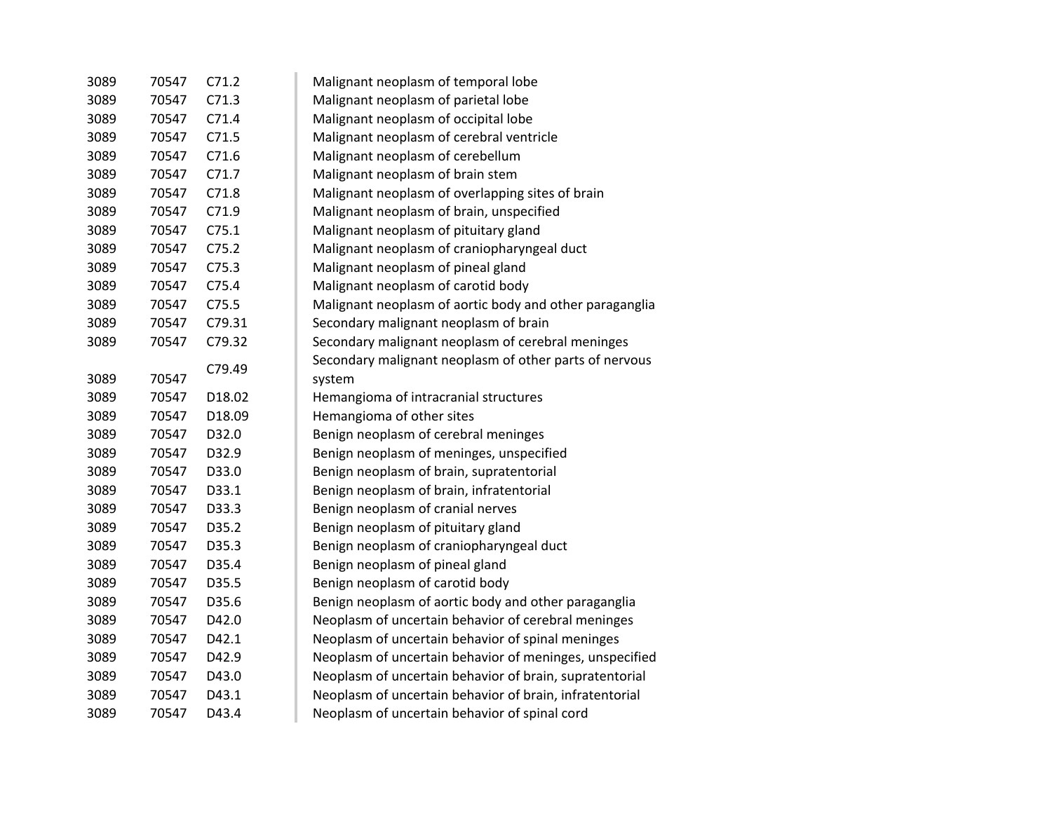| | | | |
|---|---|---|---|
| 3089 | 70547 | C71.2 | Malignant neoplasm of temporal lobe |
| 3089 | 70547 | C71.3 | Malignant neoplasm of parietal lobe |
| 3089 | 70547 | C71.4 | Malignant neoplasm of occipital lobe |
| 3089 | 70547 | C71.5 | Malignant neoplasm of cerebral ventricle |
| 3089 | 70547 | C71.6 | Malignant neoplasm of cerebellum |
| 3089 | 70547 | C71.7 | Malignant neoplasm of brain stem |
| 3089 | 70547 | C71.8 | Malignant neoplasm of overlapping sites of brain |
| 3089 | 70547 | C71.9 | Malignant neoplasm of brain, unspecified |
| 3089 | 70547 | C75.1 | Malignant neoplasm of pituitary gland |
| 3089 | 70547 | C75.2 | Malignant neoplasm of craniopharyngeal duct |
| 3089 | 70547 | C75.3 | Malignant neoplasm of pineal gland |
| 3089 | 70547 | C75.4 | Malignant neoplasm of carotid body |
| 3089 | 70547 | C75.5 | Malignant neoplasm of aortic body and other paraganglia |
| 3089 | 70547 | C79.31 | Secondary malignant neoplasm of brain |
| 3089 | 70547 | C79.32 | Secondary malignant neoplasm of cerebral meninges |
| 3089 | 70547 | C79.49 | Secondary malignant neoplasm of other parts of nervous system |
| 3089 | 70547 | D18.02 | Hemangioma of intracranial structures |
| 3089 | 70547 | D18.09 | Hemangioma of other sites |
| 3089 | 70547 | D32.0 | Benign neoplasm of cerebral meninges |
| 3089 | 70547 | D32.9 | Benign neoplasm of meninges, unspecified |
| 3089 | 70547 | D33.0 | Benign neoplasm of brain, supratentorial |
| 3089 | 70547 | D33.1 | Benign neoplasm of brain, infratentorial |
| 3089 | 70547 | D33.3 | Benign neoplasm of cranial nerves |
| 3089 | 70547 | D35.2 | Benign neoplasm of pituitary gland |
| 3089 | 70547 | D35.3 | Benign neoplasm of craniopharyngeal duct |
| 3089 | 70547 | D35.4 | Benign neoplasm of pineal gland |
| 3089 | 70547 | D35.5 | Benign neoplasm of carotid body |
| 3089 | 70547 | D35.6 | Benign neoplasm of aortic body and other paraganglia |
| 3089 | 70547 | D42.0 | Neoplasm of uncertain behavior of cerebral meninges |
| 3089 | 70547 | D42.1 | Neoplasm of uncertain behavior of spinal meninges |
| 3089 | 70547 | D42.9 | Neoplasm of uncertain behavior of meninges, unspecified |
| 3089 | 70547 | D43.0 | Neoplasm of uncertain behavior of brain, supratentorial |
| 3089 | 70547 | D43.1 | Neoplasm of uncertain behavior of brain, infratentorial |
| 3089 | 70547 | D43.4 | Neoplasm of uncertain behavior of spinal cord |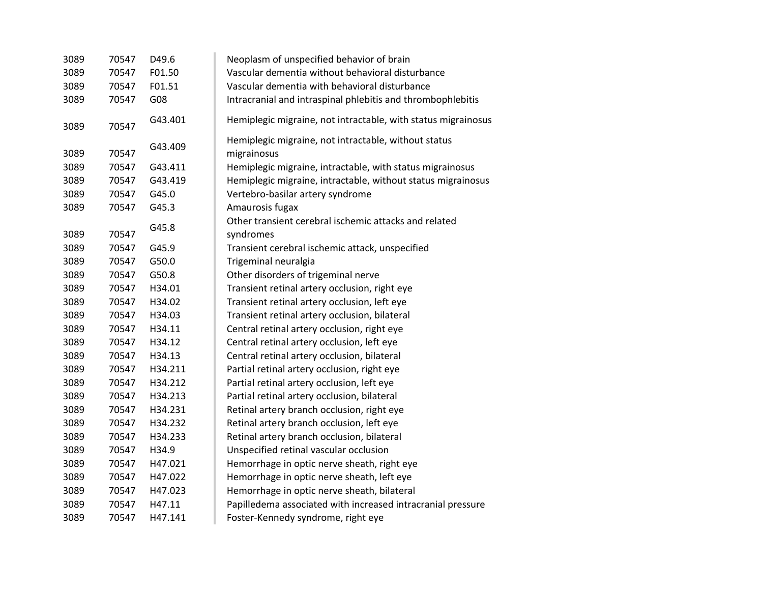| | | | |
|---|---|---|---|
| 3089 | 70547 | D49.6 | Neoplasm of unspecified behavior of brain |
| 3089 | 70547 | F01.50 | Vascular dementia without behavioral disturbance |
| 3089 | 70547 | F01.51 | Vascular dementia with behavioral disturbance |
| 3089 | 70547 | G08 | Intracranial and intraspinal phlebitis and thrombophlebitis |
| 3089 | 70547 | G43.401 | Hemiplegic migraine, not intractable, with status migrainosus |
| 3089 | 70547 | G43.409 | Hemiplegic migraine, not intractable, without status migrainosus |
| 3089 | 70547 | G43.411 | Hemiplegic migraine, intractable, with status migrainosus |
| 3089 | 70547 | G43.419 | Hemiplegic migraine, intractable, without status migrainosus |
| 3089 | 70547 | G45.0 | Vertebro-basilar artery syndrome |
| 3089 | 70547 | G45.3 | Amaurosis fugax |
| 3089 | 70547 | G45.8 | Other transient cerebral ischemic attacks and related syndromes |
| 3089 | 70547 | G45.9 | Transient cerebral ischemic attack, unspecified |
| 3089 | 70547 | G50.0 | Trigeminal neuralgia |
| 3089 | 70547 | G50.8 | Other disorders of trigeminal nerve |
| 3089 | 70547 | H34.01 | Transient retinal artery occlusion, right eye |
| 3089 | 70547 | H34.02 | Transient retinal artery occlusion, left eye |
| 3089 | 70547 | H34.03 | Transient retinal artery occlusion, bilateral |
| 3089 | 70547 | H34.11 | Central retinal artery occlusion, right eye |
| 3089 | 70547 | H34.12 | Central retinal artery occlusion, left eye |
| 3089 | 70547 | H34.13 | Central retinal artery occlusion, bilateral |
| 3089 | 70547 | H34.211 | Partial retinal artery occlusion, right eye |
| 3089 | 70547 | H34.212 | Partial retinal artery occlusion, left eye |
| 3089 | 70547 | H34.213 | Partial retinal artery occlusion, bilateral |
| 3089 | 70547 | H34.231 | Retinal artery branch occlusion, right eye |
| 3089 | 70547 | H34.232 | Retinal artery branch occlusion, left eye |
| 3089 | 70547 | H34.233 | Retinal artery branch occlusion, bilateral |
| 3089 | 70547 | H34.9 | Unspecified retinal vascular occlusion |
| 3089 | 70547 | H47.021 | Hemorrhage in optic nerve sheath, right eye |
| 3089 | 70547 | H47.022 | Hemorrhage in optic nerve sheath, left eye |
| 3089 | 70547 | H47.023 | Hemorrhage in optic nerve sheath, bilateral |
| 3089 | 70547 | H47.11 | Papilledema associated with increased intracranial pressure |
| 3089 | 70547 | H47.141 | Foster-Kennedy syndrome, right eye |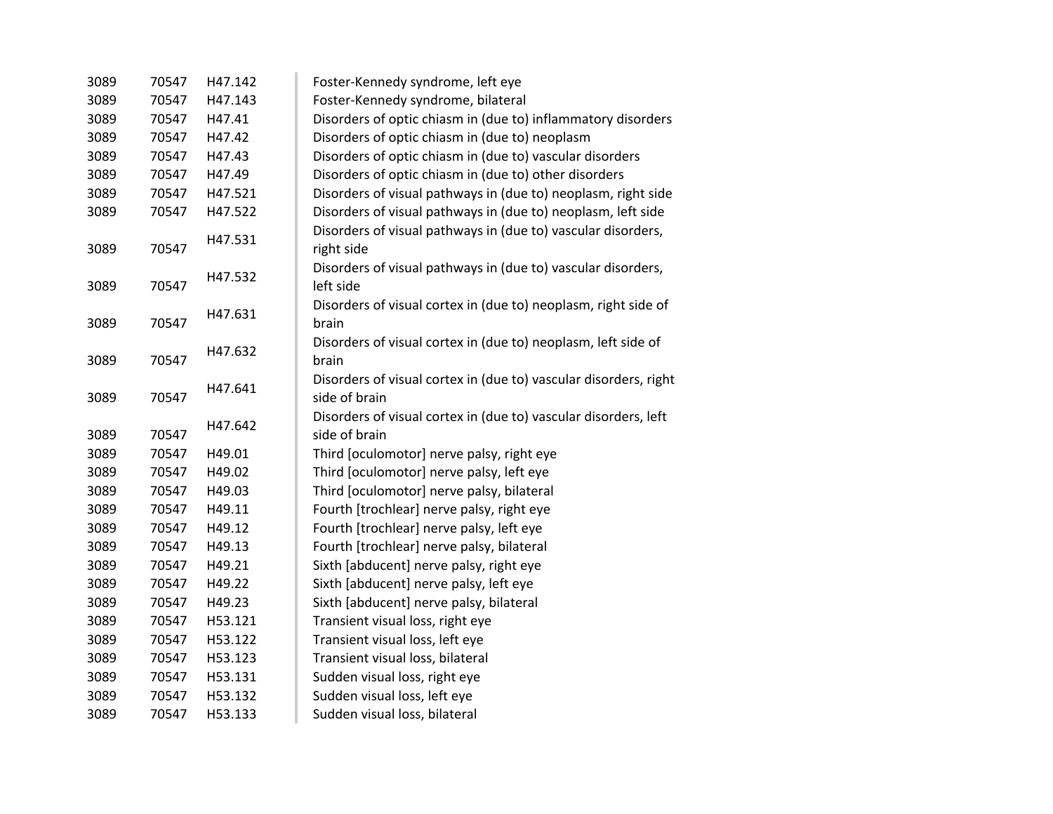| | | | |
|---|---|---|---|
| 3089 | 70547 | H47.142 | Foster-Kennedy syndrome, left eye |
| 3089 | 70547 | H47.143 | Foster-Kennedy syndrome, bilateral |
| 3089 | 70547 | H47.41 | Disorders of optic chiasm in (due to) inflammatory disorders |
| 3089 | 70547 | H47.42 | Disorders of optic chiasm in (due to) neoplasm |
| 3089 | 70547 | H47.43 | Disorders of optic chiasm in (due to) vascular disorders |
| 3089 | 70547 | H47.49 | Disorders of optic chiasm in (due to) other disorders |
| 3089 | 70547 | H47.521 | Disorders of visual pathways in (due to) neoplasm, right side |
| 3089 | 70547 | H47.522 | Disorders of visual pathways in (due to) neoplasm, left side |
| 3089 | 70547 | H47.531 | Disorders of visual pathways in (due to) vascular disorders, right side |
| 3089 | 70547 | H47.532 | Disorders of visual pathways in (due to) vascular disorders, left side |
| 3089 | 70547 | H47.631 | Disorders of visual cortex in (due to) neoplasm, right side of brain |
| 3089 | 70547 | H47.632 | Disorders of visual cortex in (due to) neoplasm, left side of brain |
| 3089 | 70547 | H47.641 | Disorders of visual cortex in (due to) vascular disorders, right side of brain |
| 3089 | 70547 | H47.642 | Disorders of visual cortex in (due to) vascular disorders, left side of brain |
| 3089 | 70547 | H49.01 | Third [oculomotor] nerve palsy, right eye |
| 3089 | 70547 | H49.02 | Third [oculomotor] nerve palsy, left eye |
| 3089 | 70547 | H49.03 | Third [oculomotor] nerve palsy, bilateral |
| 3089 | 70547 | H49.11 | Fourth [trochlear] nerve palsy, right eye |
| 3089 | 70547 | H49.12 | Fourth [trochlear] nerve palsy, left eye |
| 3089 | 70547 | H49.13 | Fourth [trochlear] nerve palsy, bilateral |
| 3089 | 70547 | H49.21 | Sixth [abducent] nerve palsy, right eye |
| 3089 | 70547 | H49.22 | Sixth [abducent] nerve palsy, left eye |
| 3089 | 70547 | H49.23 | Sixth [abducent] nerve palsy, bilateral |
| 3089 | 70547 | H53.121 | Transient visual loss, right eye |
| 3089 | 70547 | H53.122 | Transient visual loss, left eye |
| 3089 | 70547 | H53.123 | Transient visual loss, bilateral |
| 3089 | 70547 | H53.131 | Sudden visual loss, right eye |
| 3089 | 70547 | H53.132 | Sudden visual loss, left eye |
| 3089 | 70547 | H53.133 | Sudden visual loss, bilateral |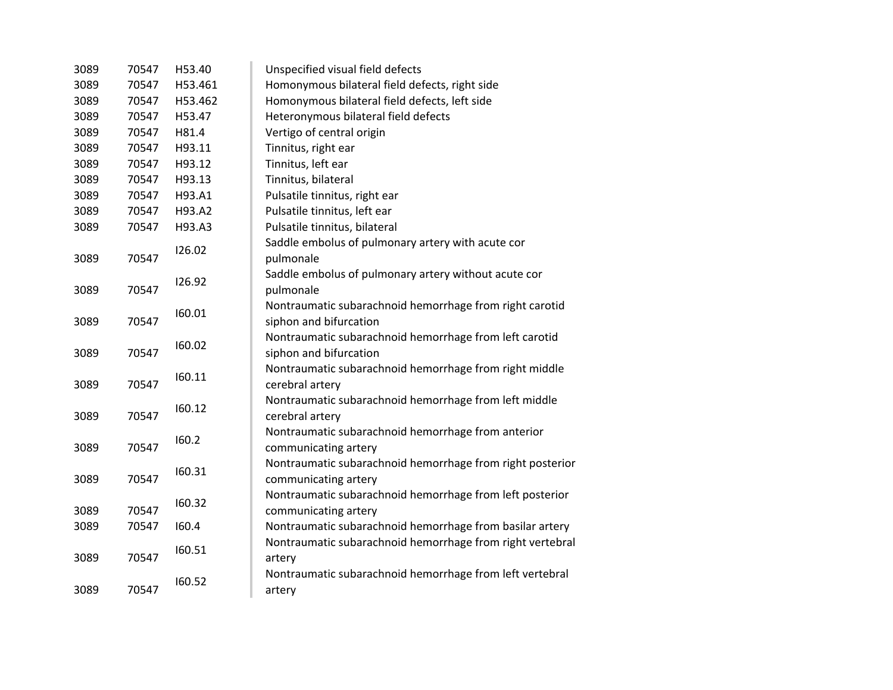| | | | |
|---|---|---|---|
| 3089 | 70547 | H53.40 | Unspecified visual field defects |
| 3089 | 70547 | H53.461 | Homonymous bilateral field defects, right side |
| 3089 | 70547 | H53.462 | Homonymous bilateral field defects, left side |
| 3089 | 70547 | H53.47 | Heteronymous bilateral field defects |
| 3089 | 70547 | H81.4 | Vertigo of central origin |
| 3089 | 70547 | H93.11 | Tinnitus, right ear |
| 3089 | 70547 | H93.12 | Tinnitus, left ear |
| 3089 | 70547 | H93.13 | Tinnitus, bilateral |
| 3089 | 70547 | H93.A1 | Pulsatile tinnitus, right ear |
| 3089 | 70547 | H93.A2 | Pulsatile tinnitus, left ear |
| 3089 | 70547 | H93.A3 | Pulsatile tinnitus, bilateral |
| 3089 | 70547 | I26.02 | Saddle embolus of pulmonary artery with acute cor pulmonale |
| 3089 | 70547 | I26.92 | Saddle embolus of pulmonary artery without acute cor pulmonale |
| 3089 | 70547 | I60.01 | Nontraumatic subarachnoid hemorrhage from right carotid siphon and bifurcation |
| 3089 | 70547 | I60.02 | Nontraumatic subarachnoid hemorrhage from left carotid siphon and bifurcation |
| 3089 | 70547 | I60.11 | Nontraumatic subarachnoid hemorrhage from right middle cerebral artery |
| 3089 | 70547 | I60.12 | Nontraumatic subarachnoid hemorrhage from left middle cerebral artery |
| 3089 | 70547 | I60.2 | Nontraumatic subarachnoid hemorrhage from anterior communicating artery |
| 3089 | 70547 | I60.31 | Nontraumatic subarachnoid hemorrhage from right posterior communicating artery |
| 3089 | 70547 | I60.32 | Nontraumatic subarachnoid hemorrhage from left posterior communicating artery |
| 3089 | 70547 | I60.4 | Nontraumatic subarachnoid hemorrhage from basilar artery |
| 3089 | 70547 | I60.51 | Nontraumatic subarachnoid hemorrhage from right vertebral artery |
| 3089 | 70547 | I60.52 | Nontraumatic subarachnoid hemorrhage from left vertebral artery |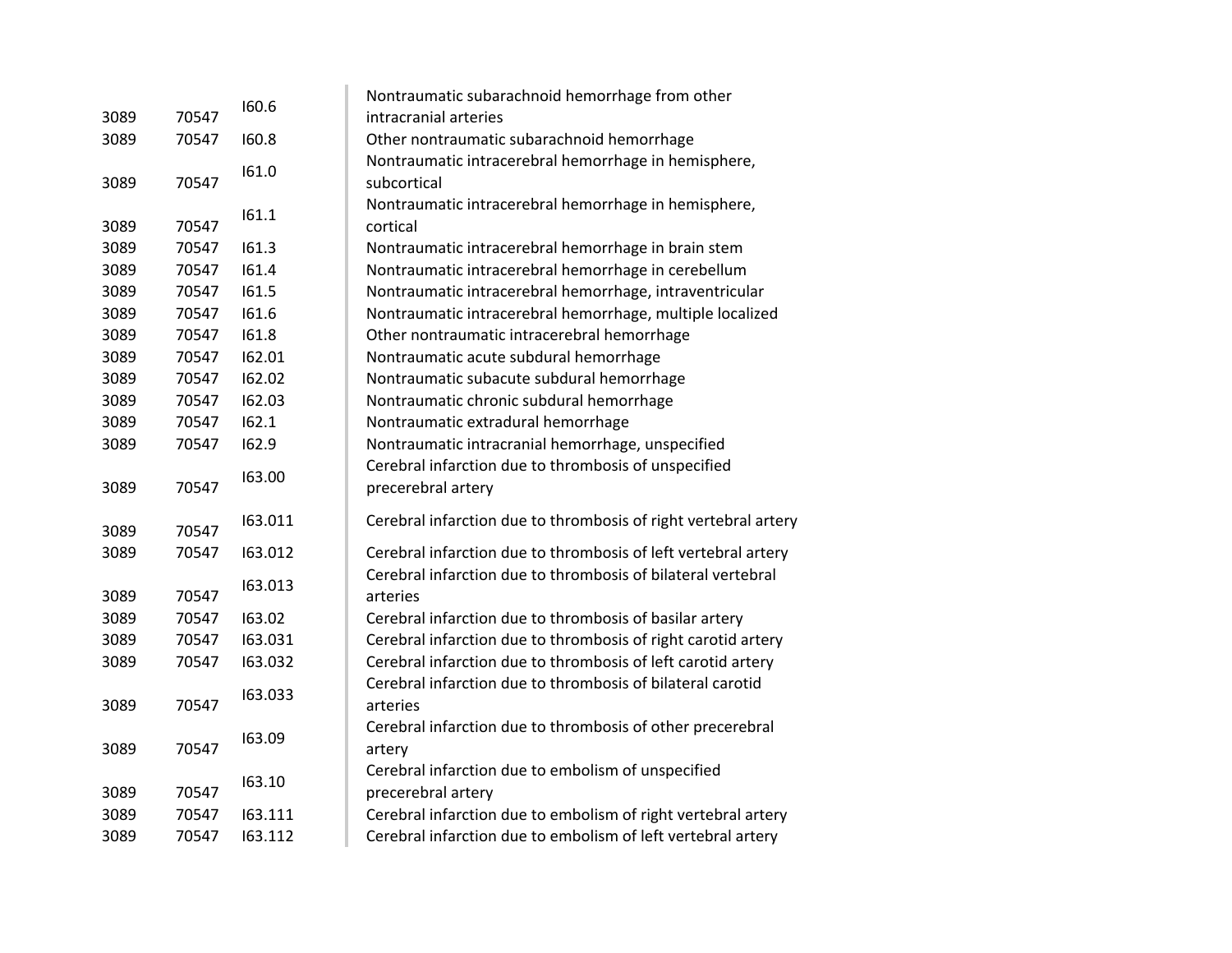| | | | |
|---|---|---|---|
| 3089 | 70547 | I60.6 | Nontraumatic subarachnoid hemorrhage from other intracranial arteries |
| 3089 | 70547 | I60.8 | Other nontraumatic subarachnoid hemorrhage |
| 3089 | 70547 | I61.0 | Nontraumatic intracerebral hemorrhage in hemisphere, subcortical |
| 3089 | 70547 | I61.1 | Nontraumatic intracerebral hemorrhage in hemisphere, cortical |
| 3089 | 70547 | I61.3 | Nontraumatic intracerebral hemorrhage in brain stem |
| 3089 | 70547 | I61.4 | Nontraumatic intracerebral hemorrhage in cerebellum |
| 3089 | 70547 | I61.5 | Nontraumatic intracerebral hemorrhage, intraventricular |
| 3089 | 70547 | I61.6 | Nontraumatic intracerebral hemorrhage, multiple localized |
| 3089 | 70547 | I61.8 | Other nontraumatic intracerebral hemorrhage |
| 3089 | 70547 | I62.01 | Nontraumatic acute subdural hemorrhage |
| 3089 | 70547 | I62.02 | Nontraumatic subacute subdural hemorrhage |
| 3089 | 70547 | I62.03 | Nontraumatic chronic subdural hemorrhage |
| 3089 | 70547 | I62.1 | Nontraumatic extradural hemorrhage |
| 3089 | 70547 | I62.9 | Nontraumatic intracranial hemorrhage, unspecified |
| 3089 | 70547 | I63.00 | Cerebral infarction due to thrombosis of unspecified precerebral artery |
| 3089 | 70547 | I63.011 | Cerebral infarction due to thrombosis of right vertebral artery |
| 3089 | 70547 | I63.012 | Cerebral infarction due to thrombosis of left vertebral artery |
| 3089 | 70547 | I63.013 | Cerebral infarction due to thrombosis of bilateral vertebral arteries |
| 3089 | 70547 | I63.02 | Cerebral infarction due to thrombosis of basilar artery |
| 3089 | 70547 | I63.031 | Cerebral infarction due to thrombosis of right carotid artery |
| 3089 | 70547 | I63.032 | Cerebral infarction due to thrombosis of left carotid artery |
| 3089 | 70547 | I63.033 | Cerebral infarction due to thrombosis of bilateral carotid arteries |
| 3089 | 70547 | I63.09 | Cerebral infarction due to thrombosis of other precerebral artery |
| 3089 | 70547 | I63.10 | Cerebral infarction due to embolism of unspecified precerebral artery |
| 3089 | 70547 | I63.111 | Cerebral infarction due to embolism of right vertebral artery |
| 3089 | 70547 | I63.112 | Cerebral infarction due to embolism of left vertebral artery |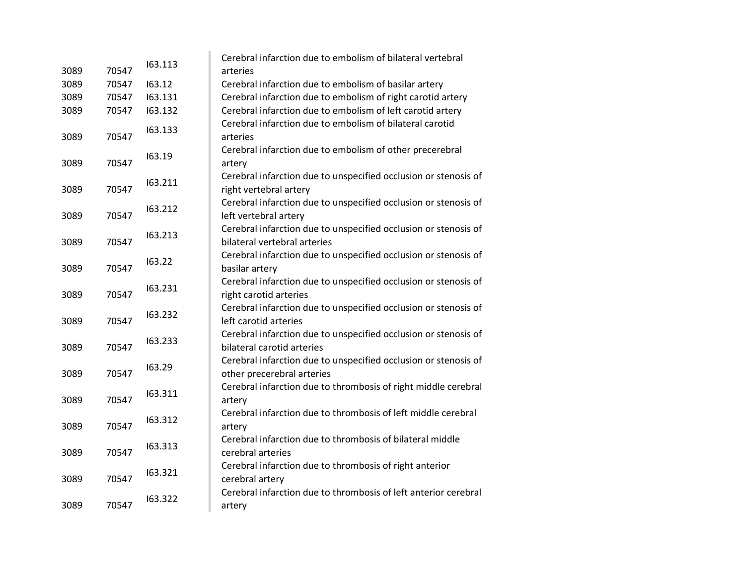| | | | |
|---|---|---|---|
| 3089 | 70547 | I63.113 | Cerebral infarction due to embolism of bilateral vertebral arteries |
| 3089 | 70547 | I63.12 | Cerebral infarction due to embolism of basilar artery |
| 3089 | 70547 | I63.131 | Cerebral infarction due to embolism of right carotid artery |
| 3089 | 70547 | I63.132 | Cerebral infarction due to embolism of left carotid artery |
| 3089 | 70547 | I63.133 | Cerebral infarction due to embolism of bilateral carotid arteries |
| 3089 | 70547 | I63.19 | Cerebral infarction due to embolism of other precerebral artery |
| 3089 | 70547 | I63.211 | Cerebral infarction due to unspecified occlusion or stenosis of right vertebral artery |
| 3089 | 70547 | I63.212 | Cerebral infarction due to unspecified occlusion or stenosis of left vertebral artery |
| 3089 | 70547 | I63.213 | Cerebral infarction due to unspecified occlusion or stenosis of bilateral vertebral arteries |
| 3089 | 70547 | I63.22 | Cerebral infarction due to unspecified occlusion or stenosis of basilar artery |
| 3089 | 70547 | I63.231 | Cerebral infarction due to unspecified occlusion or stenosis of right carotid arteries |
| 3089 | 70547 | I63.232 | Cerebral infarction due to unspecified occlusion or stenosis of left carotid arteries |
| 3089 | 70547 | I63.233 | Cerebral infarction due to unspecified occlusion or stenosis of bilateral carotid arteries |
| 3089 | 70547 | I63.29 | Cerebral infarction due to unspecified occlusion or stenosis of other precerebral arteries |
| 3089 | 70547 | I63.311 | Cerebral infarction due to thrombosis of right middle cerebral artery |
| 3089 | 70547 | I63.312 | Cerebral infarction due to thrombosis of left middle cerebral artery |
| 3089 | 70547 | I63.313 | Cerebral infarction due to thrombosis of bilateral middle cerebral arteries |
| 3089 | 70547 | I63.321 | Cerebral infarction due to thrombosis of right anterior cerebral artery |
| 3089 | 70547 | I63.322 | Cerebral infarction due to thrombosis of left anterior cerebral artery |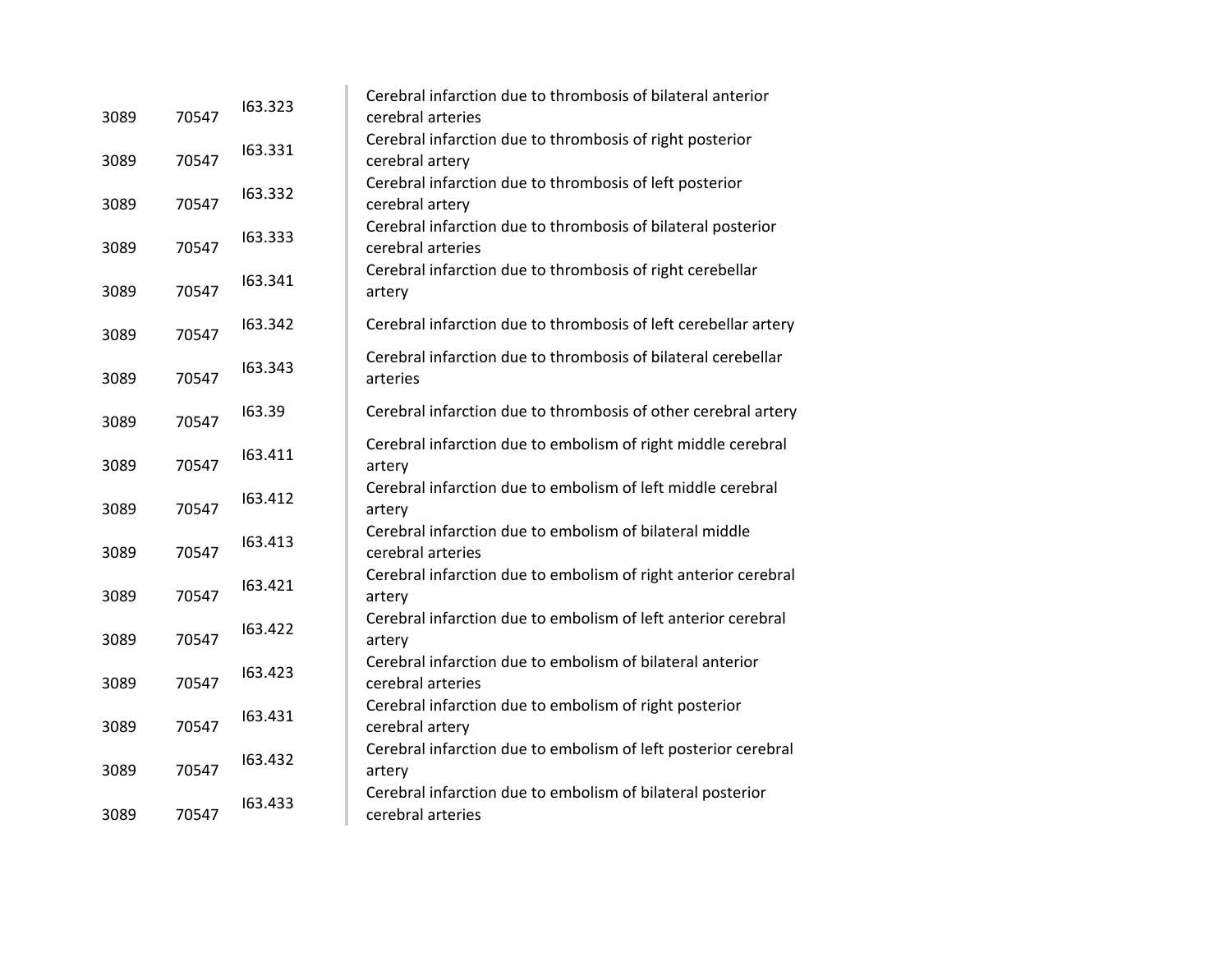| | | | |
|---|---|---|---|
| 3089 | 70547 | I63.323 | Cerebral infarction due to thrombosis of bilateral anterior cerebral arteries |
| 3089 | 70547 | I63.331 | Cerebral infarction due to thrombosis of right posterior cerebral artery |
| 3089 | 70547 | I63.332 | Cerebral infarction due to thrombosis of left posterior cerebral artery |
| 3089 | 70547 | I63.333 | Cerebral infarction due to thrombosis of bilateral posterior cerebral arteries |
| 3089 | 70547 | I63.341 | Cerebral infarction due to thrombosis of right cerebellar artery |
| 3089 | 70547 | I63.342 | Cerebral infarction due to thrombosis of left cerebellar artery |
| 3089 | 70547 | I63.343 | Cerebral infarction due to thrombosis of bilateral cerebellar arteries |
| 3089 | 70547 | I63.39 | Cerebral infarction due to thrombosis of other cerebral artery |
| 3089 | 70547 | I63.411 | Cerebral infarction due to embolism of right middle cerebral artery |
| 3089 | 70547 | I63.412 | Cerebral infarction due to embolism of left middle cerebral artery |
| 3089 | 70547 | I63.413 | Cerebral infarction due to embolism of bilateral middle cerebral arteries |
| 3089 | 70547 | I63.421 | Cerebral infarction due to embolism of right anterior cerebral artery |
| 3089 | 70547 | I63.422 | Cerebral infarction due to embolism of left anterior cerebral artery |
| 3089 | 70547 | I63.423 | Cerebral infarction due to embolism of bilateral anterior cerebral arteries |
| 3089 | 70547 | I63.431 | Cerebral infarction due to embolism of right posterior cerebral artery |
| 3089 | 70547 | I63.432 | Cerebral infarction due to embolism of left posterior cerebral artery |
| 3089 | 70547 | I63.433 | Cerebral infarction due to embolism of bilateral posterior cerebral arteries |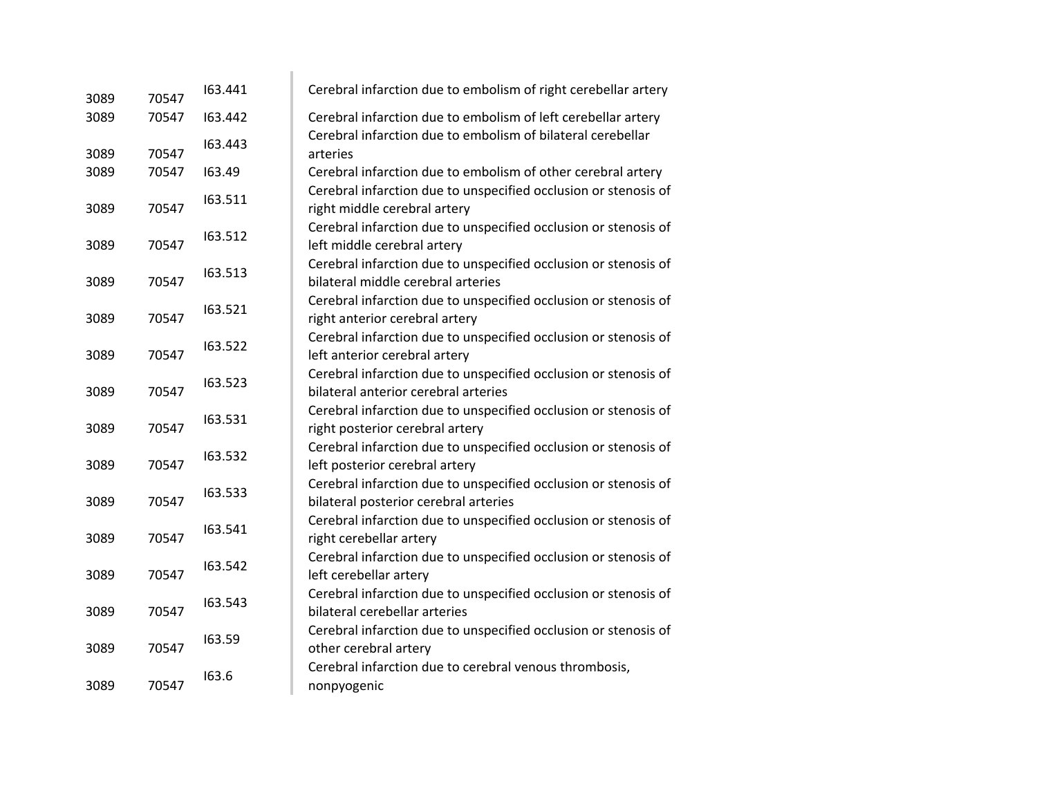| | | | |
|---|---|---|---|
| 3089 | 70547 | I63.441 | Cerebral infarction due to embolism of right cerebellar artery |
| 3089 | 70547 | I63.442 | Cerebral infarction due to embolism of left cerebellar artery |
| 3089 | 70547 | I63.443 | Cerebral infarction due to embolism of bilateral cerebellar arteries |
| 3089 | 70547 | I63.49 | Cerebral infarction due to embolism of other cerebral artery |
| 3089 | 70547 | I63.511 | Cerebral infarction due to unspecified occlusion or stenosis of right middle cerebral artery |
| 3089 | 70547 | I63.512 | Cerebral infarction due to unspecified occlusion or stenosis of left middle cerebral artery |
| 3089 | 70547 | I63.513 | Cerebral infarction due to unspecified occlusion or stenosis of bilateral middle cerebral arteries |
| 3089 | 70547 | I63.521 | Cerebral infarction due to unspecified occlusion or stenosis of right anterior cerebral artery |
| 3089 | 70547 | I63.522 | Cerebral infarction due to unspecified occlusion or stenosis of left anterior cerebral artery |
| 3089 | 70547 | I63.523 | Cerebral infarction due to unspecified occlusion or stenosis of bilateral anterior cerebral arteries |
| 3089 | 70547 | I63.531 | Cerebral infarction due to unspecified occlusion or stenosis of right posterior cerebral artery |
| 3089 | 70547 | I63.532 | Cerebral infarction due to unspecified occlusion or stenosis of left posterior cerebral artery |
| 3089 | 70547 | I63.533 | Cerebral infarction due to unspecified occlusion or stenosis of bilateral posterior cerebral arteries |
| 3089 | 70547 | I63.541 | Cerebral infarction due to unspecified occlusion or stenosis of right cerebellar artery |
| 3089 | 70547 | I63.542 | Cerebral infarction due to unspecified occlusion or stenosis of left cerebellar artery |
| 3089 | 70547 | I63.543 | Cerebral infarction due to unspecified occlusion or stenosis of bilateral cerebellar arteries |
| 3089 | 70547 | I63.59 | Cerebral infarction due to unspecified occlusion or stenosis of other cerebral artery |
| 3089 | 70547 | I63.6 | Cerebral infarction due to cerebral venous thrombosis, nonpyogenic |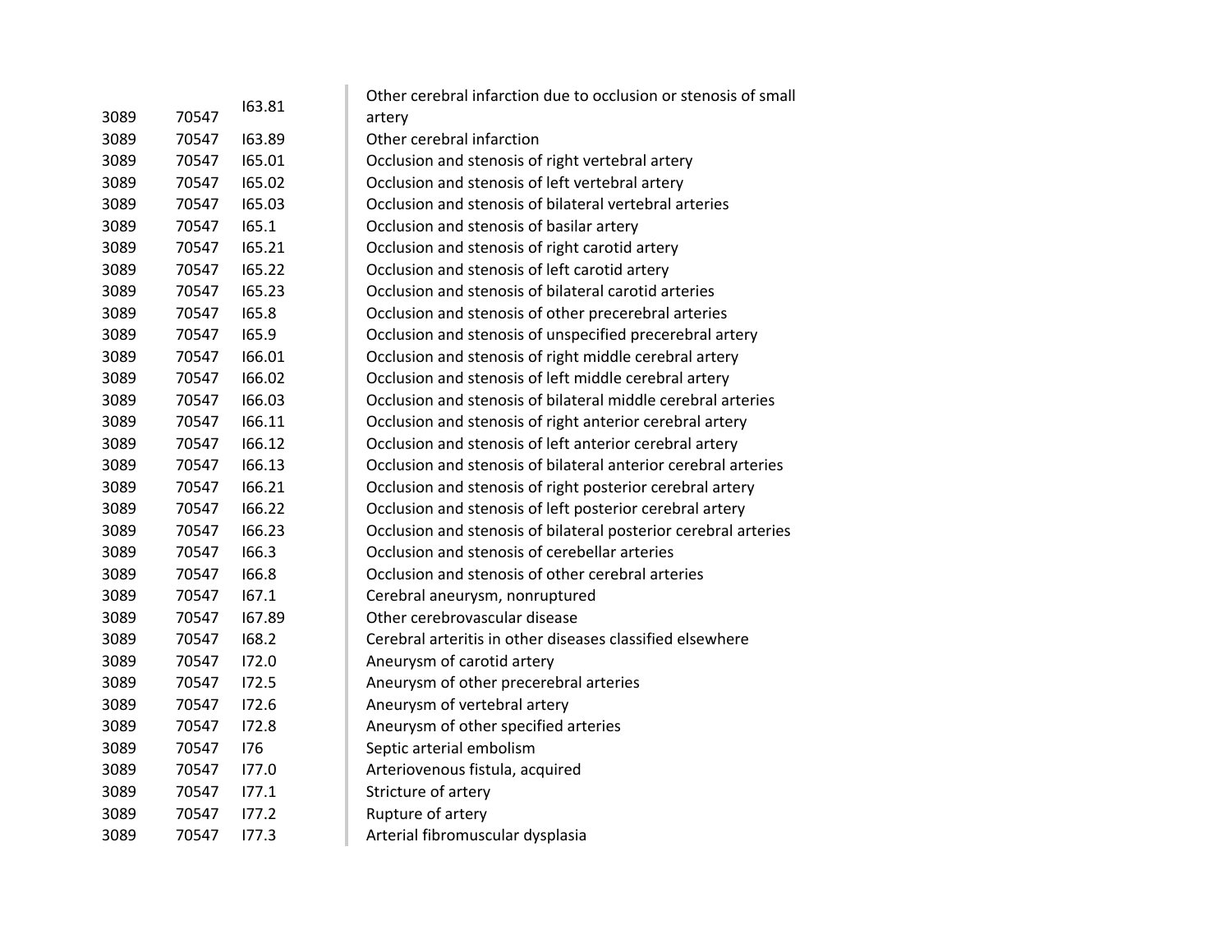| | | | |
|---|---|---|---|
| 3089 | 70547 | I63.81 | Other cerebral infarction due to occlusion or stenosis of small artery |
| 3089 | 70547 | I63.89 | Other cerebral infarction |
| 3089 | 70547 | I65.01 | Occlusion and stenosis of right vertebral artery |
| 3089 | 70547 | I65.02 | Occlusion and stenosis of left vertebral artery |
| 3089 | 70547 | I65.03 | Occlusion and stenosis of bilateral vertebral arteries |
| 3089 | 70547 | I65.1 | Occlusion and stenosis of basilar artery |
| 3089 | 70547 | I65.21 | Occlusion and stenosis of right carotid artery |
| 3089 | 70547 | I65.22 | Occlusion and stenosis of left carotid artery |
| 3089 | 70547 | I65.23 | Occlusion and stenosis of bilateral carotid arteries |
| 3089 | 70547 | I65.8 | Occlusion and stenosis of other precerebral arteries |
| 3089 | 70547 | I65.9 | Occlusion and stenosis of unspecified precerebral artery |
| 3089 | 70547 | I66.01 | Occlusion and stenosis of right middle cerebral artery |
| 3089 | 70547 | I66.02 | Occlusion and stenosis of left middle cerebral artery |
| 3089 | 70547 | I66.03 | Occlusion and stenosis of bilateral middle cerebral arteries |
| 3089 | 70547 | I66.11 | Occlusion and stenosis of right anterior cerebral artery |
| 3089 | 70547 | I66.12 | Occlusion and stenosis of left anterior cerebral artery |
| 3089 | 70547 | I66.13 | Occlusion and stenosis of bilateral anterior cerebral arteries |
| 3089 | 70547 | I66.21 | Occlusion and stenosis of right posterior cerebral artery |
| 3089 | 70547 | I66.22 | Occlusion and stenosis of left posterior cerebral artery |
| 3089 | 70547 | I66.23 | Occlusion and stenosis of bilateral posterior cerebral arteries |
| 3089 | 70547 | I66.3 | Occlusion and stenosis of cerebellar arteries |
| 3089 | 70547 | I66.8 | Occlusion and stenosis of other cerebral arteries |
| 3089 | 70547 | I67.1 | Cerebral aneurysm, nonruptured |
| 3089 | 70547 | I67.89 | Other cerebrovascular disease |
| 3089 | 70547 | I68.2 | Cerebral arteritis in other diseases classified elsewhere |
| 3089 | 70547 | I72.0 | Aneurysm of carotid artery |
| 3089 | 70547 | I72.5 | Aneurysm of other precerebral arteries |
| 3089 | 70547 | I72.6 | Aneurysm of vertebral artery |
| 3089 | 70547 | I72.8 | Aneurysm of other specified arteries |
| 3089 | 70547 | I76 | Septic arterial embolism |
| 3089 | 70547 | I77.0 | Arteriovenous fistula, acquired |
| 3089 | 70547 | I77.1 | Stricture of artery |
| 3089 | 70547 | I77.2 | Rupture of artery |
| 3089 | 70547 | I77.3 | Arterial fibromuscular dysplasia |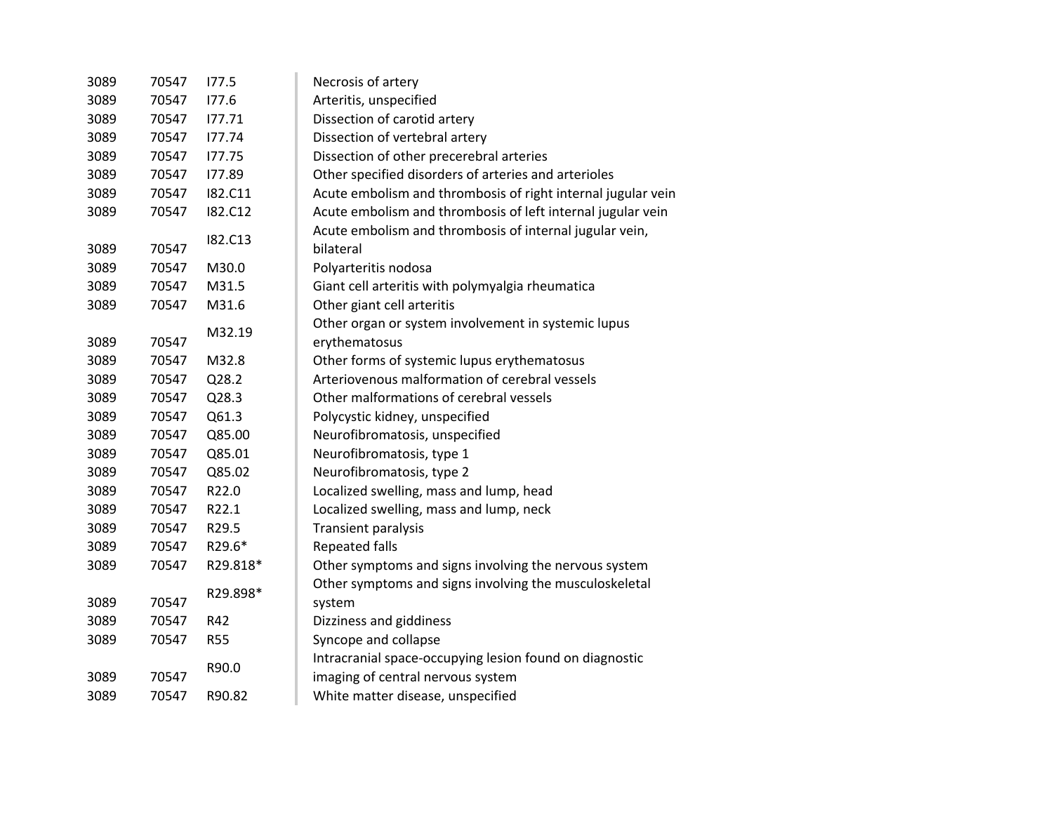| | | | |
|---|---|---|---|
| 3089 | 70547 | I77.5 | Necrosis of artery |
| 3089 | 70547 | I77.6 | Arteritis, unspecified |
| 3089 | 70547 | I77.71 | Dissection of carotid artery |
| 3089 | 70547 | I77.74 | Dissection of vertebral artery |
| 3089 | 70547 | I77.75 | Dissection of other precerebral arteries |
| 3089 | 70547 | I77.89 | Other specified disorders of arteries and arterioles |
| 3089 | 70547 | I82.C11 | Acute embolism and thrombosis of right internal jugular vein |
| 3089 | 70547 | I82.C12 | Acute embolism and thrombosis of left internal jugular vein |
| 3089 | 70547 | I82.C13 | Acute embolism and thrombosis of internal jugular vein, bilateral |
| 3089 | 70547 | M30.0 | Polyarteritis nodosa |
| 3089 | 70547 | M31.5 | Giant cell arteritis with polymyalgia rheumatica |
| 3089 | 70547 | M31.6 | Other giant cell arteritis |
| 3089 | 70547 | M32.19 | Other organ or system involvement in systemic lupus erythematosus |
| 3089 | 70547 | M32.8 | Other forms of systemic lupus erythematosus |
| 3089 | 70547 | Q28.2 | Arteriovenous malformation of cerebral vessels |
| 3089 | 70547 | Q28.3 | Other malformations of cerebral vessels |
| 3089 | 70547 | Q61.3 | Polycystic kidney, unspecified |
| 3089 | 70547 | Q85.00 | Neurofibromatosis, unspecified |
| 3089 | 70547 | Q85.01 | Neurofibromatosis, type 1 |
| 3089 | 70547 | Q85.02 | Neurofibromatosis, type 2 |
| 3089 | 70547 | R22.0 | Localized swelling, mass and lump, head |
| 3089 | 70547 | R22.1 | Localized swelling, mass and lump, neck |
| 3089 | 70547 | R29.5 | Transient paralysis |
| 3089 | 70547 | R29.6* | Repeated falls |
| 3089 | 70547 | R29.818* | Other symptoms and signs involving the nervous system |
| 3089 | 70547 | R29.898* | Other symptoms and signs involving the musculoskeletal system |
| 3089 | 70547 | R42 | Dizziness and giddiness |
| 3089 | 70547 | R55 | Syncope and collapse |
| 3089 | 70547 | R90.0 | Intracranial space-occupying lesion found on diagnostic imaging of central nervous system |
| 3089 | 70547 | R90.82 | White matter disease, unspecified |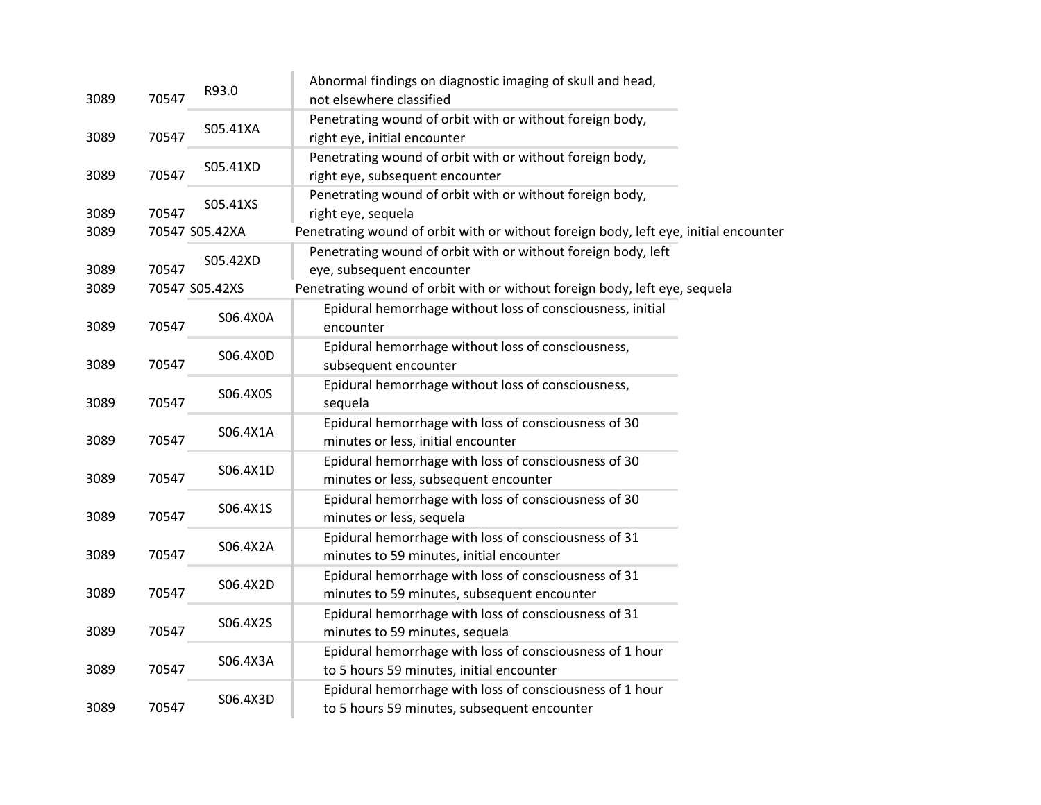| | | | |
|---|---|---|---|
| 3089 | 70547 | R93.0 | Abnormal findings on diagnostic imaging of skull and head, not elsewhere classified |
| 3089 | 70547 | S05.41XA | Penetrating wound of orbit with or without foreign body, right eye, initial encounter |
| 3089 | 70547 | S05.41XD | Penetrating wound of orbit with or without foreign body, right eye, subsequent encounter |
| 3089 | 70547 | S05.41XS | Penetrating wound of orbit with or without foreign body, right eye, sequela |
| 3089 | 70547 | S05.42XA | Penetrating wound of orbit with or without foreign body, left eye, initial encounter |
| 3089 | 70547 | S05.42XD | Penetrating wound of orbit with or without foreign body, left eye, subsequent encounter |
| 3089 | 70547 | S05.42XS | Penetrating wound of orbit with or without foreign body, left eye, sequela |
| 3089 | 70547 | S06.4X0A | Epidural hemorrhage without loss of consciousness, initial encounter |
| 3089 | 70547 | S06.4X0D | Epidural hemorrhage without loss of consciousness, subsequent encounter |
| 3089 | 70547 | S06.4X0S | Epidural hemorrhage without loss of consciousness, sequela |
| 3089 | 70547 | S06.4X1A | Epidural hemorrhage with loss of consciousness of 30 minutes or less, initial encounter |
| 3089 | 70547 | S06.4X1D | Epidural hemorrhage with loss of consciousness of 30 minutes or less, subsequent encounter |
| 3089 | 70547 | S06.4X1S | Epidural hemorrhage with loss of consciousness of 30 minutes or less, sequela |
| 3089 | 70547 | S06.4X2A | Epidural hemorrhage with loss of consciousness of 31 minutes to 59 minutes, initial encounter |
| 3089 | 70547 | S06.4X2D | Epidural hemorrhage with loss of consciousness of 31 minutes to 59 minutes, subsequent encounter |
| 3089 | 70547 | S06.4X2S | Epidural hemorrhage with loss of consciousness of 31 minutes to 59 minutes, sequela |
| 3089 | 70547 | S06.4X3A | Epidural hemorrhage with loss of consciousness of 1 hour to 5 hours 59 minutes, initial encounter |
| 3089 | 70547 | S06.4X3D | Epidural hemorrhage with loss of consciousness of 1 hour to 5 hours 59 minutes, subsequent encounter |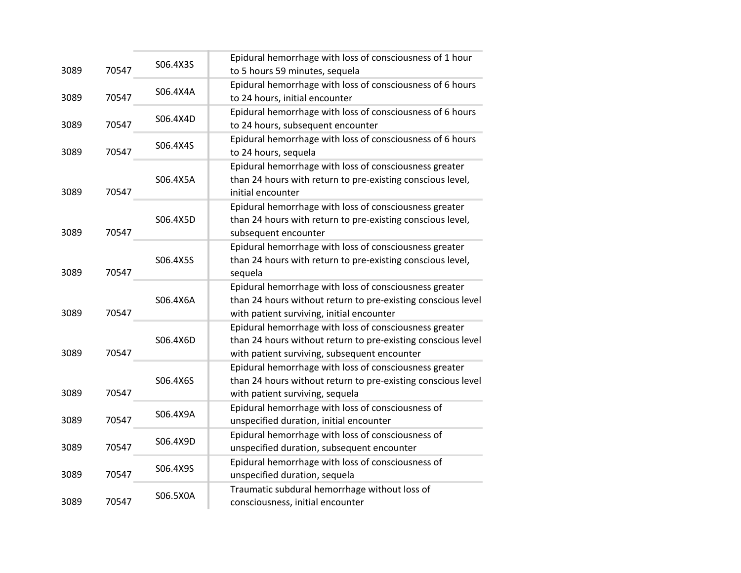| | | | |
|---|---|---|---|
| 3089 | 70547 | S06.4X3S | Epidural hemorrhage with loss of consciousness of 1 hour to 5 hours 59 minutes, sequela |
| 3089 | 70547 | S06.4X4A | Epidural hemorrhage with loss of consciousness of 6 hours to 24 hours, initial encounter |
| 3089 | 70547 | S06.4X4D | Epidural hemorrhage with loss of consciousness of 6 hours to 24 hours, subsequent encounter |
| 3089 | 70547 | S06.4X4S | Epidural hemorrhage with loss of consciousness of 6 hours to 24 hours, sequela |
| 3089 | 70547 | S06.4X5A | Epidural hemorrhage with loss of consciousness greater than 24 hours with return to pre-existing conscious level, initial encounter |
| 3089 | 70547 | S06.4X5D | Epidural hemorrhage with loss of consciousness greater than 24 hours with return to pre-existing conscious level, subsequent encounter |
| 3089 | 70547 | S06.4X5S | Epidural hemorrhage with loss of consciousness greater than 24 hours with return to pre-existing conscious level, sequela |
| 3089 | 70547 | S06.4X6A | Epidural hemorrhage with loss of consciousness greater than 24 hours without return to pre-existing conscious level with patient surviving, initial encounter |
| 3089 | 70547 | S06.4X6D | Epidural hemorrhage with loss of consciousness greater than 24 hours without return to pre-existing conscious level with patient surviving, subsequent encounter |
| 3089 | 70547 | S06.4X6S | Epidural hemorrhage with loss of consciousness greater than 24 hours without return to pre-existing conscious level with patient surviving, sequela |
| 3089 | 70547 | S06.4X9A | Epidural hemorrhage with loss of consciousness of unspecified duration, initial encounter |
| 3089 | 70547 | S06.4X9D | Epidural hemorrhage with loss of consciousness of unspecified duration, subsequent encounter |
| 3089 | 70547 | S06.4X9S | Epidural hemorrhage with loss of consciousness of unspecified duration, sequela |
| 3089 | 70547 | S06.5X0A | Traumatic subdural hemorrhage without loss of consciousness, initial encounter |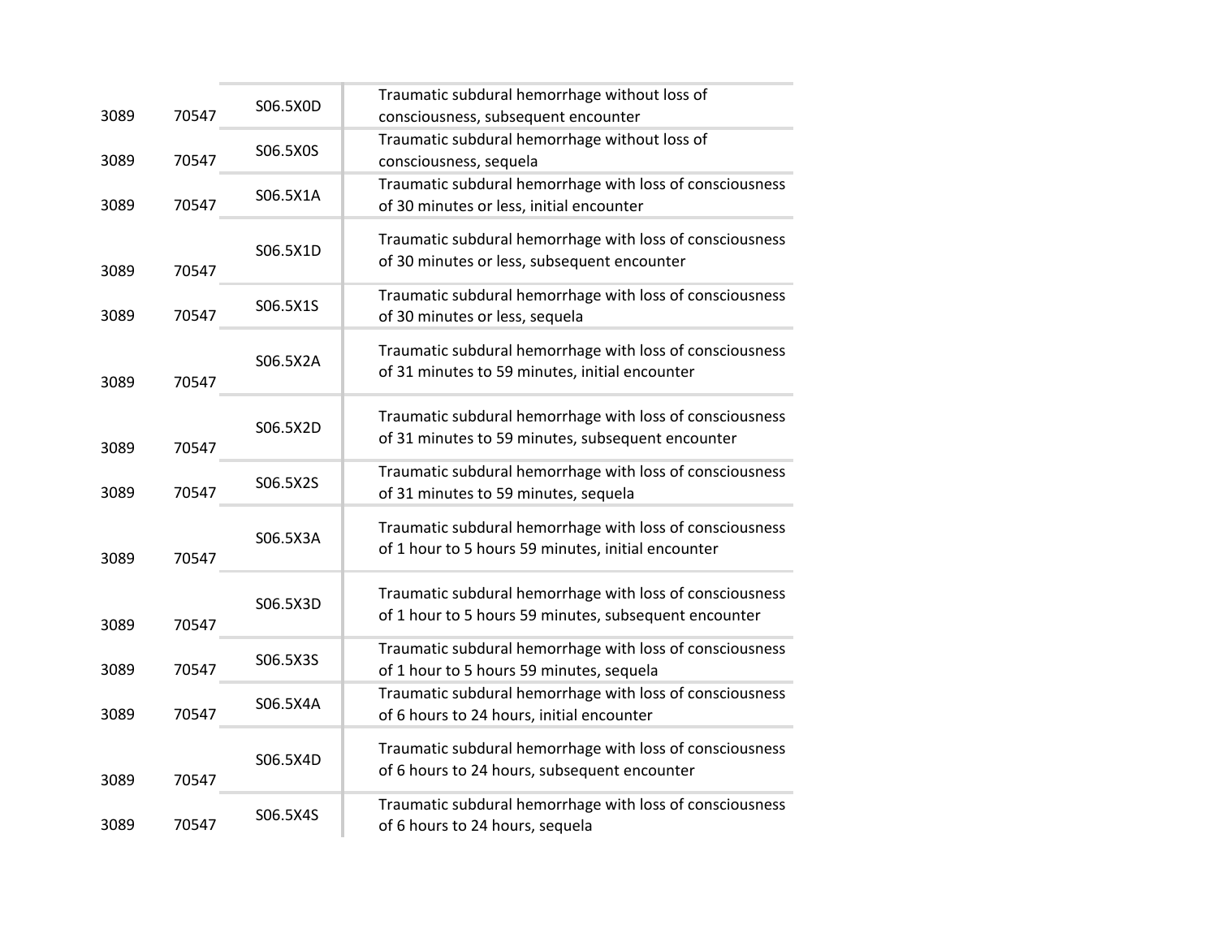| | | | |
|---|---|---|---|
| 3089 | 70547 | S06.5X0D | Traumatic subdural hemorrhage without loss of consciousness, subsequent encounter |
| 3089 | 70547 | S06.5X0S | Traumatic subdural hemorrhage without loss of consciousness, sequela |
| 3089 | 70547 | S06.5X1A | Traumatic subdural hemorrhage with loss of consciousness of 30 minutes or less, initial encounter |
| 3089 | 70547 | S06.5X1D | Traumatic subdural hemorrhage with loss of consciousness of 30 minutes or less, subsequent encounter |
| 3089 | 70547 | S06.5X1S | Traumatic subdural hemorrhage with loss of consciousness of 30 minutes or less, sequela |
| 3089 | 70547 | S06.5X2A | Traumatic subdural hemorrhage with loss of consciousness of 31 minutes to 59 minutes, initial encounter |
| 3089 | 70547 | S06.5X2D | Traumatic subdural hemorrhage with loss of consciousness of 31 minutes to 59 minutes, subsequent encounter |
| 3089 | 70547 | S06.5X2S | Traumatic subdural hemorrhage with loss of consciousness of 31 minutes to 59 minutes, sequela |
| 3089 | 70547 | S06.5X3A | Traumatic subdural hemorrhage with loss of consciousness of 1 hour to 5 hours 59 minutes, initial encounter |
| 3089 | 70547 | S06.5X3D | Traumatic subdural hemorrhage with loss of consciousness of 1 hour to 5 hours 59 minutes, subsequent encounter |
| 3089 | 70547 | S06.5X3S | Traumatic subdural hemorrhage with loss of consciousness of 1 hour to 5 hours 59 minutes, sequela |
| 3089 | 70547 | S06.5X4A | Traumatic subdural hemorrhage with loss of consciousness of 6 hours to 24 hours, initial encounter |
| 3089 | 70547 | S06.5X4D | Traumatic subdural hemorrhage with loss of consciousness of 6 hours to 24 hours, subsequent encounter |
| 3089 | 70547 | S06.5X4S | Traumatic subdural hemorrhage with loss of consciousness of 6 hours to 24 hours, sequela |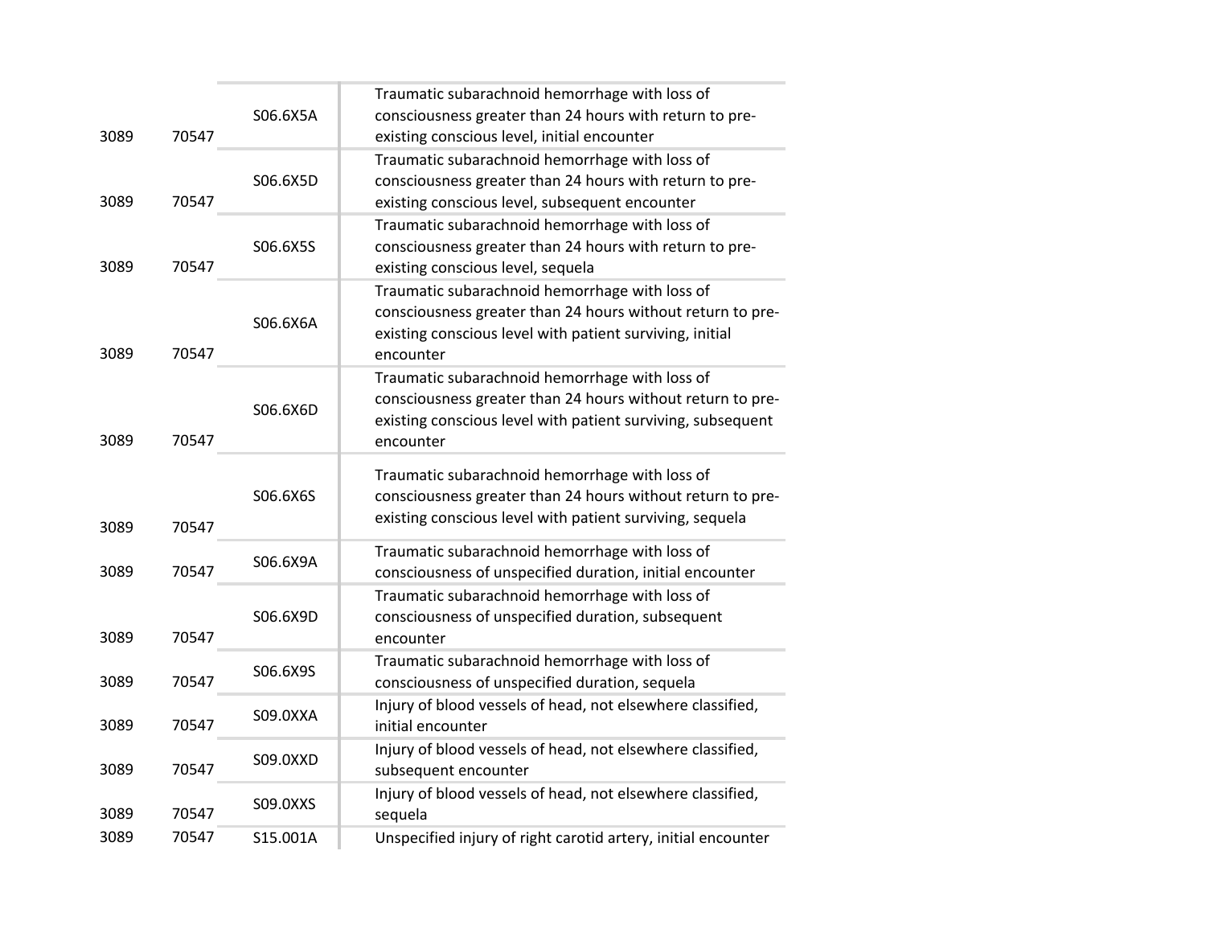| | | | |
|---|---|---|---|
| 3089 | 70547 | S06.6X5A | Traumatic subarachnoid hemorrhage with loss of consciousness greater than 24 hours with return to pre-existing conscious level, initial encounter |
| 3089 | 70547 | S06.6X5D | Traumatic subarachnoid hemorrhage with loss of consciousness greater than 24 hours with return to pre-existing conscious level, subsequent encounter |
| 3089 | 70547 | S06.6X5S | Traumatic subarachnoid hemorrhage with loss of consciousness greater than 24 hours with return to pre-existing conscious level, sequela |
| 3089 | 70547 | S06.6X6A | Traumatic subarachnoid hemorrhage with loss of consciousness greater than 24 hours without return to pre-existing conscious level with patient surviving, initial encounter |
| 3089 | 70547 | S06.6X6D | Traumatic subarachnoid hemorrhage with loss of consciousness greater than 24 hours without return to pre-existing conscious level with patient surviving, subsequent encounter |
| 3089 | 70547 | S06.6X6S | Traumatic subarachnoid hemorrhage with loss of consciousness greater than 24 hours without return to pre-existing conscious level with patient surviving, sequela |
| 3089 | 70547 | S06.6X9A | Traumatic subarachnoid hemorrhage with loss of consciousness of unspecified duration, initial encounter |
| 3089 | 70547 | S06.6X9D | Traumatic subarachnoid hemorrhage with loss of consciousness of unspecified duration, subsequent encounter |
| 3089 | 70547 | S06.6X9S | Traumatic subarachnoid hemorrhage with loss of consciousness of unspecified duration, sequela |
| 3089 | 70547 | S09.0XXA | Injury of blood vessels of head, not elsewhere classified, initial encounter |
| 3089 | 70547 | S09.0XXD | Injury of blood vessels of head, not elsewhere classified, subsequent encounter |
| 3089 | 70547 | S09.0XXS | Injury of blood vessels of head, not elsewhere classified, sequela |
| 3089 | 70547 | S15.001A | Unspecified injury of right carotid artery, initial encounter |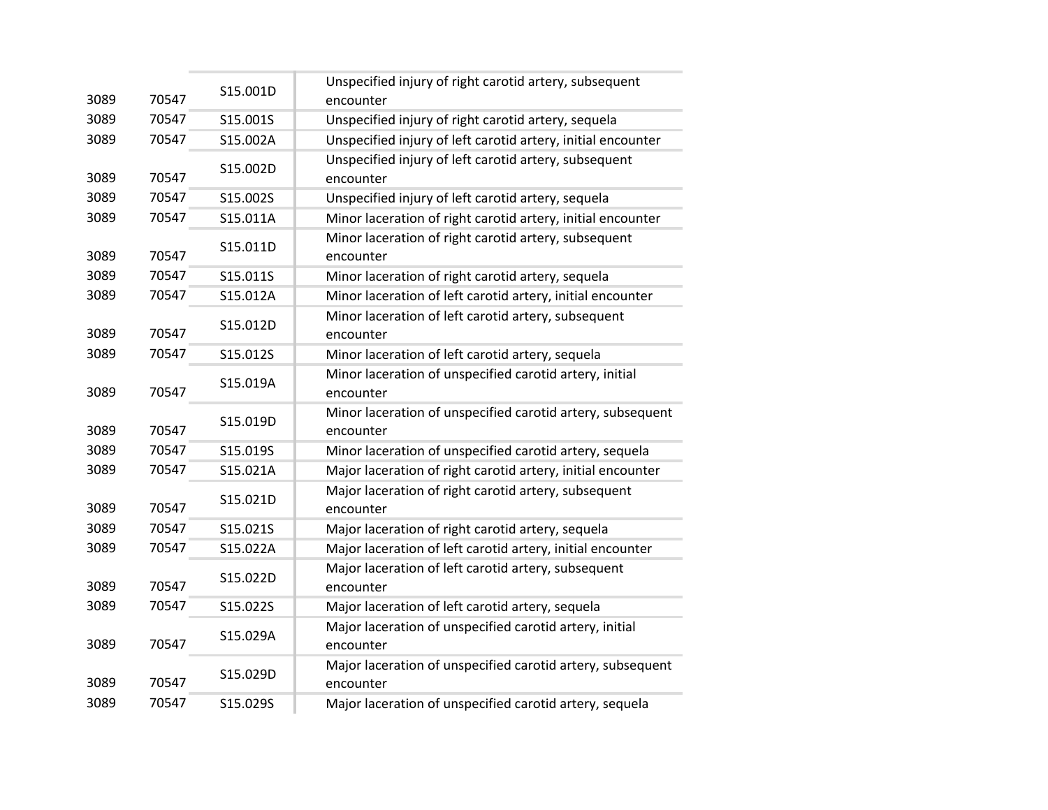| | | | |
|---|---|---|---|
| 3089 | 70547 | S15.001D | Unspecified injury of right carotid artery, subsequent encounter |
| 3089 | 70547 | S15.001S | Unspecified injury of right carotid artery, sequela |
| 3089 | 70547 | S15.002A | Unspecified injury of left carotid artery, initial encounter |
| 3089 | 70547 | S15.002D | Unspecified injury of left carotid artery, subsequent encounter |
| 3089 | 70547 | S15.002S | Unspecified injury of left carotid artery, sequela |
| 3089 | 70547 | S15.011A | Minor laceration of right carotid artery, initial encounter |
| 3089 | 70547 | S15.011D | Minor laceration of right carotid artery, subsequent encounter |
| 3089 | 70547 | S15.011S | Minor laceration of right carotid artery, sequela |
| 3089 | 70547 | S15.012A | Minor laceration of left carotid artery, initial encounter |
| 3089 | 70547 | S15.012D | Minor laceration of left carotid artery, subsequent encounter |
| 3089 | 70547 | S15.012S | Minor laceration of left carotid artery, sequela |
| 3089 | 70547 | S15.019A | Minor laceration of unspecified carotid artery, initial encounter |
| 3089 | 70547 | S15.019D | Minor laceration of unspecified carotid artery, subsequent encounter |
| 3089 | 70547 | S15.019S | Minor laceration of unspecified carotid artery, sequela |
| 3089 | 70547 | S15.021A | Major laceration of right carotid artery, initial encounter |
| 3089 | 70547 | S15.021D | Major laceration of right carotid artery, subsequent encounter |
| 3089 | 70547 | S15.021S | Major laceration of right carotid artery, sequela |
| 3089 | 70547 | S15.022A | Major laceration of left carotid artery, initial encounter |
| 3089 | 70547 | S15.022D | Major laceration of left carotid artery, subsequent encounter |
| 3089 | 70547 | S15.022S | Major laceration of left carotid artery, sequela |
| 3089 | 70547 | S15.029A | Major laceration of unspecified carotid artery, initial encounter |
| 3089 | 70547 | S15.029D | Major laceration of unspecified carotid artery, subsequent encounter |
| 3089 | 70547 | S15.029S | Major laceration of unspecified carotid artery, sequela |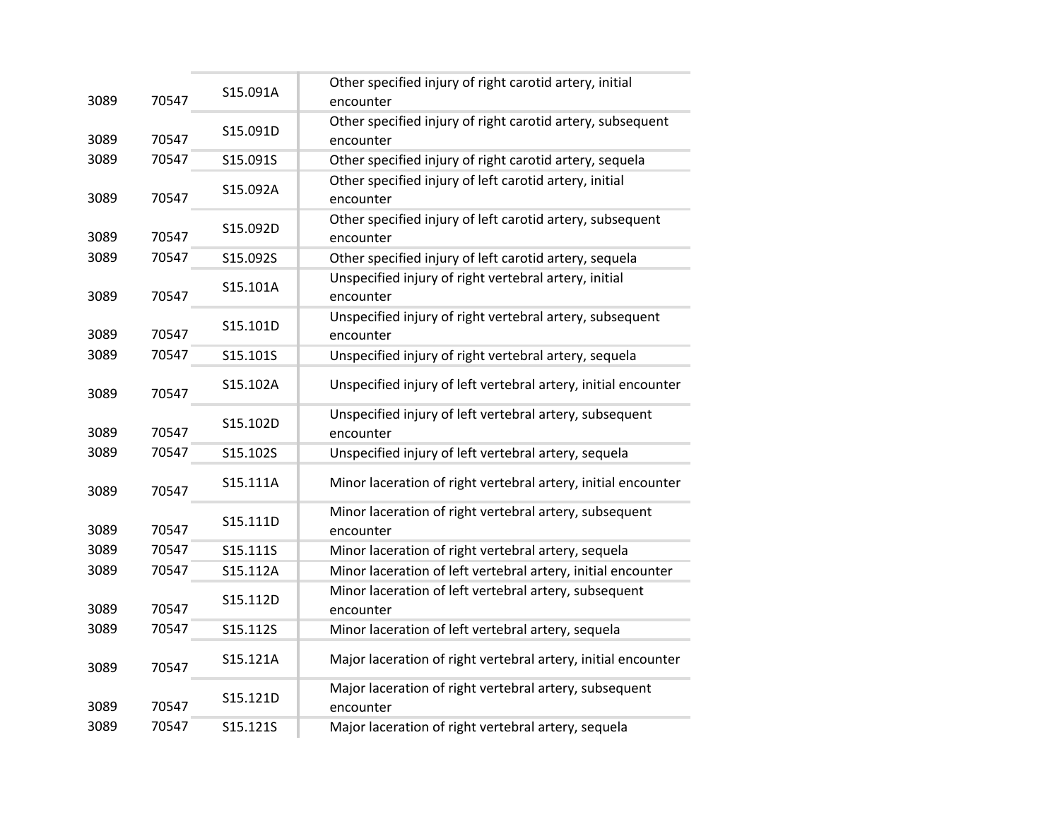| | | | |
|---|---|---|---|
| 3089 | 70547 | S15.091A | Other specified injury of right carotid artery, initial encounter |
| 3089 | 70547 | S15.091D | Other specified injury of right carotid artery, subsequent encounter |
| 3089 | 70547 | S15.091S | Other specified injury of right carotid artery, sequela |
| 3089 | 70547 | S15.092A | Other specified injury of left carotid artery, initial encounter |
| 3089 | 70547 | S15.092D | Other specified injury of left carotid artery, subsequent encounter |
| 3089 | 70547 | S15.092S | Other specified injury of left carotid artery, sequela |
| 3089 | 70547 | S15.101A | Unspecified injury of right vertebral artery, initial encounter |
| 3089 | 70547 | S15.101D | Unspecified injury of right vertebral artery, subsequent encounter |
| 3089 | 70547 | S15.101S | Unspecified injury of right vertebral artery, sequela |
| 3089 | 70547 | S15.102A | Unspecified injury of left vertebral artery, initial encounter |
| 3089 | 70547 | S15.102D | Unspecified injury of left vertebral artery, subsequent encounter |
| 3089 | 70547 | S15.102S | Unspecified injury of left vertebral artery, sequela |
| 3089 | 70547 | S15.111A | Minor laceration of right vertebral artery, initial encounter |
| 3089 | 70547 | S15.111D | Minor laceration of right vertebral artery, subsequent encounter |
| 3089 | 70547 | S15.111S | Minor laceration of right vertebral artery, sequela |
| 3089 | 70547 | S15.112A | Minor laceration of left vertebral artery, initial encounter |
| 3089 | 70547 | S15.112D | Minor laceration of left vertebral artery, subsequent encounter |
| 3089 | 70547 | S15.112S | Minor laceration of left vertebral artery, sequela |
| 3089 | 70547 | S15.121A | Major laceration of right vertebral artery, initial encounter |
| 3089 | 70547 | S15.121D | Major laceration of right vertebral artery, subsequent encounter |
| 3089 | 70547 | S15.121S | Major laceration of right vertebral artery, sequela |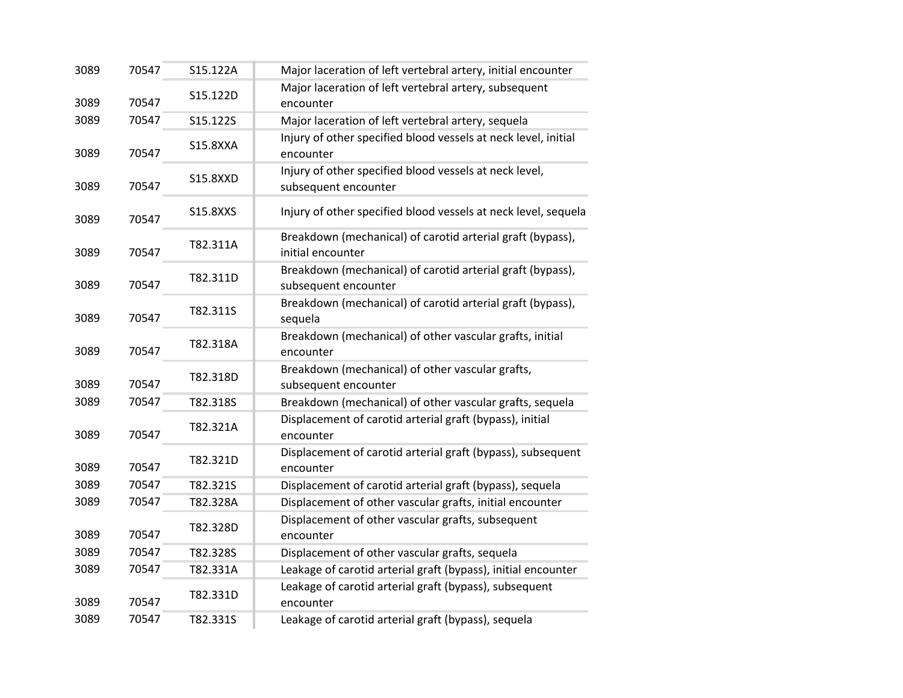| | | | |
|---|---|---|---|
| 3089 | 70547 | S15.122A | Major laceration of left vertebral artery, initial encounter |
| 3089 | 70547 | S15.122D | Major laceration of left vertebral artery, subsequent encounter |
| 3089 | 70547 | S15.122S | Major laceration of left vertebral artery, sequela |
| 3089 | 70547 | S15.8XXA | Injury of other specified blood vessels at neck level, initial encounter |
| 3089 | 70547 | S15.8XXD | Injury of other specified blood vessels at neck level, subsequent encounter |
| 3089 | 70547 | S15.8XXS | Injury of other specified blood vessels at neck level, sequela |
| 3089 | 70547 | T82.311A | Breakdown (mechanical) of carotid arterial graft (bypass), initial encounter |
| 3089 | 70547 | T82.311D | Breakdown (mechanical) of carotid arterial graft (bypass), subsequent encounter |
| 3089 | 70547 | T82.311S | Breakdown (mechanical) of carotid arterial graft (bypass), sequela |
| 3089 | 70547 | T82.318A | Breakdown (mechanical) of other vascular grafts, initial encounter |
| 3089 | 70547 | T82.318D | Breakdown (mechanical) of other vascular grafts, subsequent encounter |
| 3089 | 70547 | T82.318S | Breakdown (mechanical) of other vascular grafts, sequela |
| 3089 | 70547 | T82.321A | Displacement of carotid arterial graft (bypass), initial encounter |
| 3089 | 70547 | T82.321D | Displacement of carotid arterial graft (bypass), subsequent encounter |
| 3089 | 70547 | T82.321S | Displacement of carotid arterial graft (bypass), sequela |
| 3089 | 70547 | T82.328A | Displacement of other vascular grafts, initial encounter |
| 3089 | 70547 | T82.328D | Displacement of other vascular grafts, subsequent encounter |
| 3089 | 70547 | T82.328S | Displacement of other vascular grafts, sequela |
| 3089 | 70547 | T82.331A | Leakage of carotid arterial graft (bypass), initial encounter |
| 3089 | 70547 | T82.331D | Leakage of carotid arterial graft (bypass), subsequent encounter |
| 3089 | 70547 | T82.331S | Leakage of carotid arterial graft (bypass), sequela |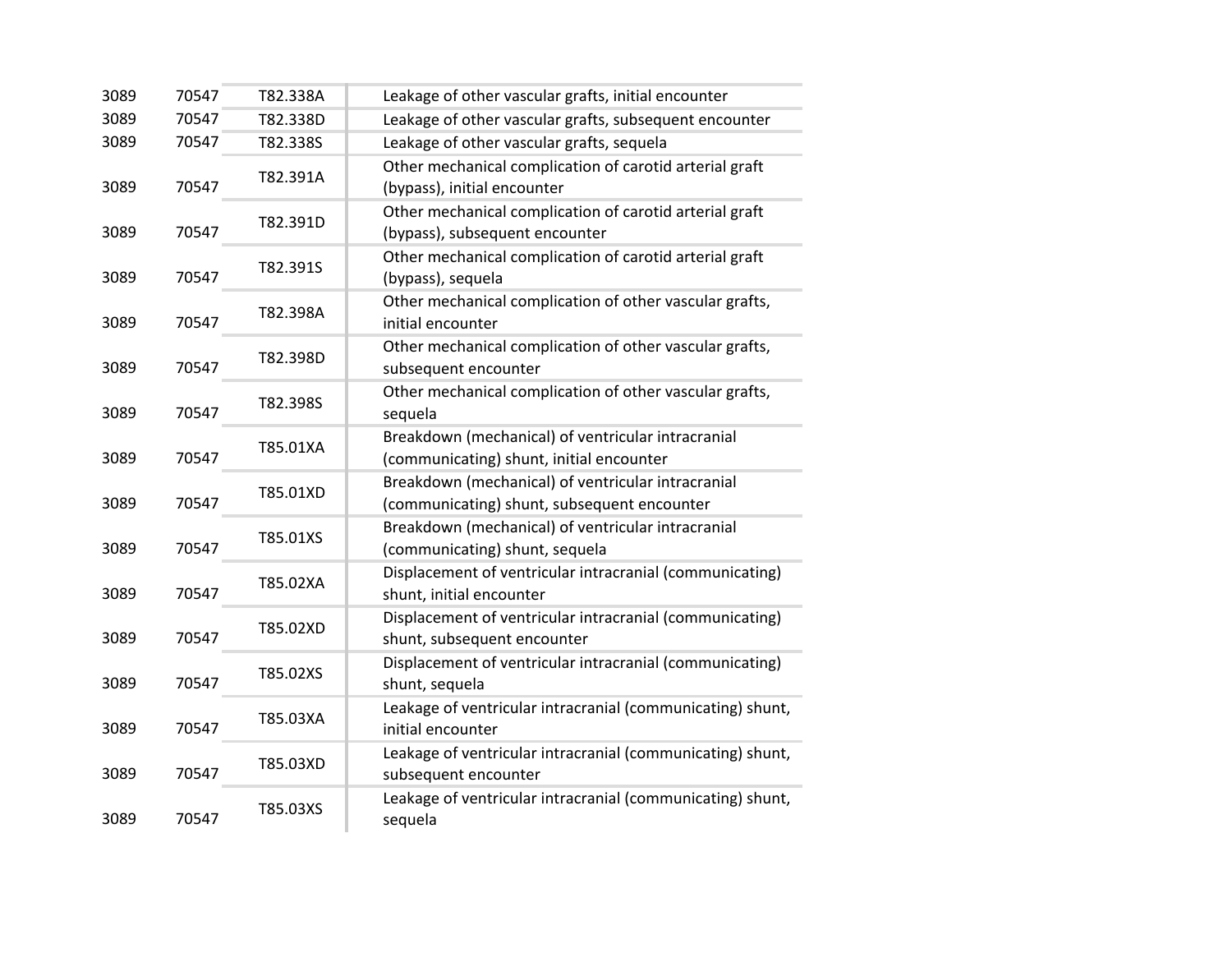| | | | |
|---|---|---|---|
| 3089 | 70547 | T82.338A | Leakage of other vascular grafts, initial encounter |
| 3089 | 70547 | T82.338D | Leakage of other vascular grafts, subsequent encounter |
| 3089 | 70547 | T82.338S | Leakage of other vascular grafts, sequela |
| 3089 | 70547 | T82.391A | Other mechanical complication of carotid arterial graft (bypass), initial encounter |
| 3089 | 70547 | T82.391D | Other mechanical complication of carotid arterial graft (bypass), subsequent encounter |
| 3089 | 70547 | T82.391S | Other mechanical complication of carotid arterial graft (bypass), sequela |
| 3089 | 70547 | T82.398A | Other mechanical complication of other vascular grafts, initial encounter |
| 3089 | 70547 | T82.398D | Other mechanical complication of other vascular grafts, subsequent encounter |
| 3089 | 70547 | T82.398S | Other mechanical complication of other vascular grafts, sequela |
| 3089 | 70547 | T85.01XA | Breakdown (mechanical) of ventricular intracranial (communicating) shunt, initial encounter |
| 3089 | 70547 | T85.01XD | Breakdown (mechanical) of ventricular intracranial (communicating) shunt, subsequent encounter |
| 3089 | 70547 | T85.01XS | Breakdown (mechanical) of ventricular intracranial (communicating) shunt, sequela |
| 3089 | 70547 | T85.02XA | Displacement of ventricular intracranial (communicating) shunt, initial encounter |
| 3089 | 70547 | T85.02XD | Displacement of ventricular intracranial (communicating) shunt, subsequent encounter |
| 3089 | 70547 | T85.02XS | Displacement of ventricular intracranial (communicating) shunt, sequela |
| 3089 | 70547 | T85.03XA | Leakage of ventricular intracranial (communicating) shunt, initial encounter |
| 3089 | 70547 | T85.03XD | Leakage of ventricular intracranial (communicating) shunt, subsequent encounter |
| 3089 | 70547 | T85.03XS | Leakage of ventricular intracranial (communicating) shunt, sequela |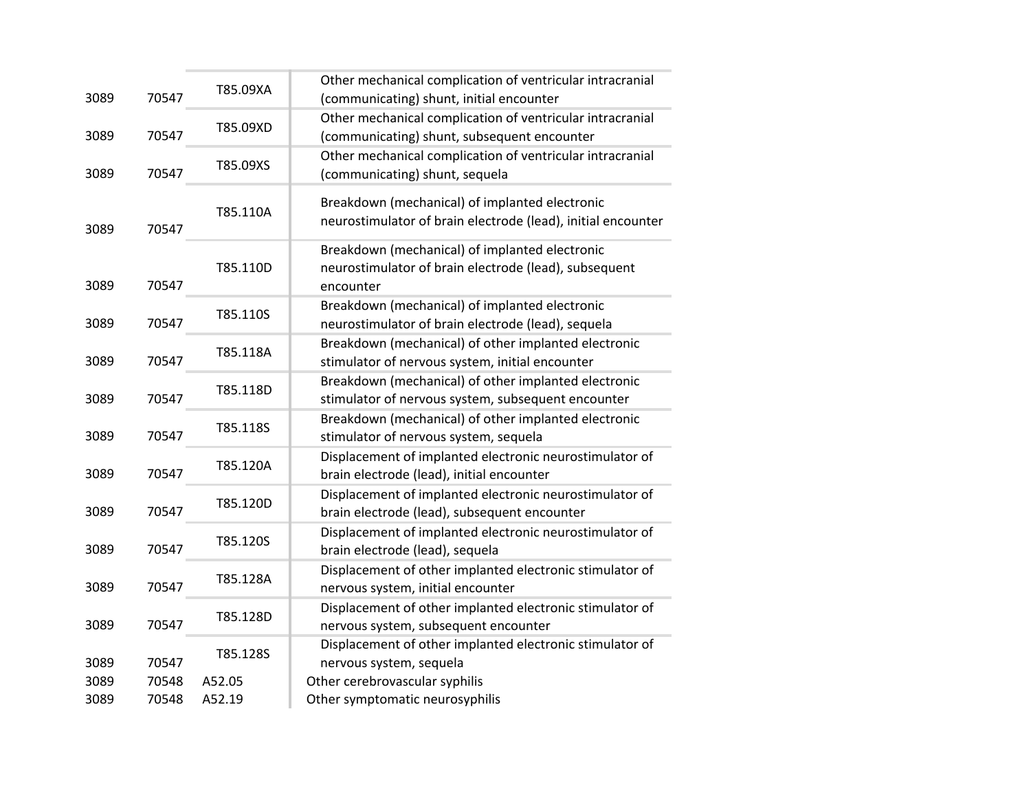| | | | |
|---|---|---|---|
| 3089 | 70547 | T85.09XA | Other mechanical complication of ventricular intracranial (communicating) shunt, initial encounter |
| 3089 | 70547 | T85.09XD | Other mechanical complication of ventricular intracranial (communicating) shunt, subsequent encounter |
| 3089 | 70547 | T85.09XS | Other mechanical complication of ventricular intracranial (communicating) shunt, sequela |
| 3089 | 70547 | T85.110A | Breakdown (mechanical) of implanted electronic neurostimulator of brain electrode (lead), initial encounter |
| 3089 | 70547 | T85.110D | Breakdown (mechanical) of implanted electronic neurostimulator of brain electrode (lead), subsequent encounter |
| 3089 | 70547 | T85.110S | Breakdown (mechanical) of implanted electronic neurostimulator of brain electrode (lead), sequela |
| 3089 | 70547 | T85.118A | Breakdown (mechanical) of other implanted electronic stimulator of nervous system, initial encounter |
| 3089 | 70547 | T85.118D | Breakdown (mechanical) of other implanted electronic stimulator of nervous system, subsequent encounter |
| 3089 | 70547 | T85.118S | Breakdown (mechanical) of other implanted electronic stimulator of nervous system, sequela |
| 3089 | 70547 | T85.120A | Displacement of implanted electronic neurostimulator of brain electrode (lead), initial encounter |
| 3089 | 70547 | T85.120D | Displacement of implanted electronic neurostimulator of brain electrode (lead), subsequent encounter |
| 3089 | 70547 | T85.120S | Displacement of implanted electronic neurostimulator of brain electrode (lead), sequela |
| 3089 | 70547 | T85.128A | Displacement of other implanted electronic stimulator of nervous system, initial encounter |
| 3089 | 70547 | T85.128D | Displacement of other implanted electronic stimulator of nervous system, subsequent encounter |
| 3089 | 70547 | T85.128S | Displacement of other implanted electronic stimulator of nervous system, sequela |
| 3089 | 70548 | A52.05 | Other cerebrovascular syphilis |
| 3089 | 70548 | A52.19 | Other symptomatic neurosyphilis |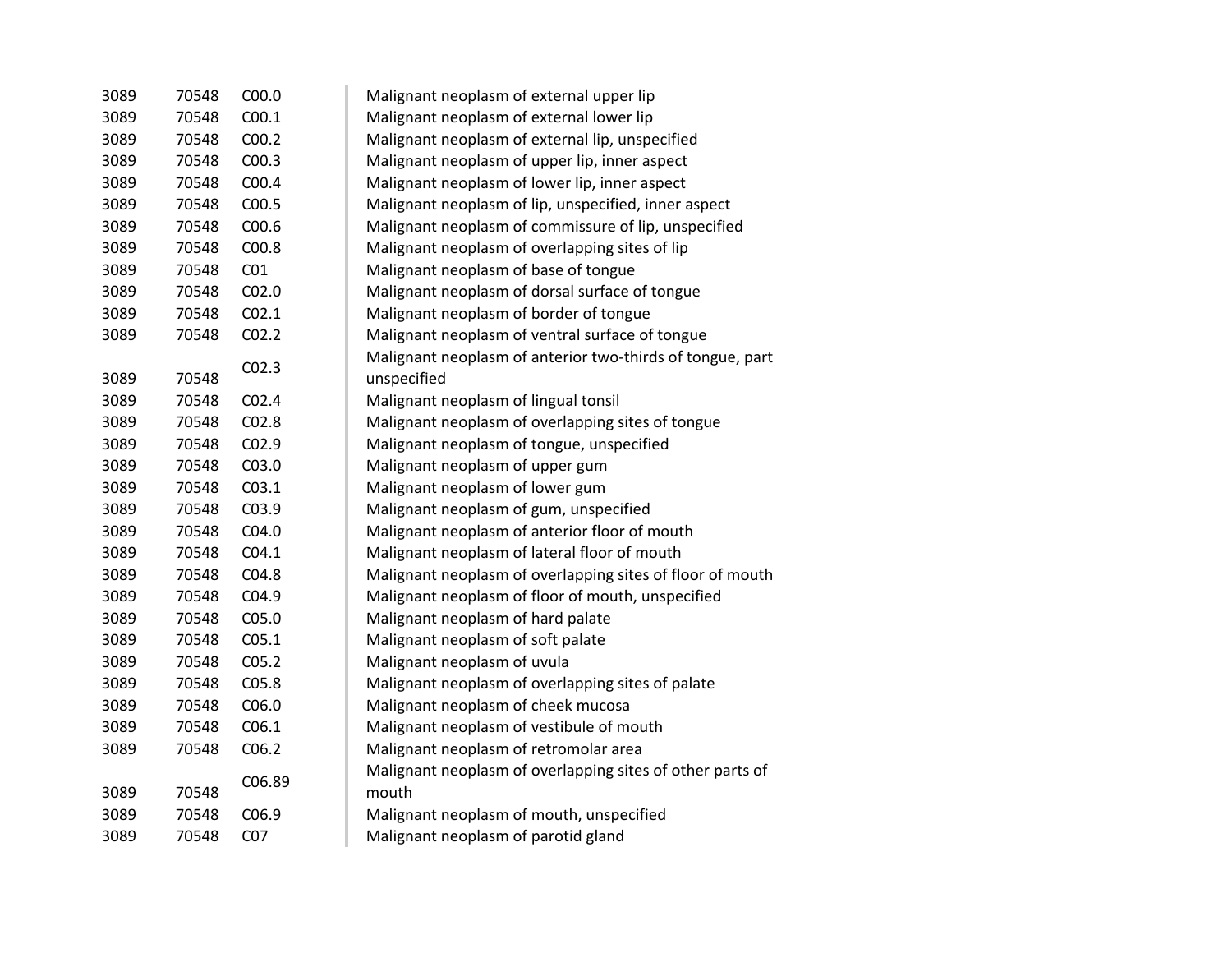| | | | |
|---|---|---|---|
| 3089 | 70548 | C00.0 | Malignant neoplasm of external upper lip |
| 3089 | 70548 | C00.1 | Malignant neoplasm of external lower lip |
| 3089 | 70548 | C00.2 | Malignant neoplasm of external lip, unspecified |
| 3089 | 70548 | C00.3 | Malignant neoplasm of upper lip, inner aspect |
| 3089 | 70548 | C00.4 | Malignant neoplasm of lower lip, inner aspect |
| 3089 | 70548 | C00.5 | Malignant neoplasm of lip, unspecified, inner aspect |
| 3089 | 70548 | C00.6 | Malignant neoplasm of commissure of lip, unspecified |
| 3089 | 70548 | C00.8 | Malignant neoplasm of overlapping sites of lip |
| 3089 | 70548 | C01 | Malignant neoplasm of base of tongue |
| 3089 | 70548 | C02.0 | Malignant neoplasm of dorsal surface of tongue |
| 3089 | 70548 | C02.1 | Malignant neoplasm of border of tongue |
| 3089 | 70548 | C02.2 | Malignant neoplasm of ventral surface of tongue |
| 3089 | 70548 | C02.3 | Malignant neoplasm of anterior two-thirds of tongue, part unspecified |
| 3089 | 70548 | C02.4 | Malignant neoplasm of lingual tonsil |
| 3089 | 70548 | C02.8 | Malignant neoplasm of overlapping sites of tongue |
| 3089 | 70548 | C02.9 | Malignant neoplasm of tongue, unspecified |
| 3089 | 70548 | C03.0 | Malignant neoplasm of upper gum |
| 3089 | 70548 | C03.1 | Malignant neoplasm of lower gum |
| 3089 | 70548 | C03.9 | Malignant neoplasm of gum, unspecified |
| 3089 | 70548 | C04.0 | Malignant neoplasm of anterior floor of mouth |
| 3089 | 70548 | C04.1 | Malignant neoplasm of lateral floor of mouth |
| 3089 | 70548 | C04.8 | Malignant neoplasm of overlapping sites of floor of mouth |
| 3089 | 70548 | C04.9 | Malignant neoplasm of floor of mouth, unspecified |
| 3089 | 70548 | C05.0 | Malignant neoplasm of hard palate |
| 3089 | 70548 | C05.1 | Malignant neoplasm of soft palate |
| 3089 | 70548 | C05.2 | Malignant neoplasm of uvula |
| 3089 | 70548 | C05.8 | Malignant neoplasm of overlapping sites of palate |
| 3089 | 70548 | C06.0 | Malignant neoplasm of cheek mucosa |
| 3089 | 70548 | C06.1 | Malignant neoplasm of vestibule of mouth |
| 3089 | 70548 | C06.2 | Malignant neoplasm of retromolar area |
| 3089 | 70548 | C06.89 | Malignant neoplasm of overlapping sites of other parts of mouth |
| 3089 | 70548 | C06.9 | Malignant neoplasm of mouth, unspecified |
| 3089 | 70548 | C07 | Malignant neoplasm of parotid gland |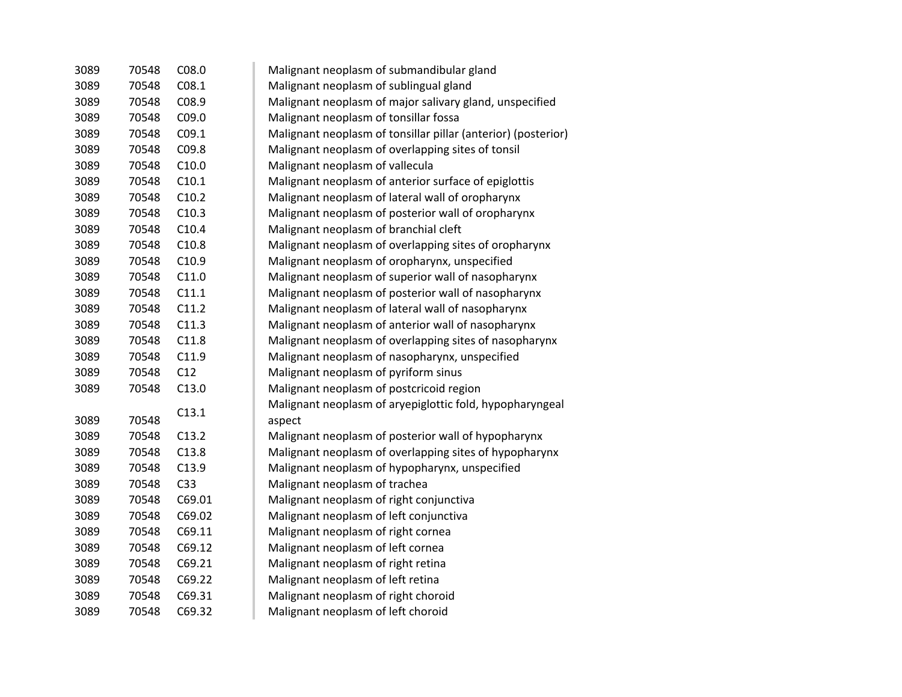| | | | |
|---|---|---|---|
| 3089 | 70548 | C08.0 | Malignant neoplasm of submandibular gland |
| 3089 | 70548 | C08.1 | Malignant neoplasm of sublingual gland |
| 3089 | 70548 | C08.9 | Malignant neoplasm of major salivary gland, unspecified |
| 3089 | 70548 | C09.0 | Malignant neoplasm of tonsillar fossa |
| 3089 | 70548 | C09.1 | Malignant neoplasm of tonsillar pillar (anterior) (posterior) |
| 3089 | 70548 | C09.8 | Malignant neoplasm of overlapping sites of tonsil |
| 3089 | 70548 | C10.0 | Malignant neoplasm of vallecula |
| 3089 | 70548 | C10.1 | Malignant neoplasm of anterior surface of epiglottis |
| 3089 | 70548 | C10.2 | Malignant neoplasm of lateral wall of oropharynx |
| 3089 | 70548 | C10.3 | Malignant neoplasm of posterior wall of oropharynx |
| 3089 | 70548 | C10.4 | Malignant neoplasm of branchial cleft |
| 3089 | 70548 | C10.8 | Malignant neoplasm of overlapping sites of oropharynx |
| 3089 | 70548 | C10.9 | Malignant neoplasm of oropharynx, unspecified |
| 3089 | 70548 | C11.0 | Malignant neoplasm of superior wall of nasopharynx |
| 3089 | 70548 | C11.1 | Malignant neoplasm of posterior wall of nasopharynx |
| 3089 | 70548 | C11.2 | Malignant neoplasm of lateral wall of nasopharynx |
| 3089 | 70548 | C11.3 | Malignant neoplasm of anterior wall of nasopharynx |
| 3089 | 70548 | C11.8 | Malignant neoplasm of overlapping sites of nasopharynx |
| 3089 | 70548 | C11.9 | Malignant neoplasm of nasopharynx, unspecified |
| 3089 | 70548 | C12 | Malignant neoplasm of pyriform sinus |
| 3089 | 70548 | C13.0 | Malignant neoplasm of postcricoid region |
| 3089 | 70548 | C13.1 | Malignant neoplasm of aryepiglottic fold, hypopharyngeal aspect |
| 3089 | 70548 | C13.2 | Malignant neoplasm of posterior wall of hypopharynx |
| 3089 | 70548 | C13.8 | Malignant neoplasm of overlapping sites of hypopharynx |
| 3089 | 70548 | C13.9 | Malignant neoplasm of hypopharynx, unspecified |
| 3089 | 70548 | C33 | Malignant neoplasm of trachea |
| 3089 | 70548 | C69.01 | Malignant neoplasm of right conjunctiva |
| 3089 | 70548 | C69.02 | Malignant neoplasm of left conjunctiva |
| 3089 | 70548 | C69.11 | Malignant neoplasm of right cornea |
| 3089 | 70548 | C69.12 | Malignant neoplasm of left cornea |
| 3089 | 70548 | C69.21 | Malignant neoplasm of right retina |
| 3089 | 70548 | C69.22 | Malignant neoplasm of left retina |
| 3089 | 70548 | C69.31 | Malignant neoplasm of right choroid |
| 3089 | 70548 | C69.32 | Malignant neoplasm of left choroid |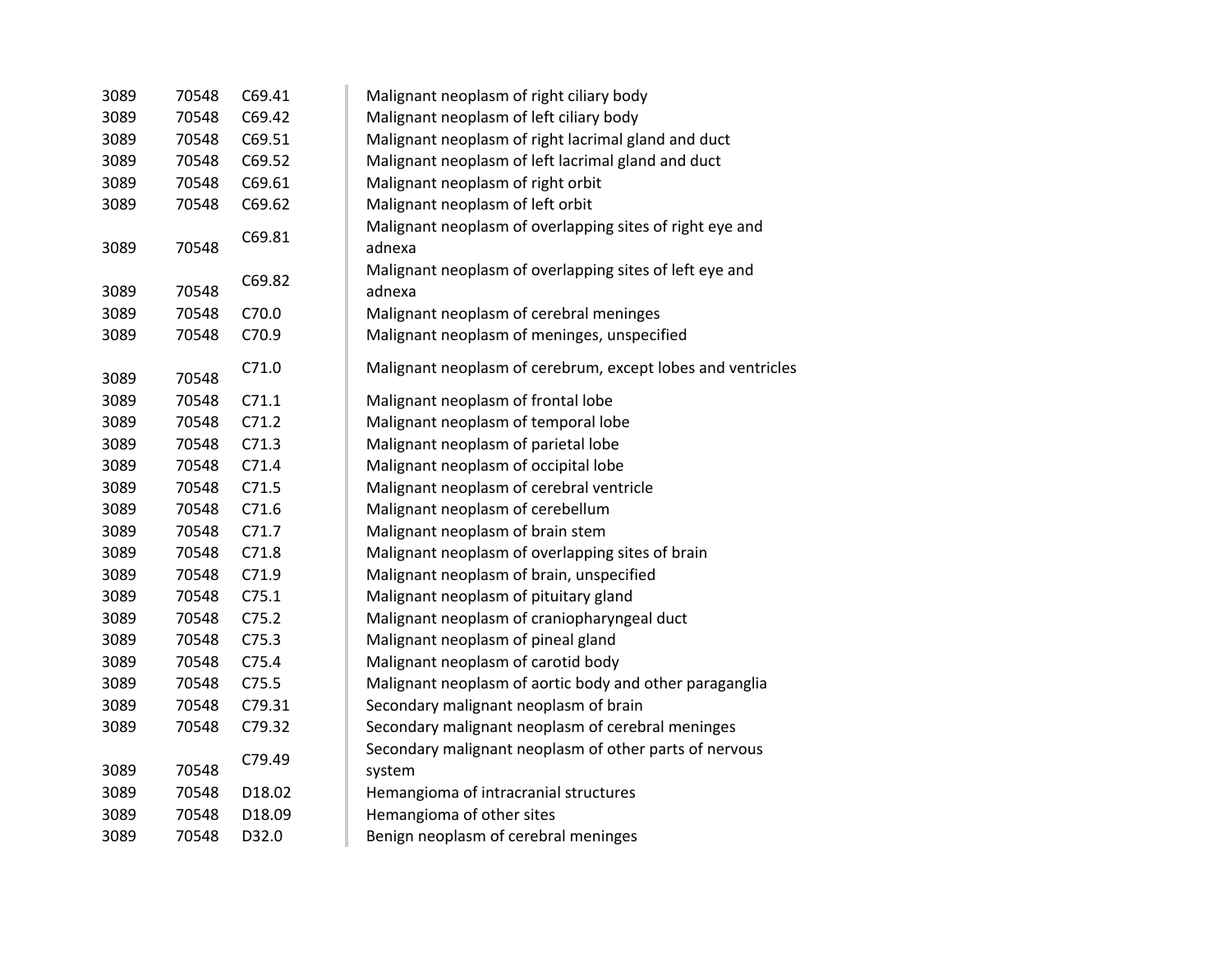| | | | |
|---|---|---|---|
| 3089 | 70548 | C69.41 | Malignant neoplasm of right ciliary body |
| 3089 | 70548 | C69.42 | Malignant neoplasm of left ciliary body |
| 3089 | 70548 | C69.51 | Malignant neoplasm of right lacrimal gland and duct |
| 3089 | 70548 | C69.52 | Malignant neoplasm of left lacrimal gland and duct |
| 3089 | 70548 | C69.61 | Malignant neoplasm of right orbit |
| 3089 | 70548 | C69.62 | Malignant neoplasm of left orbit |
| 3089 | 70548 | C69.81 | Malignant neoplasm of overlapping sites of right eye and adnexa |
| 3089 | 70548 | C69.82 | Malignant neoplasm of overlapping sites of left eye and adnexa |
| 3089 | 70548 | C70.0 | Malignant neoplasm of cerebral meninges |
| 3089 | 70548 | C70.9 | Malignant neoplasm of meninges, unspecified |
| 3089 | 70548 | C71.0 | Malignant neoplasm of cerebrum, except lobes and ventricles |
| 3089 | 70548 | C71.1 | Malignant neoplasm of frontal lobe |
| 3089 | 70548 | C71.2 | Malignant neoplasm of temporal lobe |
| 3089 | 70548 | C71.3 | Malignant neoplasm of parietal lobe |
| 3089 | 70548 | C71.4 | Malignant neoplasm of occipital lobe |
| 3089 | 70548 | C71.5 | Malignant neoplasm of cerebral ventricle |
| 3089 | 70548 | C71.6 | Malignant neoplasm of cerebellum |
| 3089 | 70548 | C71.7 | Malignant neoplasm of brain stem |
| 3089 | 70548 | C71.8 | Malignant neoplasm of overlapping sites of brain |
| 3089 | 70548 | C71.9 | Malignant neoplasm of brain, unspecified |
| 3089 | 70548 | C75.1 | Malignant neoplasm of pituitary gland |
| 3089 | 70548 | C75.2 | Malignant neoplasm of craniopharyngeal duct |
| 3089 | 70548 | C75.3 | Malignant neoplasm of pineal gland |
| 3089 | 70548 | C75.4 | Malignant neoplasm of carotid body |
| 3089 | 70548 | C75.5 | Malignant neoplasm of aortic body and other paraganglia |
| 3089 | 70548 | C79.31 | Secondary malignant neoplasm of brain |
| 3089 | 70548 | C79.32 | Secondary malignant neoplasm of cerebral meninges |
| 3089 | 70548 | C79.49 | Secondary malignant neoplasm of other parts of nervous system |
| 3089 | 70548 | D18.02 | Hemangioma of intracranial structures |
| 3089 | 70548 | D18.09 | Hemangioma of other sites |
| 3089 | 70548 | D32.0 | Benign neoplasm of cerebral meninges |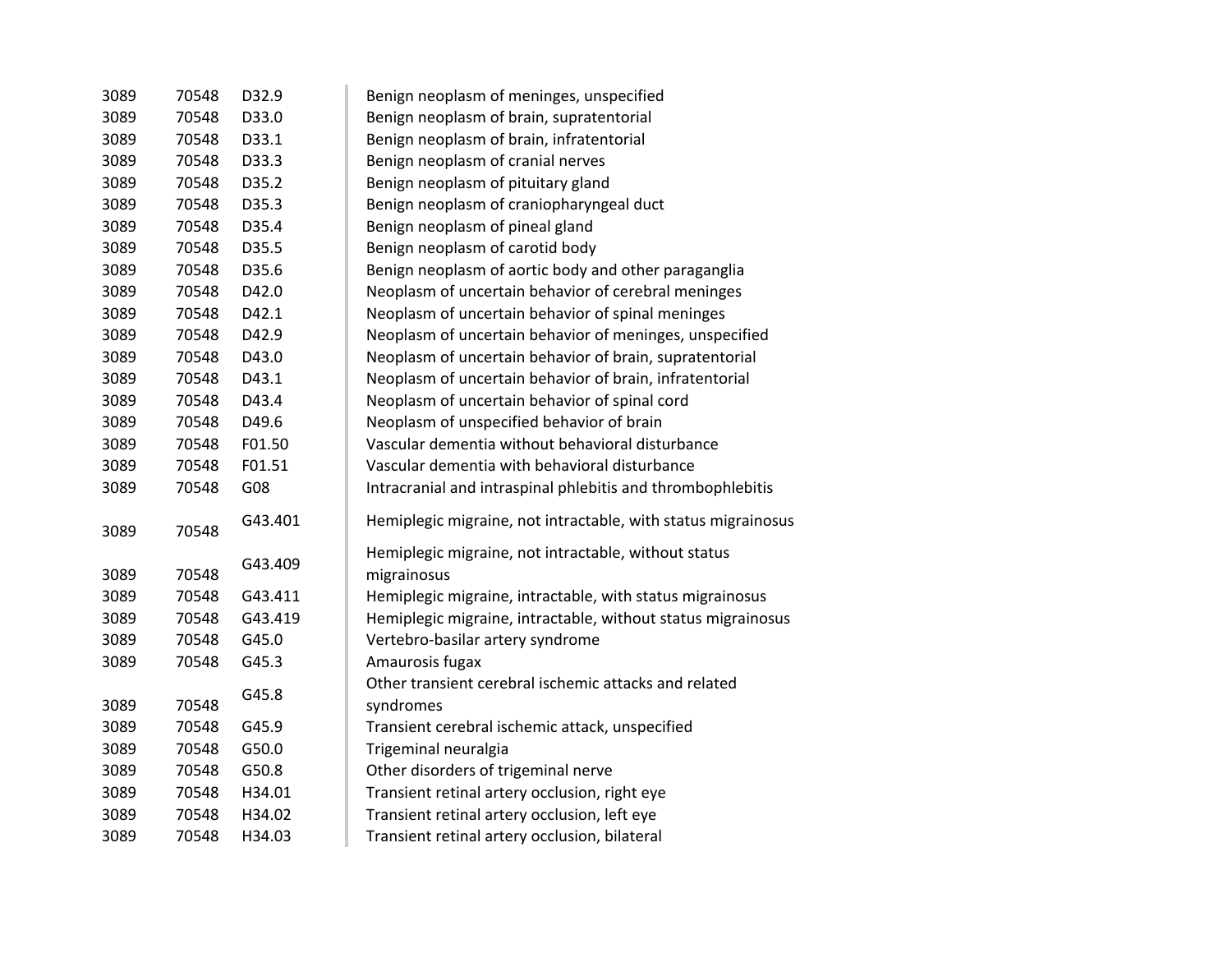| | | | |
|---|---|---|---|
| 3089 | 70548 | D32.9 | Benign neoplasm of meninges, unspecified |
| 3089 | 70548 | D33.0 | Benign neoplasm of brain, supratentorial |
| 3089 | 70548 | D33.1 | Benign neoplasm of brain, infratentorial |
| 3089 | 70548 | D33.3 | Benign neoplasm of cranial nerves |
| 3089 | 70548 | D35.2 | Benign neoplasm of pituitary gland |
| 3089 | 70548 | D35.3 | Benign neoplasm of craniopharyngeal duct |
| 3089 | 70548 | D35.4 | Benign neoplasm of pineal gland |
| 3089 | 70548 | D35.5 | Benign neoplasm of carotid body |
| 3089 | 70548 | D35.6 | Benign neoplasm of aortic body and other paraganglia |
| 3089 | 70548 | D42.0 | Neoplasm of uncertain behavior of cerebral meninges |
| 3089 | 70548 | D42.1 | Neoplasm of uncertain behavior of spinal meninges |
| 3089 | 70548 | D42.9 | Neoplasm of uncertain behavior of meninges, unspecified |
| 3089 | 70548 | D43.0 | Neoplasm of uncertain behavior of brain, supratentorial |
| 3089 | 70548 | D43.1 | Neoplasm of uncertain behavior of brain, infratentorial |
| 3089 | 70548 | D43.4 | Neoplasm of uncertain behavior of spinal cord |
| 3089 | 70548 | D49.6 | Neoplasm of unspecified behavior of brain |
| 3089 | 70548 | F01.50 | Vascular dementia without behavioral disturbance |
| 3089 | 70548 | F01.51 | Vascular dementia with behavioral disturbance |
| 3089 | 70548 | G08 | Intracranial and intraspinal phlebitis and thrombophlebitis |
| 3089 | 70548 | G43.401 | Hemiplegic migraine, not intractable, with status migrainosus |
| 3089 | 70548 | G43.409 | Hemiplegic migraine, not intractable, without status migrainosus |
| 3089 | 70548 | G43.411 | Hemiplegic migraine, intractable, with status migrainosus |
| 3089 | 70548 | G43.419 | Hemiplegic migraine, intractable, without status migrainosus |
| 3089 | 70548 | G45.0 | Vertebro-basilar artery syndrome |
| 3089 | 70548 | G45.3 | Amaurosis fugax |
| 3089 | 70548 | G45.8 | Other transient cerebral ischemic attacks and related syndromes |
| 3089 | 70548 | G45.9 | Transient cerebral ischemic attack, unspecified |
| 3089 | 70548 | G50.0 | Trigeminal neuralgia |
| 3089 | 70548 | G50.8 | Other disorders of trigeminal nerve |
| 3089 | 70548 | H34.01 | Transient retinal artery occlusion, right eye |
| 3089 | 70548 | H34.02 | Transient retinal artery occlusion, left eye |
| 3089 | 70548 | H34.03 | Transient retinal artery occlusion, bilateral |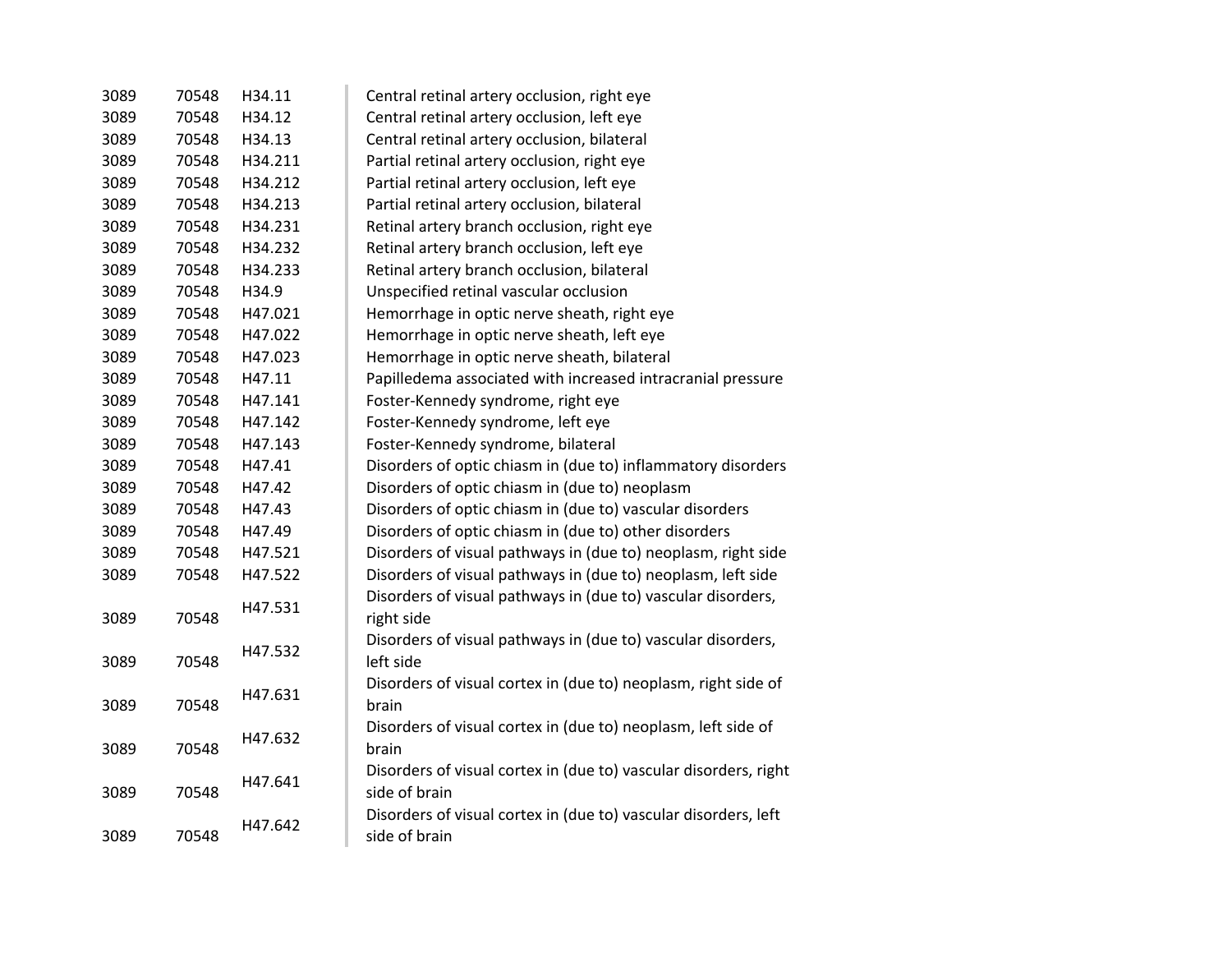| | | | |
|---|---|---|---|
| 3089 | 70548 | H34.11 | Central retinal artery occlusion, right eye |
| 3089 | 70548 | H34.12 | Central retinal artery occlusion, left eye |
| 3089 | 70548 | H34.13 | Central retinal artery occlusion, bilateral |
| 3089 | 70548 | H34.211 | Partial retinal artery occlusion, right eye |
| 3089 | 70548 | H34.212 | Partial retinal artery occlusion, left eye |
| 3089 | 70548 | H34.213 | Partial retinal artery occlusion, bilateral |
| 3089 | 70548 | H34.231 | Retinal artery branch occlusion, right eye |
| 3089 | 70548 | H34.232 | Retinal artery branch occlusion, left eye |
| 3089 | 70548 | H34.233 | Retinal artery branch occlusion, bilateral |
| 3089 | 70548 | H34.9 | Unspecified retinal vascular occlusion |
| 3089 | 70548 | H47.021 | Hemorrhage in optic nerve sheath, right eye |
| 3089 | 70548 | H47.022 | Hemorrhage in optic nerve sheath, left eye |
| 3089 | 70548 | H47.023 | Hemorrhage in optic nerve sheath, bilateral |
| 3089 | 70548 | H47.11 | Papilledema associated with increased intracranial pressure |
| 3089 | 70548 | H47.141 | Foster-Kennedy syndrome, right eye |
| 3089 | 70548 | H47.142 | Foster-Kennedy syndrome, left eye |
| 3089 | 70548 | H47.143 | Foster-Kennedy syndrome, bilateral |
| 3089 | 70548 | H47.41 | Disorders of optic chiasm in (due to) inflammatory disorders |
| 3089 | 70548 | H47.42 | Disorders of optic chiasm in (due to) neoplasm |
| 3089 | 70548 | H47.43 | Disorders of optic chiasm in (due to) vascular disorders |
| 3089 | 70548 | H47.49 | Disorders of optic chiasm in (due to) other disorders |
| 3089 | 70548 | H47.521 | Disorders of visual pathways in (due to) neoplasm, right side |
| 3089 | 70548 | H47.522 | Disorders of visual pathways in (due to) neoplasm, left side |
| 3089 | 70548 | H47.531 | Disorders of visual pathways in (due to) vascular disorders, right side |
| 3089 | 70548 | H47.532 | Disorders of visual pathways in (due to) vascular disorders, left side |
| 3089 | 70548 | H47.631 | Disorders of visual cortex in (due to) neoplasm, right side of brain |
| 3089 | 70548 | H47.632 | Disorders of visual cortex in (due to) neoplasm, left side of brain |
| 3089 | 70548 | H47.641 | Disorders of visual cortex in (due to) vascular disorders, right side of brain |
| 3089 | 70548 | H47.642 | Disorders of visual cortex in (due to) vascular disorders, left side of brain |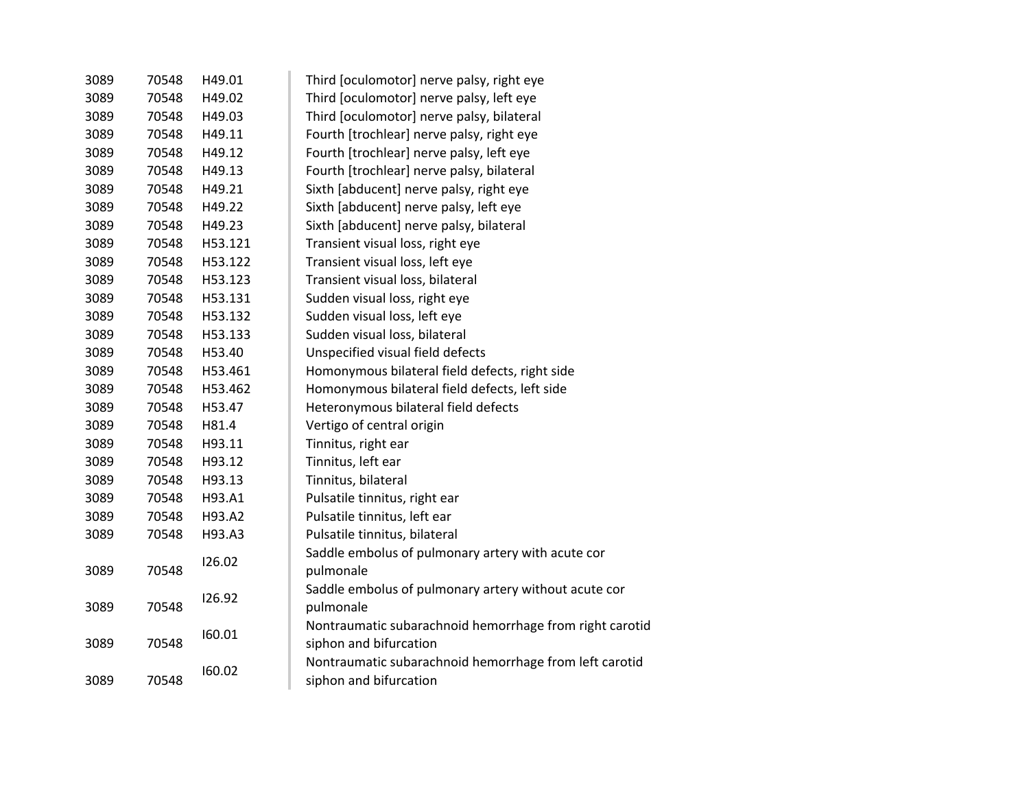| | | | |
|---|---|---|---|
| 3089 | 70548 | H49.01 | Third [oculomotor] nerve palsy, right eye |
| 3089 | 70548 | H49.02 | Third [oculomotor] nerve palsy, left eye |
| 3089 | 70548 | H49.03 | Third [oculomotor] nerve palsy, bilateral |
| 3089 | 70548 | H49.11 | Fourth [trochlear] nerve palsy, right eye |
| 3089 | 70548 | H49.12 | Fourth [trochlear] nerve palsy, left eye |
| 3089 | 70548 | H49.13 | Fourth [trochlear] nerve palsy, bilateral |
| 3089 | 70548 | H49.21 | Sixth [abducent] nerve palsy, right eye |
| 3089 | 70548 | H49.22 | Sixth [abducent] nerve palsy, left eye |
| 3089 | 70548 | H49.23 | Sixth [abducent] nerve palsy, bilateral |
| 3089 | 70548 | H53.121 | Transient visual loss, right eye |
| 3089 | 70548 | H53.122 | Transient visual loss, left eye |
| 3089 | 70548 | H53.123 | Transient visual loss, bilateral |
| 3089 | 70548 | H53.131 | Sudden visual loss, right eye |
| 3089 | 70548 | H53.132 | Sudden visual loss, left eye |
| 3089 | 70548 | H53.133 | Sudden visual loss, bilateral |
| 3089 | 70548 | H53.40 | Unspecified visual field defects |
| 3089 | 70548 | H53.461 | Homonymous bilateral field defects, right side |
| 3089 | 70548 | H53.462 | Homonymous bilateral field defects, left side |
| 3089 | 70548 | H53.47 | Heteronymous bilateral field defects |
| 3089 | 70548 | H81.4 | Vertigo of central origin |
| 3089 | 70548 | H93.11 | Tinnitus, right ear |
| 3089 | 70548 | H93.12 | Tinnitus, left ear |
| 3089 | 70548 | H93.13 | Tinnitus, bilateral |
| 3089 | 70548 | H93.A1 | Pulsatile tinnitus, right ear |
| 3089 | 70548 | H93.A2 | Pulsatile tinnitus, left ear |
| 3089 | 70548 | H93.A3 | Pulsatile tinnitus, bilateral |
| 3089 | 70548 | I26.02 | Saddle embolus of pulmonary artery with acute cor pulmonale |
| 3089 | 70548 | I26.92 | Saddle embolus of pulmonary artery without acute cor pulmonale |
| 3089 | 70548 | I60.01 | Nontraumatic subarachnoid hemorrhage from right carotid siphon and bifurcation |
| 3089 | 70548 | I60.02 | Nontraumatic subarachnoid hemorrhage from left carotid siphon and bifurcation |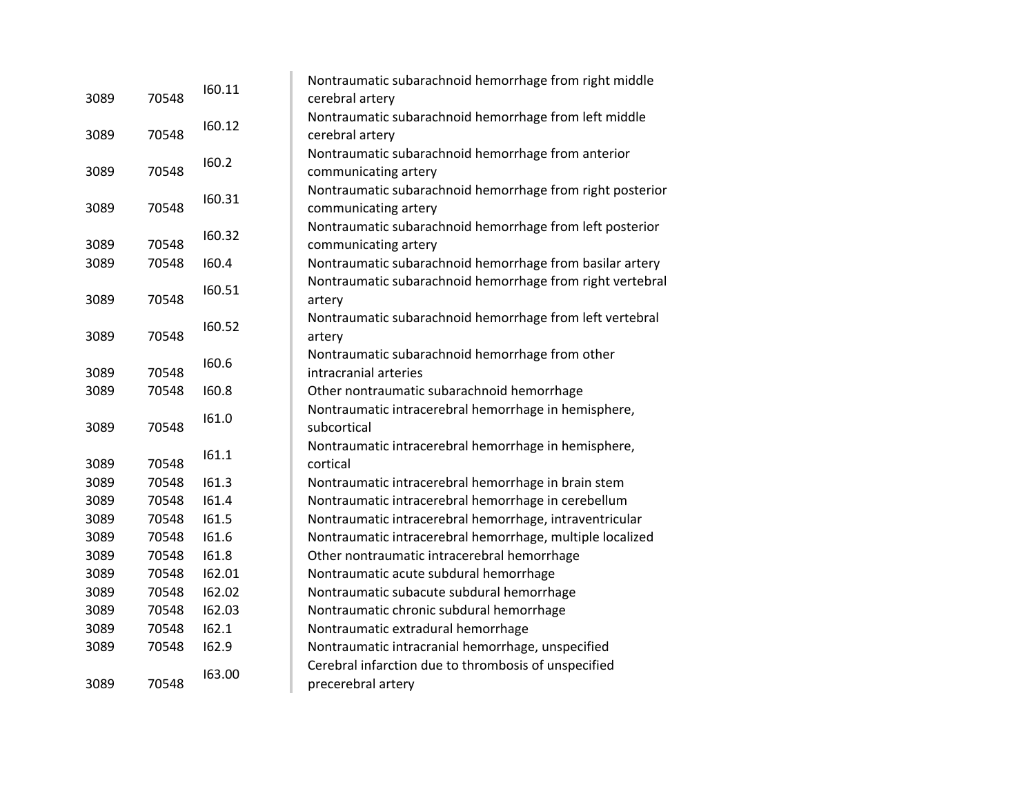| | | | |
|---|---|---|---|
| 3089 | 70548 | I60.11 | Nontraumatic subarachnoid hemorrhage from right middle cerebral artery |
| 3089 | 70548 | I60.12 | Nontraumatic subarachnoid hemorrhage from left middle cerebral artery |
| 3089 | 70548 | I60.2 | Nontraumatic subarachnoid hemorrhage from anterior communicating artery |
| 3089 | 70548 | I60.31 | Nontraumatic subarachnoid hemorrhage from right posterior communicating artery |
| 3089 | 70548 | I60.32 | Nontraumatic subarachnoid hemorrhage from left posterior communicating artery |
| 3089 | 70548 | I60.4 | Nontraumatic subarachnoid hemorrhage from basilar artery |
| 3089 | 70548 | I60.51 | Nontraumatic subarachnoid hemorrhage from right vertebral artery |
| 3089 | 70548 | I60.52 | Nontraumatic subarachnoid hemorrhage from left vertebral artery |
| 3089 | 70548 | I60.6 | Nontraumatic subarachnoid hemorrhage from other intracranial arteries |
| 3089 | 70548 | I60.8 | Other nontraumatic subarachnoid hemorrhage |
| 3089 | 70548 | I61.0 | Nontraumatic intracerebral hemorrhage in hemisphere, subcortical |
| 3089 | 70548 | I61.1 | Nontraumatic intracerebral hemorrhage in hemisphere, cortical |
| 3089 | 70548 | I61.3 | Nontraumatic intracerebral hemorrhage in brain stem |
| 3089 | 70548 | I61.4 | Nontraumatic intracerebral hemorrhage in cerebellum |
| 3089 | 70548 | I61.5 | Nontraumatic intracerebral hemorrhage, intraventricular |
| 3089 | 70548 | I61.6 | Nontraumatic intracerebral hemorrhage, multiple localized |
| 3089 | 70548 | I61.8 | Other nontraumatic intracerebral hemorrhage |
| 3089 | 70548 | I62.01 | Nontraumatic acute subdural hemorrhage |
| 3089 | 70548 | I62.02 | Nontraumatic subacute subdural hemorrhage |
| 3089 | 70548 | I62.03 | Nontraumatic chronic subdural hemorrhage |
| 3089 | 70548 | I62.1 | Nontraumatic extradural hemorrhage |
| 3089 | 70548 | I62.9 | Nontraumatic intracranial hemorrhage, unspecified |
| 3089 | 70548 | I63.00 | Cerebral infarction due to thrombosis of unspecified precerebral artery |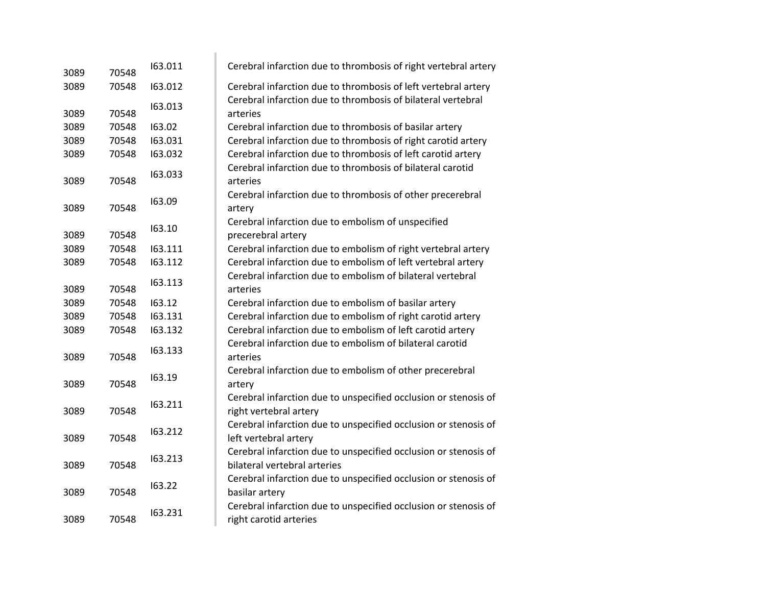| | | | |
|---|---|---|---|
| 3089 | 70548 | I63.011 | Cerebral infarction due to thrombosis of right vertebral artery |
| 3089 | 70548 | I63.012 | Cerebral infarction due to thrombosis of left vertebral artery |
| 3089 | 70548 | I63.013 | Cerebral infarction due to thrombosis of bilateral vertebral arteries |
| 3089 | 70548 | I63.02 | Cerebral infarction due to thrombosis of basilar artery |
| 3089 | 70548 | I63.031 | Cerebral infarction due to thrombosis of right carotid artery |
| 3089 | 70548 | I63.032 | Cerebral infarction due to thrombosis of left carotid artery |
| 3089 | 70548 | I63.033 | Cerebral infarction due to thrombosis of bilateral carotid arteries |
| 3089 | 70548 | I63.09 | Cerebral infarction due to thrombosis of other precerebral artery |
| 3089 | 70548 | I63.10 | Cerebral infarction due to embolism of unspecified precerebral artery |
| 3089 | 70548 | I63.111 | Cerebral infarction due to embolism of right vertebral artery |
| 3089 | 70548 | I63.112 | Cerebral infarction due to embolism of left vertebral artery |
| 3089 | 70548 | I63.113 | Cerebral infarction due to embolism of bilateral vertebral arteries |
| 3089 | 70548 | I63.12 | Cerebral infarction due to embolism of basilar artery |
| 3089 | 70548 | I63.131 | Cerebral infarction due to embolism of right carotid artery |
| 3089 | 70548 | I63.132 | Cerebral infarction due to embolism of left carotid artery |
| 3089 | 70548 | I63.133 | Cerebral infarction due to embolism of bilateral carotid arteries |
| 3089 | 70548 | I63.19 | Cerebral infarction due to embolism of other precerebral artery |
| 3089 | 70548 | I63.211 | Cerebral infarction due to unspecified occlusion or stenosis of right vertebral artery |
| 3089 | 70548 | I63.212 | Cerebral infarction due to unspecified occlusion or stenosis of left vertebral artery |
| 3089 | 70548 | I63.213 | Cerebral infarction due to unspecified occlusion or stenosis of bilateral vertebral arteries |
| 3089 | 70548 | I63.22 | Cerebral infarction due to unspecified occlusion or stenosis of basilar artery |
| 3089 | 70548 | I63.231 | Cerebral infarction due to unspecified occlusion or stenosis of right carotid arteries |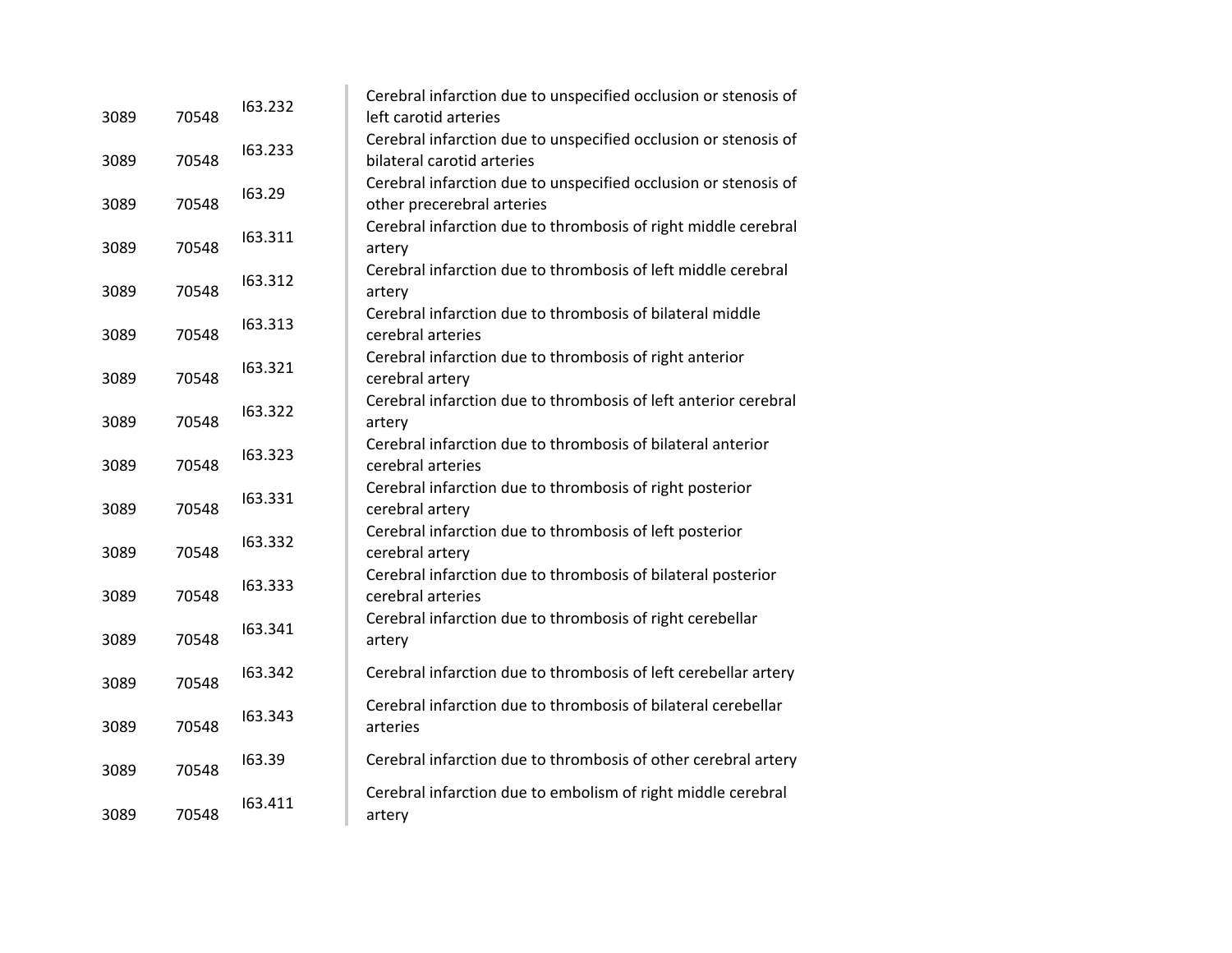| | | | |
|---|---|---|---|
| 3089 | 70548 | I63.232 | Cerebral infarction due to unspecified occlusion or stenosis of left carotid arteries |
| 3089 | 70548 | I63.233 | Cerebral infarction due to unspecified occlusion or stenosis of bilateral carotid arteries |
| 3089 | 70548 | I63.29 | Cerebral infarction due to unspecified occlusion or stenosis of other precerebral arteries |
| 3089 | 70548 | I63.311 | Cerebral infarction due to thrombosis of right middle cerebral artery |
| 3089 | 70548 | I63.312 | Cerebral infarction due to thrombosis of left middle cerebral artery |
| 3089 | 70548 | I63.313 | Cerebral infarction due to thrombosis of bilateral middle cerebral arteries |
| 3089 | 70548 | I63.321 | Cerebral infarction due to thrombosis of right anterior cerebral artery |
| 3089 | 70548 | I63.322 | Cerebral infarction due to thrombosis of left anterior cerebral artery |
| 3089 | 70548 | I63.323 | Cerebral infarction due to thrombosis of bilateral anterior cerebral arteries |
| 3089 | 70548 | I63.331 | Cerebral infarction due to thrombosis of right posterior cerebral artery |
| 3089 | 70548 | I63.332 | Cerebral infarction due to thrombosis of left posterior cerebral artery |
| 3089 | 70548 | I63.333 | Cerebral infarction due to thrombosis of bilateral posterior cerebral arteries |
| 3089 | 70548 | I63.341 | Cerebral infarction due to thrombosis of right cerebellar artery |
| 3089 | 70548 | I63.342 | Cerebral infarction due to thrombosis of left cerebellar artery |
| 3089 | 70548 | I63.343 | Cerebral infarction due to thrombosis of bilateral cerebellar arteries |
| 3089 | 70548 | I63.39 | Cerebral infarction due to thrombosis of other cerebral artery |
| 3089 | 70548 | I63.411 | Cerebral infarction due to embolism of right middle cerebral artery |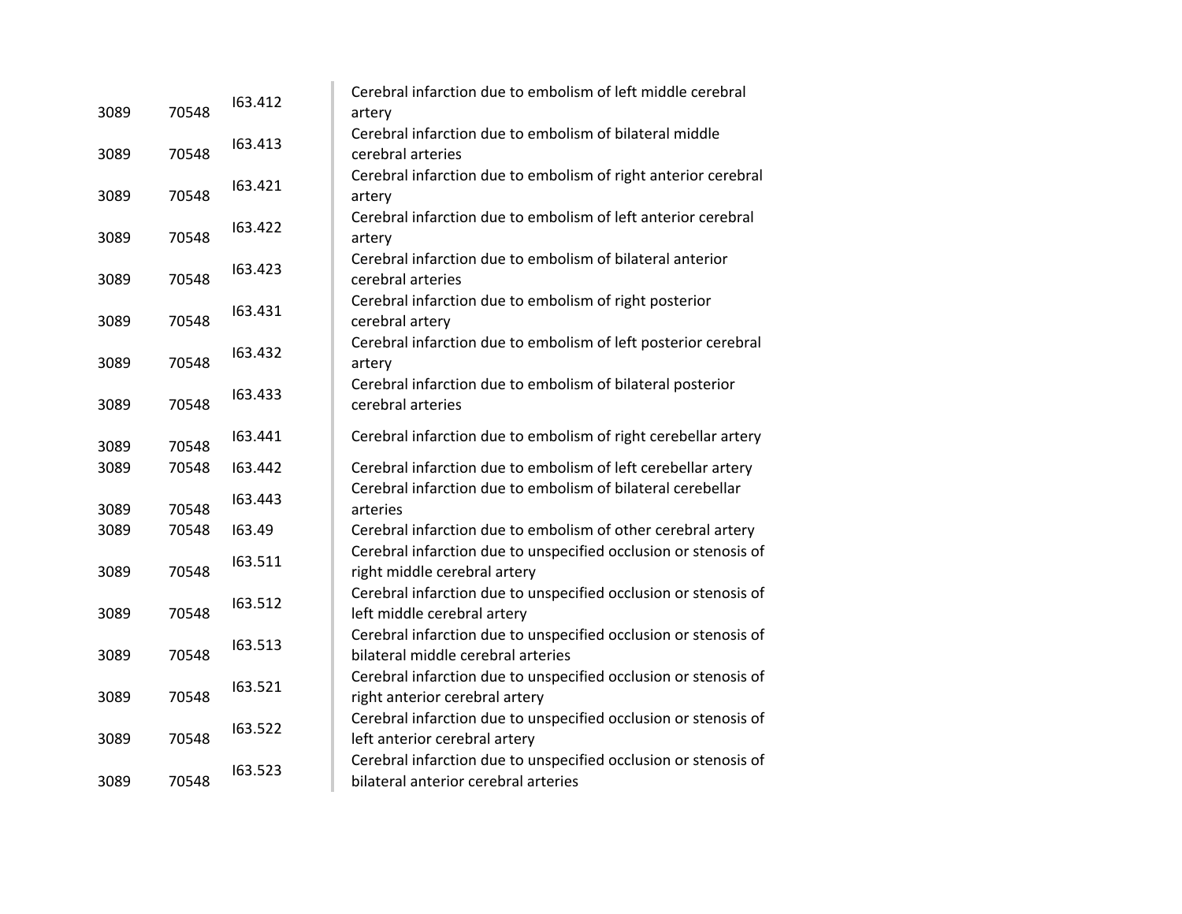| | | | |
|---|---|---|---|
| 3089 | 70548 | I63.412 | Cerebral infarction due to embolism of left middle cerebral artery |
| 3089 | 70548 | I63.413 | Cerebral infarction due to embolism of bilateral middle cerebral arteries |
| 3089 | 70548 | I63.421 | Cerebral infarction due to embolism of right anterior cerebral artery |
| 3089 | 70548 | I63.422 | Cerebral infarction due to embolism of left anterior cerebral artery |
| 3089 | 70548 | I63.423 | Cerebral infarction due to embolism of bilateral anterior cerebral arteries |
| 3089 | 70548 | I63.431 | Cerebral infarction due to embolism of right posterior cerebral artery |
| 3089 | 70548 | I63.432 | Cerebral infarction due to embolism of left posterior cerebral artery |
| 3089 | 70548 | I63.433 | Cerebral infarction due to embolism of bilateral posterior cerebral arteries |
| 3089 | 70548 | I63.441 | Cerebral infarction due to embolism of right cerebellar artery |
| 3089 | 70548 | I63.442 | Cerebral infarction due to embolism of left cerebellar artery |
| 3089 | 70548 | I63.443 | Cerebral infarction due to embolism of bilateral cerebellar arteries |
| 3089 | 70548 | I63.49 | Cerebral infarction due to embolism of other cerebral artery |
| 3089 | 70548 | I63.511 | Cerebral infarction due to unspecified occlusion or stenosis of right middle cerebral artery |
| 3089 | 70548 | I63.512 | Cerebral infarction due to unspecified occlusion or stenosis of left middle cerebral artery |
| 3089 | 70548 | I63.513 | Cerebral infarction due to unspecified occlusion or stenosis of bilateral middle cerebral arteries |
| 3089 | 70548 | I63.521 | Cerebral infarction due to unspecified occlusion or stenosis of right anterior cerebral artery |
| 3089 | 70548 | I63.522 | Cerebral infarction due to unspecified occlusion or stenosis of left anterior cerebral artery |
| 3089 | 70548 | I63.523 | Cerebral infarction due to unspecified occlusion or stenosis of bilateral anterior cerebral arteries |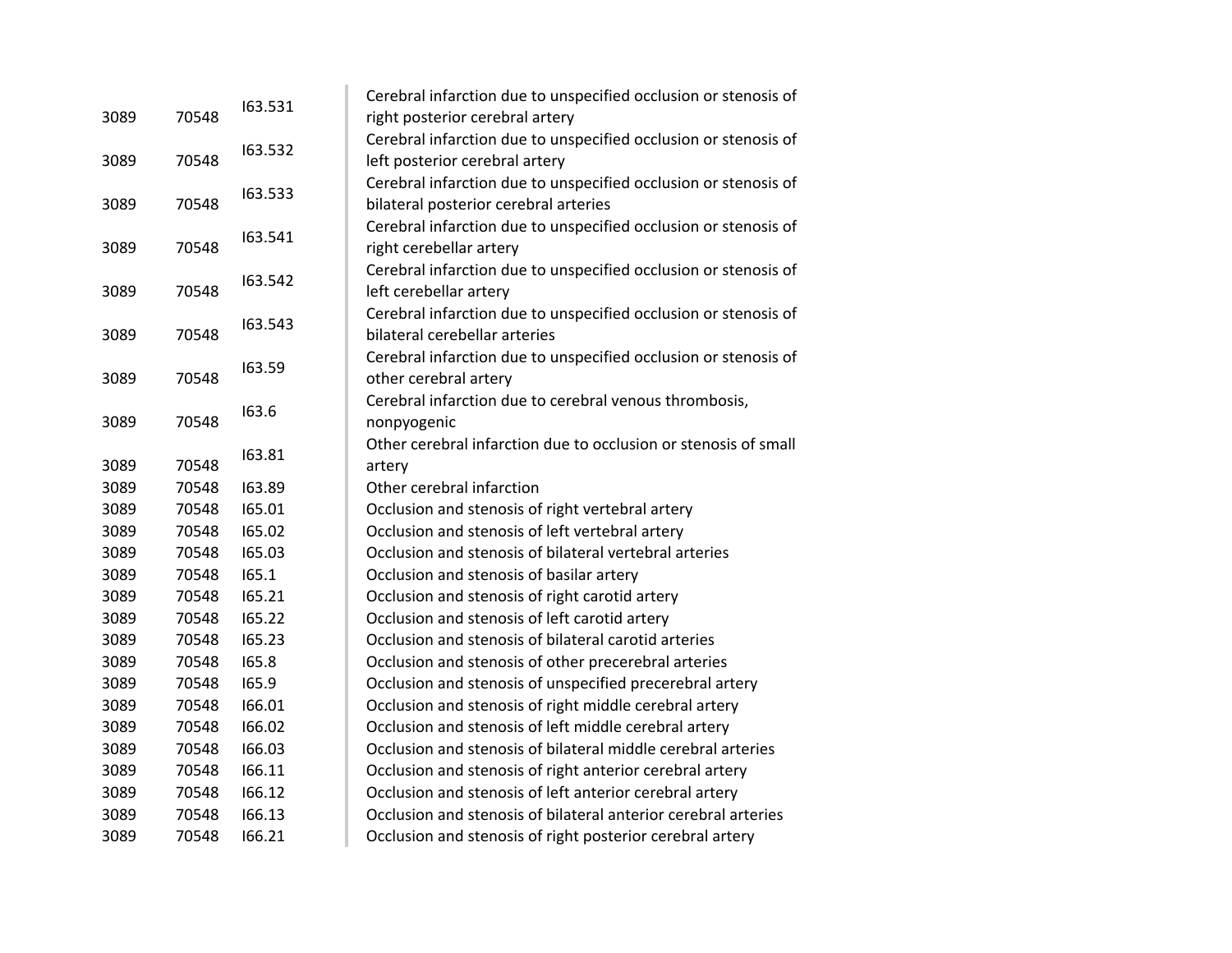| | | | |
|---|---|---|---|
| 3089 | 70548 | I63.531 | Cerebral infarction due to unspecified occlusion or stenosis of right posterior cerebral artery |
| 3089 | 70548 | I63.532 | Cerebral infarction due to unspecified occlusion or stenosis of left posterior cerebral artery |
| 3089 | 70548 | I63.533 | Cerebral infarction due to unspecified occlusion or stenosis of bilateral posterior cerebral arteries |
| 3089 | 70548 | I63.541 | Cerebral infarction due to unspecified occlusion or stenosis of right cerebellar artery |
| 3089 | 70548 | I63.542 | Cerebral infarction due to unspecified occlusion or stenosis of left cerebellar artery |
| 3089 | 70548 | I63.543 | Cerebral infarction due to unspecified occlusion or stenosis of bilateral cerebellar arteries |
| 3089 | 70548 | I63.59 | Cerebral infarction due to unspecified occlusion or stenosis of other cerebral artery |
| 3089 | 70548 | I63.6 | Cerebral infarction due to cerebral venous thrombosis, nonpyogenic |
| 3089 | 70548 | I63.81 | Other cerebral infarction due to occlusion or stenosis of small artery |
| 3089 | 70548 | I63.89 | Other cerebral infarction |
| 3089 | 70548 | I65.01 | Occlusion and stenosis of right vertebral artery |
| 3089 | 70548 | I65.02 | Occlusion and stenosis of left vertebral artery |
| 3089 | 70548 | I65.03 | Occlusion and stenosis of bilateral vertebral arteries |
| 3089 | 70548 | I65.1 | Occlusion and stenosis of basilar artery |
| 3089 | 70548 | I65.21 | Occlusion and stenosis of right carotid artery |
| 3089 | 70548 | I65.22 | Occlusion and stenosis of left carotid artery |
| 3089 | 70548 | I65.23 | Occlusion and stenosis of bilateral carotid arteries |
| 3089 | 70548 | I65.8 | Occlusion and stenosis of other precerebral arteries |
| 3089 | 70548 | I65.9 | Occlusion and stenosis of unspecified precerebral artery |
| 3089 | 70548 | I66.01 | Occlusion and stenosis of right middle cerebral artery |
| 3089 | 70548 | I66.02 | Occlusion and stenosis of left middle cerebral artery |
| 3089 | 70548 | I66.03 | Occlusion and stenosis of bilateral middle cerebral arteries |
| 3089 | 70548 | I66.11 | Occlusion and stenosis of right anterior cerebral artery |
| 3089 | 70548 | I66.12 | Occlusion and stenosis of left anterior cerebral artery |
| 3089 | 70548 | I66.13 | Occlusion and stenosis of bilateral anterior cerebral arteries |
| 3089 | 70548 | I66.21 | Occlusion and stenosis of right posterior cerebral artery |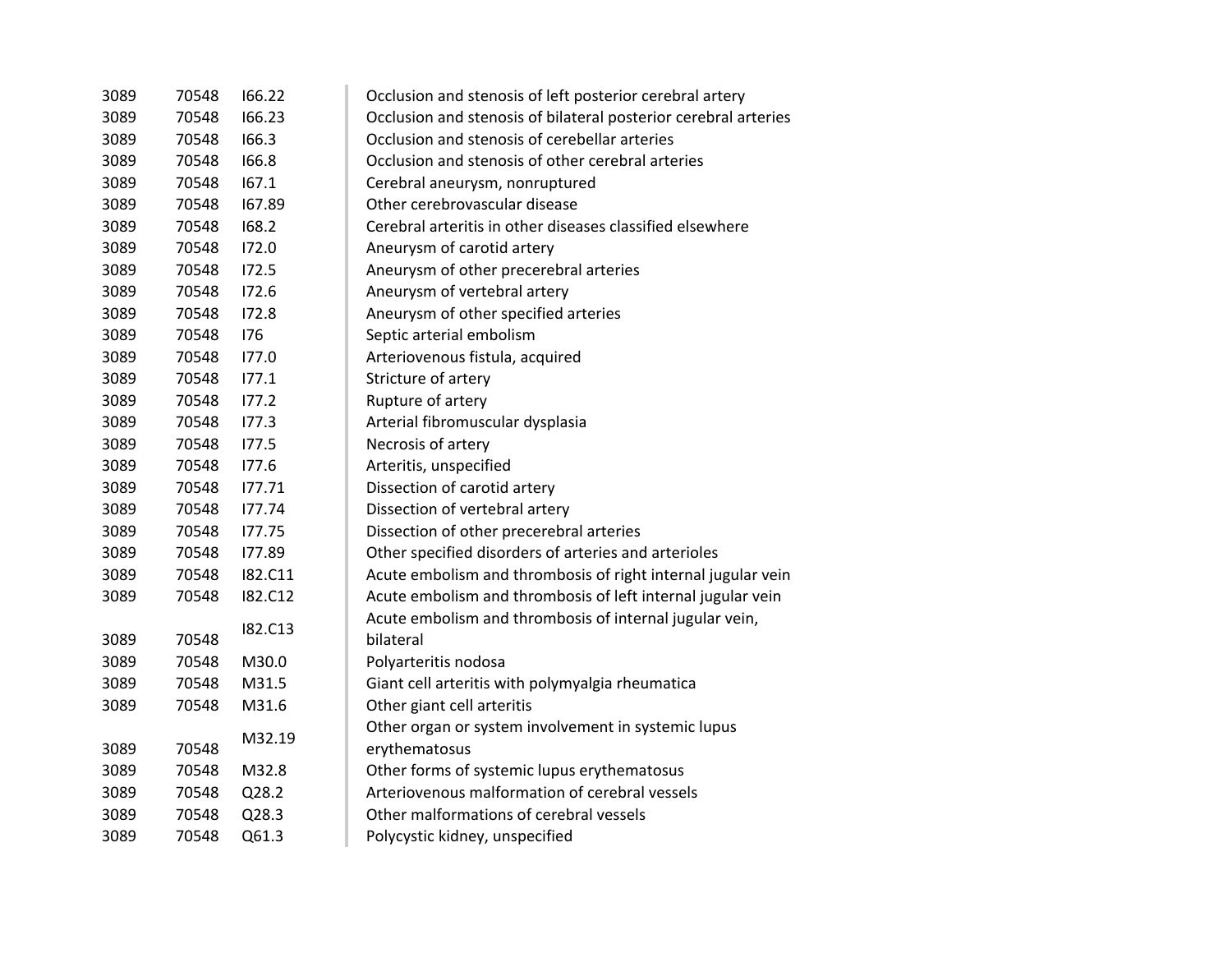| | | | |
|---|---|---|---|
| 3089 | 70548 | I66.22 | Occlusion and stenosis of left posterior cerebral artery |
| 3089 | 70548 | I66.23 | Occlusion and stenosis of bilateral posterior cerebral arteries |
| 3089 | 70548 | I66.3 | Occlusion and stenosis of cerebellar arteries |
| 3089 | 70548 | I66.8 | Occlusion and stenosis of other cerebral arteries |
| 3089 | 70548 | I67.1 | Cerebral aneurysm, nonruptured |
| 3089 | 70548 | I67.89 | Other cerebrovascular disease |
| 3089 | 70548 | I68.2 | Cerebral arteritis in other diseases classified elsewhere |
| 3089 | 70548 | I72.0 | Aneurysm of carotid artery |
| 3089 | 70548 | I72.5 | Aneurysm of other precerebral arteries |
| 3089 | 70548 | I72.6 | Aneurysm of vertebral artery |
| 3089 | 70548 | I72.8 | Aneurysm of other specified arteries |
| 3089 | 70548 | I76 | Septic arterial embolism |
| 3089 | 70548 | I77.0 | Arteriovenous fistula, acquired |
| 3089 | 70548 | I77.1 | Stricture of artery |
| 3089 | 70548 | I77.2 | Rupture of artery |
| 3089 | 70548 | I77.3 | Arterial fibromuscular dysplasia |
| 3089 | 70548 | I77.5 | Necrosis of artery |
| 3089 | 70548 | I77.6 | Arteritis, unspecified |
| 3089 | 70548 | I77.71 | Dissection of carotid artery |
| 3089 | 70548 | I77.74 | Dissection of vertebral artery |
| 3089 | 70548 | I77.75 | Dissection of other precerebral arteries |
| 3089 | 70548 | I77.89 | Other specified disorders of arteries and arterioles |
| 3089 | 70548 | I82.C11 | Acute embolism and thrombosis of right internal jugular vein |
| 3089 | 70548 | I82.C12 | Acute embolism and thrombosis of left internal jugular vein |
| 3089 | 70548 | I82.C13 | Acute embolism and thrombosis of internal jugular vein, bilateral |
| 3089 | 70548 | M30.0 | Polyarteritis nodosa |
| 3089 | 70548 | M31.5 | Giant cell arteritis with polymyalgia rheumatica |
| 3089 | 70548 | M31.6 | Other giant cell arteritis |
| 3089 | 70548 | M32.19 | Other organ or system involvement in systemic lupus erythematosus |
| 3089 | 70548 | M32.8 | Other forms of systemic lupus erythematosus |
| 3089 | 70548 | Q28.2 | Arteriovenous malformation of cerebral vessels |
| 3089 | 70548 | Q28.3 | Other malformations of cerebral vessels |
| 3089 | 70548 | Q61.3 | Polycystic kidney, unspecified |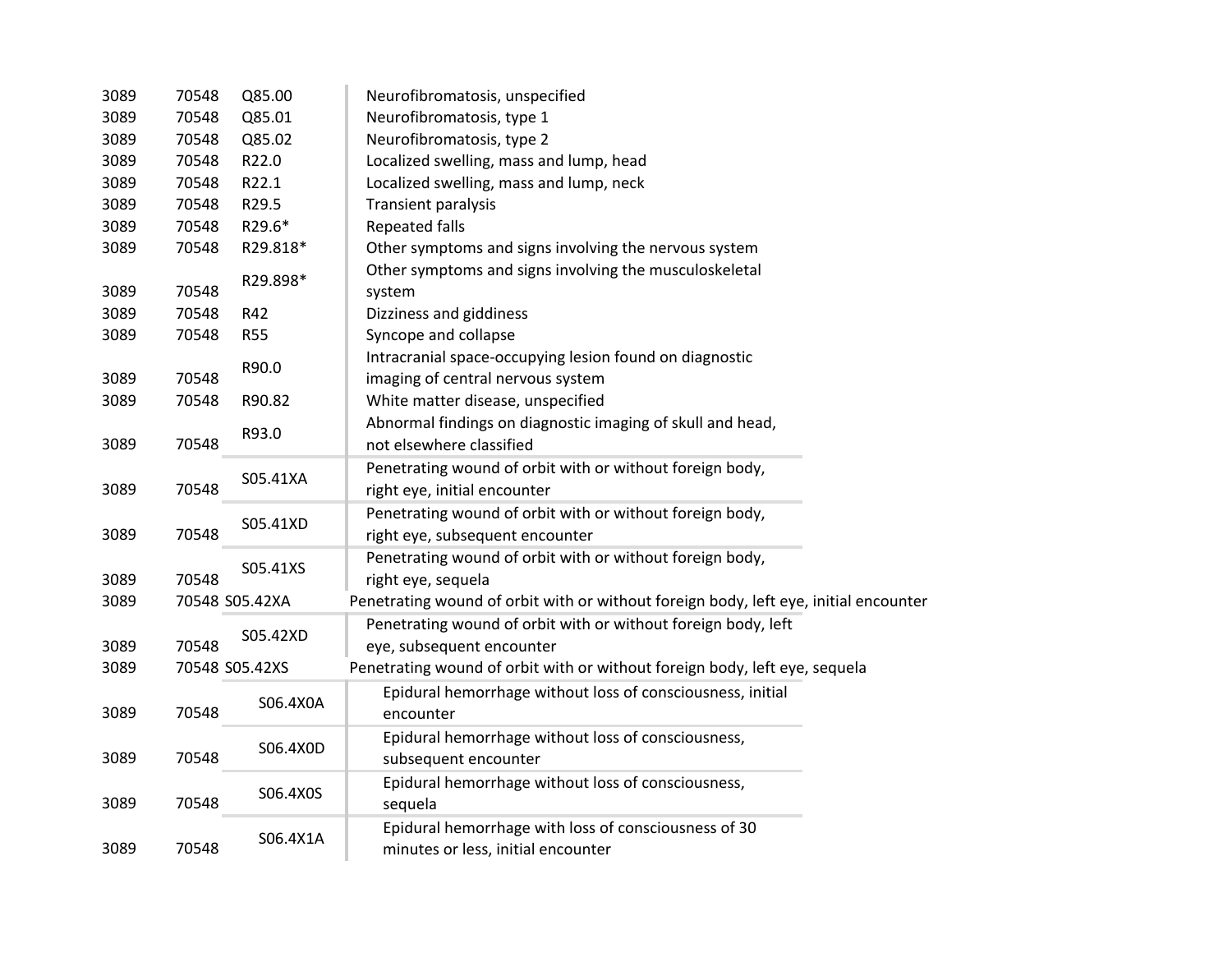| | | | |
|---|---|---|---|
| 3089 | 70548 | Q85.00 | Neurofibromatosis, unspecified |
| 3089 | 70548 | Q85.01 | Neurofibromatosis, type 1 |
| 3089 | 70548 | Q85.02 | Neurofibromatosis, type 2 |
| 3089 | 70548 | R22.0 | Localized swelling, mass and lump, head |
| 3089 | 70548 | R22.1 | Localized swelling, mass and lump, neck |
| 3089 | 70548 | R29.5 | Transient paralysis |
| 3089 | 70548 | R29.6* | Repeated falls |
| 3089 | 70548 | R29.818* | Other symptoms and signs involving the nervous system |
| 3089 | 70548 | R29.898* | Other symptoms and signs involving the musculoskeletal system |
| 3089 | 70548 | R42 | Dizziness and giddiness |
| 3089 | 70548 | R55 | Syncope and collapse |
| 3089 | 70548 | R90.0 | Intracranial space-occupying lesion found on diagnostic imaging of central nervous system |
| 3089 | 70548 | R90.82 | White matter disease, unspecified |
| 3089 | 70548 | R93.0 | Abnormal findings on diagnostic imaging of skull and head, not elsewhere classified |
| 3089 | 70548 | S05.41XA | Penetrating wound of orbit with or without foreign body, right eye, initial encounter |
| 3089 | 70548 | S05.41XD | Penetrating wound of orbit with or without foreign body, right eye, subsequent encounter |
| 3089 | 70548 | S05.41XS | Penetrating wound of orbit with or without foreign body, right eye, sequela |
| 3089 | 70548 | S05.42XA | Penetrating wound of orbit with or without foreign body, left eye, initial encounter |
| 3089 | 70548 | S05.42XD | Penetrating wound of orbit with or without foreign body, left eye, subsequent encounter |
| 3089 | 70548 | S05.42XS | Penetrating wound of orbit with or without foreign body, left eye, sequela |
| 3089 | 70548 | S06.4X0A | Epidural hemorrhage without loss of consciousness, initial encounter |
| 3089 | 70548 | S06.4X0D | Epidural hemorrhage without loss of consciousness, subsequent encounter |
| 3089 | 70548 | S06.4X0S | Epidural hemorrhage without loss of consciousness, sequela |
| 3089 | 70548 | S06.4X1A | Epidural hemorrhage with loss of consciousness of 30 minutes or less, initial encounter |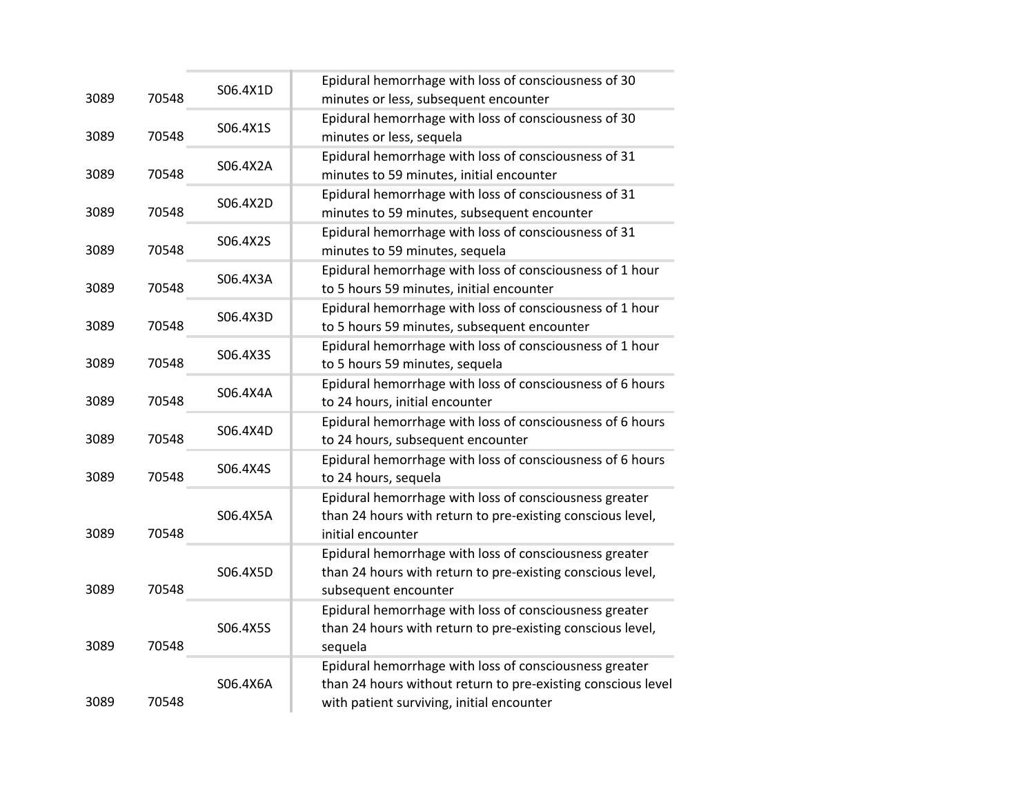| | | | |
|---|---|---|---|
| 3089 | 70548 | S06.4X1D | Epidural hemorrhage with loss of consciousness of 30 minutes or less, subsequent encounter |
| 3089 | 70548 | S06.4X1S | Epidural hemorrhage with loss of consciousness of 30 minutes or less, sequela |
| 3089 | 70548 | S06.4X2A | Epidural hemorrhage with loss of consciousness of 31 minutes to 59 minutes, initial encounter |
| 3089 | 70548 | S06.4X2D | Epidural hemorrhage with loss of consciousness of 31 minutes to 59 minutes, subsequent encounter |
| 3089 | 70548 | S06.4X2S | Epidural hemorrhage with loss of consciousness of 31 minutes to 59 minutes, sequela |
| 3089 | 70548 | S06.4X3A | Epidural hemorrhage with loss of consciousness of 1 hour to 5 hours 59 minutes, initial encounter |
| 3089 | 70548 | S06.4X3D | Epidural hemorrhage with loss of consciousness of 1 hour to 5 hours 59 minutes, subsequent encounter |
| 3089 | 70548 | S06.4X3S | Epidural hemorrhage with loss of consciousness of 1 hour to 5 hours 59 minutes, sequela |
| 3089 | 70548 | S06.4X4A | Epidural hemorrhage with loss of consciousness of 6 hours to 24 hours, initial encounter |
| 3089 | 70548 | S06.4X4D | Epidural hemorrhage with loss of consciousness of 6 hours to 24 hours, subsequent encounter |
| 3089 | 70548 | S06.4X4S | Epidural hemorrhage with loss of consciousness of 6 hours to 24 hours, sequela |
| 3089 | 70548 | S06.4X5A | Epidural hemorrhage with loss of consciousness greater than 24 hours with return to pre-existing conscious level, initial encounter |
| 3089 | 70548 | S06.4X5D | Epidural hemorrhage with loss of consciousness greater than 24 hours with return to pre-existing conscious level, subsequent encounter |
| 3089 | 70548 | S06.4X5S | Epidural hemorrhage with loss of consciousness greater than 24 hours with return to pre-existing conscious level, sequela |
| 3089 | 70548 | S06.4X6A | Epidural hemorrhage with loss of consciousness greater than 24 hours without return to pre-existing conscious level with patient surviving, initial encounter |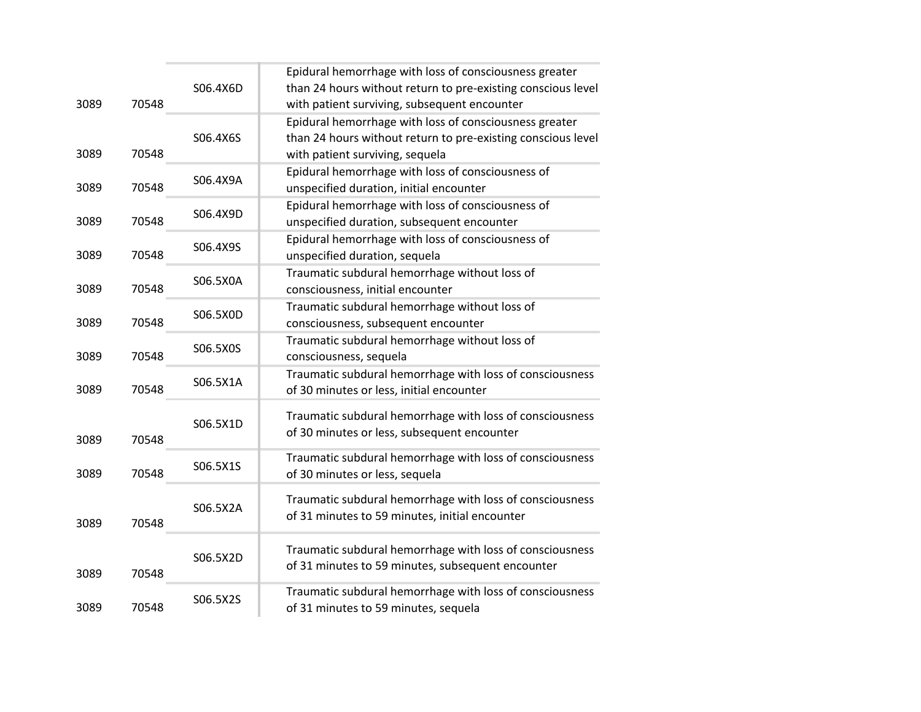| | | | |
|---|---|---|---|
| 3089 | 70548 | S06.4X6D | Epidural hemorrhage with loss of consciousness greater than 24 hours without return to pre-existing conscious level with patient surviving, subsequent encounter |
| 3089 | 70548 | S06.4X6S | Epidural hemorrhage with loss of consciousness greater than 24 hours without return to pre-existing conscious level with patient surviving, sequela |
| 3089 | 70548 | S06.4X9A | Epidural hemorrhage with loss of consciousness of unspecified duration, initial encounter |
| 3089 | 70548 | S06.4X9D | Epidural hemorrhage with loss of consciousness of unspecified duration, subsequent encounter |
| 3089 | 70548 | S06.4X9S | Epidural hemorrhage with loss of consciousness of unspecified duration, sequela |
| 3089 | 70548 | S06.5X0A | Traumatic subdural hemorrhage without loss of consciousness, initial encounter |
| 3089 | 70548 | S06.5X0D | Traumatic subdural hemorrhage without loss of consciousness, subsequent encounter |
| 3089 | 70548 | S06.5X0S | Traumatic subdural hemorrhage without loss of consciousness, sequela |
| 3089 | 70548 | S06.5X1A | Traumatic subdural hemorrhage with loss of consciousness of 30 minutes or less, initial encounter |
| 3089 | 70548 | S06.5X1D | Traumatic subdural hemorrhage with loss of consciousness of 30 minutes or less, subsequent encounter |
| 3089 | 70548 | S06.5X1S | Traumatic subdural hemorrhage with loss of consciousness of 30 minutes or less, sequela |
| 3089 | 70548 | S06.5X2A | Traumatic subdural hemorrhage with loss of consciousness of 31 minutes to 59 minutes, initial encounter |
| 3089 | 70548 | S06.5X2D | Traumatic subdural hemorrhage with loss of consciousness of 31 minutes to 59 minutes, subsequent encounter |
| 3089 | 70548 | S06.5X2S | Traumatic subdural hemorrhage with loss of consciousness of 31 minutes to 59 minutes, sequela |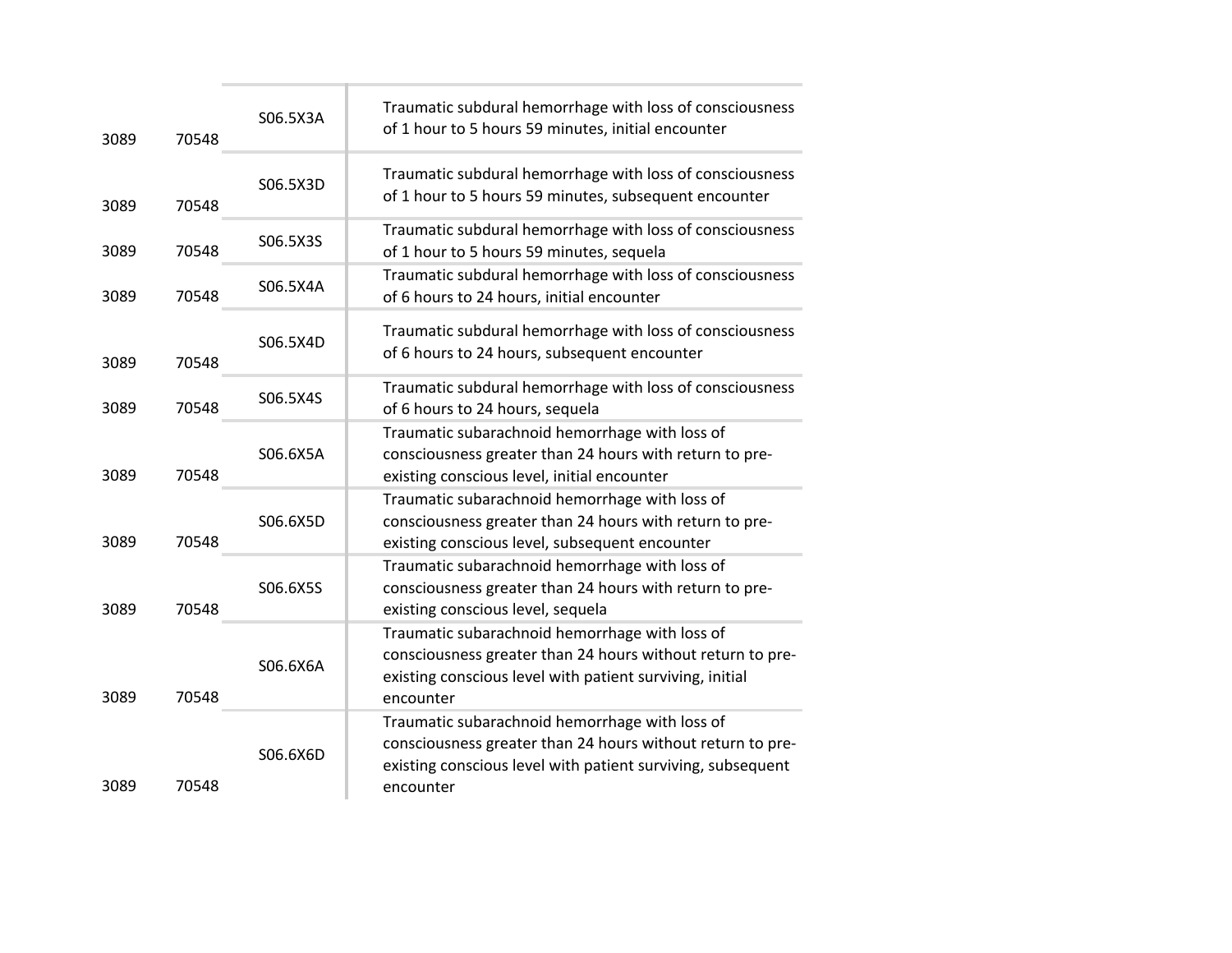| | | | |
|---|---|---|---|
| 3089 | 70548 | S06.5X3A | Traumatic subdural hemorrhage with loss of consciousness of 1 hour to 5 hours 59 minutes, initial encounter |
| 3089 | 70548 | S06.5X3D | Traumatic subdural hemorrhage with loss of consciousness of 1 hour to 5 hours 59 minutes, subsequent encounter |
| 3089 | 70548 | S06.5X3S | Traumatic subdural hemorrhage with loss of consciousness of 1 hour to 5 hours 59 minutes, sequela |
| 3089 | 70548 | S06.5X4A | Traumatic subdural hemorrhage with loss of consciousness of 6 hours to 24 hours, initial encounter |
| 3089 | 70548 | S06.5X4D | Traumatic subdural hemorrhage with loss of consciousness of 6 hours to 24 hours, subsequent encounter |
| 3089 | 70548 | S06.5X4S | Traumatic subdural hemorrhage with loss of consciousness of 6 hours to 24 hours, sequela |
| 3089 | 70548 | S06.6X5A | Traumatic subarachnoid hemorrhage with loss of consciousness greater than 24 hours with return to pre-existing conscious level, initial encounter |
| 3089 | 70548 | S06.6X5D | Traumatic subarachnoid hemorrhage with loss of consciousness greater than 24 hours with return to pre-existing conscious level, subsequent encounter |
| 3089 | 70548 | S06.6X5S | Traumatic subarachnoid hemorrhage with loss of consciousness greater than 24 hours with return to pre-existing conscious level, sequela |
| 3089 | 70548 | S06.6X6A | Traumatic subarachnoid hemorrhage with loss of consciousness greater than 24 hours without return to pre-existing conscious level with patient surviving, initial encounter |
| 3089 | 70548 | S06.6X6D | Traumatic subarachnoid hemorrhage with loss of consciousness greater than 24 hours without return to pre-existing conscious level with patient surviving, subsequent encounter |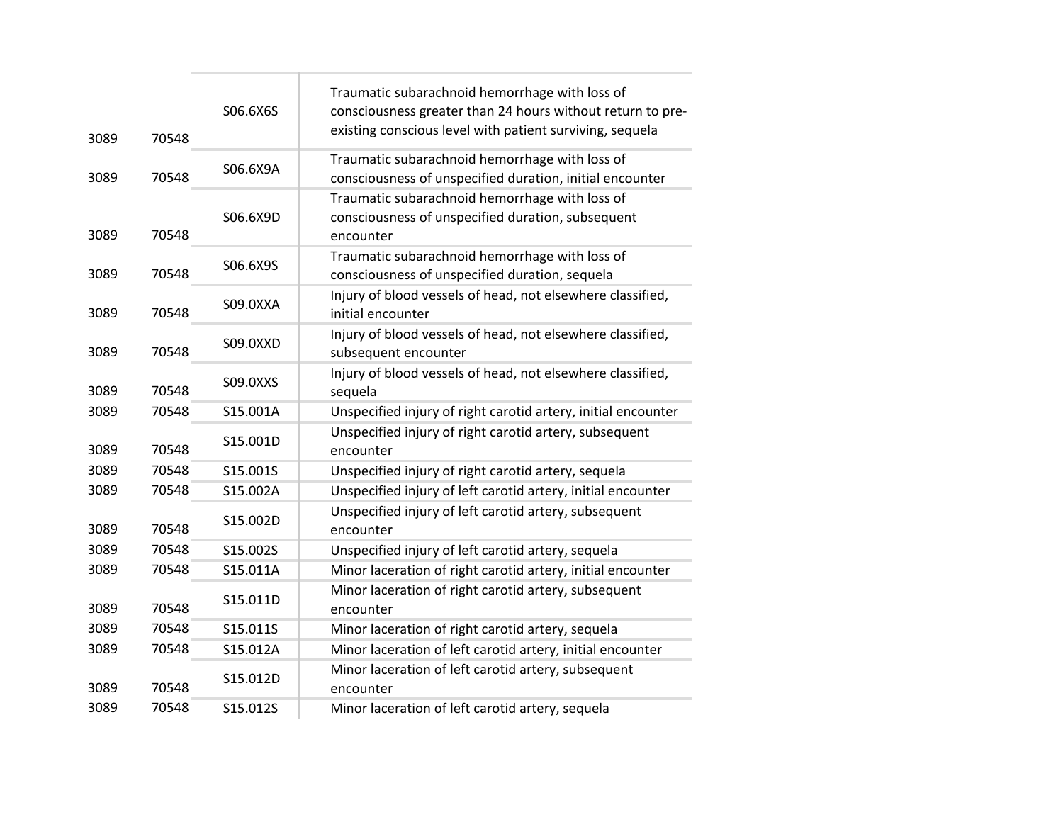| | | | |
|---|---|---|---|
| 3089 | 70548 | S06.6X6S | Traumatic subarachnoid hemorrhage with loss of consciousness greater than 24 hours without return to pre-existing conscious level with patient surviving, sequela |
| 3089 | 70548 | S06.6X9A | Traumatic subarachnoid hemorrhage with loss of consciousness of unspecified duration, initial encounter |
| 3089 | 70548 | S06.6X9D | Traumatic subarachnoid hemorrhage with loss of consciousness of unspecified duration, subsequent encounter |
| 3089 | 70548 | S06.6X9S | Traumatic subarachnoid hemorrhage with loss of consciousness of unspecified duration, sequela |
| 3089 | 70548 | S09.0XXA | Injury of blood vessels of head, not elsewhere classified, initial encounter |
| 3089 | 70548 | S09.0XXD | Injury of blood vessels of head, not elsewhere classified, subsequent encounter |
| 3089 | 70548 | S09.0XXS | Injury of blood vessels of head, not elsewhere classified, sequela |
| 3089 | 70548 | S15.001A | Unspecified injury of right carotid artery, initial encounter |
| 3089 | 70548 | S15.001D | Unspecified injury of right carotid artery, subsequent encounter |
| 3089 | 70548 | S15.001S | Unspecified injury of right carotid artery, sequela |
| 3089 | 70548 | S15.002A | Unspecified injury of left carotid artery, initial encounter |
| 3089 | 70548 | S15.002D | Unspecified injury of left carotid artery, subsequent encounter |
| 3089 | 70548 | S15.002S | Unspecified injury of left carotid artery, sequela |
| 3089 | 70548 | S15.011A | Minor laceration of right carotid artery, initial encounter |
| 3089 | 70548 | S15.011D | Minor laceration of right carotid artery, subsequent encounter |
| 3089 | 70548 | S15.011S | Minor laceration of right carotid artery, sequela |
| 3089 | 70548 | S15.012A | Minor laceration of left carotid artery, initial encounter |
| 3089 | 70548 | S15.012D | Minor laceration of left carotid artery, subsequent encounter |
| 3089 | 70548 | S15.012S | Minor laceration of left carotid artery, sequela |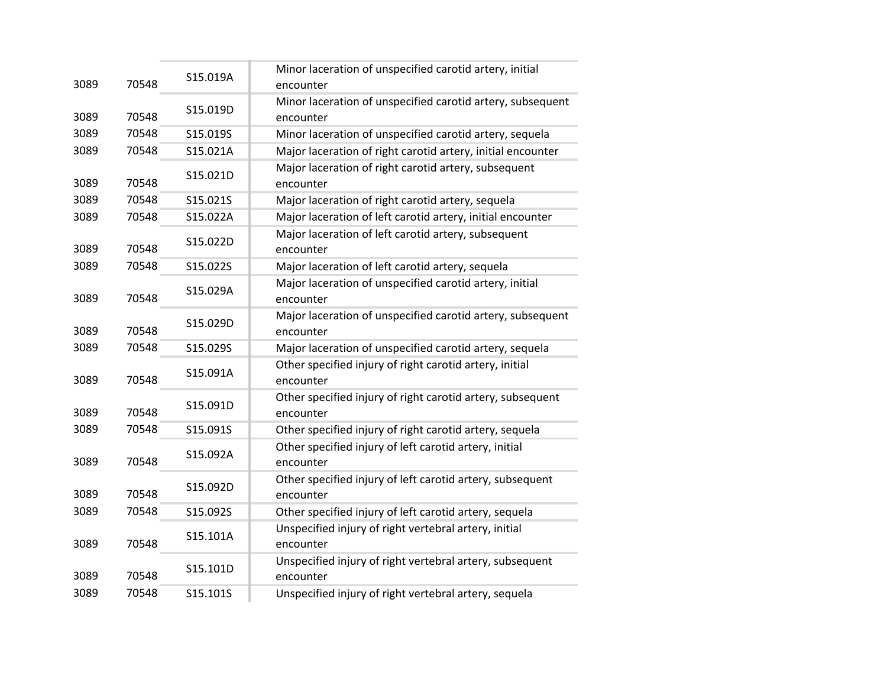| | | | |
|---|---|---|---|
| 3089 | 70548 | S15.019A | Minor laceration of unspecified carotid artery, initial encounter |
| 3089 | 70548 | S15.019D | Minor laceration of unspecified carotid artery, subsequent encounter |
| 3089 | 70548 | S15.019S | Minor laceration of unspecified carotid artery, sequela |
| 3089 | 70548 | S15.021A | Major laceration of right carotid artery, initial encounter |
| 3089 | 70548 | S15.021D | Major laceration of right carotid artery, subsequent encounter |
| 3089 | 70548 | S15.021S | Major laceration of right carotid artery, sequela |
| 3089 | 70548 | S15.022A | Major laceration of left carotid artery, initial encounter |
| 3089 | 70548 | S15.022D | Major laceration of left carotid artery, subsequent encounter |
| 3089 | 70548 | S15.022S | Major laceration of left carotid artery, sequela |
| 3089 | 70548 | S15.029A | Major laceration of unspecified carotid artery, initial encounter |
| 3089 | 70548 | S15.029D | Major laceration of unspecified carotid artery, subsequent encounter |
| 3089 | 70548 | S15.029S | Major laceration of unspecified carotid artery, sequela |
| 3089 | 70548 | S15.091A | Other specified injury of right carotid artery, initial encounter |
| 3089 | 70548 | S15.091D | Other specified injury of right carotid artery, subsequent encounter |
| 3089 | 70548 | S15.091S | Other specified injury of right carotid artery, sequela |
| 3089 | 70548 | S15.092A | Other specified injury of left carotid artery, initial encounter |
| 3089 | 70548 | S15.092D | Other specified injury of left carotid artery, subsequent encounter |
| 3089 | 70548 | S15.092S | Other specified injury of left carotid artery, sequela |
| 3089 | 70548 | S15.101A | Unspecified injury of right vertebral artery, initial encounter |
| 3089 | 70548 | S15.101D | Unspecified injury of right vertebral artery, subsequent encounter |
| 3089 | 70548 | S15.101S | Unspecified injury of right vertebral artery, sequela |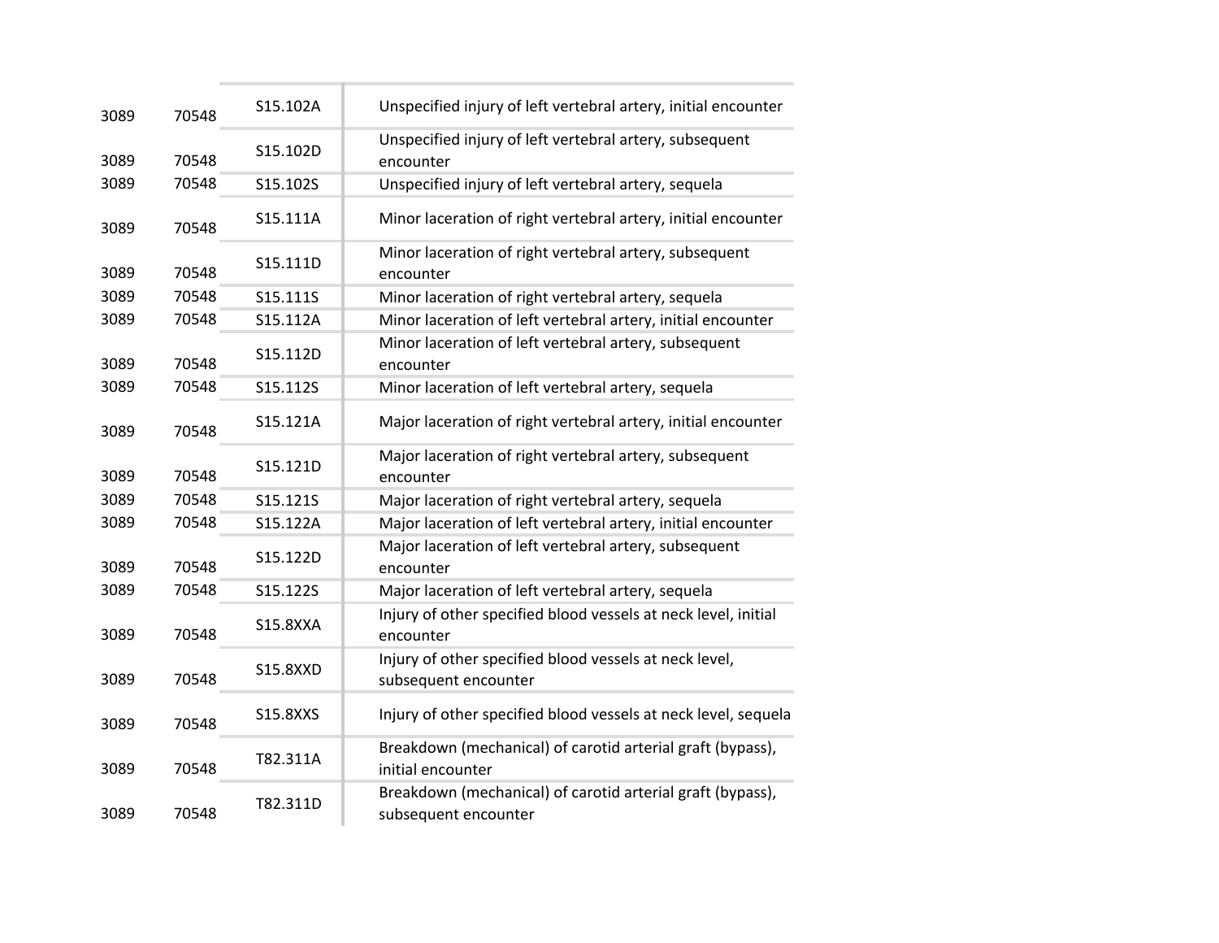| | | | |
|---|---|---|---|
| 3089 | 70548 | S15.102A | Unspecified injury of left vertebral artery, initial encounter |
| 3089 | 70548 | S15.102D | Unspecified injury of left vertebral artery, subsequent encounter |
| 3089 | 70548 | S15.102S | Unspecified injury of left vertebral artery, sequela |
| 3089 | 70548 | S15.111A | Minor laceration of right vertebral artery, initial encounter |
| 3089 | 70548 | S15.111D | Minor laceration of right vertebral artery, subsequent encounter |
| 3089 | 70548 | S15.111S | Minor laceration of right vertebral artery, sequela |
| 3089 | 70548 | S15.112A | Minor laceration of left vertebral artery, initial encounter |
| 3089 | 70548 | S15.112D | Minor laceration of left vertebral artery, subsequent encounter |
| 3089 | 70548 | S15.112S | Minor laceration of left vertebral artery, sequela |
| 3089 | 70548 | S15.121A | Major laceration of right vertebral artery, initial encounter |
| 3089 | 70548 | S15.121D | Major laceration of right vertebral artery, subsequent encounter |
| 3089 | 70548 | S15.121S | Major laceration of right vertebral artery, sequela |
| 3089 | 70548 | S15.122A | Major laceration of left vertebral artery, initial encounter |
| 3089 | 70548 | S15.122D | Major laceration of left vertebral artery, subsequent encounter |
| 3089 | 70548 | S15.122S | Major laceration of left vertebral artery, sequela |
| 3089 | 70548 | S15.8XXA | Injury of other specified blood vessels at neck level, initial encounter |
| 3089 | 70548 | S15.8XXD | Injury of other specified blood vessels at neck level, subsequent encounter |
| 3089 | 70548 | S15.8XXS | Injury of other specified blood vessels at neck level, sequela |
| 3089 | 70548 | T82.311A | Breakdown (mechanical) of carotid arterial graft (bypass), initial encounter |
| 3089 | 70548 | T82.311D | Breakdown (mechanical) of carotid arterial graft (bypass), subsequent encounter |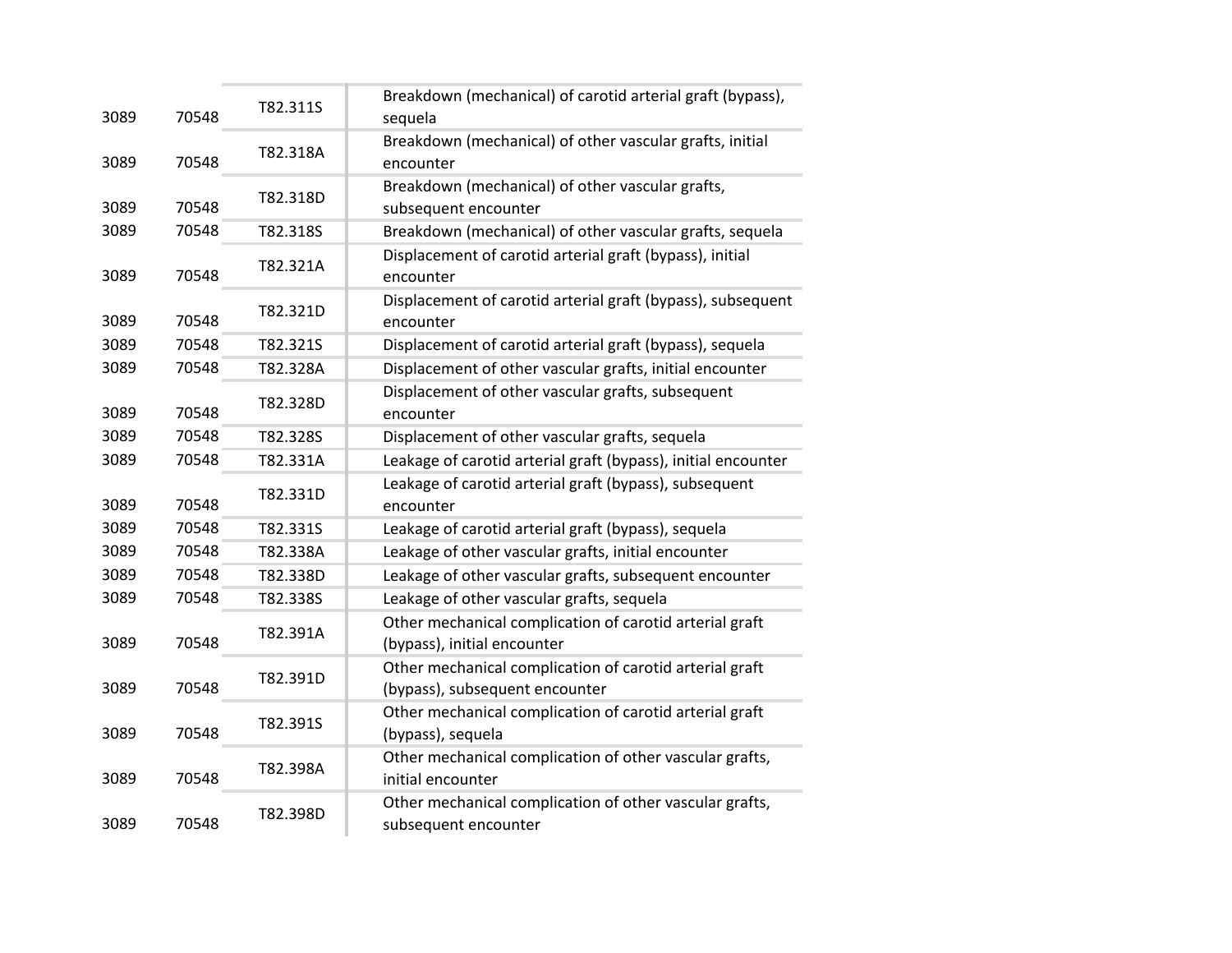| | | | |
|---|---|---|---|
| 3089 | 70548 | T82.311S | Breakdown (mechanical) of carotid arterial graft (bypass), sequela |
| 3089 | 70548 | T82.318A | Breakdown (mechanical) of other vascular grafts, initial encounter |
| 3089 | 70548 | T82.318D | Breakdown (mechanical) of other vascular grafts, subsequent encounter |
| 3089 | 70548 | T82.318S | Breakdown (mechanical) of other vascular grafts, sequela |
| 3089 | 70548 | T82.321A | Displacement of carotid arterial graft (bypass), initial encounter |
| 3089 | 70548 | T82.321D | Displacement of carotid arterial graft (bypass), subsequent encounter |
| 3089 | 70548 | T82.321S | Displacement of carotid arterial graft (bypass), sequela |
| 3089 | 70548 | T82.328A | Displacement of other vascular grafts, initial encounter |
| 3089 | 70548 | T82.328D | Displacement of other vascular grafts, subsequent encounter |
| 3089 | 70548 | T82.328S | Displacement of other vascular grafts, sequela |
| 3089 | 70548 | T82.331A | Leakage of carotid arterial graft (bypass), initial encounter |
| 3089 | 70548 | T82.331D | Leakage of carotid arterial graft (bypass), subsequent encounter |
| 3089 | 70548 | T82.331S | Leakage of carotid arterial graft (bypass), sequela |
| 3089 | 70548 | T82.338A | Leakage of other vascular grafts, initial encounter |
| 3089 | 70548 | T82.338D | Leakage of other vascular grafts, subsequent encounter |
| 3089 | 70548 | T82.338S | Leakage of other vascular grafts, sequela |
| 3089 | 70548 | T82.391A | Other mechanical complication of carotid arterial graft (bypass), initial encounter |
| 3089 | 70548 | T82.391D | Other mechanical complication of carotid arterial graft (bypass), subsequent encounter |
| 3089 | 70548 | T82.391S | Other mechanical complication of carotid arterial graft (bypass), sequela |
| 3089 | 70548 | T82.398A | Other mechanical complication of other vascular grafts, initial encounter |
| 3089 | 70548 | T82.398D | Other mechanical complication of other vascular grafts, subsequent encounter |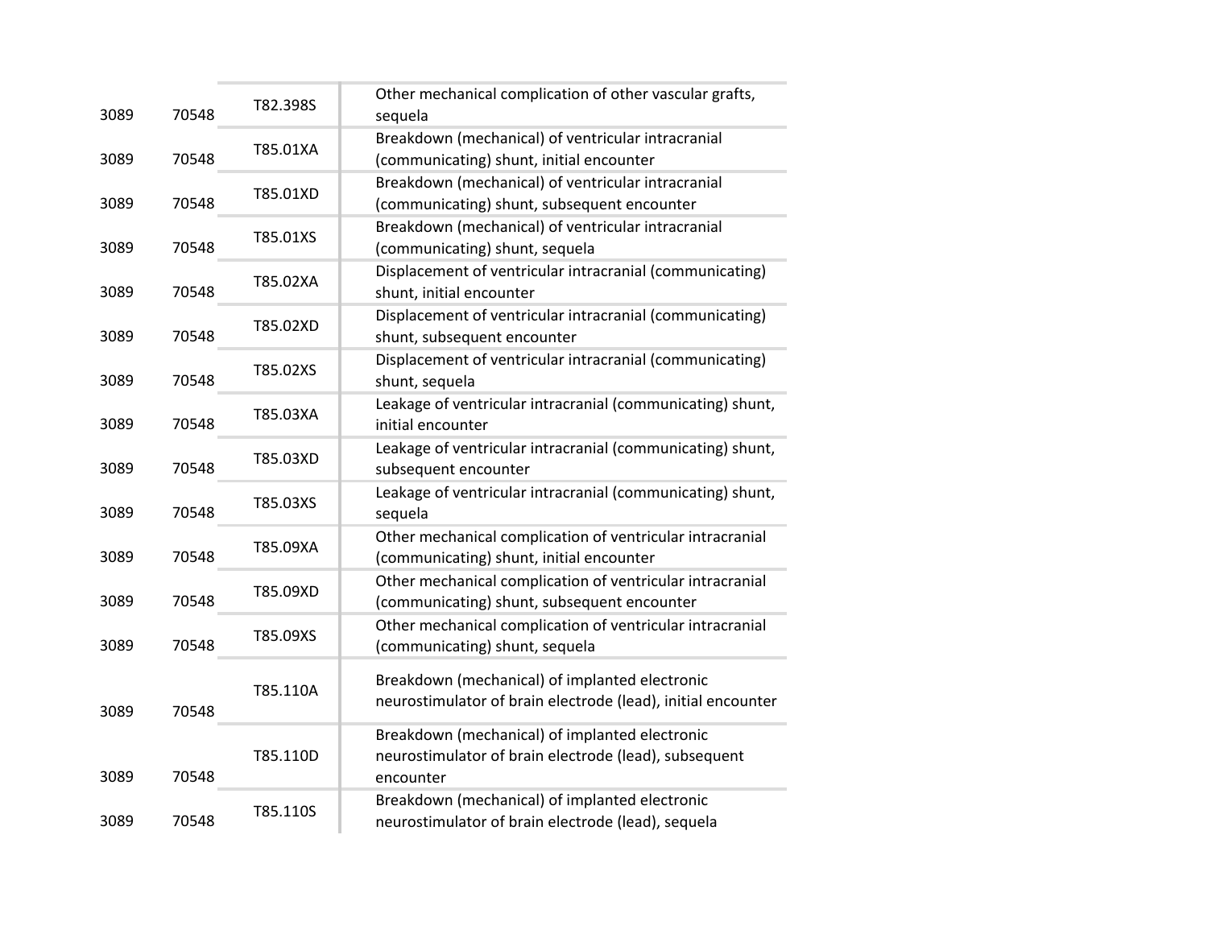| | | | |
|---|---|---|---|
| 3089 | 70548 | T82.398S | Other mechanical complication of other vascular grafts, sequela |
| 3089 | 70548 | T85.01XA | Breakdown (mechanical) of ventricular intracranial (communicating) shunt, initial encounter |
| 3089 | 70548 | T85.01XD | Breakdown (mechanical) of ventricular intracranial (communicating) shunt, subsequent encounter |
| 3089 | 70548 | T85.01XS | Breakdown (mechanical) of ventricular intracranial (communicating) shunt, sequela |
| 3089 | 70548 | T85.02XA | Displacement of ventricular intracranial (communicating) shunt, initial encounter |
| 3089 | 70548 | T85.02XD | Displacement of ventricular intracranial (communicating) shunt, subsequent encounter |
| 3089 | 70548 | T85.02XS | Displacement of ventricular intracranial (communicating) shunt, sequela |
| 3089 | 70548 | T85.03XA | Leakage of ventricular intracranial (communicating) shunt, initial encounter |
| 3089 | 70548 | T85.03XD | Leakage of ventricular intracranial (communicating) shunt, subsequent encounter |
| 3089 | 70548 | T85.03XS | Leakage of ventricular intracranial (communicating) shunt, sequela |
| 3089 | 70548 | T85.09XA | Other mechanical complication of ventricular intracranial (communicating) shunt, initial encounter |
| 3089 | 70548 | T85.09XD | Other mechanical complication of ventricular intracranial (communicating) shunt, subsequent encounter |
| 3089 | 70548 | T85.09XS | Other mechanical complication of ventricular intracranial (communicating) shunt, sequela |
| 3089 | 70548 | T85.110A | Breakdown (mechanical) of implanted electronic neurostimulator of brain electrode (lead), initial encounter |
| 3089 | 70548 | T85.110D | Breakdown (mechanical) of implanted electronic neurostimulator of brain electrode (lead), subsequent encounter |
| 3089 | 70548 | T85.110S | Breakdown (mechanical) of implanted electronic neurostimulator of brain electrode (lead), sequela |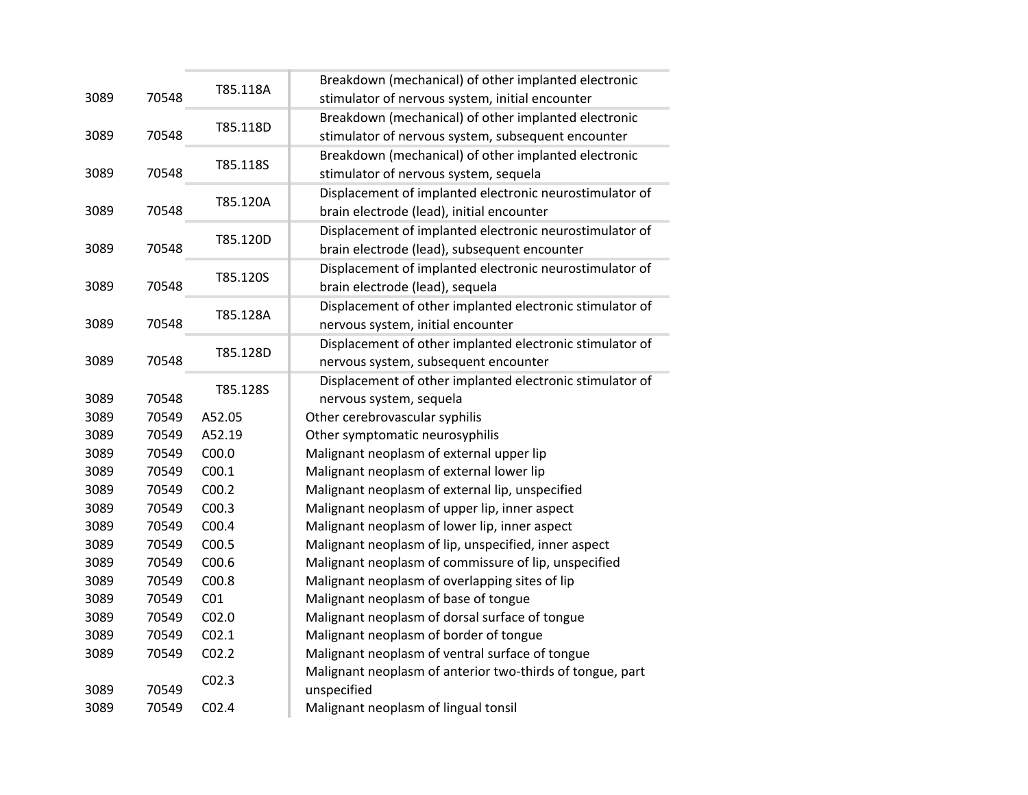| | | | |
|---|---|---|---|
| 3089 | 70548 | T85.118A | Breakdown (mechanical) of other implanted electronic stimulator of nervous system, initial encounter |
| 3089 | 70548 | T85.118D | Breakdown (mechanical) of other implanted electronic stimulator of nervous system, subsequent encounter |
| 3089 | 70548 | T85.118S | Breakdown (mechanical) of other implanted electronic stimulator of nervous system, sequela |
| 3089 | 70548 | T85.120A | Displacement of implanted electronic neurostimulator of brain electrode (lead), initial encounter |
| 3089 | 70548 | T85.120D | Displacement of implanted electronic neurostimulator of brain electrode (lead), subsequent encounter |
| 3089 | 70548 | T85.120S | Displacement of implanted electronic neurostimulator of brain electrode (lead), sequela |
| 3089 | 70548 | T85.128A | Displacement of other implanted electronic stimulator of nervous system, initial encounter |
| 3089 | 70548 | T85.128D | Displacement of other implanted electronic stimulator of nervous system, subsequent encounter |
| 3089 | 70548 | T85.128S | Displacement of other implanted electronic stimulator of nervous system, sequela |
| 3089 | 70549 | A52.05 | Other cerebrovascular syphilis |
| 3089 | 70549 | A52.19 | Other symptomatic neurosyphilis |
| 3089 | 70549 | C00.0 | Malignant neoplasm of external upper lip |
| 3089 | 70549 | C00.1 | Malignant neoplasm of external lower lip |
| 3089 | 70549 | C00.2 | Malignant neoplasm of external lip, unspecified |
| 3089 | 70549 | C00.3 | Malignant neoplasm of upper lip, inner aspect |
| 3089 | 70549 | C00.4 | Malignant neoplasm of lower lip, inner aspect |
| 3089 | 70549 | C00.5 | Malignant neoplasm of lip, unspecified, inner aspect |
| 3089 | 70549 | C00.6 | Malignant neoplasm of commissure of lip, unspecified |
| 3089 | 70549 | C00.8 | Malignant neoplasm of overlapping sites of lip |
| 3089 | 70549 | C01 | Malignant neoplasm of base of tongue |
| 3089 | 70549 | C02.0 | Malignant neoplasm of dorsal surface of tongue |
| 3089 | 70549 | C02.1 | Malignant neoplasm of border of tongue |
| 3089 | 70549 | C02.2 | Malignant neoplasm of ventral surface of tongue |
| 3089 | 70549 | C02.3 | Malignant neoplasm of anterior two-thirds of tongue, part unspecified |
| 3089 | 70549 | C02.4 | Malignant neoplasm of lingual tonsil |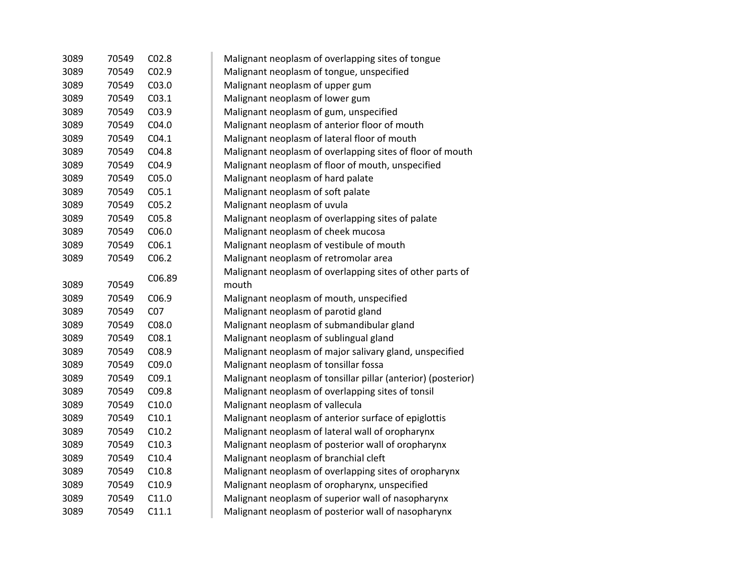| | | | |
|---|---|---|---|
| 3089 | 70549 | C02.8 | Malignant neoplasm of overlapping sites of tongue |
| 3089 | 70549 | C02.9 | Malignant neoplasm of tongue, unspecified |
| 3089 | 70549 | C03.0 | Malignant neoplasm of upper gum |
| 3089 | 70549 | C03.1 | Malignant neoplasm of lower gum |
| 3089 | 70549 | C03.9 | Malignant neoplasm of gum, unspecified |
| 3089 | 70549 | C04.0 | Malignant neoplasm of anterior floor of mouth |
| 3089 | 70549 | C04.1 | Malignant neoplasm of lateral floor of mouth |
| 3089 | 70549 | C04.8 | Malignant neoplasm of overlapping sites of floor of mouth |
| 3089 | 70549 | C04.9 | Malignant neoplasm of floor of mouth, unspecified |
| 3089 | 70549 | C05.0 | Malignant neoplasm of hard palate |
| 3089 | 70549 | C05.1 | Malignant neoplasm of soft palate |
| 3089 | 70549 | C05.2 | Malignant neoplasm of uvula |
| 3089 | 70549 | C05.8 | Malignant neoplasm of overlapping sites of palate |
| 3089 | 70549 | C06.0 | Malignant neoplasm of cheek mucosa |
| 3089 | 70549 | C06.1 | Malignant neoplasm of vestibule of mouth |
| 3089 | 70549 | C06.2 | Malignant neoplasm of retromolar area |
| 3089 | 70549 | C06.89 | Malignant neoplasm of overlapping sites of other parts of mouth |
| 3089 | 70549 | C06.9 | Malignant neoplasm of mouth, unspecified |
| 3089 | 70549 | C07 | Malignant neoplasm of parotid gland |
| 3089 | 70549 | C08.0 | Malignant neoplasm of submandibular gland |
| 3089 | 70549 | C08.1 | Malignant neoplasm of sublingual gland |
| 3089 | 70549 | C08.9 | Malignant neoplasm of major salivary gland, unspecified |
| 3089 | 70549 | C09.0 | Malignant neoplasm of tonsillar fossa |
| 3089 | 70549 | C09.1 | Malignant neoplasm of tonsillar pillar (anterior) (posterior) |
| 3089 | 70549 | C09.8 | Malignant neoplasm of overlapping sites of tonsil |
| 3089 | 70549 | C10.0 | Malignant neoplasm of vallecula |
| 3089 | 70549 | C10.1 | Malignant neoplasm of anterior surface of epiglottis |
| 3089 | 70549 | C10.2 | Malignant neoplasm of lateral wall of oropharynx |
| 3089 | 70549 | C10.3 | Malignant neoplasm of posterior wall of oropharynx |
| 3089 | 70549 | C10.4 | Malignant neoplasm of branchial cleft |
| 3089 | 70549 | C10.8 | Malignant neoplasm of overlapping sites of oropharynx |
| 3089 | 70549 | C10.9 | Malignant neoplasm of oropharynx, unspecified |
| 3089 | 70549 | C11.0 | Malignant neoplasm of superior wall of nasopharynx |
| 3089 | 70549 | C11.1 | Malignant neoplasm of posterior wall of nasopharynx |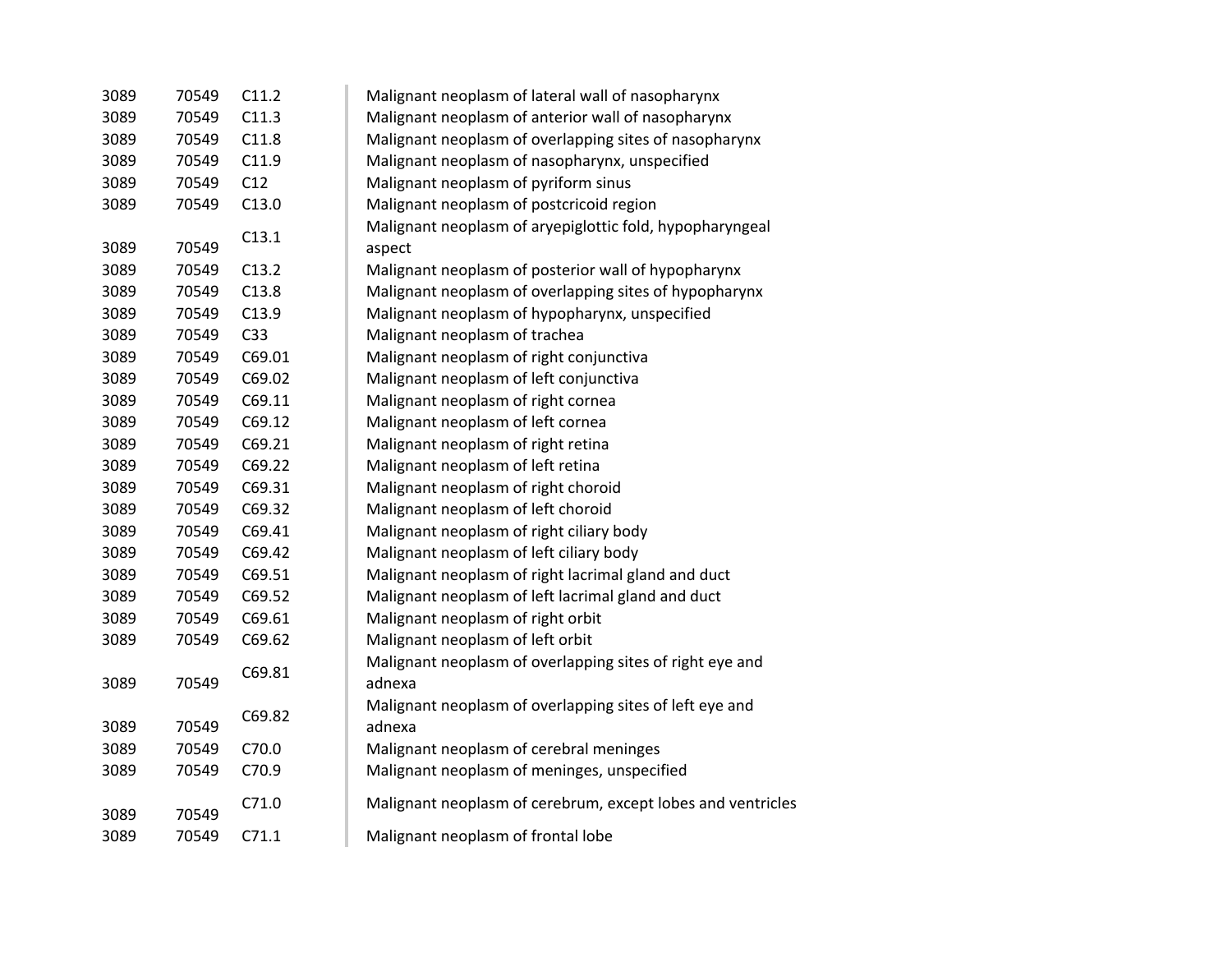| | | | |
|---|---|---|---|
| 3089 | 70549 | C11.2 | Malignant neoplasm of lateral wall of nasopharynx |
| 3089 | 70549 | C11.3 | Malignant neoplasm of anterior wall of nasopharynx |
| 3089 | 70549 | C11.8 | Malignant neoplasm of overlapping sites of nasopharynx |
| 3089 | 70549 | C11.9 | Malignant neoplasm of nasopharynx, unspecified |
| 3089 | 70549 | C12 | Malignant neoplasm of pyriform sinus |
| 3089 | 70549 | C13.0 | Malignant neoplasm of postcricoid region |
| 3089 | 70549 | C13.1 | Malignant neoplasm of aryepiglottic fold, hypopharyngeal aspect |
| 3089 | 70549 | C13.2 | Malignant neoplasm of posterior wall of hypopharynx |
| 3089 | 70549 | C13.8 | Malignant neoplasm of overlapping sites of hypopharynx |
| 3089 | 70549 | C13.9 | Malignant neoplasm of hypopharynx, unspecified |
| 3089 | 70549 | C33 | Malignant neoplasm of trachea |
| 3089 | 70549 | C69.01 | Malignant neoplasm of right conjunctiva |
| 3089 | 70549 | C69.02 | Malignant neoplasm of left conjunctiva |
| 3089 | 70549 | C69.11 | Malignant neoplasm of right cornea |
| 3089 | 70549 | C69.12 | Malignant neoplasm of left cornea |
| 3089 | 70549 | C69.21 | Malignant neoplasm of right retina |
| 3089 | 70549 | C69.22 | Malignant neoplasm of left retina |
| 3089 | 70549 | C69.31 | Malignant neoplasm of right choroid |
| 3089 | 70549 | C69.32 | Malignant neoplasm of left choroid |
| 3089 | 70549 | C69.41 | Malignant neoplasm of right ciliary body |
| 3089 | 70549 | C69.42 | Malignant neoplasm of left ciliary body |
| 3089 | 70549 | C69.51 | Malignant neoplasm of right lacrimal gland and duct |
| 3089 | 70549 | C69.52 | Malignant neoplasm of left lacrimal gland and duct |
| 3089 | 70549 | C69.61 | Malignant neoplasm of right orbit |
| 3089 | 70549 | C69.62 | Malignant neoplasm of left orbit |
| 3089 | 70549 | C69.81 | Malignant neoplasm of overlapping sites of right eye and adnexa |
| 3089 | 70549 | C69.82 | Malignant neoplasm of overlapping sites of left eye and adnexa |
| 3089 | 70549 | C70.0 | Malignant neoplasm of cerebral meninges |
| 3089 | 70549 | C70.9 | Malignant neoplasm of meninges, unspecified |
| 3089 | 70549 | C71.0 | Malignant neoplasm of cerebrum, except lobes and ventricles |
| 3089 | 70549 | C71.1 | Malignant neoplasm of frontal lobe |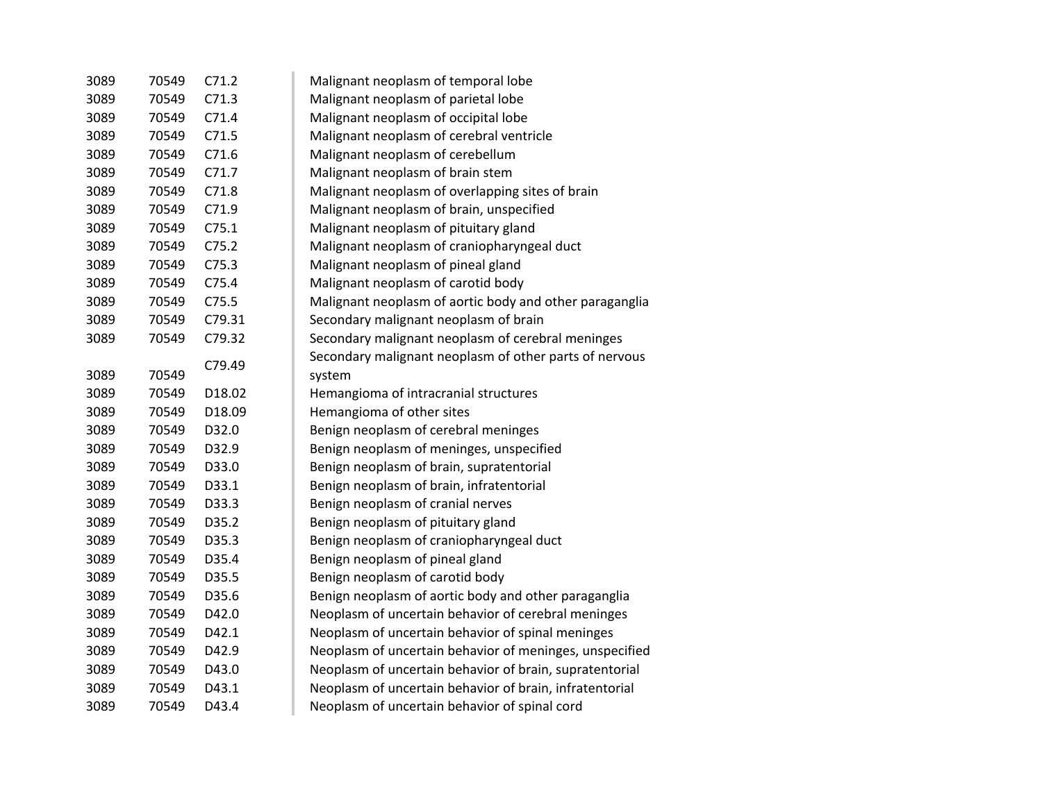| | | | |
|---|---|---|---|
| 3089 | 70549 | C71.2 | Malignant neoplasm of temporal lobe |
| 3089 | 70549 | C71.3 | Malignant neoplasm of parietal lobe |
| 3089 | 70549 | C71.4 | Malignant neoplasm of occipital lobe |
| 3089 | 70549 | C71.5 | Malignant neoplasm of cerebral ventricle |
| 3089 | 70549 | C71.6 | Malignant neoplasm of cerebellum |
| 3089 | 70549 | C71.7 | Malignant neoplasm of brain stem |
| 3089 | 70549 | C71.8 | Malignant neoplasm of overlapping sites of brain |
| 3089 | 70549 | C71.9 | Malignant neoplasm of brain, unspecified |
| 3089 | 70549 | C75.1 | Malignant neoplasm of pituitary gland |
| 3089 | 70549 | C75.2 | Malignant neoplasm of craniopharyngeal duct |
| 3089 | 70549 | C75.3 | Malignant neoplasm of pineal gland |
| 3089 | 70549 | C75.4 | Malignant neoplasm of carotid body |
| 3089 | 70549 | C75.5 | Malignant neoplasm of aortic body and other paraganglia |
| 3089 | 70549 | C79.31 | Secondary malignant neoplasm of brain |
| 3089 | 70549 | C79.32 | Secondary malignant neoplasm of cerebral meninges |
| 3089 | 70549 | C79.49 | Secondary malignant neoplasm of other parts of nervous system |
| 3089 | 70549 | D18.02 | Hemangioma of intracranial structures |
| 3089 | 70549 | D18.09 | Hemangioma of other sites |
| 3089 | 70549 | D32.0 | Benign neoplasm of cerebral meninges |
| 3089 | 70549 | D32.9 | Benign neoplasm of meninges, unspecified |
| 3089 | 70549 | D33.0 | Benign neoplasm of brain, supratentorial |
| 3089 | 70549 | D33.1 | Benign neoplasm of brain, infratentorial |
| 3089 | 70549 | D33.3 | Benign neoplasm of cranial nerves |
| 3089 | 70549 | D35.2 | Benign neoplasm of pituitary gland |
| 3089 | 70549 | D35.3 | Benign neoplasm of craniopharyngeal duct |
| 3089 | 70549 | D35.4 | Benign neoplasm of pineal gland |
| 3089 | 70549 | D35.5 | Benign neoplasm of carotid body |
| 3089 | 70549 | D35.6 | Benign neoplasm of aortic body and other paraganglia |
| 3089 | 70549 | D42.0 | Neoplasm of uncertain behavior of cerebral meninges |
| 3089 | 70549 | D42.1 | Neoplasm of uncertain behavior of spinal meninges |
| 3089 | 70549 | D42.9 | Neoplasm of uncertain behavior of meninges, unspecified |
| 3089 | 70549 | D43.0 | Neoplasm of uncertain behavior of brain, supratentorial |
| 3089 | 70549 | D43.1 | Neoplasm of uncertain behavior of brain, infratentorial |
| 3089 | 70549 | D43.4 | Neoplasm of uncertain behavior of spinal cord |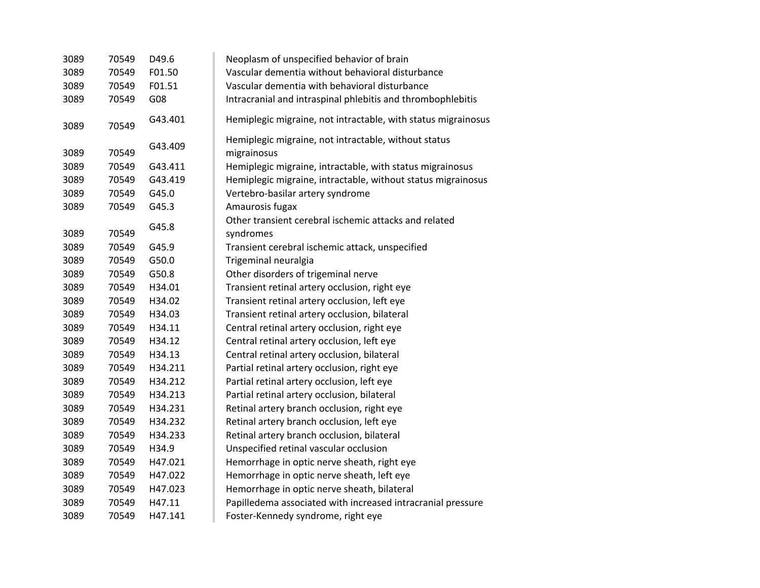| | | | |
|---|---|---|---|
| 3089 | 70549 | D49.6 | Neoplasm of unspecified behavior of brain |
| 3089 | 70549 | F01.50 | Vascular dementia without behavioral disturbance |
| 3089 | 70549 | F01.51 | Vascular dementia with behavioral disturbance |
| 3089 | 70549 | G08 | Intracranial and intraspinal phlebitis and thrombophlebitis |
| 3089 | 70549 | G43.401 | Hemiplegic migraine, not intractable, with status migrainosus |
| 3089 | 70549 | G43.409 | Hemiplegic migraine, not intractable, without status migrainosus |
| 3089 | 70549 | G43.411 | Hemiplegic migraine, intractable, with status migrainosus |
| 3089 | 70549 | G43.419 | Hemiplegic migraine, intractable, without status migrainosus |
| 3089 | 70549 | G45.0 | Vertebro-basilar artery syndrome |
| 3089 | 70549 | G45.3 | Amaurosis fugax |
| 3089 | 70549 | G45.8 | Other transient cerebral ischemic attacks and related syndromes |
| 3089 | 70549 | G45.9 | Transient cerebral ischemic attack, unspecified |
| 3089 | 70549 | G50.0 | Trigeminal neuralgia |
| 3089 | 70549 | G50.8 | Other disorders of trigeminal nerve |
| 3089 | 70549 | H34.01 | Transient retinal artery occlusion, right eye |
| 3089 | 70549 | H34.02 | Transient retinal artery occlusion, left eye |
| 3089 | 70549 | H34.03 | Transient retinal artery occlusion, bilateral |
| 3089 | 70549 | H34.11 | Central retinal artery occlusion, right eye |
| 3089 | 70549 | H34.12 | Central retinal artery occlusion, left eye |
| 3089 | 70549 | H34.13 | Central retinal artery occlusion, bilateral |
| 3089 | 70549 | H34.211 | Partial retinal artery occlusion, right eye |
| 3089 | 70549 | H34.212 | Partial retinal artery occlusion, left eye |
| 3089 | 70549 | H34.213 | Partial retinal artery occlusion, bilateral |
| 3089 | 70549 | H34.231 | Retinal artery branch occlusion, right eye |
| 3089 | 70549 | H34.232 | Retinal artery branch occlusion, left eye |
| 3089 | 70549 | H34.233 | Retinal artery branch occlusion, bilateral |
| 3089 | 70549 | H34.9 | Unspecified retinal vascular occlusion |
| 3089 | 70549 | H47.021 | Hemorrhage in optic nerve sheath, right eye |
| 3089 | 70549 | H47.022 | Hemorrhage in optic nerve sheath, left eye |
| 3089 | 70549 | H47.023 | Hemorrhage in optic nerve sheath, bilateral |
| 3089 | 70549 | H47.11 | Papilledema associated with increased intracranial pressure |
| 3089 | 70549 | H47.141 | Foster-Kennedy syndrome, right eye |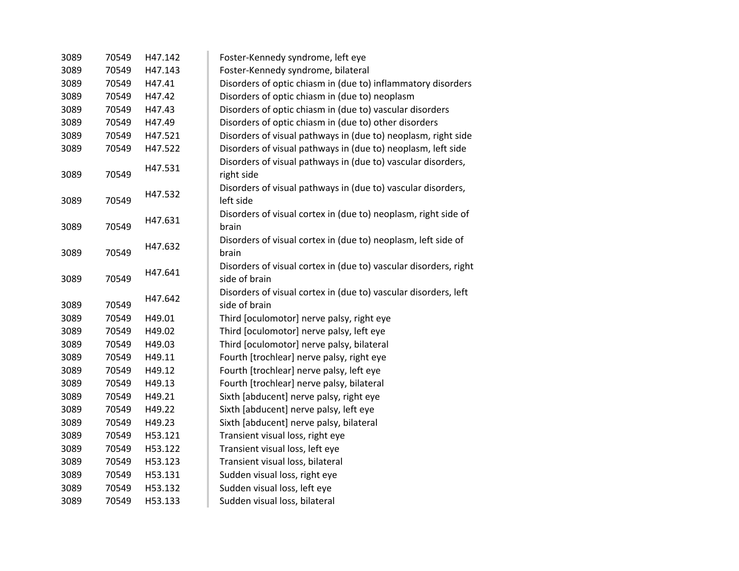| | | | |
|---|---|---|---|
| 3089 | 70549 | H47.142 | Foster-Kennedy syndrome, left eye |
| 3089 | 70549 | H47.143 | Foster-Kennedy syndrome, bilateral |
| 3089 | 70549 | H47.41 | Disorders of optic chiasm in (due to) inflammatory disorders |
| 3089 | 70549 | H47.42 | Disorders of optic chiasm in (due to) neoplasm |
| 3089 | 70549 | H47.43 | Disorders of optic chiasm in (due to) vascular disorders |
| 3089 | 70549 | H47.49 | Disorders of optic chiasm in (due to) other disorders |
| 3089 | 70549 | H47.521 | Disorders of visual pathways in (due to) neoplasm, right side |
| 3089 | 70549 | H47.522 | Disorders of visual pathways in (due to) neoplasm, left side |
| 3089 | 70549 | H47.531 | Disorders of visual pathways in (due to) vascular disorders, right side |
| 3089 | 70549 | H47.532 | Disorders of visual pathways in (due to) vascular disorders, left side |
| 3089 | 70549 | H47.631 | Disorders of visual cortex in (due to) neoplasm, right side of brain |
| 3089 | 70549 | H47.632 | Disorders of visual cortex in (due to) neoplasm, left side of brain |
| 3089 | 70549 | H47.641 | Disorders of visual cortex in (due to) vascular disorders, right side of brain |
| 3089 | 70549 | H47.642 | Disorders of visual cortex in (due to) vascular disorders, left side of brain |
| 3089 | 70549 | H49.01 | Third [oculomotor] nerve palsy, right eye |
| 3089 | 70549 | H49.02 | Third [oculomotor] nerve palsy, left eye |
| 3089 | 70549 | H49.03 | Third [oculomotor] nerve palsy, bilateral |
| 3089 | 70549 | H49.11 | Fourth [trochlear] nerve palsy, right eye |
| 3089 | 70549 | H49.12 | Fourth [trochlear] nerve palsy, left eye |
| 3089 | 70549 | H49.13 | Fourth [trochlear] nerve palsy, bilateral |
| 3089 | 70549 | H49.21 | Sixth [abducent] nerve palsy, right eye |
| 3089 | 70549 | H49.22 | Sixth [abducent] nerve palsy, left eye |
| 3089 | 70549 | H49.23 | Sixth [abducent] nerve palsy, bilateral |
| 3089 | 70549 | H53.121 | Transient visual loss, right eye |
| 3089 | 70549 | H53.122 | Transient visual loss, left eye |
| 3089 | 70549 | H53.123 | Transient visual loss, bilateral |
| 3089 | 70549 | H53.131 | Sudden visual loss, right eye |
| 3089 | 70549 | H53.132 | Sudden visual loss, left eye |
| 3089 | 70549 | H53.133 | Sudden visual loss, bilateral |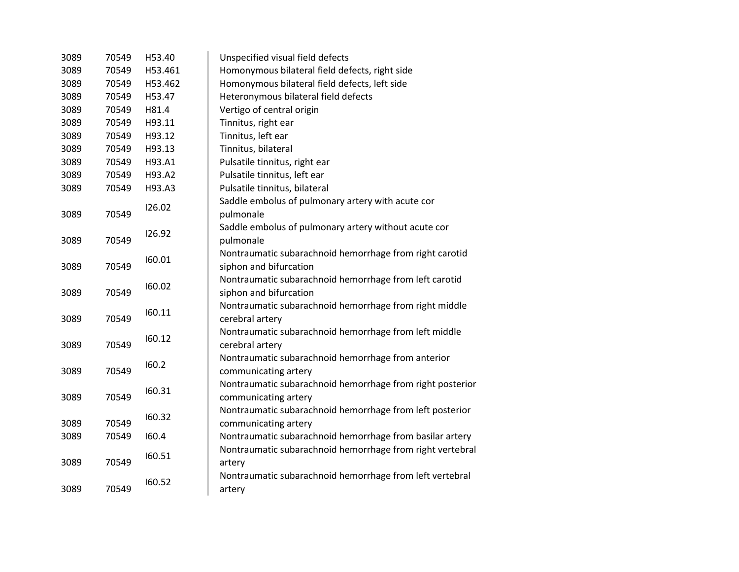| | | | |
|---|---|---|---|
| 3089 | 70549 | H53.40 | Unspecified visual field defects |
| 3089 | 70549 | H53.461 | Homonymous bilateral field defects, right side |
| 3089 | 70549 | H53.462 | Homonymous bilateral field defects, left side |
| 3089 | 70549 | H53.47 | Heteronymous bilateral field defects |
| 3089 | 70549 | H81.4 | Vertigo of central origin |
| 3089 | 70549 | H93.11 | Tinnitus, right ear |
| 3089 | 70549 | H93.12 | Tinnitus, left ear |
| 3089 | 70549 | H93.13 | Tinnitus, bilateral |
| 3089 | 70549 | H93.A1 | Pulsatile tinnitus, right ear |
| 3089 | 70549 | H93.A2 | Pulsatile tinnitus, left ear |
| 3089 | 70549 | H93.A3 | Pulsatile tinnitus, bilateral |
| 3089 | 70549 | I26.02 | Saddle embolus of pulmonary artery with acute cor pulmonale |
| 3089 | 70549 | I26.92 | Saddle embolus of pulmonary artery without acute cor pulmonale |
| 3089 | 70549 | I60.01 | Nontraumatic subarachnoid hemorrhage from right carotid siphon and bifurcation |
| 3089 | 70549 | I60.02 | Nontraumatic subarachnoid hemorrhage from left carotid siphon and bifurcation |
| 3089 | 70549 | I60.11 | Nontraumatic subarachnoid hemorrhage from right middle cerebral artery |
| 3089 | 70549 | I60.12 | Nontraumatic subarachnoid hemorrhage from left middle cerebral artery |
| 3089 | 70549 | I60.2 | Nontraumatic subarachnoid hemorrhage from anterior communicating artery |
| 3089 | 70549 | I60.31 | Nontraumatic subarachnoid hemorrhage from right posterior communicating artery |
| 3089 | 70549 | I60.32 | Nontraumatic subarachnoid hemorrhage from left posterior communicating artery |
| 3089 | 70549 | I60.4 | Nontraumatic subarachnoid hemorrhage from basilar artery |
| 3089 | 70549 | I60.51 | Nontraumatic subarachnoid hemorrhage from right vertebral artery |
| 3089 | 70549 | I60.52 | Nontraumatic subarachnoid hemorrhage from left vertebral artery |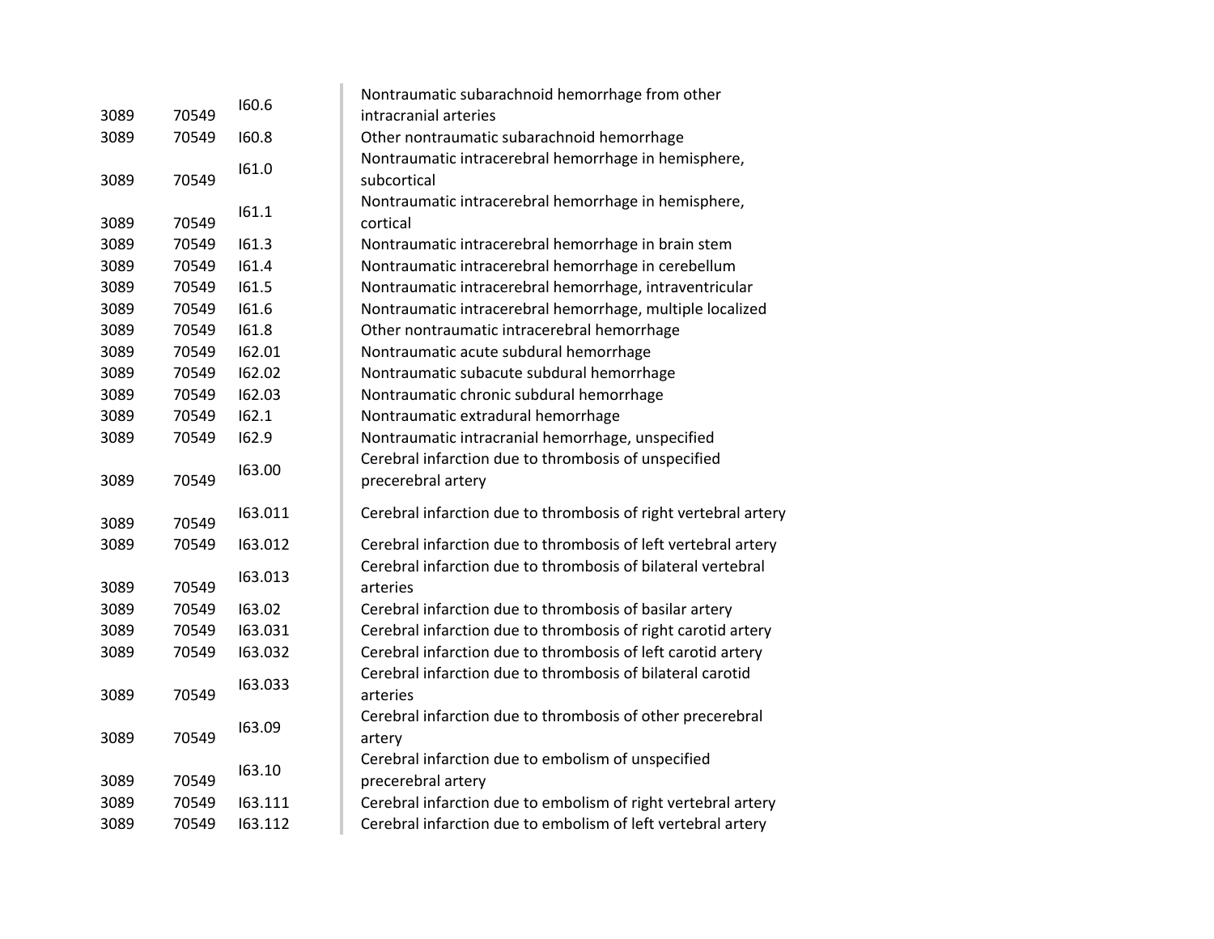| | | | |
|---|---|---|---|
| 3089 | 70549 | I60.6 | Nontraumatic subarachnoid hemorrhage from other intracranial arteries |
| 3089 | 70549 | I60.8 | Other nontraumatic subarachnoid hemorrhage |
| 3089 | 70549 | I61.0 | Nontraumatic intracerebral hemorrhage in hemisphere, subcortical |
| 3089 | 70549 | I61.1 | Nontraumatic intracerebral hemorrhage in hemisphere, cortical |
| 3089 | 70549 | I61.3 | Nontraumatic intracerebral hemorrhage in brain stem |
| 3089 | 70549 | I61.4 | Nontraumatic intracerebral hemorrhage in cerebellum |
| 3089 | 70549 | I61.5 | Nontraumatic intracerebral hemorrhage, intraventricular |
| 3089 | 70549 | I61.6 | Nontraumatic intracerebral hemorrhage, multiple localized |
| 3089 | 70549 | I61.8 | Other nontraumatic intracerebral hemorrhage |
| 3089 | 70549 | I62.01 | Nontraumatic acute subdural hemorrhage |
| 3089 | 70549 | I62.02 | Nontraumatic subacute subdural hemorrhage |
| 3089 | 70549 | I62.03 | Nontraumatic chronic subdural hemorrhage |
| 3089 | 70549 | I62.1 | Nontraumatic extradural hemorrhage |
| 3089 | 70549 | I62.9 | Nontraumatic intracranial hemorrhage, unspecified |
| 3089 | 70549 | I63.00 | Cerebral infarction due to thrombosis of unspecified precerebral artery |
| 3089 | 70549 | I63.011 | Cerebral infarction due to thrombosis of right vertebral artery |
| 3089 | 70549 | I63.012 | Cerebral infarction due to thrombosis of left vertebral artery |
| 3089 | 70549 | I63.013 | Cerebral infarction due to thrombosis of bilateral vertebral arteries |
| 3089 | 70549 | I63.02 | Cerebral infarction due to thrombosis of basilar artery |
| 3089 | 70549 | I63.031 | Cerebral infarction due to thrombosis of right carotid artery |
| 3089 | 70549 | I63.032 | Cerebral infarction due to thrombosis of left carotid artery |
| 3089 | 70549 | I63.033 | Cerebral infarction due to thrombosis of bilateral carotid arteries |
| 3089 | 70549 | I63.09 | Cerebral infarction due to thrombosis of other precerebral artery |
| 3089 | 70549 | I63.10 | Cerebral infarction due to embolism of unspecified precerebral artery |
| 3089 | 70549 | I63.111 | Cerebral infarction due to embolism of right vertebral artery |
| 3089 | 70549 | I63.112 | Cerebral infarction due to embolism of left vertebral artery |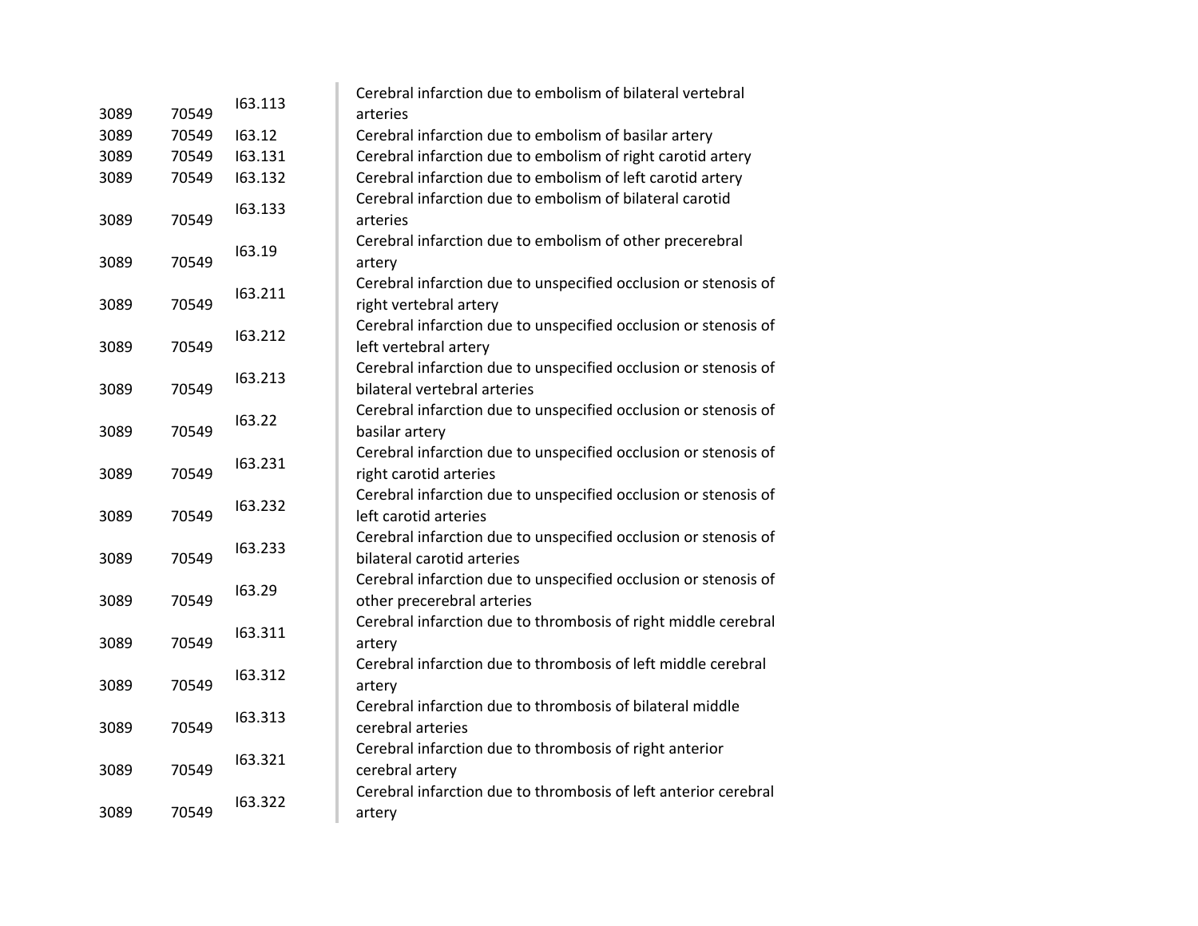| | | | |
|---|---|---|---|
| 3089 | 70549 | I63.113 | Cerebral infarction due to embolism of bilateral vertebral arteries |
| 3089 | 70549 | I63.12 | Cerebral infarction due to embolism of basilar artery |
| 3089 | 70549 | I63.131 | Cerebral infarction due to embolism of right carotid artery |
| 3089 | 70549 | I63.132 | Cerebral infarction due to embolism of left carotid artery |
| 3089 | 70549 | I63.133 | Cerebral infarction due to embolism of bilateral carotid arteries |
| 3089 | 70549 | I63.19 | Cerebral infarction due to embolism of other precerebral artery |
| 3089 | 70549 | I63.211 | Cerebral infarction due to unspecified occlusion or stenosis of right vertebral artery |
| 3089 | 70549 | I63.212 | Cerebral infarction due to unspecified occlusion or stenosis of left vertebral artery |
| 3089 | 70549 | I63.213 | Cerebral infarction due to unspecified occlusion or stenosis of bilateral vertebral arteries |
| 3089 | 70549 | I63.22 | Cerebral infarction due to unspecified occlusion or stenosis of basilar artery |
| 3089 | 70549 | I63.231 | Cerebral infarction due to unspecified occlusion or stenosis of right carotid arteries |
| 3089 | 70549 | I63.232 | Cerebral infarction due to unspecified occlusion or stenosis of left carotid arteries |
| 3089 | 70549 | I63.233 | Cerebral infarction due to unspecified occlusion or stenosis of bilateral carotid arteries |
| 3089 | 70549 | I63.29 | Cerebral infarction due to unspecified occlusion or stenosis of other precerebral arteries |
| 3089 | 70549 | I63.311 | Cerebral infarction due to thrombosis of right middle cerebral artery |
| 3089 | 70549 | I63.312 | Cerebral infarction due to thrombosis of left middle cerebral artery |
| 3089 | 70549 | I63.313 | Cerebral infarction due to thrombosis of bilateral middle cerebral arteries |
| 3089 | 70549 | I63.321 | Cerebral infarction due to thrombosis of right anterior cerebral artery |
| 3089 | 70549 | I63.322 | Cerebral infarction due to thrombosis of left anterior cerebral artery |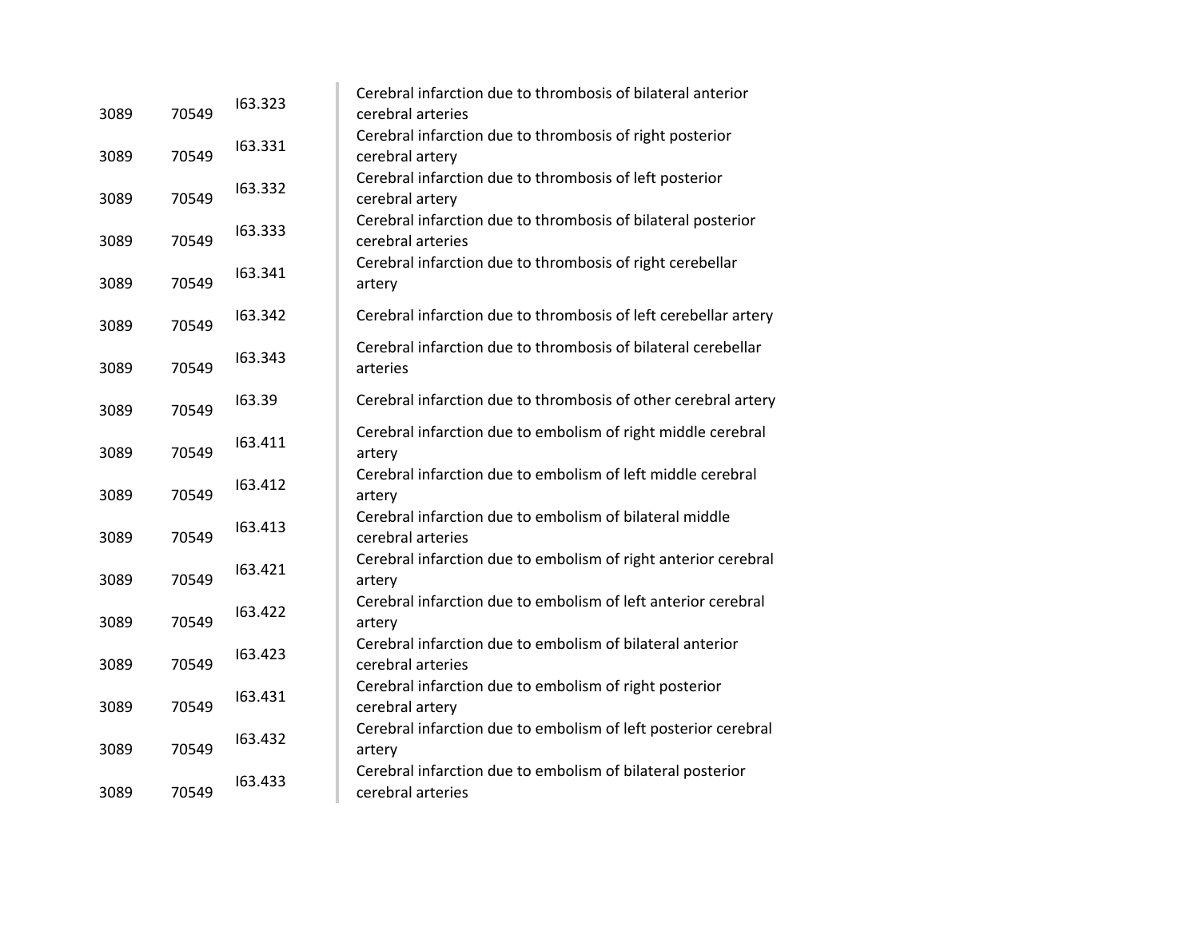| | | | |
|---|---|---|---|
| 3089 | 70549 | I63.323 | Cerebral infarction due to thrombosis of bilateral anterior cerebral arteries |
| 3089 | 70549 | I63.331 | Cerebral infarction due to thrombosis of right posterior cerebral artery |
| 3089 | 70549 | I63.332 | Cerebral infarction due to thrombosis of left posterior cerebral artery |
| 3089 | 70549 | I63.333 | Cerebral infarction due to thrombosis of bilateral posterior cerebral arteries |
| 3089 | 70549 | I63.341 | Cerebral infarction due to thrombosis of right cerebellar artery |
| 3089 | 70549 | I63.342 | Cerebral infarction due to thrombosis of left cerebellar artery |
| 3089 | 70549 | I63.343 | Cerebral infarction due to thrombosis of bilateral cerebellar arteries |
| 3089 | 70549 | I63.39 | Cerebral infarction due to thrombosis of other cerebral artery |
| 3089 | 70549 | I63.411 | Cerebral infarction due to embolism of right middle cerebral artery |
| 3089 | 70549 | I63.412 | Cerebral infarction due to embolism of left middle cerebral artery |
| 3089 | 70549 | I63.413 | Cerebral infarction due to embolism of bilateral middle cerebral arteries |
| 3089 | 70549 | I63.421 | Cerebral infarction due to embolism of right anterior cerebral artery |
| 3089 | 70549 | I63.422 | Cerebral infarction due to embolism of left anterior cerebral artery |
| 3089 | 70549 | I63.423 | Cerebral infarction due to embolism of bilateral anterior cerebral arteries |
| 3089 | 70549 | I63.431 | Cerebral infarction due to embolism of right posterior cerebral artery |
| 3089 | 70549 | I63.432 | Cerebral infarction due to embolism of left posterior cerebral artery |
| 3089 | 70549 | I63.433 | Cerebral infarction due to embolism of bilateral posterior cerebral arteries |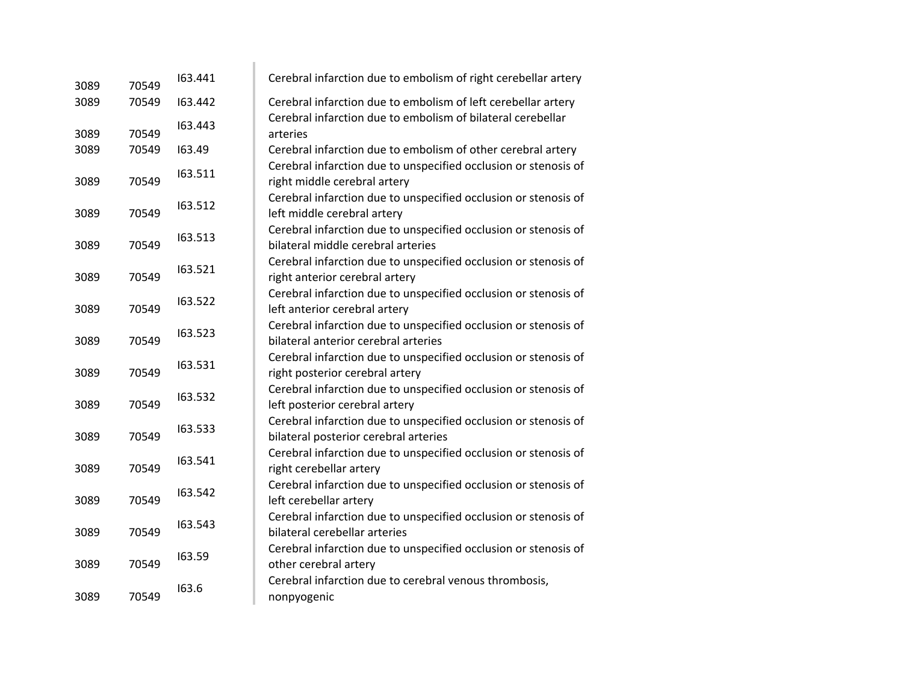| | | | |
|---|---|---|---|
| 3089 | 70549 | I63.441 | Cerebral infarction due to embolism of right cerebellar artery |
| 3089 | 70549 | I63.442 | Cerebral infarction due to embolism of left cerebellar artery |
| 3089 | 70549 | I63.443 | Cerebral infarction due to embolism of bilateral cerebellar arteries |
| 3089 | 70549 | I63.49 | Cerebral infarction due to embolism of other cerebral artery |
| 3089 | 70549 | I63.511 | Cerebral infarction due to unspecified occlusion or stenosis of right middle cerebral artery |
| 3089 | 70549 | I63.512 | Cerebral infarction due to unspecified occlusion or stenosis of left middle cerebral artery |
| 3089 | 70549 | I63.513 | Cerebral infarction due to unspecified occlusion or stenosis of bilateral middle cerebral arteries |
| 3089 | 70549 | I63.521 | Cerebral infarction due to unspecified occlusion or stenosis of right anterior cerebral artery |
| 3089 | 70549 | I63.522 | Cerebral infarction due to unspecified occlusion or stenosis of left anterior cerebral artery |
| 3089 | 70549 | I63.523 | Cerebral infarction due to unspecified occlusion or stenosis of bilateral anterior cerebral arteries |
| 3089 | 70549 | I63.531 | Cerebral infarction due to unspecified occlusion or stenosis of right posterior cerebral artery |
| 3089 | 70549 | I63.532 | Cerebral infarction due to unspecified occlusion or stenosis of left posterior cerebral artery |
| 3089 | 70549 | I63.533 | Cerebral infarction due to unspecified occlusion or stenosis of bilateral posterior cerebral arteries |
| 3089 | 70549 | I63.541 | Cerebral infarction due to unspecified occlusion or stenosis of right cerebellar artery |
| 3089 | 70549 | I63.542 | Cerebral infarction due to unspecified occlusion or stenosis of left cerebellar artery |
| 3089 | 70549 | I63.543 | Cerebral infarction due to unspecified occlusion or stenosis of bilateral cerebellar arteries |
| 3089 | 70549 | I63.59 | Cerebral infarction due to unspecified occlusion or stenosis of other cerebral artery |
| 3089 | 70549 | I63.6 | Cerebral infarction due to cerebral venous thrombosis, nonpyogenic |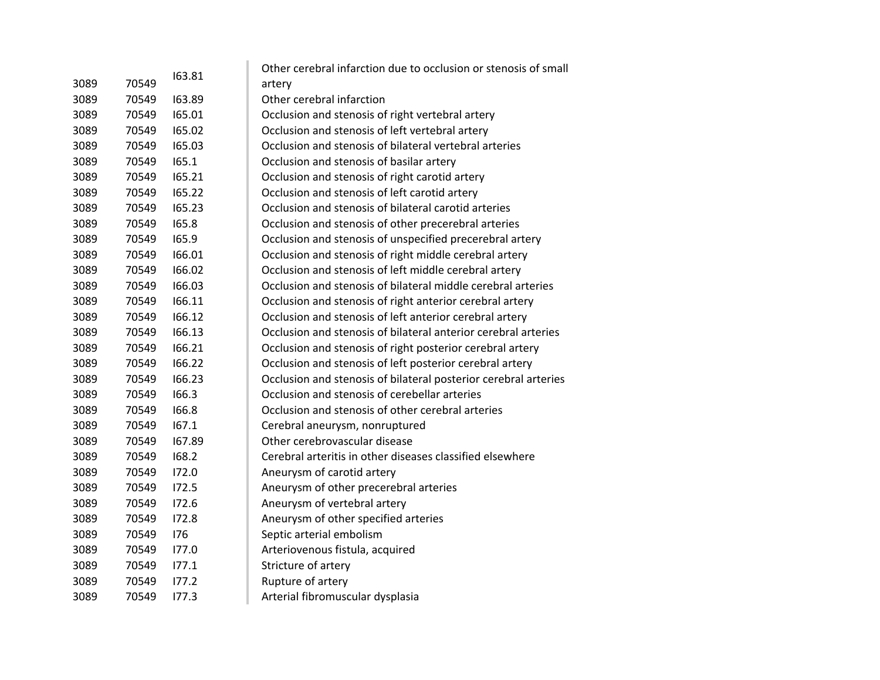| | | | |
|---|---|---|---|
| 3089 | 70549 | I63.81 | Other cerebral infarction due to occlusion or stenosis of small artery |
| 3089 | 70549 | I63.89 | Other cerebral infarction |
| 3089 | 70549 | I65.01 | Occlusion and stenosis of right vertebral artery |
| 3089 | 70549 | I65.02 | Occlusion and stenosis of left vertebral artery |
| 3089 | 70549 | I65.03 | Occlusion and stenosis of bilateral vertebral arteries |
| 3089 | 70549 | I65.1 | Occlusion and stenosis of basilar artery |
| 3089 | 70549 | I65.21 | Occlusion and stenosis of right carotid artery |
| 3089 | 70549 | I65.22 | Occlusion and stenosis of left carotid artery |
| 3089 | 70549 | I65.23 | Occlusion and stenosis of bilateral carotid arteries |
| 3089 | 70549 | I65.8 | Occlusion and stenosis of other precerebral arteries |
| 3089 | 70549 | I65.9 | Occlusion and stenosis of unspecified precerebral artery |
| 3089 | 70549 | I66.01 | Occlusion and stenosis of right middle cerebral artery |
| 3089 | 70549 | I66.02 | Occlusion and stenosis of left middle cerebral artery |
| 3089 | 70549 | I66.03 | Occlusion and stenosis of bilateral middle cerebral arteries |
| 3089 | 70549 | I66.11 | Occlusion and stenosis of right anterior cerebral artery |
| 3089 | 70549 | I66.12 | Occlusion and stenosis of left anterior cerebral artery |
| 3089 | 70549 | I66.13 | Occlusion and stenosis of bilateral anterior cerebral arteries |
| 3089 | 70549 | I66.21 | Occlusion and stenosis of right posterior cerebral artery |
| 3089 | 70549 | I66.22 | Occlusion and stenosis of left posterior cerebral artery |
| 3089 | 70549 | I66.23 | Occlusion and stenosis of bilateral posterior cerebral arteries |
| 3089 | 70549 | I66.3 | Occlusion and stenosis of cerebellar arteries |
| 3089 | 70549 | I66.8 | Occlusion and stenosis of other cerebral arteries |
| 3089 | 70549 | I67.1 | Cerebral aneurysm, nonruptured |
| 3089 | 70549 | I67.89 | Other cerebrovascular disease |
| 3089 | 70549 | I68.2 | Cerebral arteritis in other diseases classified elsewhere |
| 3089 | 70549 | I72.0 | Aneurysm of carotid artery |
| 3089 | 70549 | I72.5 | Aneurysm of other precerebral arteries |
| 3089 | 70549 | I72.6 | Aneurysm of vertebral artery |
| 3089 | 70549 | I72.8 | Aneurysm of other specified arteries |
| 3089 | 70549 | I76 | Septic arterial embolism |
| 3089 | 70549 | I77.0 | Arteriovenous fistula, acquired |
| 3089 | 70549 | I77.1 | Stricture of artery |
| 3089 | 70549 | I77.2 | Rupture of artery |
| 3089 | 70549 | I77.3 | Arterial fibromuscular dysplasia |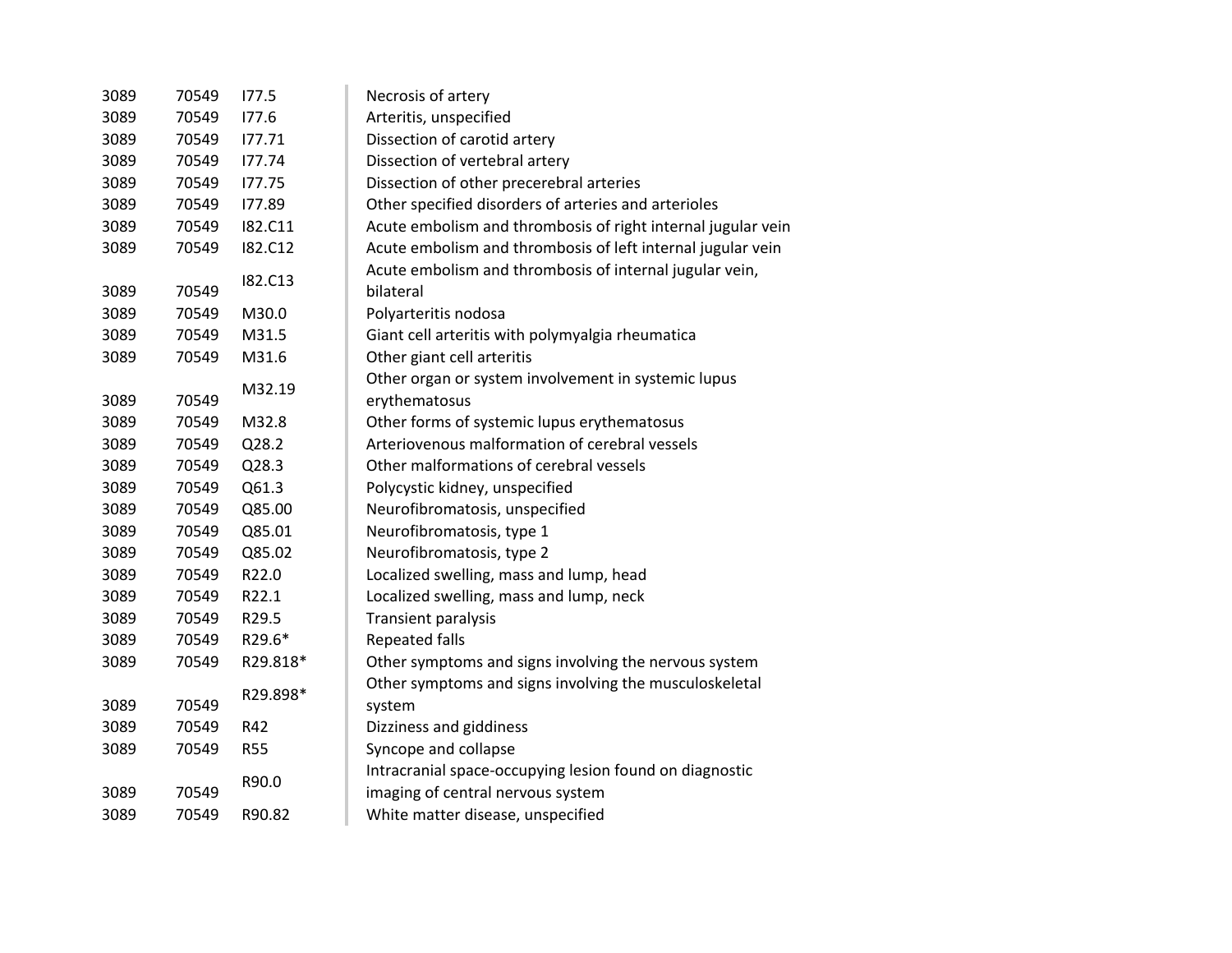| | | | |
|---|---|---|---|
| 3089 | 70549 | I77.5 | Necrosis of artery |
| 3089 | 70549 | I77.6 | Arteritis, unspecified |
| 3089 | 70549 | I77.71 | Dissection of carotid artery |
| 3089 | 70549 | I77.74 | Dissection of vertebral artery |
| 3089 | 70549 | I77.75 | Dissection of other precerebral arteries |
| 3089 | 70549 | I77.89 | Other specified disorders of arteries and arterioles |
| 3089 | 70549 | I82.C11 | Acute embolism and thrombosis of right internal jugular vein |
| 3089 | 70549 | I82.C12 | Acute embolism and thrombosis of left internal jugular vein |
| 3089 | 70549 | I82.C13 | Acute embolism and thrombosis of internal jugular vein, bilateral |
| 3089 | 70549 | M30.0 | Polyarteritis nodosa |
| 3089 | 70549 | M31.5 | Giant cell arteritis with polymyalgia rheumatica |
| 3089 | 70549 | M31.6 | Other giant cell arteritis |
| 3089 | 70549 | M32.19 | Other organ or system involvement in systemic lupus erythematosus |
| 3089 | 70549 | M32.8 | Other forms of systemic lupus erythematosus |
| 3089 | 70549 | Q28.2 | Arteriovenous malformation of cerebral vessels |
| 3089 | 70549 | Q28.3 | Other malformations of cerebral vessels |
| 3089 | 70549 | Q61.3 | Polycystic kidney, unspecified |
| 3089 | 70549 | Q85.00 | Neurofibromatosis, unspecified |
| 3089 | 70549 | Q85.01 | Neurofibromatosis, type 1 |
| 3089 | 70549 | Q85.02 | Neurofibromatosis, type 2 |
| 3089 | 70549 | R22.0 | Localized swelling, mass and lump, head |
| 3089 | 70549 | R22.1 | Localized swelling, mass and lump, neck |
| 3089 | 70549 | R29.5 | Transient paralysis |
| 3089 | 70549 | R29.6* | Repeated falls |
| 3089 | 70549 | R29.818* | Other symptoms and signs involving the nervous system |
| 3089 | 70549 | R29.898* | Other symptoms and signs involving the musculoskeletal system |
| 3089 | 70549 | R42 | Dizziness and giddiness |
| 3089 | 70549 | R55 | Syncope and collapse |
| 3089 | 70549 | R90.0 | Intracranial space-occupying lesion found on diagnostic imaging of central nervous system |
| 3089 | 70549 | R90.82 | White matter disease, unspecified |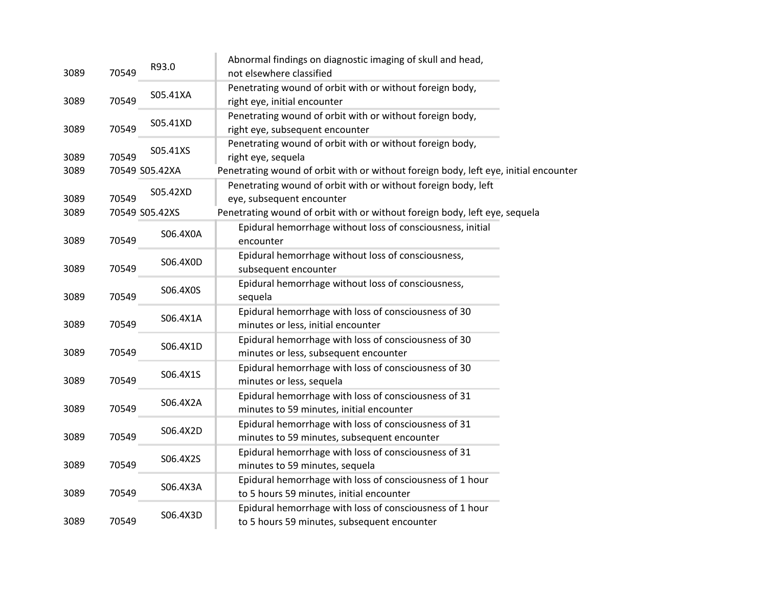| | | | |
|---|---|---|---|
| 3089 | 70549 | R93.0 | Abnormal findings on diagnostic imaging of skull and head, not elsewhere classified |
| 3089 | 70549 | S05.41XA | Penetrating wound of orbit with or without foreign body, right eye, initial encounter |
| 3089 | 70549 | S05.41XD | Penetrating wound of orbit with or without foreign body, right eye, subsequent encounter |
| 3089 | 70549 | S05.41XS | Penetrating wound of orbit with or without foreign body, right eye, sequela |
| 3089 | 70549 | S05.42XA | Penetrating wound of orbit with or without foreign body, left eye, initial encounter |
| 3089 | 70549 | S05.42XD | Penetrating wound of orbit with or without foreign body, left eye, subsequent encounter |
| 3089 | 70549 | S05.42XS | Penetrating wound of orbit with or without foreign body, left eye, sequela |
| 3089 | 70549 | S06.4X0A | Epidural hemorrhage without loss of consciousness, initial encounter |
| 3089 | 70549 | S06.4X0D | Epidural hemorrhage without loss of consciousness, subsequent encounter |
| 3089 | 70549 | S06.4X0S | Epidural hemorrhage without loss of consciousness, sequela |
| 3089 | 70549 | S06.4X1A | Epidural hemorrhage with loss of consciousness of 30 minutes or less, initial encounter |
| 3089 | 70549 | S06.4X1D | Epidural hemorrhage with loss of consciousness of 30 minutes or less, subsequent encounter |
| 3089 | 70549 | S06.4X1S | Epidural hemorrhage with loss of consciousness of 30 minutes or less, sequela |
| 3089 | 70549 | S06.4X2A | Epidural hemorrhage with loss of consciousness of 31 minutes to 59 minutes, initial encounter |
| 3089 | 70549 | S06.4X2D | Epidural hemorrhage with loss of consciousness of 31 minutes to 59 minutes, subsequent encounter |
| 3089 | 70549 | S06.4X2S | Epidural hemorrhage with loss of consciousness of 31 minutes to 59 minutes, sequela |
| 3089 | 70549 | S06.4X3A | Epidural hemorrhage with loss of consciousness of 1 hour to 5 hours 59 minutes, initial encounter |
| 3089 | 70549 | S06.4X3D | Epidural hemorrhage with loss of consciousness of 1 hour to 5 hours 59 minutes, subsequent encounter |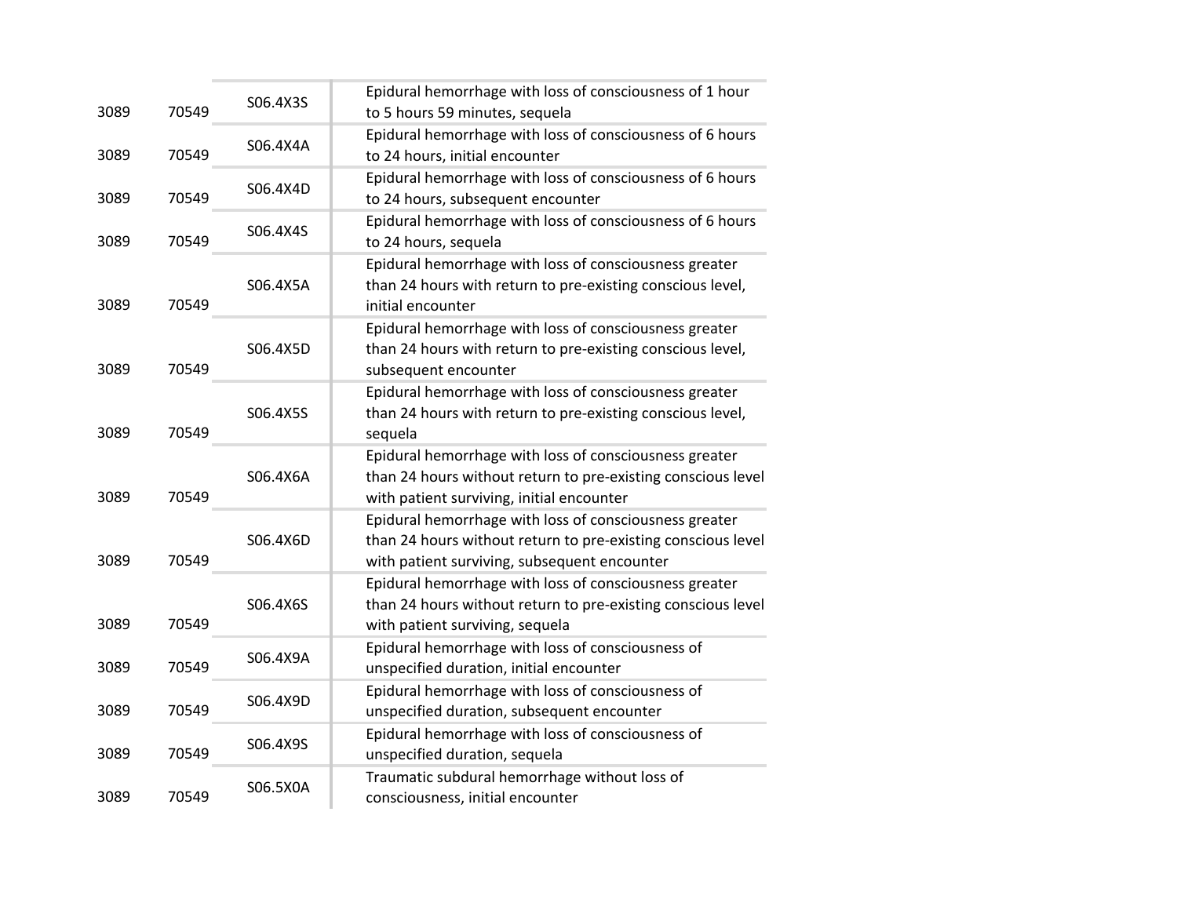| | | | |
|---|---|---|---|
| 3089 | 70549 | S06.4X3S | Epidural hemorrhage with loss of consciousness of 1 hour to 5 hours 59 minutes, sequela |
| 3089 | 70549 | S06.4X4A | Epidural hemorrhage with loss of consciousness of 6 hours to 24 hours, initial encounter |
| 3089 | 70549 | S06.4X4D | Epidural hemorrhage with loss of consciousness of 6 hours to 24 hours, subsequent encounter |
| 3089 | 70549 | S06.4X4S | Epidural hemorrhage with loss of consciousness of 6 hours to 24 hours, sequela |
| 3089 | 70549 | S06.4X5A | Epidural hemorrhage with loss of consciousness greater than 24 hours with return to pre-existing conscious level, initial encounter |
| 3089 | 70549 | S06.4X5D | Epidural hemorrhage with loss of consciousness greater than 24 hours with return to pre-existing conscious level, subsequent encounter |
| 3089 | 70549 | S06.4X5S | Epidural hemorrhage with loss of consciousness greater than 24 hours with return to pre-existing conscious level, sequela |
| 3089 | 70549 | S06.4X6A | Epidural hemorrhage with loss of consciousness greater than 24 hours without return to pre-existing conscious level with patient surviving, initial encounter |
| 3089 | 70549 | S06.4X6D | Epidural hemorrhage with loss of consciousness greater than 24 hours without return to pre-existing conscious level with patient surviving, subsequent encounter |
| 3089 | 70549 | S06.4X6S | Epidural hemorrhage with loss of consciousness greater than 24 hours without return to pre-existing conscious level with patient surviving, sequela |
| 3089 | 70549 | S06.4X9A | Epidural hemorrhage with loss of consciousness of unspecified duration, initial encounter |
| 3089 | 70549 | S06.4X9D | Epidural hemorrhage with loss of consciousness of unspecified duration, subsequent encounter |
| 3089 | 70549 | S06.4X9S | Epidural hemorrhage with loss of consciousness of unspecified duration, sequela |
| 3089 | 70549 | S06.5X0A | Traumatic subdural hemorrhage without loss of consciousness, initial encounter |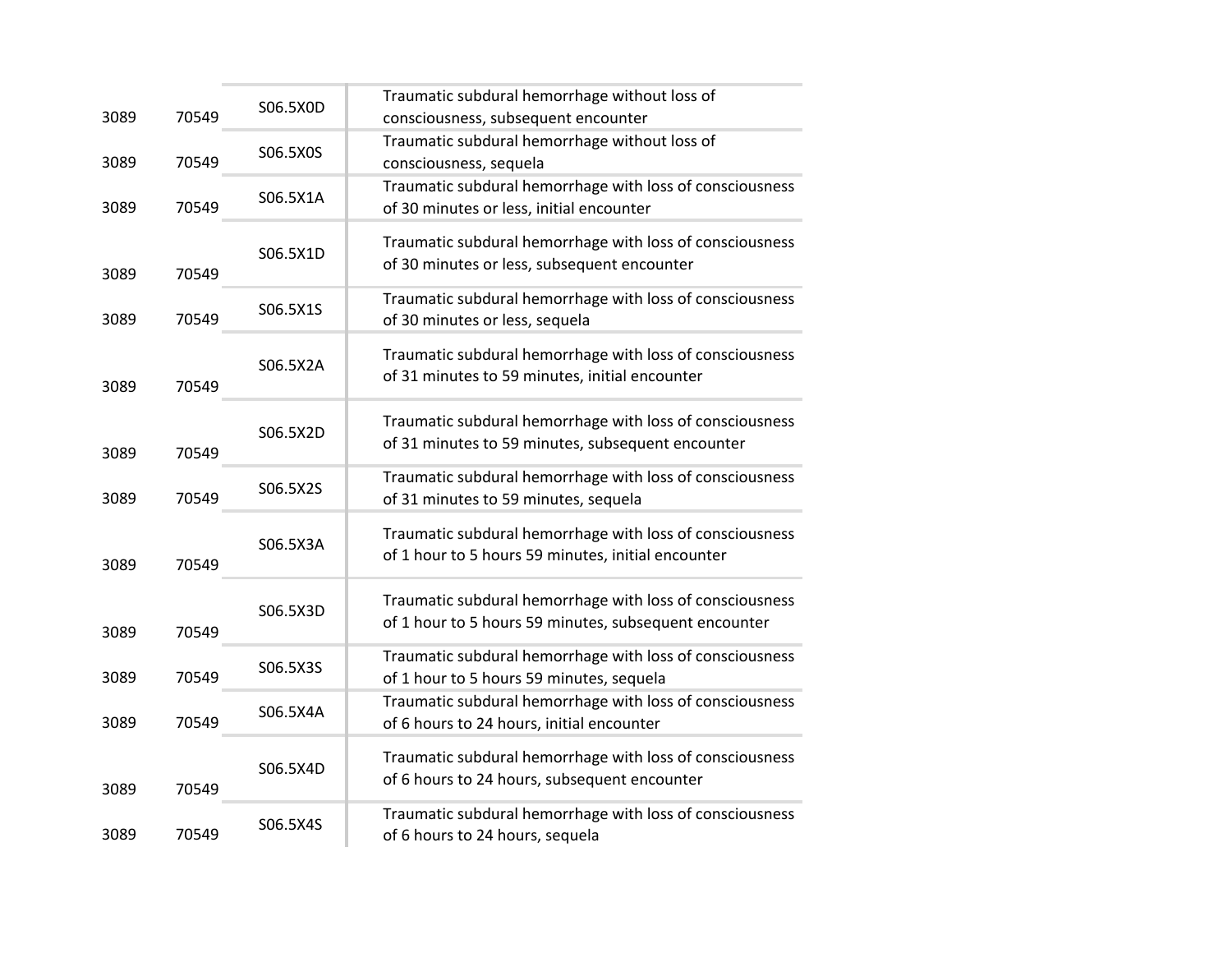| | | | |
|---|---|---|---|
| 3089 | 70549 | S06.5X0D | Traumatic subdural hemorrhage without loss of consciousness, subsequent encounter |
| 3089 | 70549 | S06.5X0S | Traumatic subdural hemorrhage without loss of consciousness, sequela |
| 3089 | 70549 | S06.5X1A | Traumatic subdural hemorrhage with loss of consciousness of 30 minutes or less, initial encounter |
| 3089 | 70549 | S06.5X1D | Traumatic subdural hemorrhage with loss of consciousness of 30 minutes or less, subsequent encounter |
| 3089 | 70549 | S06.5X1S | Traumatic subdural hemorrhage with loss of consciousness of 30 minutes or less, sequela |
| 3089 | 70549 | S06.5X2A | Traumatic subdural hemorrhage with loss of consciousness of 31 minutes to 59 minutes, initial encounter |
| 3089 | 70549 | S06.5X2D | Traumatic subdural hemorrhage with loss of consciousness of 31 minutes to 59 minutes, subsequent encounter |
| 3089 | 70549 | S06.5X2S | Traumatic subdural hemorrhage with loss of consciousness of 31 minutes to 59 minutes, sequela |
| 3089 | 70549 | S06.5X3A | Traumatic subdural hemorrhage with loss of consciousness of 1 hour to 5 hours 59 minutes, initial encounter |
| 3089 | 70549 | S06.5X3D | Traumatic subdural hemorrhage with loss of consciousness of 1 hour to 5 hours 59 minutes, subsequent encounter |
| 3089 | 70549 | S06.5X3S | Traumatic subdural hemorrhage with loss of consciousness of 1 hour to 5 hours 59 minutes, sequela |
| 3089 | 70549 | S06.5X4A | Traumatic subdural hemorrhage with loss of consciousness of 6 hours to 24 hours, initial encounter |
| 3089 | 70549 | S06.5X4D | Traumatic subdural hemorrhage with loss of consciousness of 6 hours to 24 hours, subsequent encounter |
| 3089 | 70549 | S06.5X4S | Traumatic subdural hemorrhage with loss of consciousness of 6 hours to 24 hours, sequela |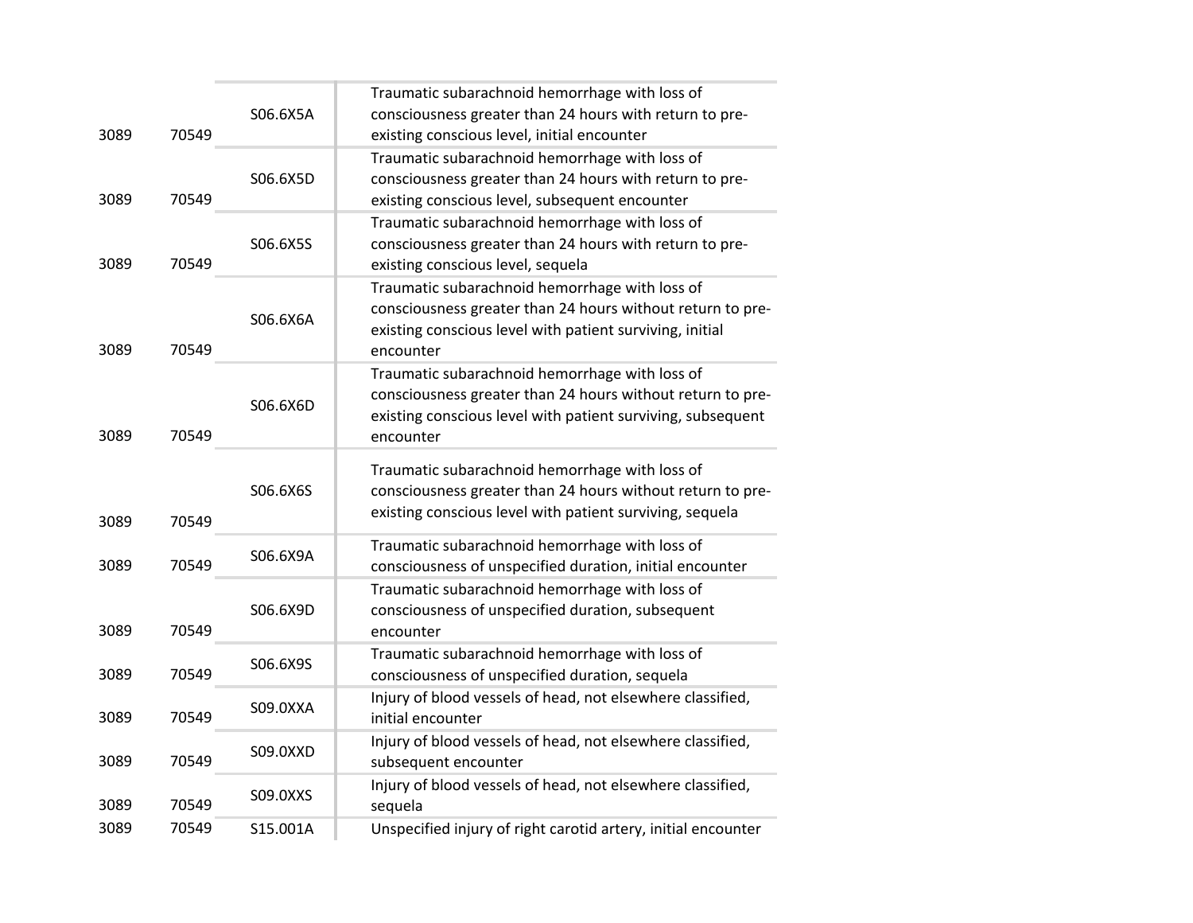| | | | |
|---|---|---|---|
| 3089 | 70549 | S06.6X5A | Traumatic subarachnoid hemorrhage with loss of consciousness greater than 24 hours with return to pre-existing conscious level, initial encounter |
| 3089 | 70549 | S06.6X5D | Traumatic subarachnoid hemorrhage with loss of consciousness greater than 24 hours with return to pre-existing conscious level, subsequent encounter |
| 3089 | 70549 | S06.6X5S | Traumatic subarachnoid hemorrhage with loss of consciousness greater than 24 hours with return to pre-existing conscious level, sequela |
| 3089 | 70549 | S06.6X6A | Traumatic subarachnoid hemorrhage with loss of consciousness greater than 24 hours without return to pre-existing conscious level with patient surviving, initial encounter |
| 3089 | 70549 | S06.6X6D | Traumatic subarachnoid hemorrhage with loss of consciousness greater than 24 hours without return to pre-existing conscious level with patient surviving, subsequent encounter |
| 3089 | 70549 | S06.6X6S | Traumatic subarachnoid hemorrhage with loss of consciousness greater than 24 hours without return to pre-existing conscious level with patient surviving, sequela |
| 3089 | 70549 | S06.6X9A | Traumatic subarachnoid hemorrhage with loss of consciousness of unspecified duration, initial encounter |
| 3089 | 70549 | S06.6X9D | Traumatic subarachnoid hemorrhage with loss of consciousness of unspecified duration, subsequent encounter |
| 3089 | 70549 | S06.6X9S | Traumatic subarachnoid hemorrhage with loss of consciousness of unspecified duration, sequela |
| 3089 | 70549 | S09.0XXA | Injury of blood vessels of head, not elsewhere classified, initial encounter |
| 3089 | 70549 | S09.0XXD | Injury of blood vessels of head, not elsewhere classified, subsequent encounter |
| 3089 | 70549 | S09.0XXS | Injury of blood vessels of head, not elsewhere classified, sequela |
| 3089 | 70549 | S15.001A | Unspecified injury of right carotid artery, initial encounter |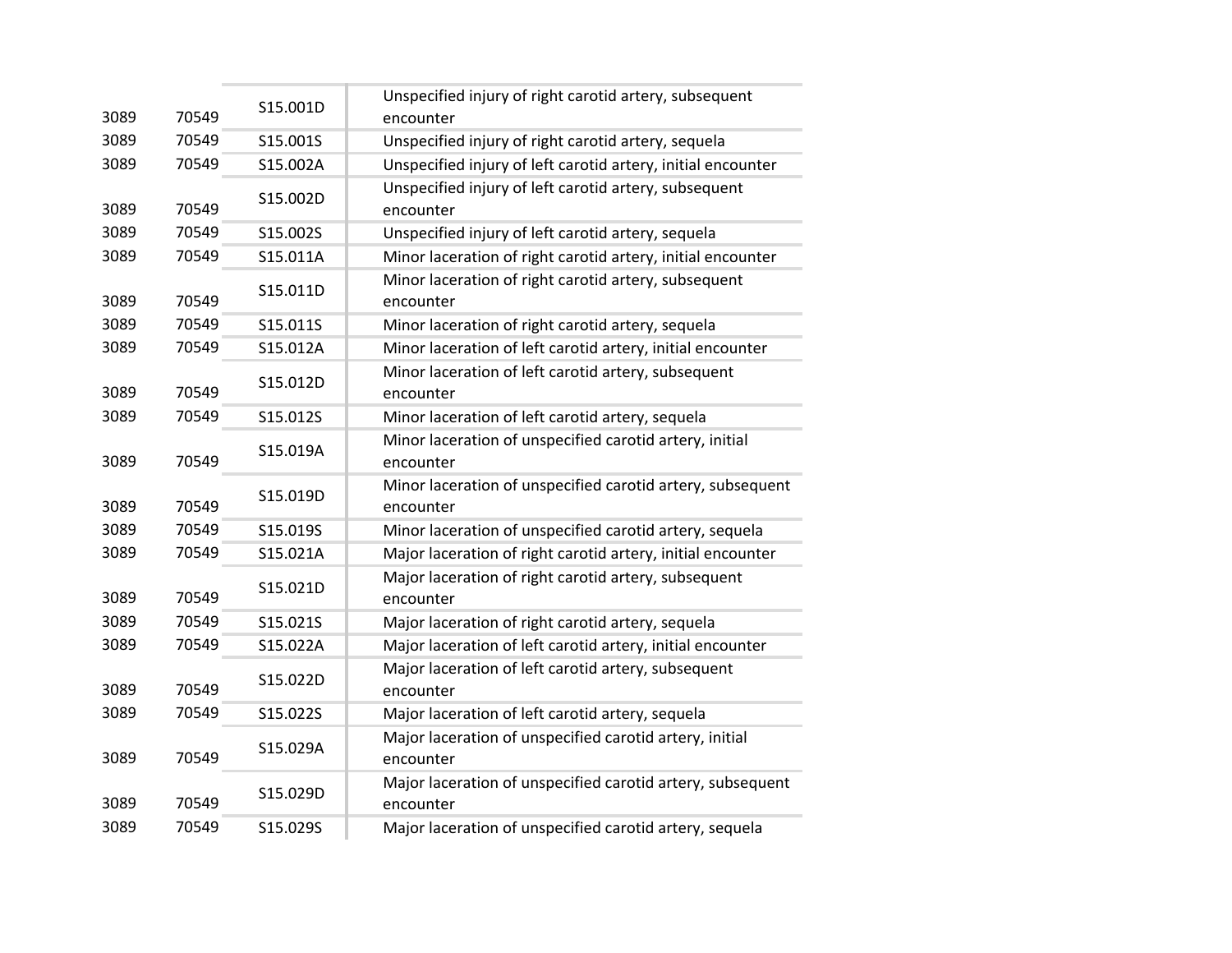| | | | |
|---|---|---|---|
| 3089 | 70549 | S15.001D | Unspecified injury of right carotid artery, subsequent encounter |
| 3089 | 70549 | S15.001S | Unspecified injury of right carotid artery, sequela |
| 3089 | 70549 | S15.002A | Unspecified injury of left carotid artery, initial encounter |
| 3089 | 70549 | S15.002D | Unspecified injury of left carotid artery, subsequent encounter |
| 3089 | 70549 | S15.002S | Unspecified injury of left carotid artery, sequela |
| 3089 | 70549 | S15.011A | Minor laceration of right carotid artery, initial encounter |
| 3089 | 70549 | S15.011D | Minor laceration of right carotid artery, subsequent encounter |
| 3089 | 70549 | S15.011S | Minor laceration of right carotid artery, sequela |
| 3089 | 70549 | S15.012A | Minor laceration of left carotid artery, initial encounter |
| 3089 | 70549 | S15.012D | Minor laceration of left carotid artery, subsequent encounter |
| 3089 | 70549 | S15.012S | Minor laceration of left carotid artery, sequela |
| 3089 | 70549 | S15.019A | Minor laceration of unspecified carotid artery, initial encounter |
| 3089 | 70549 | S15.019D | Minor laceration of unspecified carotid artery, subsequent encounter |
| 3089 | 70549 | S15.019S | Minor laceration of unspecified carotid artery, sequela |
| 3089 | 70549 | S15.021A | Major laceration of right carotid artery, initial encounter |
| 3089 | 70549 | S15.021D | Major laceration of right carotid artery, subsequent encounter |
| 3089 | 70549 | S15.021S | Major laceration of right carotid artery, sequela |
| 3089 | 70549 | S15.022A | Major laceration of left carotid artery, initial encounter |
| 3089 | 70549 | S15.022D | Major laceration of left carotid artery, subsequent encounter |
| 3089 | 70549 | S15.022S | Major laceration of left carotid artery, sequela |
| 3089 | 70549 | S15.029A | Major laceration of unspecified carotid artery, initial encounter |
| 3089 | 70549 | S15.029D | Major laceration of unspecified carotid artery, subsequent encounter |
| 3089 | 70549 | S15.029S | Major laceration of unspecified carotid artery, sequela |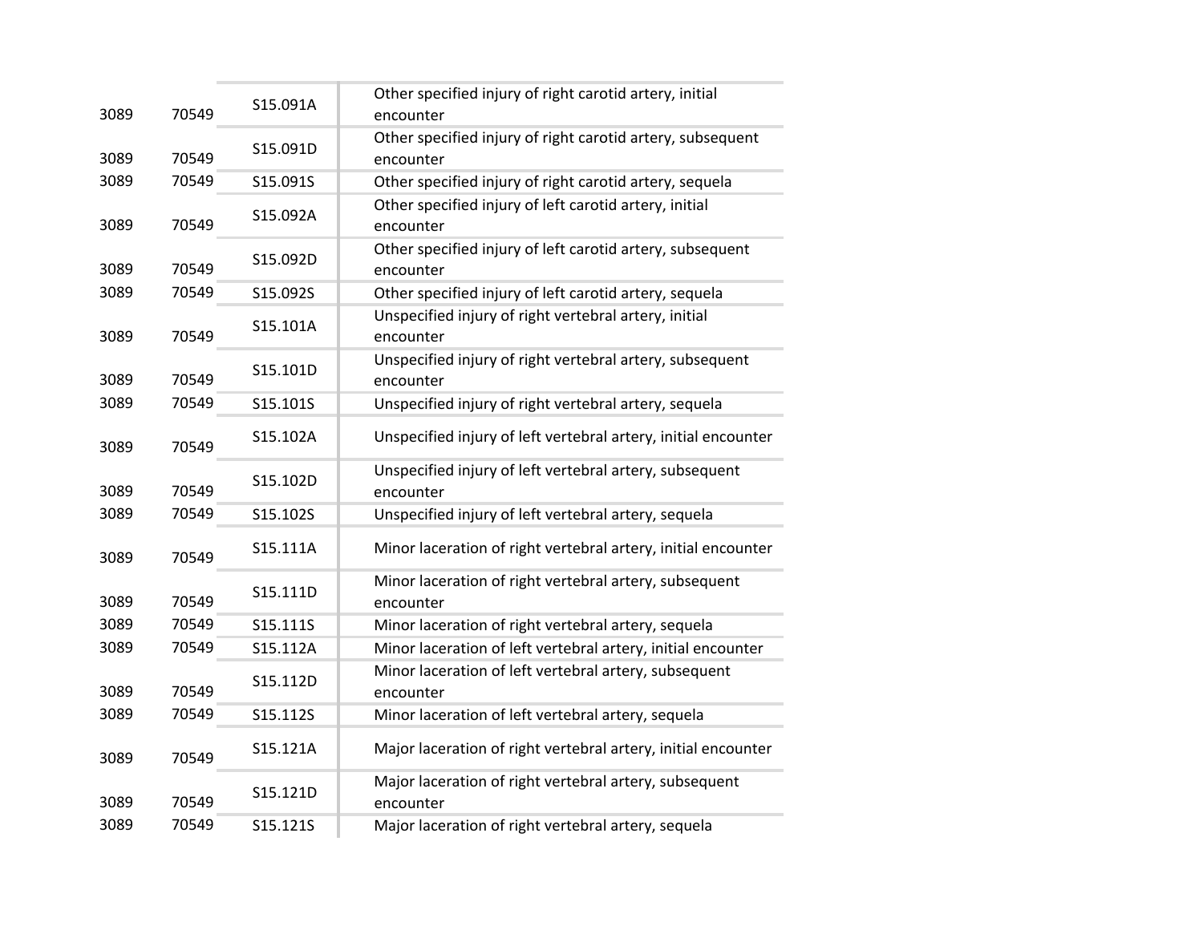| | | | |
|---|---|---|---|
| 3089 | 70549 | S15.091A | Other specified injury of right carotid artery, initial encounter |
| 3089 | 70549 | S15.091D | Other specified injury of right carotid artery, subsequent encounter |
| 3089 | 70549 | S15.091S | Other specified injury of right carotid artery, sequela |
| 3089 | 70549 | S15.092A | Other specified injury of left carotid artery, initial encounter |
| 3089 | 70549 | S15.092D | Other specified injury of left carotid artery, subsequent encounter |
| 3089 | 70549 | S15.092S | Other specified injury of left carotid artery, sequela |
| 3089 | 70549 | S15.101A | Unspecified injury of right vertebral artery, initial encounter |
| 3089 | 70549 | S15.101D | Unspecified injury of right vertebral artery, subsequent encounter |
| 3089 | 70549 | S15.101S | Unspecified injury of right vertebral artery, sequela |
| 3089 | 70549 | S15.102A | Unspecified injury of left vertebral artery, initial encounter |
| 3089 | 70549 | S15.102D | Unspecified injury of left vertebral artery, subsequent encounter |
| 3089 | 70549 | S15.102S | Unspecified injury of left vertebral artery, sequela |
| 3089 | 70549 | S15.111A | Minor laceration of right vertebral artery, initial encounter |
| 3089 | 70549 | S15.111D | Minor laceration of right vertebral artery, subsequent encounter |
| 3089 | 70549 | S15.111S | Minor laceration of right vertebral artery, sequela |
| 3089 | 70549 | S15.112A | Minor laceration of left vertebral artery, initial encounter |
| 3089 | 70549 | S15.112D | Minor laceration of left vertebral artery, subsequent encounter |
| 3089 | 70549 | S15.112S | Minor laceration of left vertebral artery, sequela |
| 3089 | 70549 | S15.121A | Major laceration of right vertebral artery, initial encounter |
| 3089 | 70549 | S15.121D | Major laceration of right vertebral artery, subsequent encounter |
| 3089 | 70549 | S15.121S | Major laceration of right vertebral artery, sequela |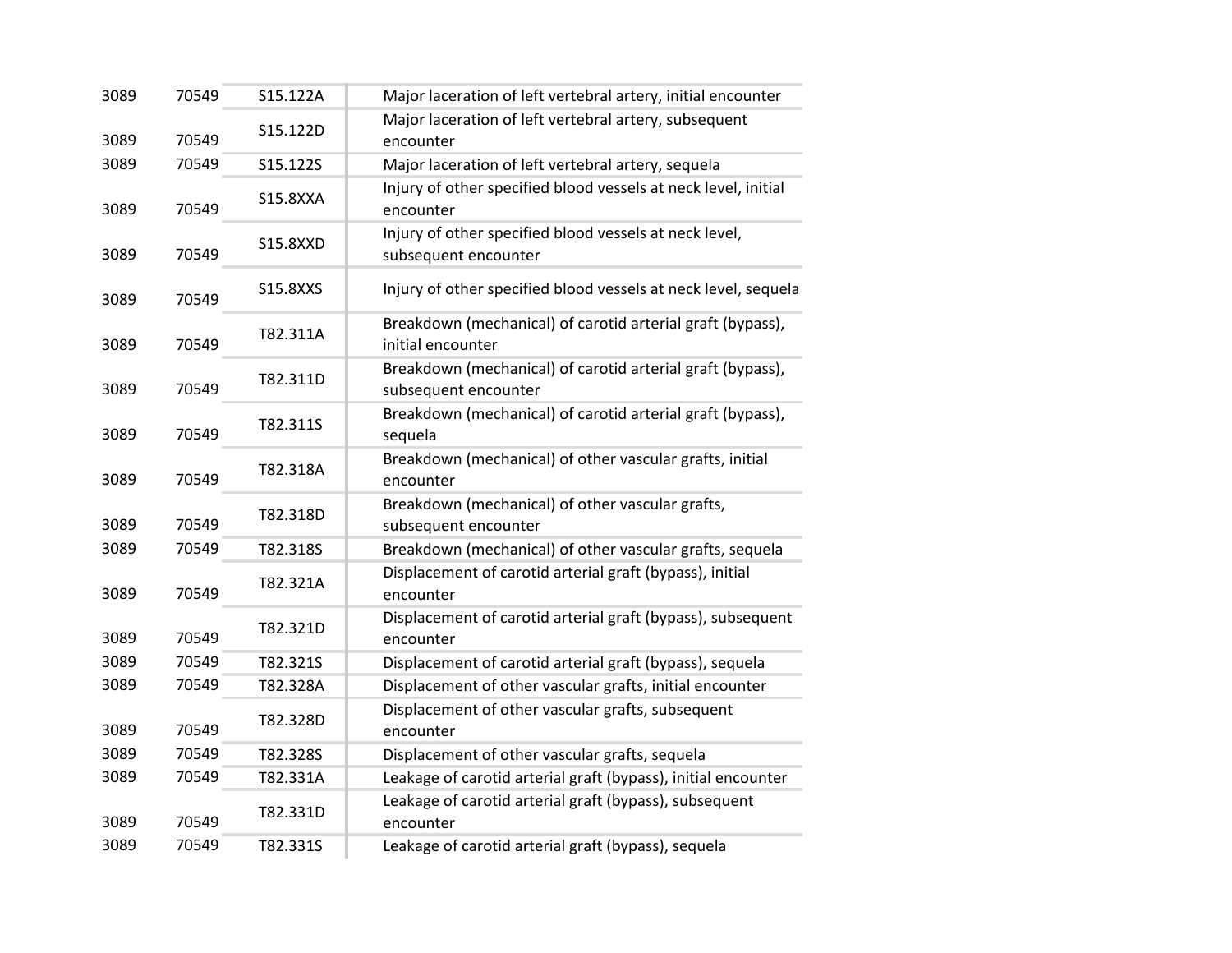| | | | |
|---|---|---|---|
| 3089 | 70549 | S15.122A | Major laceration of left vertebral artery, initial encounter |
| 3089 | 70549 | S15.122D | Major laceration of left vertebral artery, subsequent encounter |
| 3089 | 70549 | S15.122S | Major laceration of left vertebral artery, sequela |
| 3089 | 70549 | S15.8XXA | Injury of other specified blood vessels at neck level, initial encounter |
| 3089 | 70549 | S15.8XXD | Injury of other specified blood vessels at neck level, subsequent encounter |
| 3089 | 70549 | S15.8XXS | Injury of other specified blood vessels at neck level, sequela |
| 3089 | 70549 | T82.311A | Breakdown (mechanical) of carotid arterial graft (bypass), initial encounter |
| 3089 | 70549 | T82.311D | Breakdown (mechanical) of carotid arterial graft (bypass), subsequent encounter |
| 3089 | 70549 | T82.311S | Breakdown (mechanical) of carotid arterial graft (bypass), sequela |
| 3089 | 70549 | T82.318A | Breakdown (mechanical) of other vascular grafts, initial encounter |
| 3089 | 70549 | T82.318D | Breakdown (mechanical) of other vascular grafts, subsequent encounter |
| 3089 | 70549 | T82.318S | Breakdown (mechanical) of other vascular grafts, sequela |
| 3089 | 70549 | T82.321A | Displacement of carotid arterial graft (bypass), initial encounter |
| 3089 | 70549 | T82.321D | Displacement of carotid arterial graft (bypass), subsequent encounter |
| 3089 | 70549 | T82.321S | Displacement of carotid arterial graft (bypass), sequela |
| 3089 | 70549 | T82.328A | Displacement of other vascular grafts, initial encounter |
| 3089 | 70549 | T82.328D | Displacement of other vascular grafts, subsequent encounter |
| 3089 | 70549 | T82.328S | Displacement of other vascular grafts, sequela |
| 3089 | 70549 | T82.331A | Leakage of carotid arterial graft (bypass), initial encounter |
| 3089 | 70549 | T82.331D | Leakage of carotid arterial graft (bypass), subsequent encounter |
| 3089 | 70549 | T82.331S | Leakage of carotid arterial graft (bypass), sequela |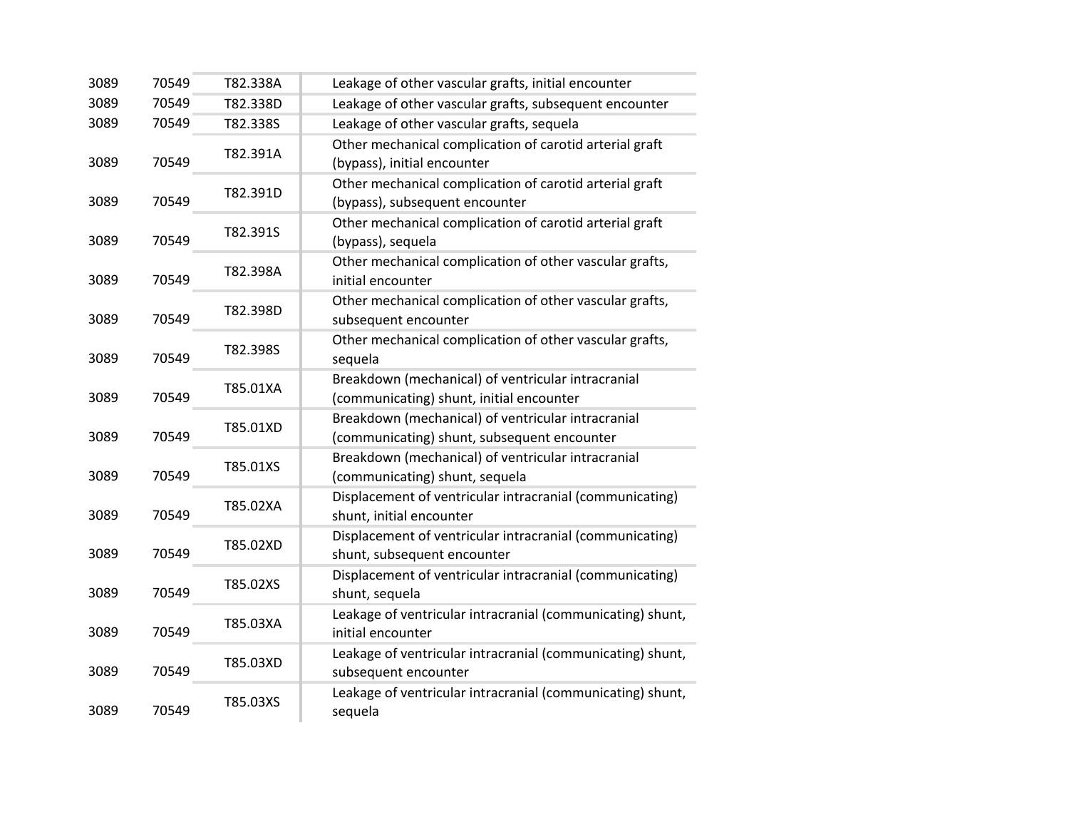| | | | |
|---|---|---|---|
| 3089 | 70549 | T82.338A | Leakage of other vascular grafts, initial encounter |
| 3089 | 70549 | T82.338D | Leakage of other vascular grafts, subsequent encounter |
| 3089 | 70549 | T82.338S | Leakage of other vascular grafts, sequela |
| 3089 | 70549 | T82.391A | Other mechanical complication of carotid arterial graft (bypass), initial encounter |
| 3089 | 70549 | T82.391D | Other mechanical complication of carotid arterial graft (bypass), subsequent encounter |
| 3089 | 70549 | T82.391S | Other mechanical complication of carotid arterial graft (bypass), sequela |
| 3089 | 70549 | T82.398A | Other mechanical complication of other vascular grafts, initial encounter |
| 3089 | 70549 | T82.398D | Other mechanical complication of other vascular grafts, subsequent encounter |
| 3089 | 70549 | T82.398S | Other mechanical complication of other vascular grafts, sequela |
| 3089 | 70549 | T85.01XA | Breakdown (mechanical) of ventricular intracranial (communicating) shunt, initial encounter |
| 3089 | 70549 | T85.01XD | Breakdown (mechanical) of ventricular intracranial (communicating) shunt, subsequent encounter |
| 3089 | 70549 | T85.01XS | Breakdown (mechanical) of ventricular intracranial (communicating) shunt, sequela |
| 3089 | 70549 | T85.02XA | Displacement of ventricular intracranial (communicating) shunt, initial encounter |
| 3089 | 70549 | T85.02XD | Displacement of ventricular intracranial (communicating) shunt, subsequent encounter |
| 3089 | 70549 | T85.02XS | Displacement of ventricular intracranial (communicating) shunt, sequela |
| 3089 | 70549 | T85.03XA | Leakage of ventricular intracranial (communicating) shunt, initial encounter |
| 3089 | 70549 | T85.03XD | Leakage of ventricular intracranial (communicating) shunt, subsequent encounter |
| 3089 | 70549 | T85.03XS | Leakage of ventricular intracranial (communicating) shunt, sequela |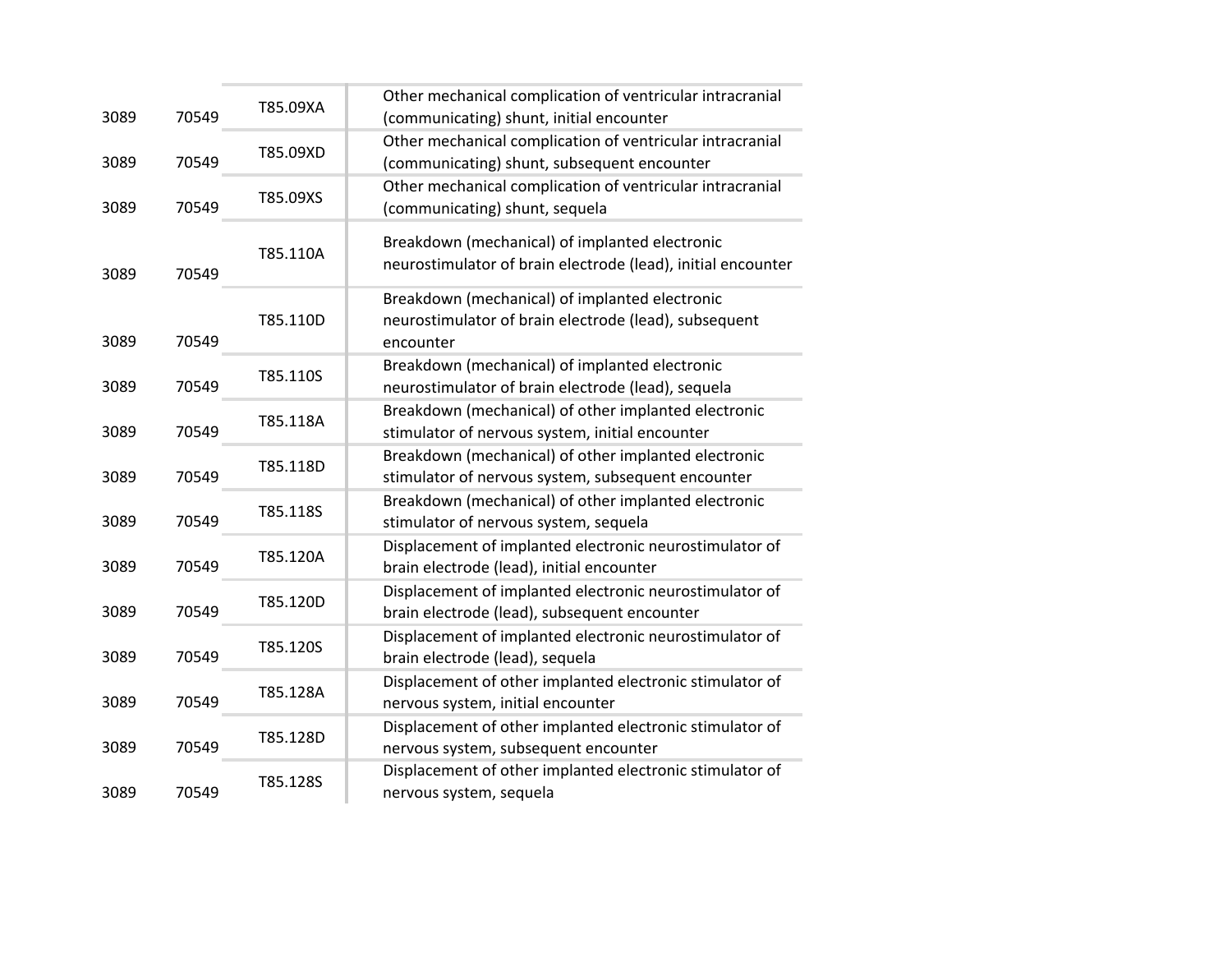| | | | |
|---|---|---|---|
| 3089 | 70549 | T85.09XA | Other mechanical complication of ventricular intracranial (communicating) shunt, initial encounter |
| 3089 | 70549 | T85.09XD | Other mechanical complication of ventricular intracranial (communicating) shunt, subsequent encounter |
| 3089 | 70549 | T85.09XS | Other mechanical complication of ventricular intracranial (communicating) shunt, sequela |
| 3089 | 70549 | T85.110A | Breakdown (mechanical) of implanted electronic neurostimulator of brain electrode (lead), initial encounter |
| 3089 | 70549 | T85.110D | Breakdown (mechanical) of implanted electronic neurostimulator of brain electrode (lead), subsequent encounter |
| 3089 | 70549 | T85.110S | Breakdown (mechanical) of implanted electronic neurostimulator of brain electrode (lead), sequela |
| 3089 | 70549 | T85.118A | Breakdown (mechanical) of other implanted electronic stimulator of nervous system, initial encounter |
| 3089 | 70549 | T85.118D | Breakdown (mechanical) of other implanted electronic stimulator of nervous system, subsequent encounter |
| 3089 | 70549 | T85.118S | Breakdown (mechanical) of other implanted electronic stimulator of nervous system, sequela |
| 3089 | 70549 | T85.120A | Displacement of implanted electronic neurostimulator of brain electrode (lead), initial encounter |
| 3089 | 70549 | T85.120D | Displacement of implanted electronic neurostimulator of brain electrode (lead), subsequent encounter |
| 3089 | 70549 | T85.120S | Displacement of implanted electronic neurostimulator of brain electrode (lead), sequela |
| 3089 | 70549 | T85.128A | Displacement of other implanted electronic stimulator of nervous system, initial encounter |
| 3089 | 70549 | T85.128D | Displacement of other implanted electronic stimulator of nervous system, subsequent encounter |
| 3089 | 70549 | T85.128S | Displacement of other implanted electronic stimulator of nervous system, sequela |